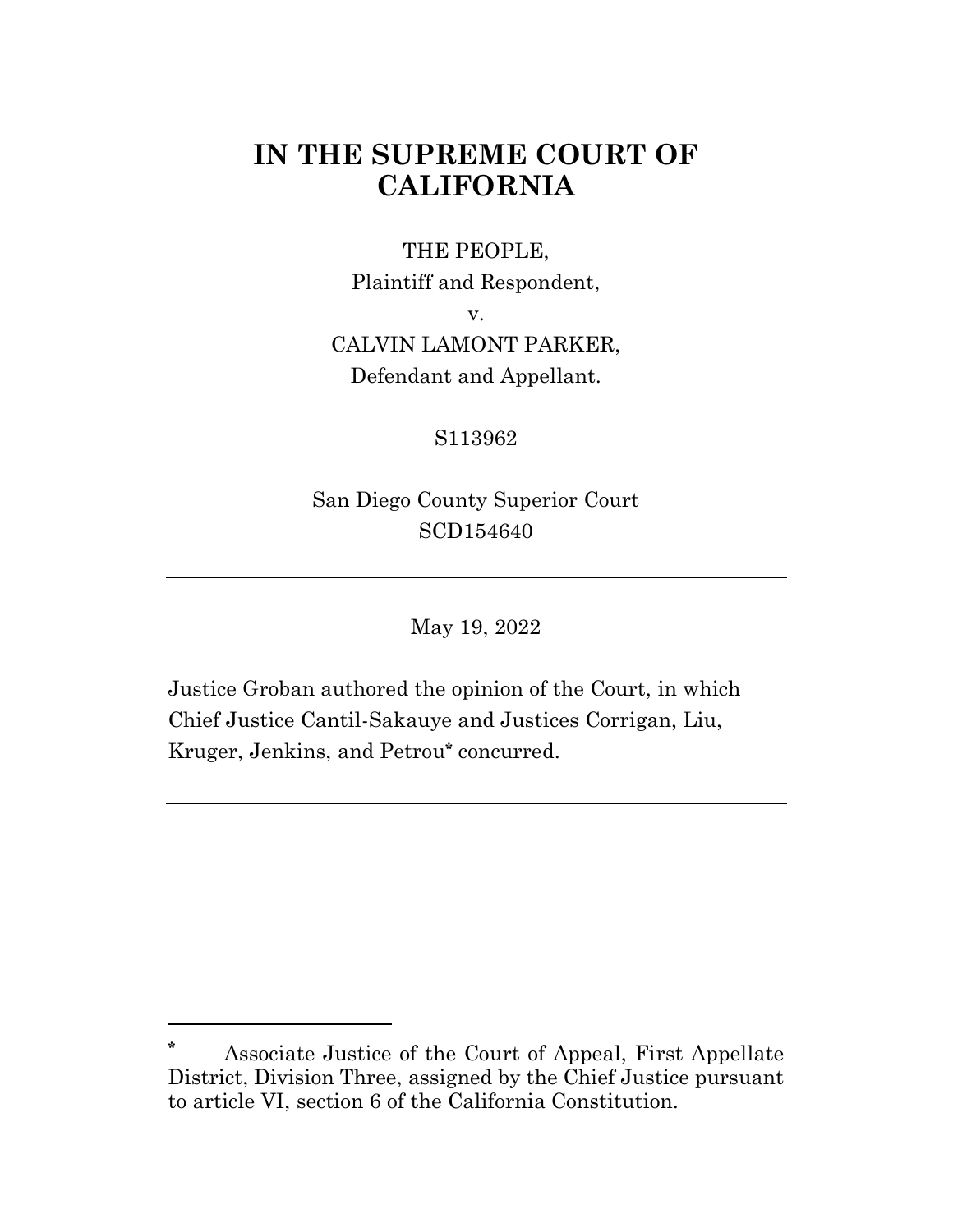# IN THE SUPREME COURT OF CALIFORNIA

THE PEOPLE,
Plaintiff and Respondent,
v.
CALVIN LAMONT PARKER,
Defendant and Appellant.

S113962

San Diego County Superior Court
SCD154640

---

May 19, 2022

Justice Groban authored the opinion of the Court, in which Chief Justice Cantil-Sakauye and Justices Corrigan, Liu, Kruger, Jenkins, and Petrou* concurred.

---

\* Associate Justice of the Court of Appeal, First Appellate District, Division Three, assigned by the Chief Justice pursuant to article VI, section 6 of the California Constitution.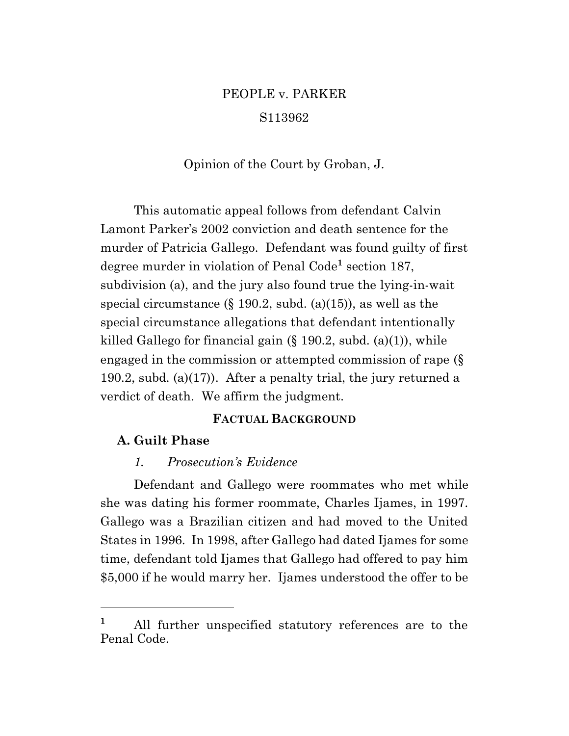PEOPLE v. PARKER

S113962

Opinion of the Court by Groban, J.

This automatic appeal follows from defendant Calvin Lamont Parker's 2002 conviction and death sentence for the murder of Patricia Gallego. Defendant was found guilty of first degree murder in violation of Penal Code[1] section 187, subdivision (a), and the jury also found true the lying-in-wait special circumstance (§ 190.2, subd. (a)(15)), as well as the special circumstance allegations that defendant intentionally killed Gallego for financial gain (§ 190.2, subd. (a)(1)), while engaged in the commission or attempted commission of rape (§ 190.2, subd. (a)(17)). After a penalty trial, the jury returned a verdict of death. We affirm the judgment.

## FACTUAL BACKGROUND

### A. Guilt Phase

#### *1. Prosecution's Evidence*

Defendant and Gallego were roommates who met while she was dating his former roommate, Charles Ijames, in 1997. Gallego was a Brazilian citizen and had moved to the United States in 1996. In 1998, after Gallego had dated Ijames for some time, defendant told Ijames that Gallego had offered to pay him $5,000 if he would marry her. Ijames understood the offer to be

---

[1] All further unspecified statutory references are to the Penal Code.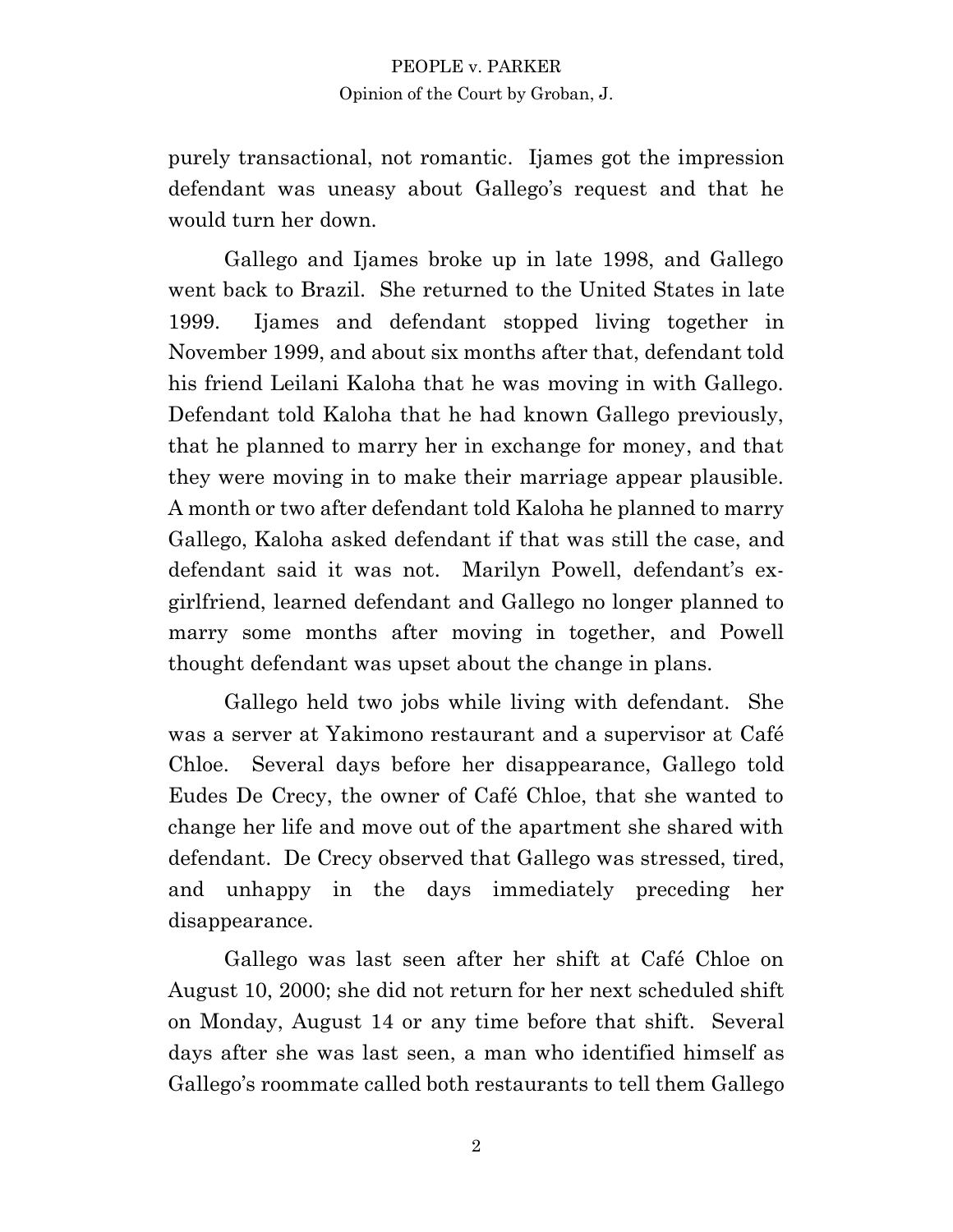purely transactional, not romantic. Ijames got the impression defendant was uneasy about Gallego's request and that he would turn her down.

Gallego and Ijames broke up in late 1998, and Gallego went back to Brazil. She returned to the United States in late 1999. Ijames and defendant stopped living together in November 1999, and about six months after that, defendant told his friend Leilani Kaloha that he was moving in with Gallego. Defendant told Kaloha that he had known Gallego previously, that he planned to marry her in exchange for money, and that they were moving in to make their marriage appear plausible. A month or two after defendant told Kaloha he planned to marry Gallego, Kaloha asked defendant if that was still the case, and defendant said it was not. Marilyn Powell, defendant's ex-girlfriend, learned defendant and Gallego no longer planned to marry some months after moving in together, and Powell thought defendant was upset about the change in plans.

Gallego held two jobs while living with defendant. She was a server at Yakimono restaurant and a supervisor at Café Chloe. Several days before her disappearance, Gallego told Eudes De Crecy, the owner of Café Chloe, that she wanted to change her life and move out of the apartment she shared with defendant. De Crecy observed that Gallego was stressed, tired, and unhappy in the days immediately preceding her disappearance.

Gallego was last seen after her shift at Café Chloe on August 10, 2000; she did not return for her next scheduled shift on Monday, August 14 or any time before that shift. Several days after she was last seen, a man who identified himself as Gallego's roommate called both restaurants to tell them Gallego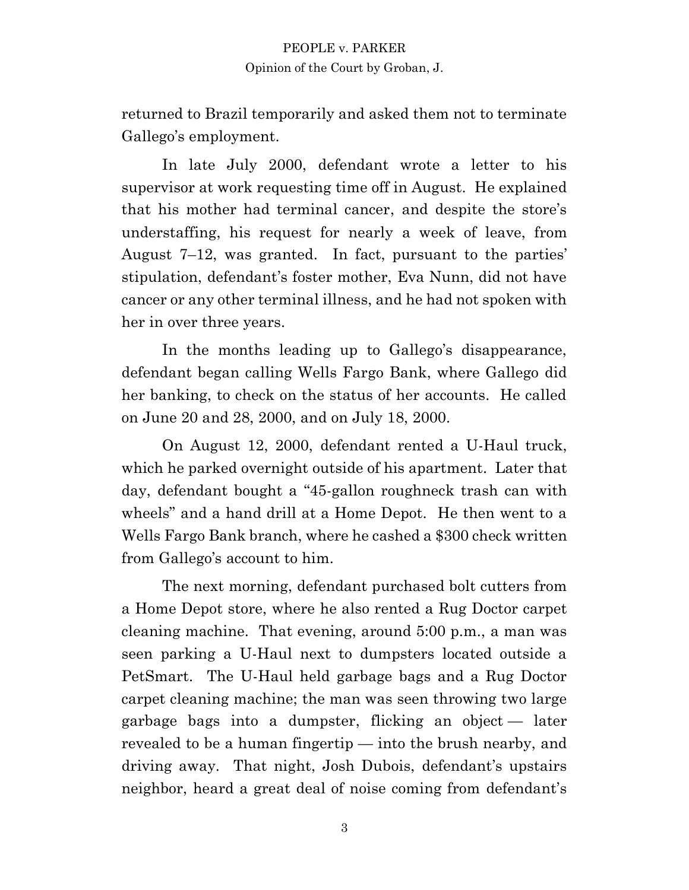returned to Brazil temporarily and asked them not to terminate Gallego's employment.

In late July 2000, defendant wrote a letter to his supervisor at work requesting time off in August. He explained that his mother had terminal cancer, and despite the store's understaffing, his request for nearly a week of leave, from August 7–12, was granted. In fact, pursuant to the parties' stipulation, defendant's foster mother, Eva Nunn, did not have cancer or any other terminal illness, and he had not spoken with her in over three years.

In the months leading up to Gallego's disappearance, defendant began calling Wells Fargo Bank, where Gallego did her banking, to check on the status of her accounts. He called on June 20 and 28, 2000, and on July 18, 2000.

On August 12, 2000, defendant rented a U-Haul truck, which he parked overnight outside of his apartment. Later that day, defendant bought a "45-gallon roughneck trash can with wheels" and a hand drill at a Home Depot. He then went to a Wells Fargo Bank branch, where he cashed a $300 check written from Gallego's account to him.

The next morning, defendant purchased bolt cutters from a Home Depot store, where he also rented a Rug Doctor carpet cleaning machine. That evening, around 5:00 p.m., a man was seen parking a U-Haul next to dumpsters located outside a PetSmart. The U-Haul held garbage bags and a Rug Doctor carpet cleaning machine; the man was seen throwing two large garbage bags into a dumpster, flicking an object — later revealed to be a human fingertip — into the brush nearby, and driving away. That night, Josh Dubois, defendant's upstairs neighbor, heard a great deal of noise coming from defendant's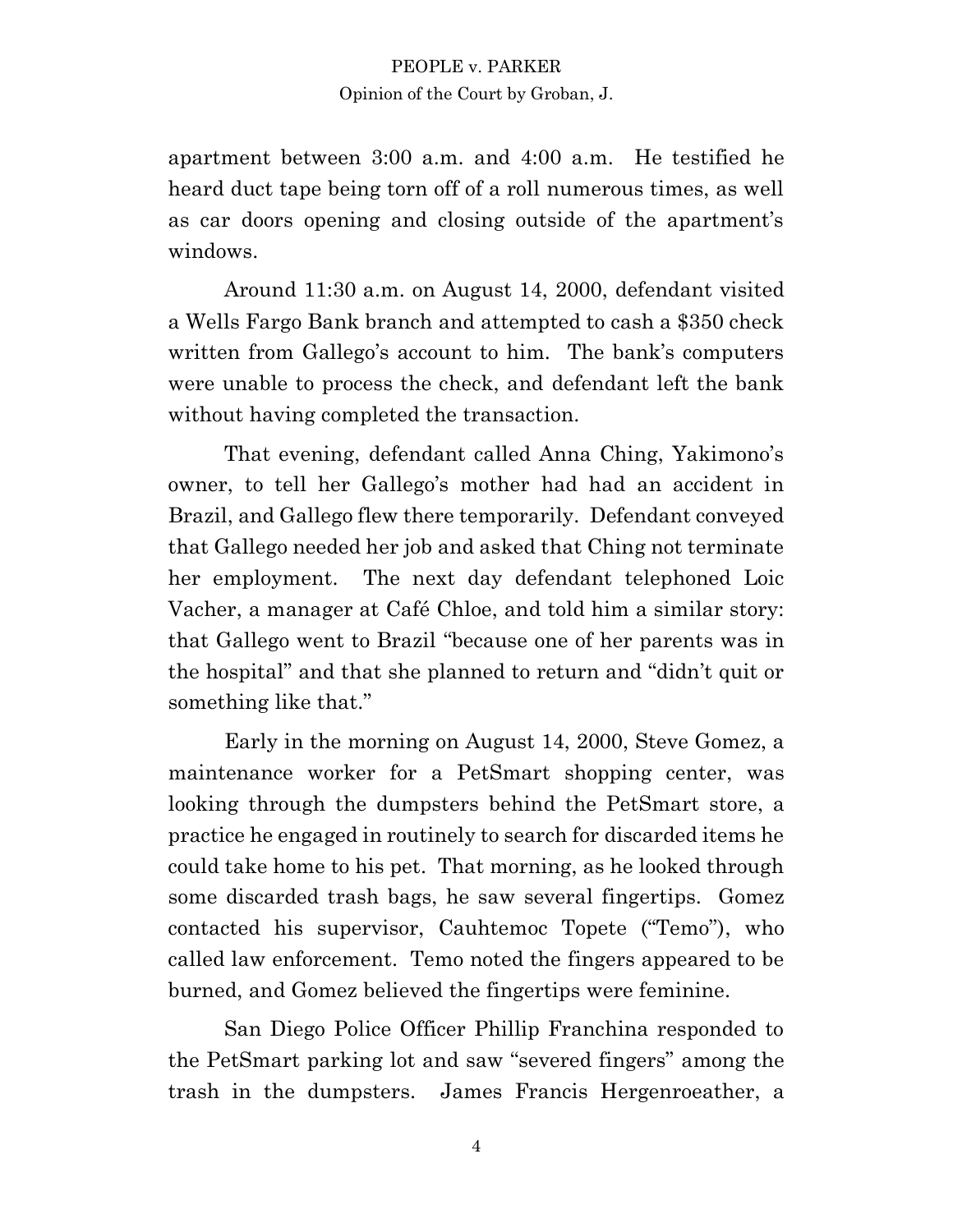apartment between 3:00 a.m. and 4:00 a.m. He testified he heard duct tape being torn off of a roll numerous times, as well as car doors opening and closing outside of the apartment's windows.

Around 11:30 a.m. on August 14, 2000, defendant visited a Wells Fargo Bank branch and attempted to cash a $350 check written from Gallego's account to him. The bank's computers were unable to process the check, and defendant left the bank without having completed the transaction.

That evening, defendant called Anna Ching, Yakimono's owner, to tell her Gallego's mother had had an accident in Brazil, and Gallego flew there temporarily. Defendant conveyed that Gallego needed her job and asked that Ching not terminate her employment. The next day defendant telephoned Loic Vacher, a manager at Café Chloe, and told him a similar story: that Gallego went to Brazil "because one of her parents was in the hospital" and that she planned to return and "didn't quit or something like that."

Early in the morning on August 14, 2000, Steve Gomez, a maintenance worker for a PetSmart shopping center, was looking through the dumpsters behind the PetSmart store, a practice he engaged in routinely to search for discarded items he could take home to his pet. That morning, as he looked through some discarded trash bags, he saw several fingertips. Gomez contacted his supervisor, Cauhtemoc Topete ("Temo"), who called law enforcement. Temo noted the fingers appeared to be burned, and Gomez believed the fingertips were feminine.

San Diego Police Officer Phillip Franchina responded to the PetSmart parking lot and saw "severed fingers" among the trash in the dumpsters. James Francis Hergenroeather, a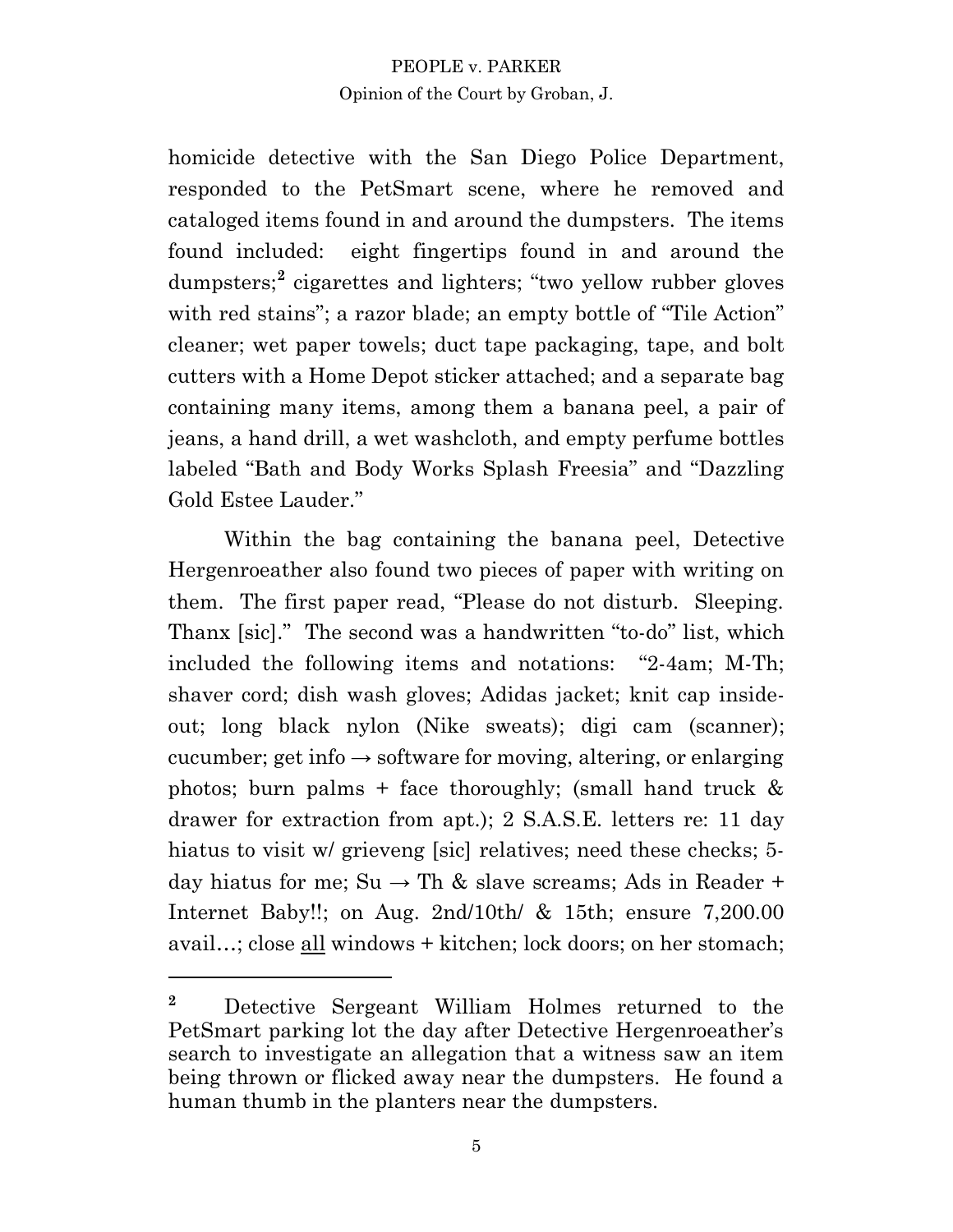homicide detective with the San Diego Police Department, responded to the PetSmart scene, where he removed and cataloged items found in and around the dumpsters. The items found included: eight fingertips found in and around the dumpsters;[2] cigarettes and lighters; "two yellow rubber gloves with red stains"; a razor blade; an empty bottle of "Tile Action" cleaner; wet paper towels; duct tape packaging, tape, and bolt cutters with a Home Depot sticker attached; and a separate bag containing many items, among them a banana peel, a pair of jeans, a hand drill, a wet washcloth, and empty perfume bottles labeled "Bath and Body Works Splash Freesia" and "Dazzling Gold Estee Lauder."

Within the bag containing the banana peel, Detective Hergenroeather also found two pieces of paper with writing on them. The first paper read, "Please do not disturb. Sleeping. Thanx [sic]." The second was a handwritten "to-do" list, which included the following items and notations: "2-4am; M-Th; shaver cord; dish wash gloves; Adidas jacket; knit cap inside-out; long black nylon (Nike sweats); digi cam (scanner); cucumber; get info → software for moving, altering, or enlarging photos; burn palms + face thoroughly; (small hand truck & drawer for extraction from apt.); 2 S.A.S.E. letters re: 11 day hiatus to visit w/ grieveng [sic] relatives; need these checks; 5-day hiatus for me; Su → Th & slave screams; Ads in Reader + Internet Baby!!; on Aug. 2nd/10th/ & 15th; ensure 7,200.00 avail…; close <u>all</u> windows + kitchen; lock doors; on her stomach;

---

[2] Detective Sergeant William Holmes returned to the PetSmart parking lot the day after Detective Hergenroeather's search to investigate an allegation that a witness saw an item being thrown or flicked away near the dumpsters. He found a human thumb in the planters near the dumpsters.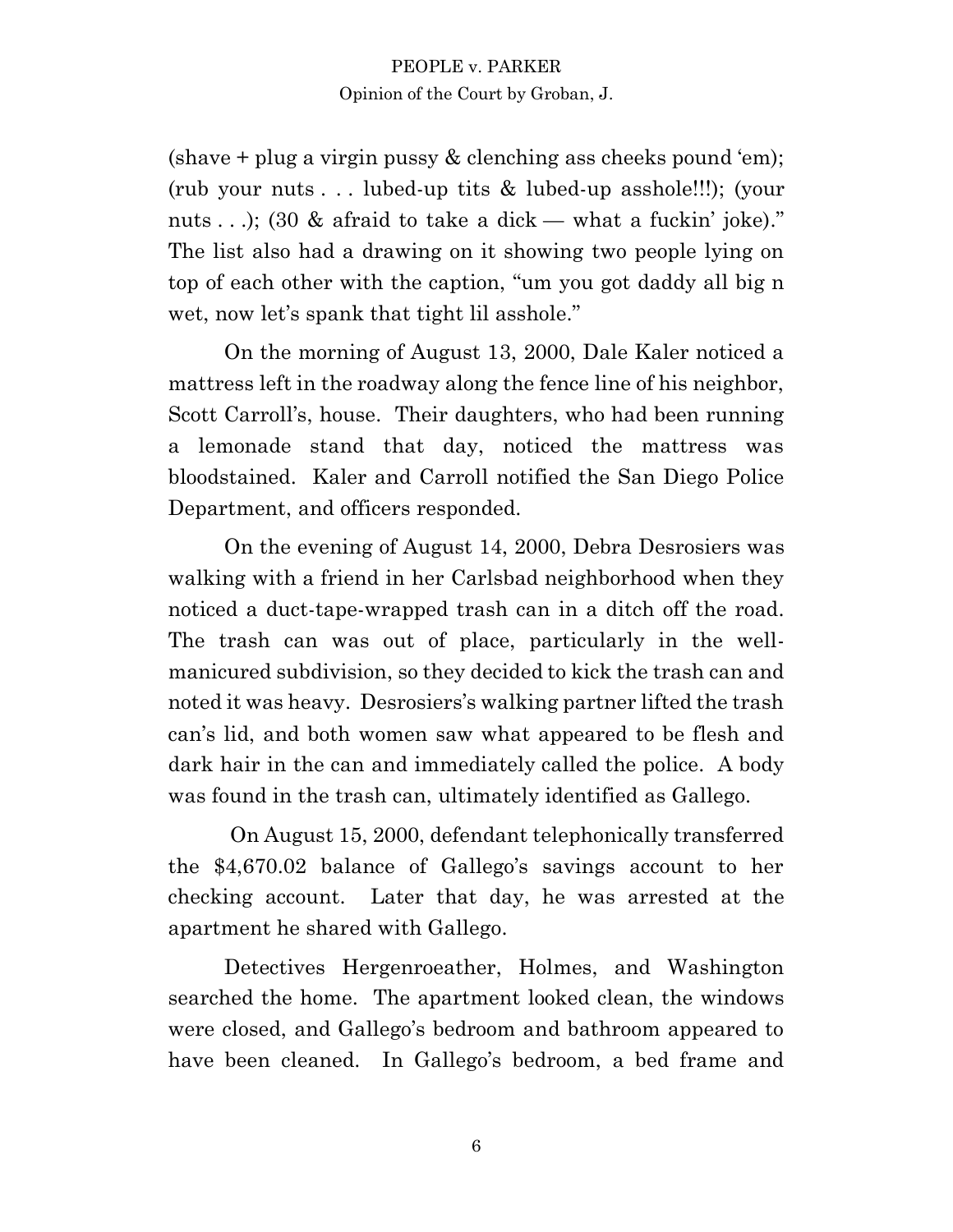(shave + plug a virgin pussy & clenching ass cheeks pound 'em); (rub your nuts . . . lubed-up tits & lubed-up asshole!!!); (your nuts . . .); (30 & afraid to take a dick — what a fuckin' joke)." The list also had a drawing on it showing two people lying on top of each other with the caption, "um you got daddy all big n wet, now let's spank that tight lil asshole."

On the morning of August 13, 2000, Dale Kaler noticed a mattress left in the roadway along the fence line of his neighbor, Scott Carroll's, house. Their daughters, who had been running a lemonade stand that day, noticed the mattress was bloodstained. Kaler and Carroll notified the San Diego Police Department, and officers responded.

On the evening of August 14, 2000, Debra Desrosiers was walking with a friend in her Carlsbad neighborhood when they noticed a duct-tape-wrapped trash can in a ditch off the road. The trash can was out of place, particularly in the well-manicured subdivision, so they decided to kick the trash can and noted it was heavy. Desrosiers's walking partner lifted the trash can's lid, and both women saw what appeared to be flesh and dark hair in the can and immediately called the police. A body was found in the trash can, ultimately identified as Gallego.

On August 15, 2000, defendant telephonically transferred the $4,670.02 balance of Gallego's savings account to her checking account. Later that day, he was arrested at the apartment he shared with Gallego.

Detectives Hergenroeather, Holmes, and Washington searched the home. The apartment looked clean, the windows were closed, and Gallego's bedroom and bathroom appeared to have been cleaned. In Gallego's bedroom, a bed frame and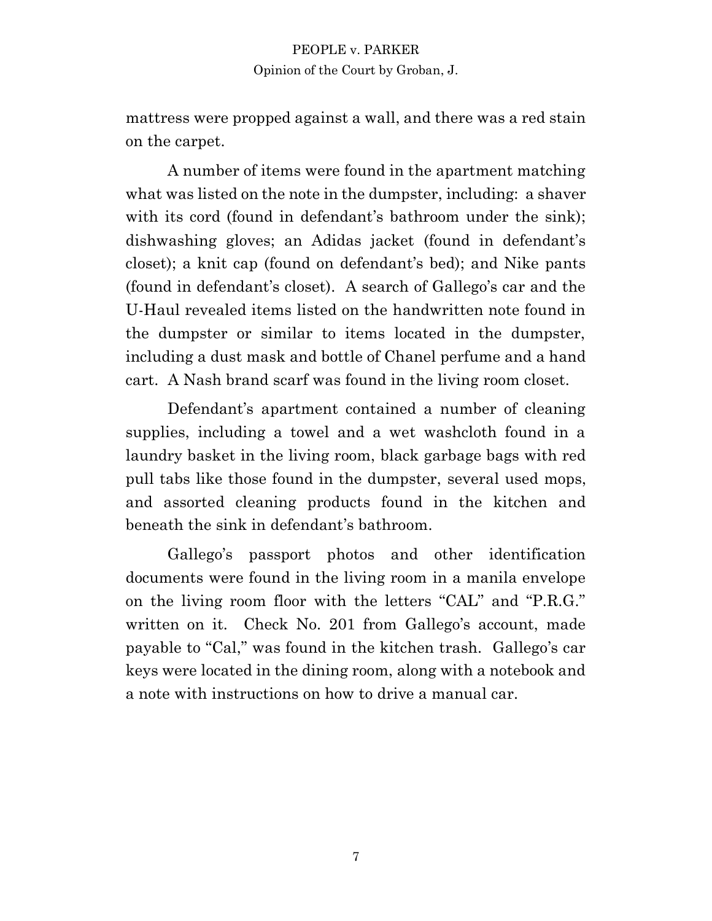mattress were propped against a wall, and there was a red stain on the carpet.

A number of items were found in the apartment matching what was listed on the note in the dumpster, including: a shaver with its cord (found in defendant's bathroom under the sink); dishwashing gloves; an Adidas jacket (found in defendant's closet); a knit cap (found on defendant's bed); and Nike pants (found in defendant's closet). A search of Gallego's car and the U-Haul revealed items listed on the handwritten note found in the dumpster or similar to items located in the dumpster, including a dust mask and bottle of Chanel perfume and a hand cart. A Nash brand scarf was found in the living room closet.

Defendant's apartment contained a number of cleaning supplies, including a towel and a wet washcloth found in a laundry basket in the living room, black garbage bags with red pull tabs like those found in the dumpster, several used mops, and assorted cleaning products found in the kitchen and beneath the sink in defendant's bathroom.

Gallego's passport photos and other identification documents were found in the living room in a manila envelope on the living room floor with the letters "CAL" and "P.R.G." written on it. Check No. 201 from Gallego's account, made payable to "Cal," was found in the kitchen trash. Gallego's car keys were located in the dining room, along with a notebook and a note with instructions on how to drive a manual car.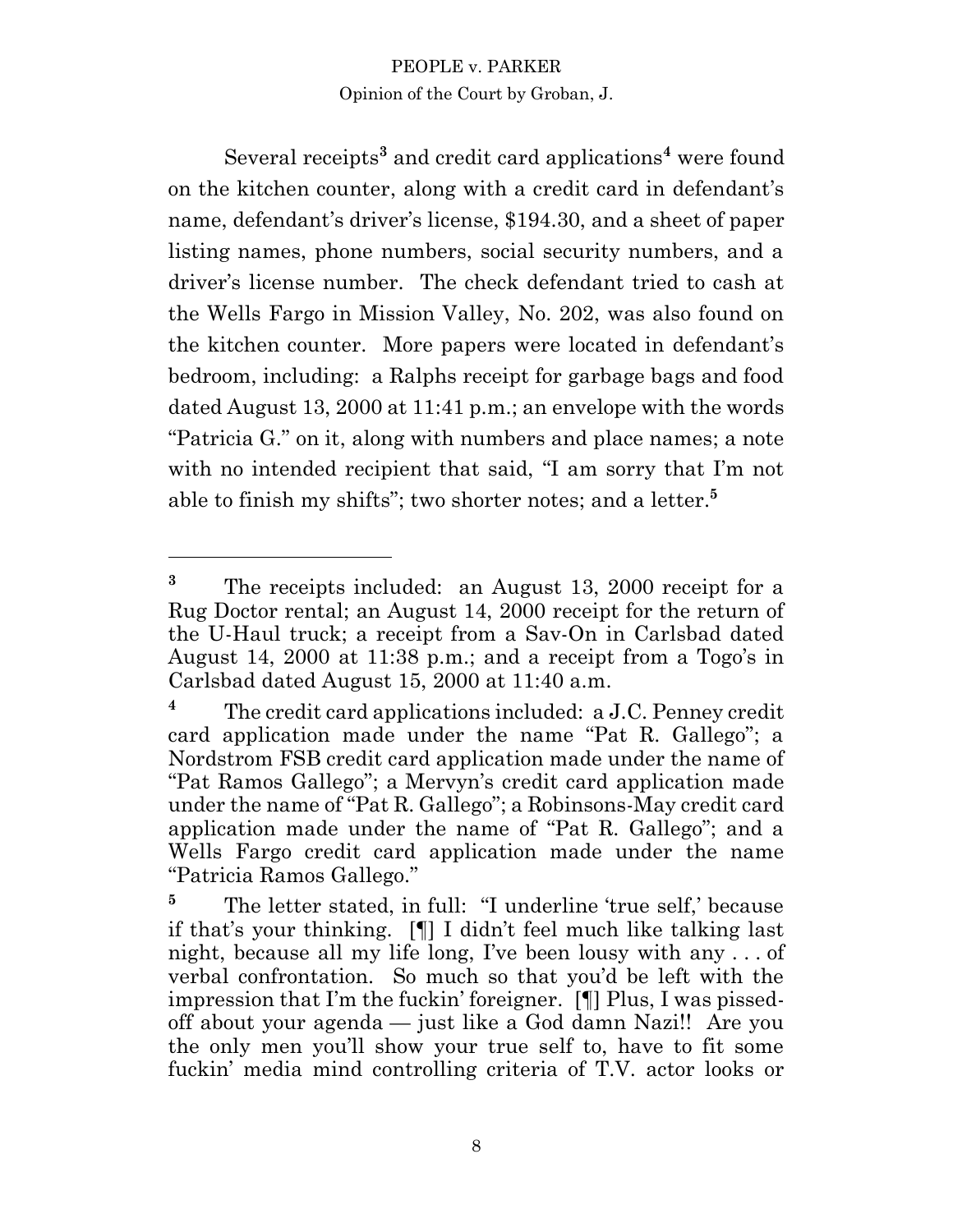Several receipts[3] and credit card applications[4] were found on the kitchen counter, along with a credit card in defendant's name, defendant's driver's license, $194.30, and a sheet of paper listing names, phone numbers, social security numbers, and a driver's license number. The check defendant tried to cash at the Wells Fargo in Mission Valley, No. 202, was also found on the kitchen counter. More papers were located in defendant's bedroom, including: a Ralphs receipt for garbage bags and food dated August 13, 2000 at 11:41 p.m.; an envelope with the words "Patricia G." on it, along with numbers and place names; a note with no intended recipient that said, "I am sorry that I'm not able to finish my shifts"; two shorter notes; and a letter.[5]

---

[3] The receipts included: an August 13, 2000 receipt for a Rug Doctor rental; an August 14, 2000 receipt for the return of the U-Haul truck; a receipt from a Sav-On in Carlsbad dated August 14, 2000 at 11:38 p.m.; and a receipt from a Togo's in Carlsbad dated August 15, 2000 at 11:40 a.m.

[4] The credit card applications included: a J.C. Penney credit card application made under the name "Pat R. Gallego"; a Nordstrom FSB credit card application made under the name of "Pat Ramos Gallego"; a Mervyn's credit card application made under the name of "Pat R. Gallego"; a Robinsons-May credit card application made under the name of "Pat R. Gallego"; and a Wells Fargo credit card application made under the name "Patricia Ramos Gallego."

[5] The letter stated, in full: "I underline 'true self,' because if that's your thinking. [¶] I didn't feel much like talking last night, because all my life long, I've been lousy with any . . . of verbal confrontation. So much so that you'd be left with the impression that I'm the fuckin' foreigner. [¶] Plus, I was pissed-off about your agenda — just like a God damn Nazi!! Are you the only men you'll show your true self to, have to fit some fuckin' media mind controlling criteria of T.V. actor looks or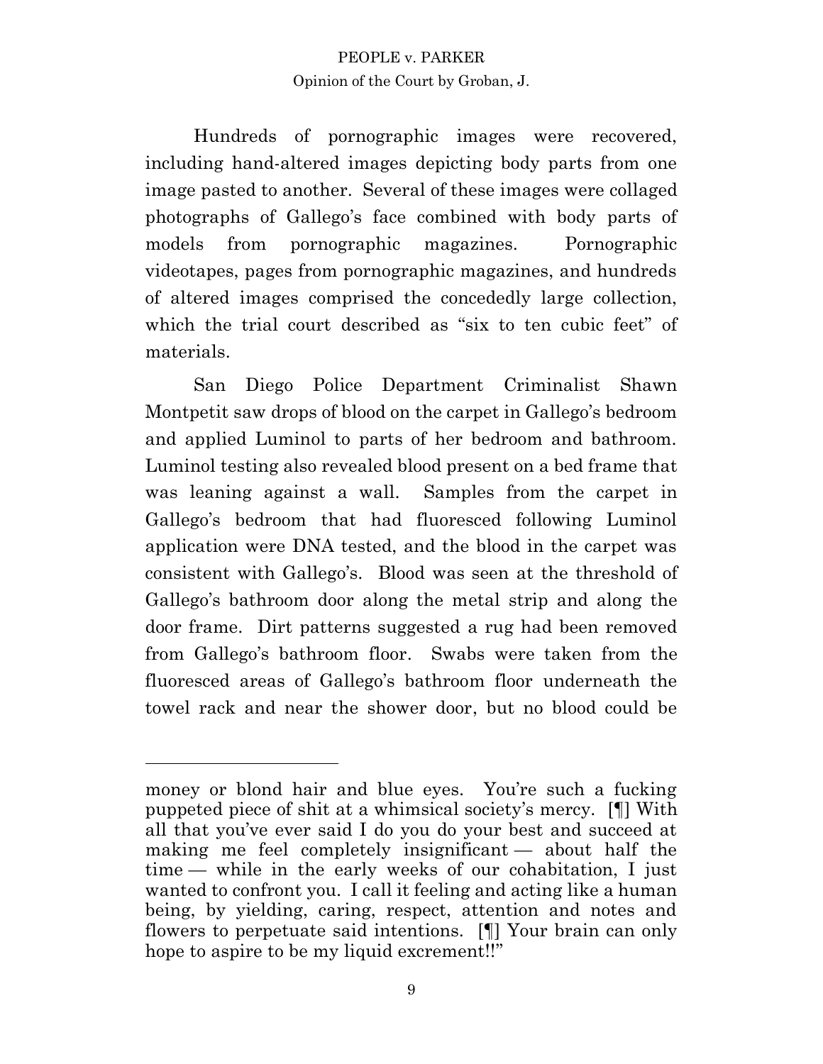Hundreds of pornographic images were recovered, including hand-altered images depicting body parts from one image pasted to another. Several of these images were collaged photographs of Gallego's face combined with body parts of models from pornographic magazines. Pornographic videotapes, pages from pornographic magazines, and hundreds of altered images comprised the concededly large collection, which the trial court described as "six to ten cubic feet" of materials.

San Diego Police Department Criminalist Shawn Montpetit saw drops of blood on the carpet in Gallego's bedroom and applied Luminol to parts of her bedroom and bathroom. Luminol testing also revealed blood present on a bed frame that was leaning against a wall. Samples from the carpet in Gallego's bedroom that had fluoresced following Luminol application were DNA tested, and the blood in the carpet was consistent with Gallego's. Blood was seen at the threshold of Gallego's bathroom door along the metal strip and along the door frame. Dirt patterns suggested a rug had been removed from Gallego's bathroom floor. Swabs were taken from the fluoresced areas of Gallego's bathroom floor underneath the towel rack and near the shower door, but no blood could be

---

money or blond hair and blue eyes. You're such a fucking puppeted piece of shit at a whimsical society's mercy. [¶] With all that you've ever said I do you do your best and succeed at making me feel completely insignificant — about half the time — while in the early weeks of our cohabitation, I just wanted to confront you. I call it feeling and acting like a human being, by yielding, caring, respect, attention and notes and flowers to perpetuate said intentions. [¶] Your brain can only hope to aspire to be my liquid excrement!!"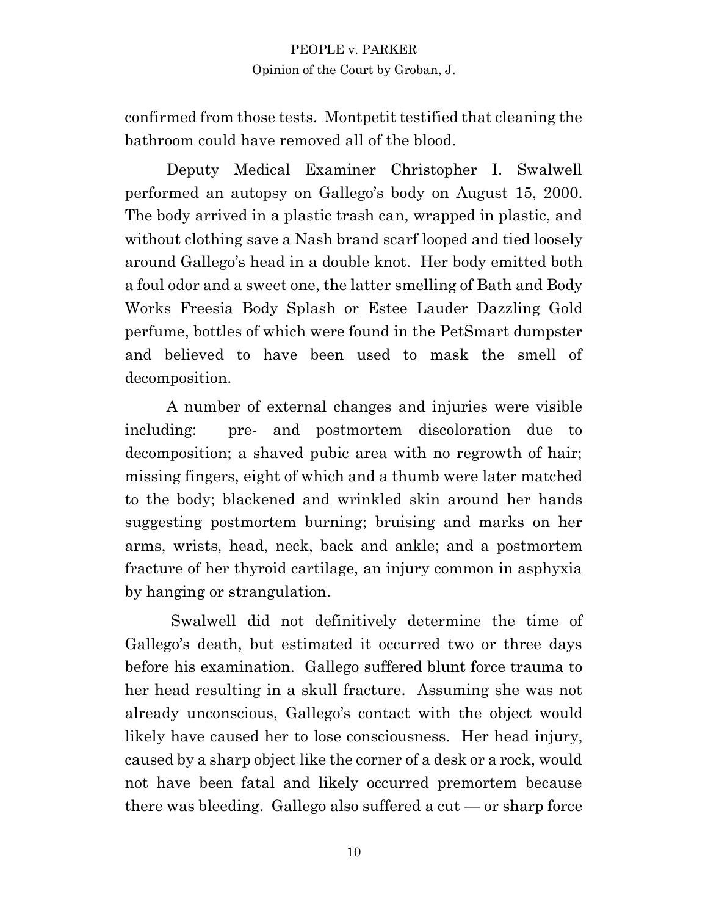confirmed from those tests. Montpetit testified that cleaning the bathroom could have removed all of the blood.

Deputy Medical Examiner Christopher I. Swalwell performed an autopsy on Gallego's body on August 15, 2000. The body arrived in a plastic trash can, wrapped in plastic, and without clothing save a Nash brand scarf looped and tied loosely around Gallego's head in a double knot. Her body emitted both a foul odor and a sweet one, the latter smelling of Bath and Body Works Freesia Body Splash or Estee Lauder Dazzling Gold perfume, bottles of which were found in the PetSmart dumpster and believed to have been used to mask the smell of decomposition.

A number of external changes and injuries were visible including: pre- and postmortem discoloration due to decomposition; a shaved pubic area with no regrowth of hair; missing fingers, eight of which and a thumb were later matched to the body; blackened and wrinkled skin around her hands suggesting postmortem burning; bruising and marks on her arms, wrists, head, neck, back and ankle; and a postmortem fracture of her thyroid cartilage, an injury common in asphyxia by hanging or strangulation.

Swalwell did not definitively determine the time of Gallego's death, but estimated it occurred two or three days before his examination. Gallego suffered blunt force trauma to her head resulting in a skull fracture. Assuming she was not already unconscious, Gallego's contact with the object would likely have caused her to lose consciousness. Her head injury, caused by a sharp object like the corner of a desk or a rock, would not have been fatal and likely occurred premortem because there was bleeding. Gallego also suffered a cut — or sharp force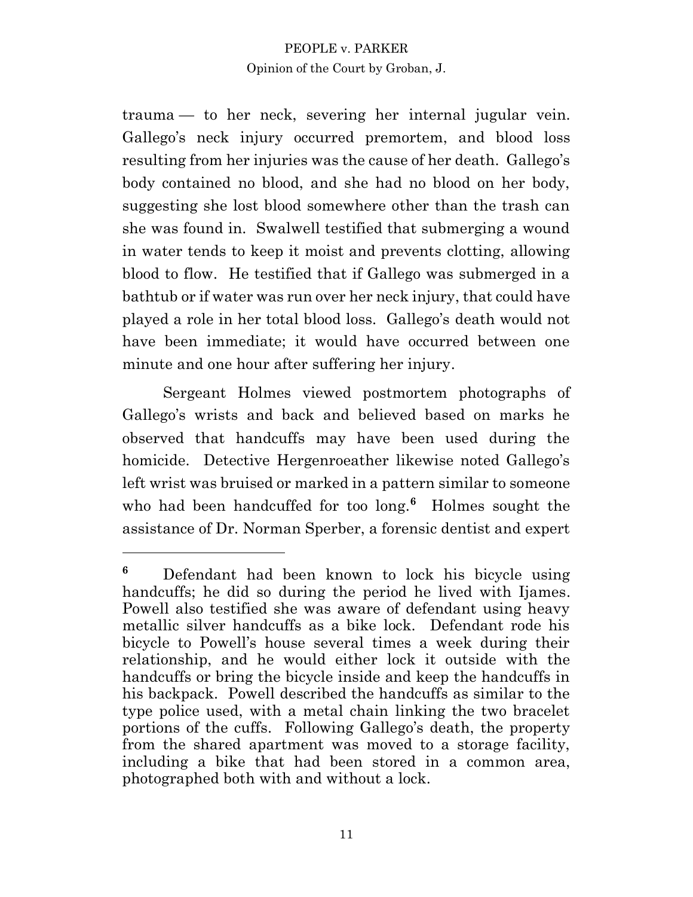trauma — to her neck, severing her internal jugular vein. Gallego's neck injury occurred premortem, and blood loss resulting from her injuries was the cause of her death. Gallego's body contained no blood, and she had no blood on her body, suggesting she lost blood somewhere other than the trash can she was found in. Swalwell testified that submerging a wound in water tends to keep it moist and prevents clotting, allowing blood to flow. He testified that if Gallego was submerged in a bathtub or if water was run over her neck injury, that could have played a role in her total blood loss. Gallego's death would not have been immediate; it would have occurred between one minute and one hour after suffering her injury.

Sergeant Holmes viewed postmortem photographs of Gallego's wrists and back and believed based on marks he observed that handcuffs may have been used during the homicide. Detective Hergenroeather likewise noted Gallego's left wrist was bruised or marked in a pattern similar to someone who had been handcuffed for too long.[6] Holmes sought the assistance of Dr. Norman Sperber, a forensic dentist and expert

---

**6** Defendant had been known to lock his bicycle using handcuffs; he did so during the period he lived with Ijames. Powell also testified she was aware of defendant using heavy metallic silver handcuffs as a bike lock. Defendant rode his bicycle to Powell's house several times a week during their relationship, and he would either lock it outside with the handcuffs or bring the bicycle inside and keep the handcuffs in his backpack. Powell described the handcuffs as similar to the type police used, with a metal chain linking the two bracelet portions of the cuffs. Following Gallego's death, the property from the shared apartment was moved to a storage facility, including a bike that had been stored in a common area, photographed both with and without a lock.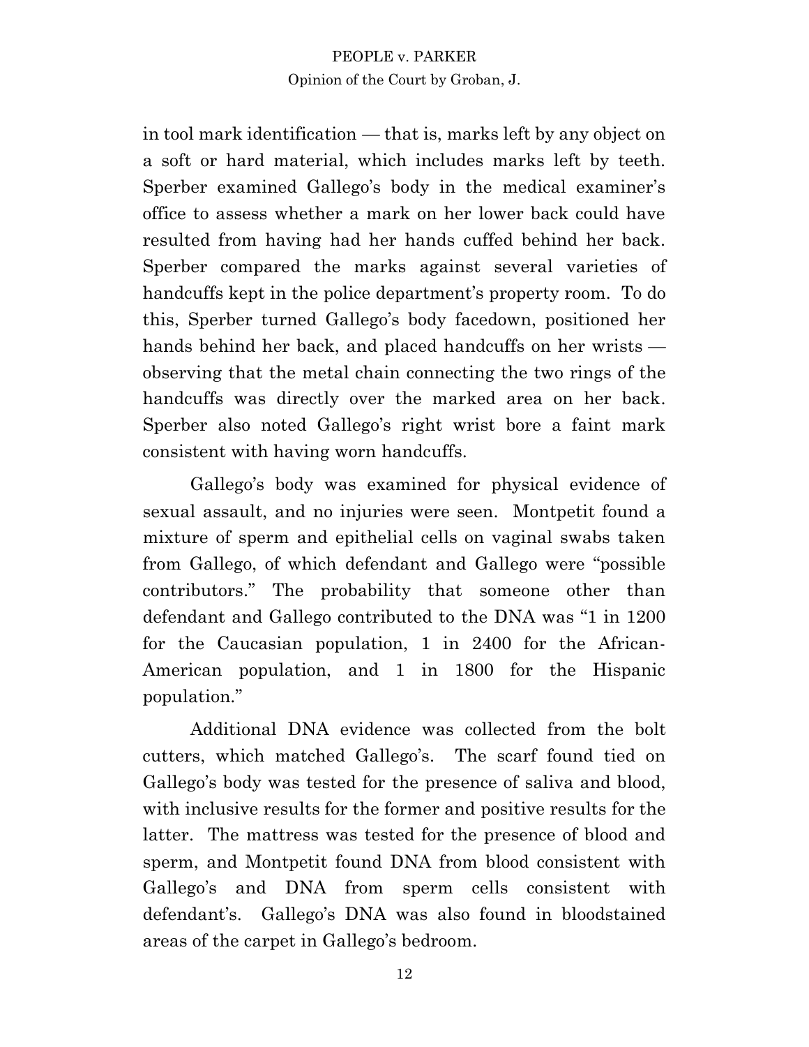in tool mark identification — that is, marks left by any object on a soft or hard material, which includes marks left by teeth. Sperber examined Gallego's body in the medical examiner's office to assess whether a mark on her lower back could have resulted from having had her hands cuffed behind her back. Sperber compared the marks against several varieties of handcuffs kept in the police department's property room. To do this, Sperber turned Gallego's body facedown, positioned her hands behind her back, and placed handcuffs on her wrists — observing that the metal chain connecting the two rings of the handcuffs was directly over the marked area on her back. Sperber also noted Gallego's right wrist bore a faint mark consistent with having worn handcuffs.

Gallego's body was examined for physical evidence of sexual assault, and no injuries were seen. Montpetit found a mixture of sperm and epithelial cells on vaginal swabs taken from Gallego, of which defendant and Gallego were "possible contributors." The probability that someone other than defendant and Gallego contributed to the DNA was "1 in 1200 for the Caucasian population, 1 in 2400 for the African-American population, and 1 in 1800 for the Hispanic population."

Additional DNA evidence was collected from the bolt cutters, which matched Gallego's. The scarf found tied on Gallego's body was tested for the presence of saliva and blood, with inclusive results for the former and positive results for the latter. The mattress was tested for the presence of blood and sperm, and Montpetit found DNA from blood consistent with Gallego's and DNA from sperm cells consistent with defendant's. Gallego's DNA was also found in bloodstained areas of the carpet in Gallego's bedroom.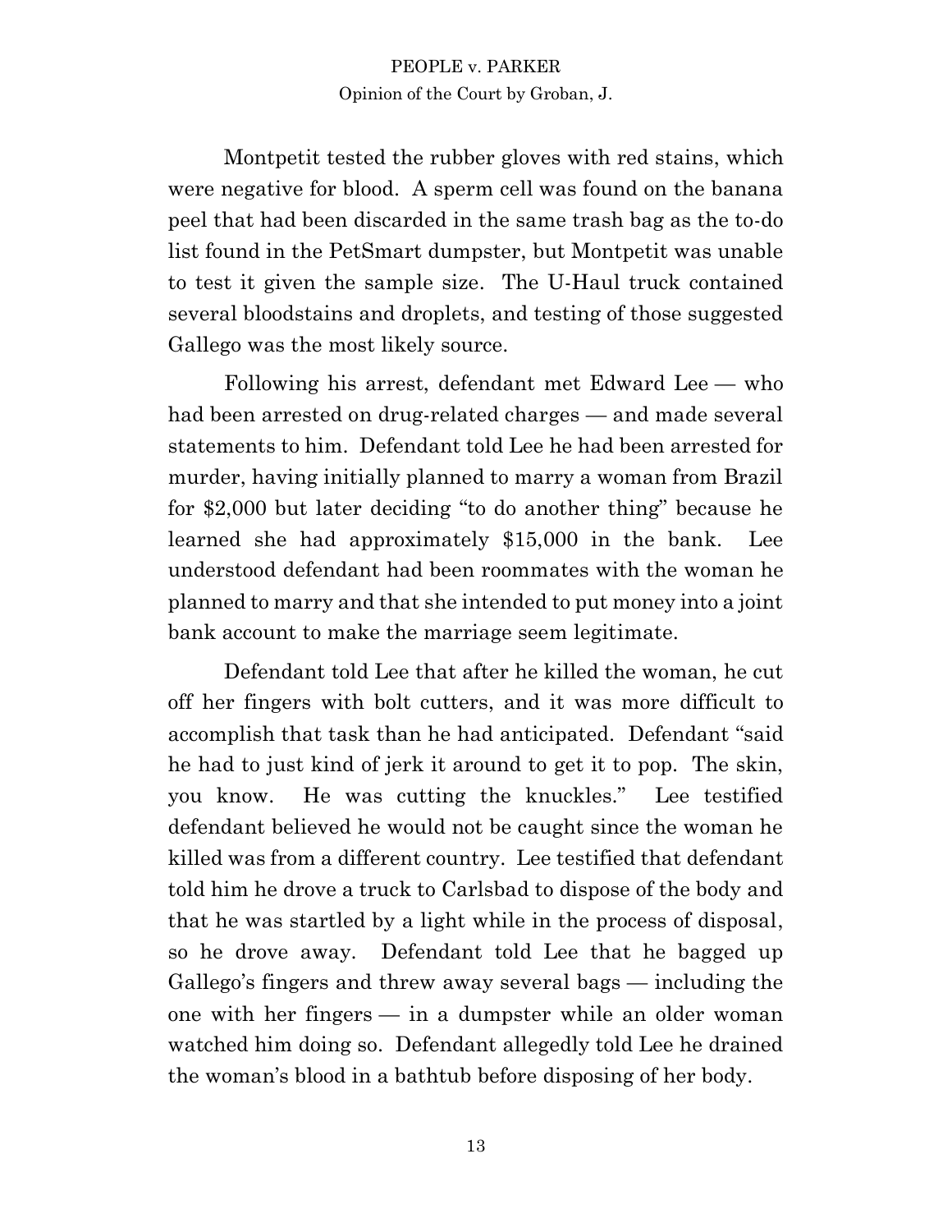Montpetit tested the rubber gloves with red stains, which were negative for blood. A sperm cell was found on the banana peel that had been discarded in the same trash bag as the to-do list found in the PetSmart dumpster, but Montpetit was unable to test it given the sample size. The U-Haul truck contained several bloodstains and droplets, and testing of those suggested Gallego was the most likely source.

Following his arrest, defendant met Edward Lee — who had been arrested on drug-related charges — and made several statements to him. Defendant told Lee he had been arrested for murder, having initially planned to marry a woman from Brazil for $2,000 but later deciding "to do another thing" because he learned she had approximately $15,000 in the bank. Lee understood defendant had been roommates with the woman he planned to marry and that she intended to put money into a joint bank account to make the marriage seem legitimate.

Defendant told Lee that after he killed the woman, he cut off her fingers with bolt cutters, and it was more difficult to accomplish that task than he had anticipated. Defendant "said he had to just kind of jerk it around to get it to pop. The skin, you know. He was cutting the knuckles." Lee testified defendant believed he would not be caught since the woman he killed was from a different country. Lee testified that defendant told him he drove a truck to Carlsbad to dispose of the body and that he was startled by a light while in the process of disposal, so he drove away. Defendant told Lee that he bagged up Gallego's fingers and threw away several bags — including the one with her fingers — in a dumpster while an older woman watched him doing so. Defendant allegedly told Lee he drained the woman's blood in a bathtub before disposing of her body.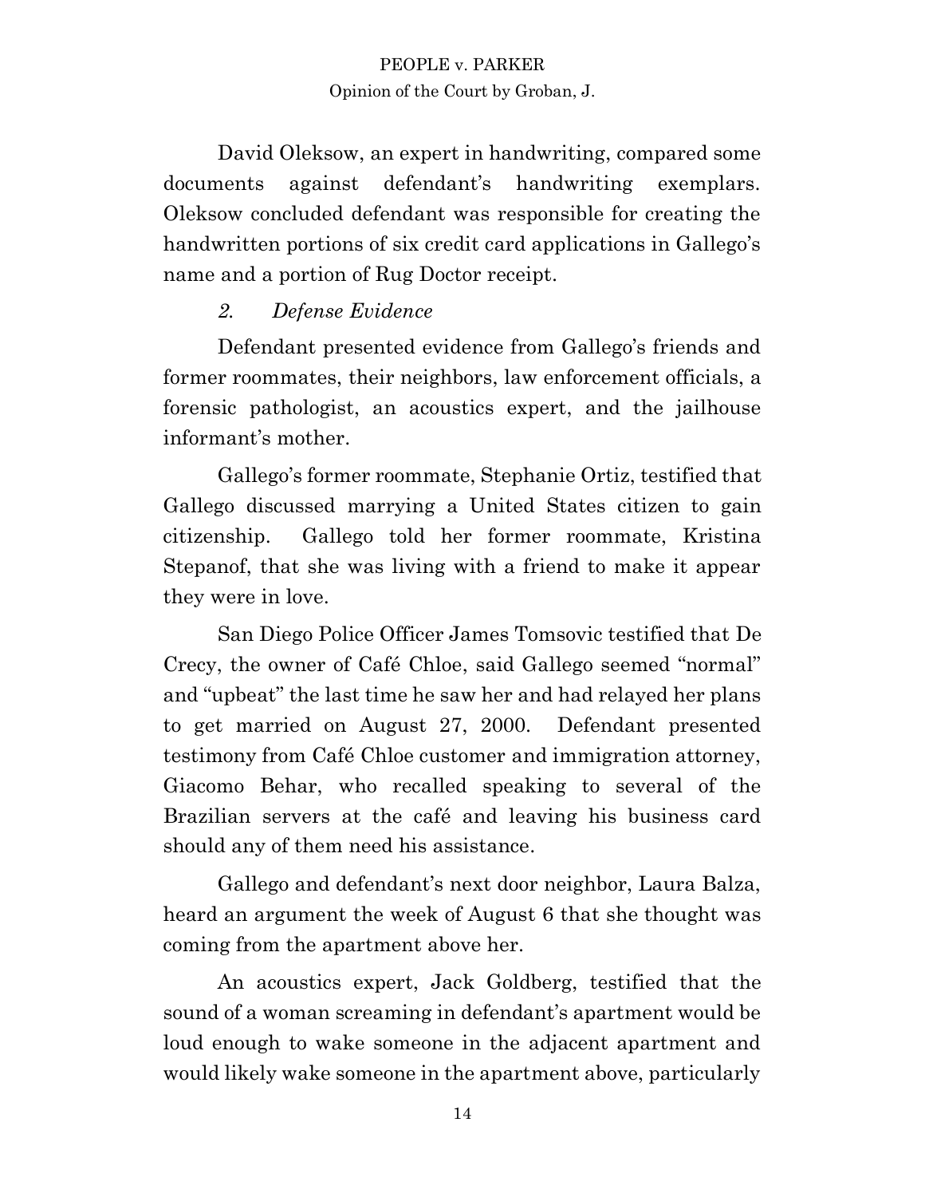David Oleksow, an expert in handwriting, compared some documents against defendant's handwriting exemplars. Oleksow concluded defendant was responsible for creating the handwritten portions of six credit card applications in Gallego's name and a portion of Rug Doctor receipt.

*2. Defense Evidence*

Defendant presented evidence from Gallego's friends and former roommates, their neighbors, law enforcement officials, a forensic pathologist, an acoustics expert, and the jailhouse informant's mother.

Gallego's former roommate, Stephanie Ortiz, testified that Gallego discussed marrying a United States citizen to gain citizenship. Gallego told her former roommate, Kristina Stepanof, that she was living with a friend to make it appear they were in love.

San Diego Police Officer James Tomsovic testified that De Crecy, the owner of Café Chloe, said Gallego seemed "normal" and "upbeat" the last time he saw her and had relayed her plans to get married on August 27, 2000. Defendant presented testimony from Café Chloe customer and immigration attorney, Giacomo Behar, who recalled speaking to several of the Brazilian servers at the café and leaving his business card should any of them need his assistance.

Gallego and defendant's next door neighbor, Laura Balza, heard an argument the week of August 6 that she thought was coming from the apartment above her.

An acoustics expert, Jack Goldberg, testified that the sound of a woman screaming in defendant's apartment would be loud enough to wake someone in the adjacent apartment and would likely wake someone in the apartment above, particularly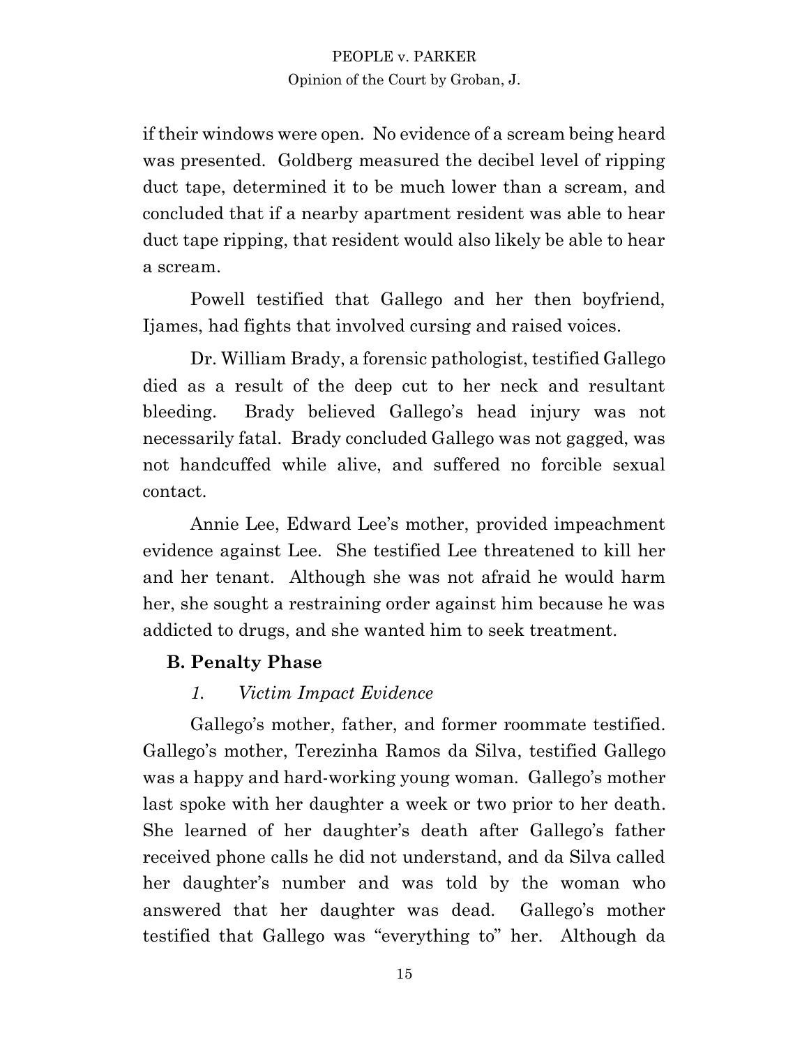if their windows were open. No evidence of a scream being heard was presented. Goldberg measured the decibel level of ripping duct tape, determined it to be much lower than a scream, and concluded that if a nearby apartment resident was able to hear duct tape ripping, that resident would also likely be able to hear a scream.

Powell testified that Gallego and her then boyfriend, Ijames, had fights that involved cursing and raised voices.

Dr. William Brady, a forensic pathologist, testified Gallego died as a result of the deep cut to her neck and resultant bleeding. Brady believed Gallego's head injury was not necessarily fatal. Brady concluded Gallego was not gagged, was not handcuffed while alive, and suffered no forcible sexual contact.

Annie Lee, Edward Lee's mother, provided impeachment evidence against Lee. She testified Lee threatened to kill her and her tenant. Although she was not afraid he would harm her, she sought a restraining order against him because he was addicted to drugs, and she wanted him to seek treatment.

## B. Penalty Phase

### *1. Victim Impact Evidence*

Gallego's mother, father, and former roommate testified. Gallego's mother, Terezinha Ramos da Silva, testified Gallego was a happy and hard-working young woman. Gallego's mother last spoke with her daughter a week or two prior to her death. She learned of her daughter's death after Gallego's father received phone calls he did not understand, and da Silva called her daughter's number and was told by the woman who answered that her daughter was dead. Gallego's mother testified that Gallego was "everything to" her. Although da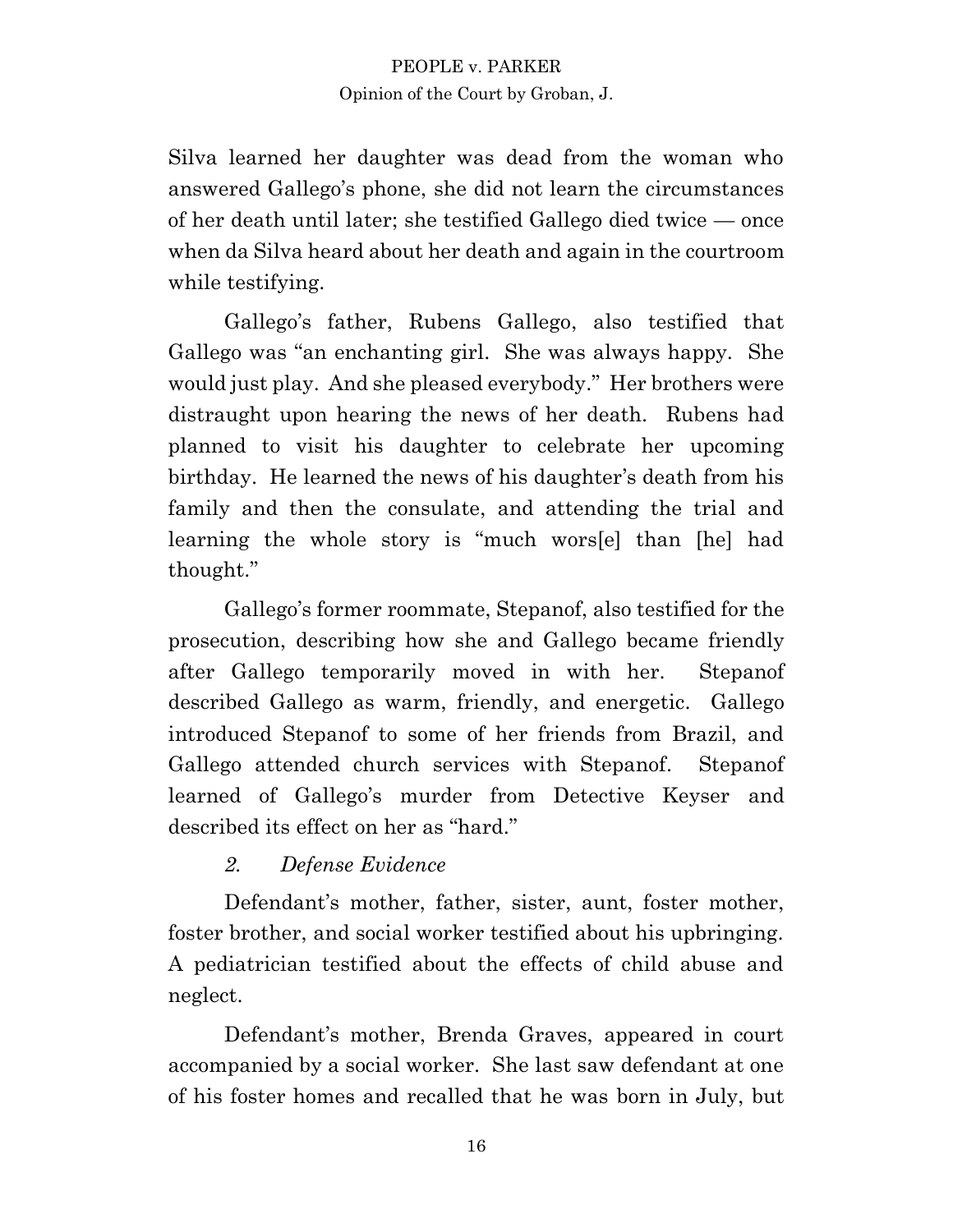Silva learned her daughter was dead from the woman who answered Gallego's phone, she did not learn the circumstances of her death until later; she testified Gallego died twice — once when da Silva heard about her death and again in the courtroom while testifying.

Gallego's father, Rubens Gallego, also testified that Gallego was "an enchanting girl. She was always happy. She would just play. And she pleased everybody." Her brothers were distraught upon hearing the news of her death. Rubens had planned to visit his daughter to celebrate her upcoming birthday. He learned the news of his daughter's death from his family and then the consulate, and attending the trial and learning the whole story is "much wors[e] than [he] had thought."

Gallego's former roommate, Stepanof, also testified for the prosecution, describing how she and Gallego became friendly after Gallego temporarily moved in with her. Stepanof described Gallego as warm, friendly, and energetic. Gallego introduced Stepanof to some of her friends from Brazil, and Gallego attended church services with Stepanof. Stepanof learned of Gallego's murder from Detective Keyser and described its effect on her as "hard."

*2. Defense Evidence*

Defendant's mother, father, sister, aunt, foster mother, foster brother, and social worker testified about his upbringing. A pediatrician testified about the effects of child abuse and neglect.

Defendant's mother, Brenda Graves, appeared in court accompanied by a social worker. She last saw defendant at one of his foster homes and recalled that he was born in July, but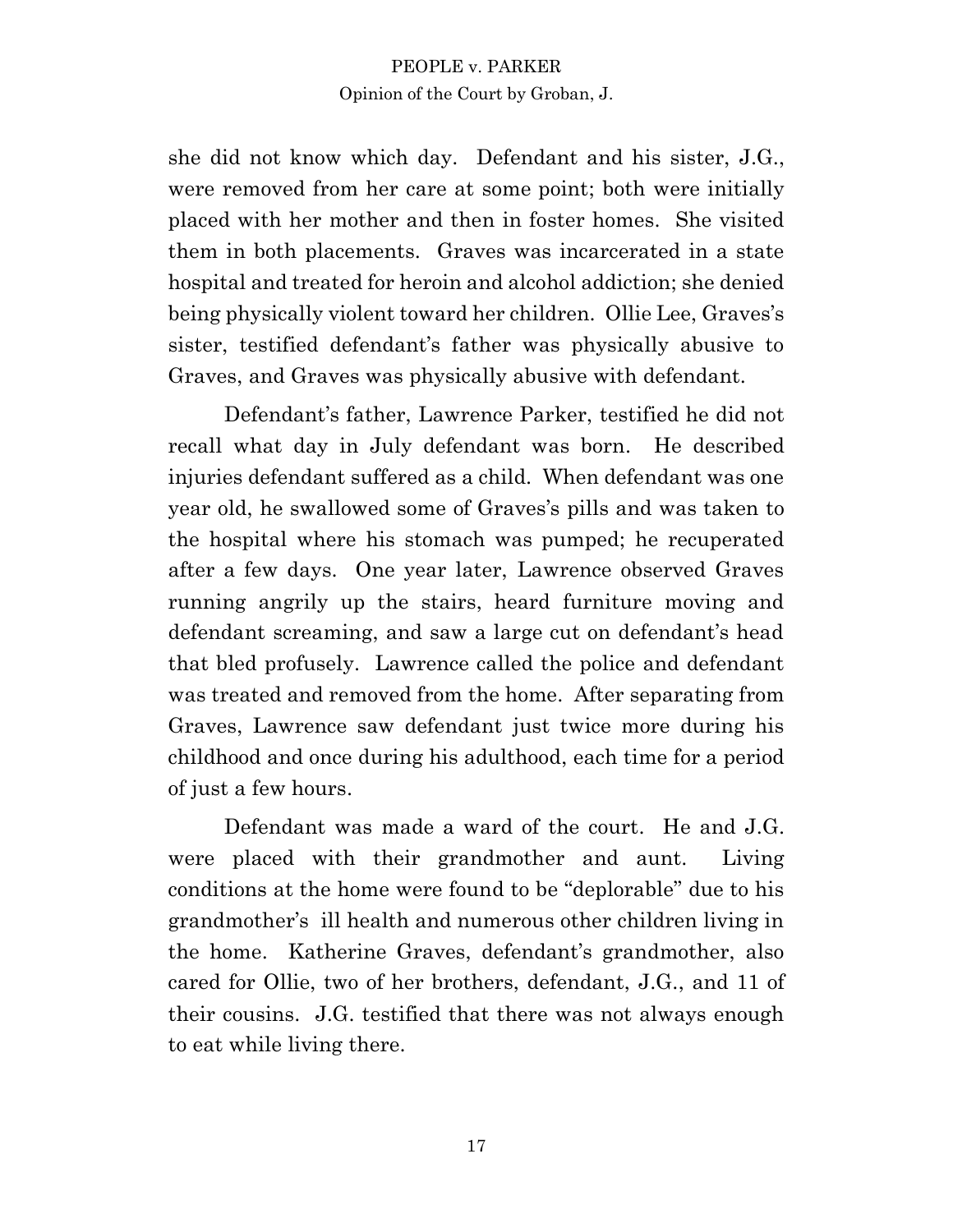she did not know which day. Defendant and his sister, J.G., were removed from her care at some point; both were initially placed with her mother and then in foster homes. She visited them in both placements. Graves was incarcerated in a state hospital and treated for heroin and alcohol addiction; she denied being physically violent toward her children. Ollie Lee, Graves's sister, testified defendant's father was physically abusive to Graves, and Graves was physically abusive with defendant.

Defendant's father, Lawrence Parker, testified he did not recall what day in July defendant was born. He described injuries defendant suffered as a child. When defendant was one year old, he swallowed some of Graves's pills and was taken to the hospital where his stomach was pumped; he recuperated after a few days. One year later, Lawrence observed Graves running angrily up the stairs, heard furniture moving and defendant screaming, and saw a large cut on defendant's head that bled profusely. Lawrence called the police and defendant was treated and removed from the home. After separating from Graves, Lawrence saw defendant just twice more during his childhood and once during his adulthood, each time for a period of just a few hours.

Defendant was made a ward of the court. He and J.G. were placed with their grandmother and aunt. Living conditions at the home were found to be "deplorable" due to his grandmother's ill health and numerous other children living in the home. Katherine Graves, defendant's grandmother, also cared for Ollie, two of her brothers, defendant, J.G., and 11 of their cousins. J.G. testified that there was not always enough to eat while living there.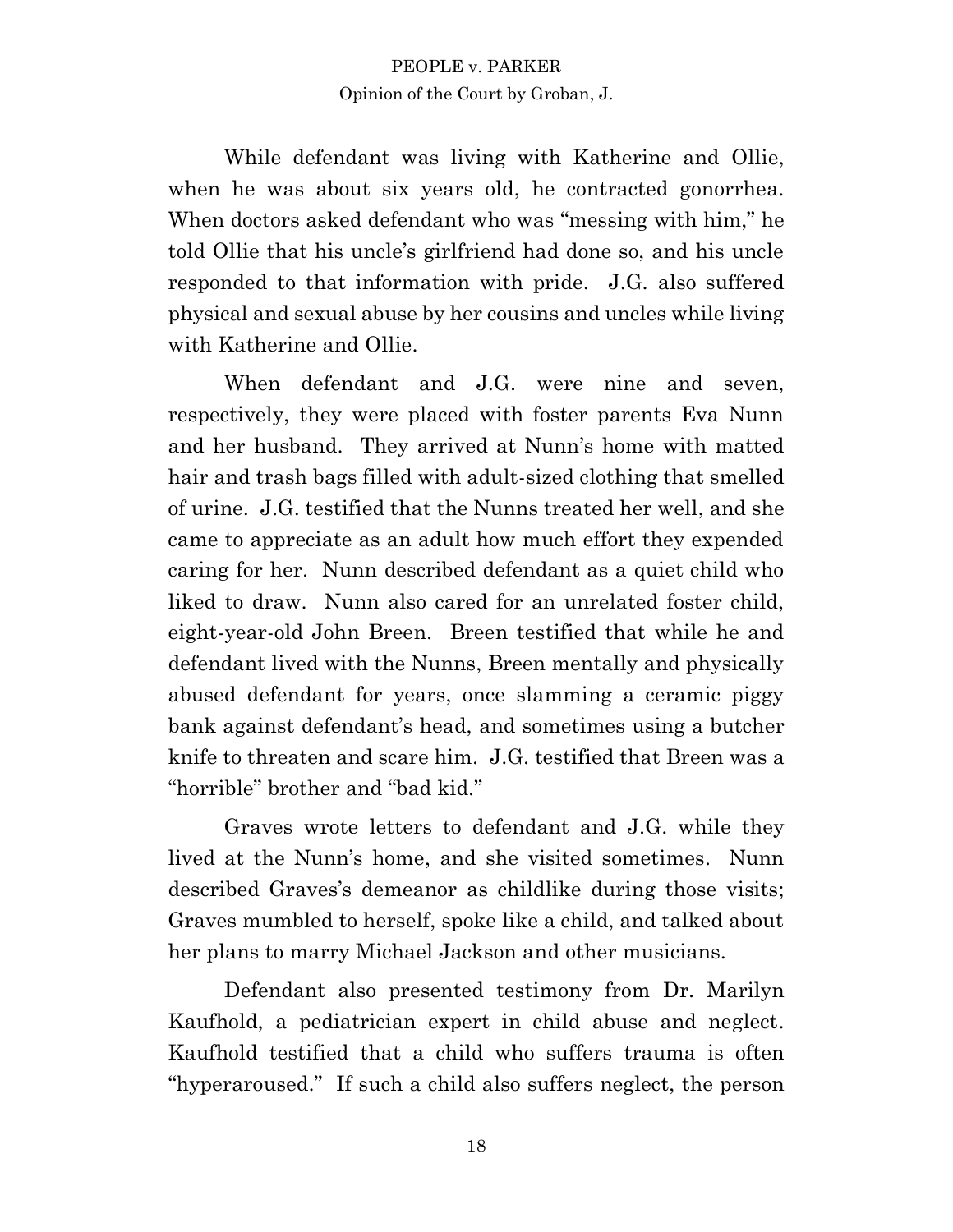While defendant was living with Katherine and Ollie, when he was about six years old, he contracted gonorrhea. When doctors asked defendant who was "messing with him," he told Ollie that his uncle's girlfriend had done so, and his uncle responded to that information with pride. J.G. also suffered physical and sexual abuse by her cousins and uncles while living with Katherine and Ollie.

When defendant and J.G. were nine and seven, respectively, they were placed with foster parents Eva Nunn and her husband. They arrived at Nunn's home with matted hair and trash bags filled with adult-sized clothing that smelled of urine. J.G. testified that the Nunns treated her well, and she came to appreciate as an adult how much effort they expended caring for her. Nunn described defendant as a quiet child who liked to draw. Nunn also cared for an unrelated foster child, eight-year-old John Breen. Breen testified that while he and defendant lived with the Nunns, Breen mentally and physically abused defendant for years, once slamming a ceramic piggy bank against defendant's head, and sometimes using a butcher knife to threaten and scare him. J.G. testified that Breen was a "horrible" brother and "bad kid."

Graves wrote letters to defendant and J.G. while they lived at the Nunn's home, and she visited sometimes. Nunn described Graves's demeanor as childlike during those visits; Graves mumbled to herself, spoke like a child, and talked about her plans to marry Michael Jackson and other musicians.

Defendant also presented testimony from Dr. Marilyn Kaufhold, a pediatrician expert in child abuse and neglect. Kaufhold testified that a child who suffers trauma is often "hyperaroused." If such a child also suffers neglect, the person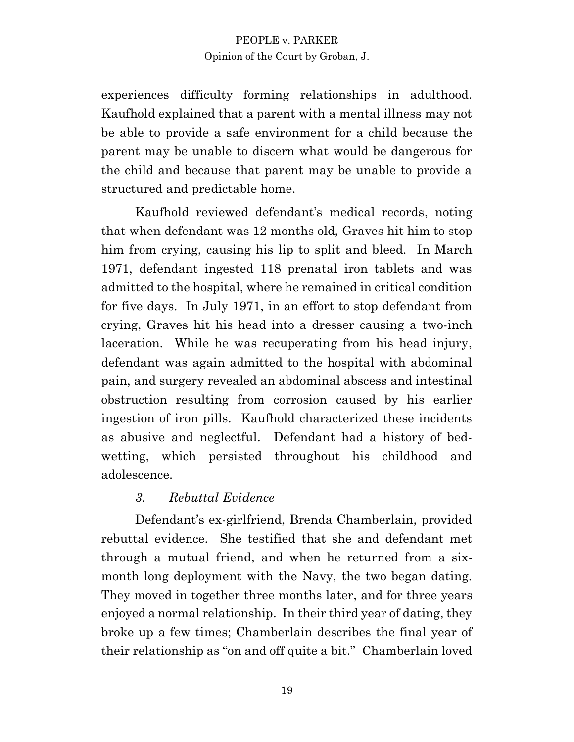experiences difficulty forming relationships in adulthood. Kaufhold explained that a parent with a mental illness may not be able to provide a safe environment for a child because the parent may be unable to discern what would be dangerous for the child and because that parent may be unable to provide a structured and predictable home.

Kaufhold reviewed defendant's medical records, noting that when defendant was 12 months old, Graves hit him to stop him from crying, causing his lip to split and bleed. In March 1971, defendant ingested 118 prenatal iron tablets and was admitted to the hospital, where he remained in critical condition for five days. In July 1971, in an effort to stop defendant from crying, Graves hit his head into a dresser causing a two-inch laceration. While he was recuperating from his head injury, defendant was again admitted to the hospital with abdominal pain, and surgery revealed an abdominal abscess and intestinal obstruction resulting from corrosion caused by his earlier ingestion of iron pills. Kaufhold characterized these incidents as abusive and neglectful. Defendant had a history of bed-wetting, which persisted throughout his childhood and adolescence.

### *3. Rebuttal Evidence*

Defendant's ex-girlfriend, Brenda Chamberlain, provided rebuttal evidence. She testified that she and defendant met through a mutual friend, and when he returned from a six-month long deployment with the Navy, the two began dating. They moved in together three months later, and for three years enjoyed a normal relationship. In their third year of dating, they broke up a few times; Chamberlain describes the final year of their relationship as "on and off quite a bit." Chamberlain loved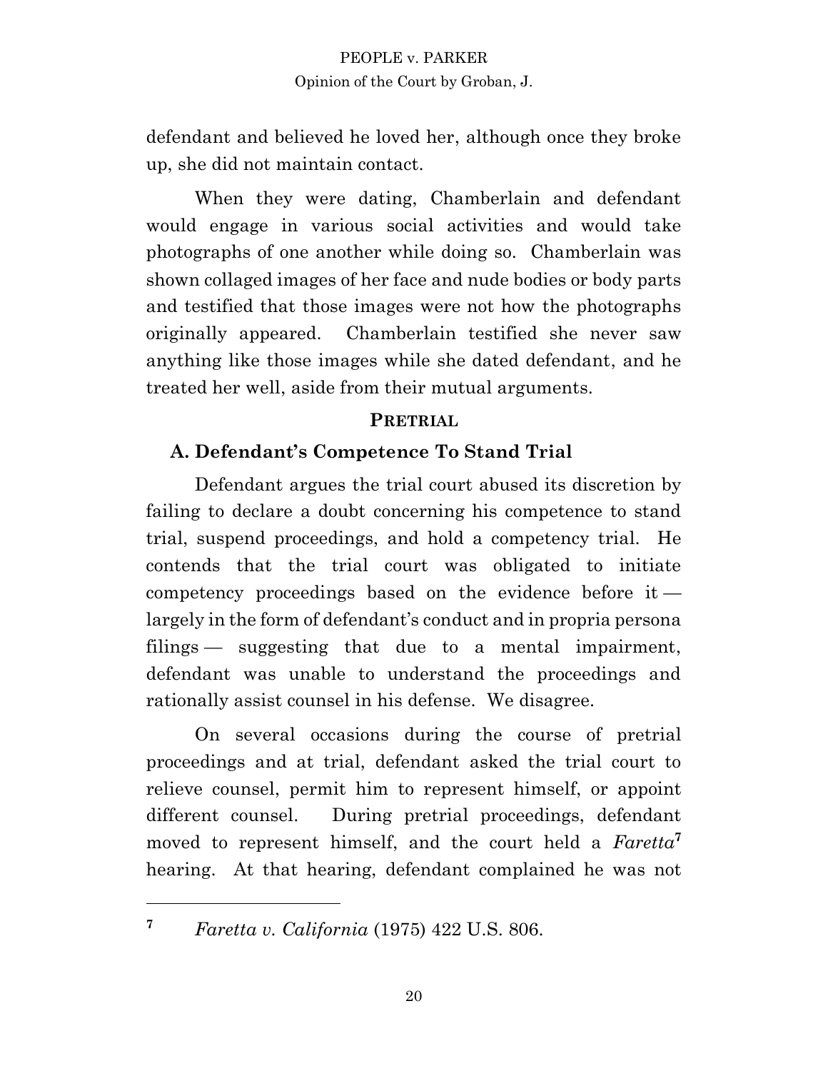defendant and believed he loved her, although once they broke up, she did not maintain contact.

When they were dating, Chamberlain and defendant would engage in various social activities and would take photographs of one another while doing so. Chamberlain was shown collaged images of her face and nude bodies or body parts and testified that those images were not how the photographs originally appeared. Chamberlain testified she never saw anything like those images while she dated defendant, and he treated her well, aside from their mutual arguments.

## PRETRIAL

### A. Defendant's Competence To Stand Trial

Defendant argues the trial court abused its discretion by failing to declare a doubt concerning his competence to stand trial, suspend proceedings, and hold a competency trial. He contends that the trial court was obligated to initiate competency proceedings based on the evidence before it — largely in the form of defendant's conduct and in propria persona filings — suggesting that due to a mental impairment, defendant was unable to understand the proceedings and rationally assist counsel in his defense. We disagree.

On several occasions during the course of pretrial proceedings and at trial, defendant asked the trial court to relieve counsel, permit him to represent himself, or appoint different counsel. During pretrial proceedings, defendant moved to represent himself, and the court held a *Faretta*[7] hearing. At that hearing, defendant complained he was not

---

[7] *Faretta v. California* (1975) 422 U.S. 806.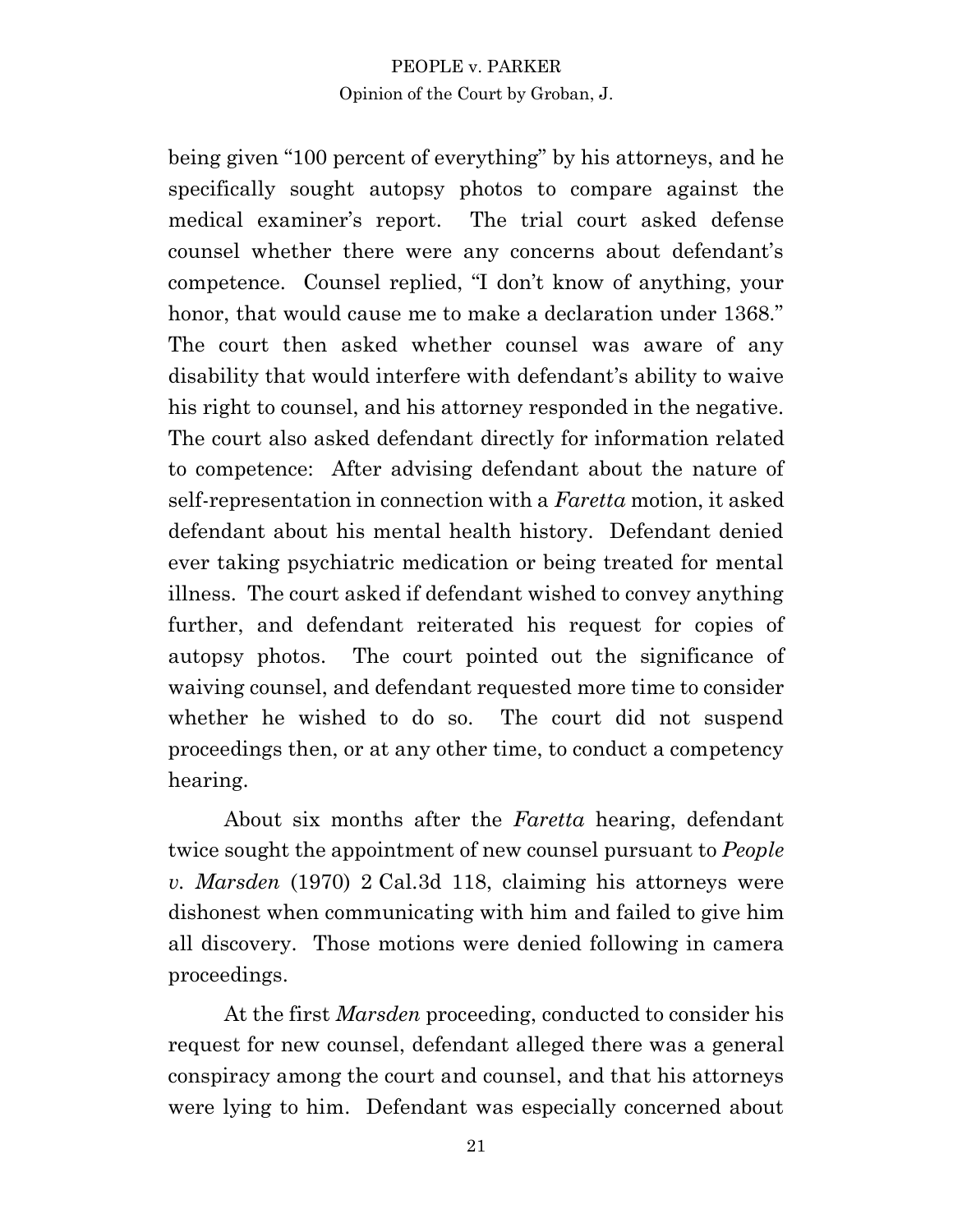being given "100 percent of everything" by his attorneys, and he specifically sought autopsy photos to compare against the medical examiner's report. The trial court asked defense counsel whether there were any concerns about defendant's competence. Counsel replied, "I don't know of anything, your honor, that would cause me to make a declaration under 1368." The court then asked whether counsel was aware of any disability that would interfere with defendant's ability to waive his right to counsel, and his attorney responded in the negative. The court also asked defendant directly for information related to competence: After advising defendant about the nature of self-representation in connection with a *Faretta* motion, it asked defendant about his mental health history. Defendant denied ever taking psychiatric medication or being treated for mental illness. The court asked if defendant wished to convey anything further, and defendant reiterated his request for copies of autopsy photos. The court pointed out the significance of waiving counsel, and defendant requested more time to consider whether he wished to do so. The court did not suspend proceedings then, or at any other time, to conduct a competency hearing.

About six months after the *Faretta* hearing, defendant twice sought the appointment of new counsel pursuant to *People v. Marsden* (1970) 2 Cal.3d 118, claiming his attorneys were dishonest when communicating with him and failed to give him all discovery. Those motions were denied following in camera proceedings.

At the first *Marsden* proceeding, conducted to consider his request for new counsel, defendant alleged there was a general conspiracy among the court and counsel, and that his attorneys were lying to him. Defendant was especially concerned about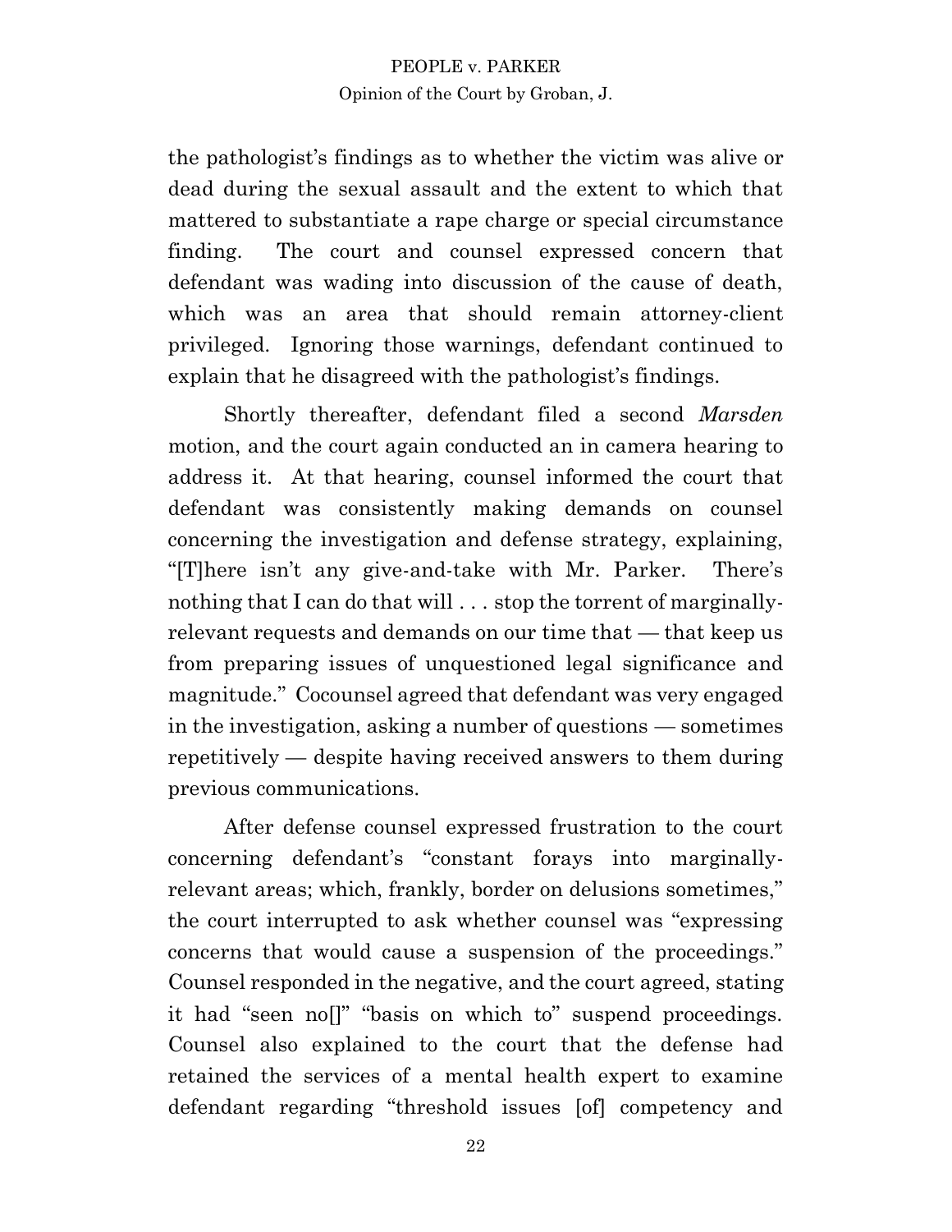the pathologist's findings as to whether the victim was alive or dead during the sexual assault and the extent to which that mattered to substantiate a rape charge or special circumstance finding. The court and counsel expressed concern that defendant was wading into discussion of the cause of death, which was an area that should remain attorney-client privileged. Ignoring those warnings, defendant continued to explain that he disagreed with the pathologist's findings.

Shortly thereafter, defendant filed a second *Marsden* motion, and the court again conducted an in camera hearing to address it. At that hearing, counsel informed the court that defendant was consistently making demands on counsel concerning the investigation and defense strategy, explaining, "[T]here isn't any give-and-take with Mr. Parker. There's nothing that I can do that will . . . stop the torrent of marginally-relevant requests and demands on our time that — that keep us from preparing issues of unquestioned legal significance and magnitude." Cocounsel agreed that defendant was very engaged in the investigation, asking a number of questions — sometimes repetitively — despite having received answers to them during previous communications.

After defense counsel expressed frustration to the court concerning defendant's "constant forays into marginally-relevant areas; which, frankly, border on delusions sometimes," the court interrupted to ask whether counsel was "expressing concerns that would cause a suspension of the proceedings." Counsel responded in the negative, and the court agreed, stating it had "seen no[]" "basis on which to" suspend proceedings. Counsel also explained to the court that the defense had retained the services of a mental health expert to examine defendant regarding "threshold issues [of] competency and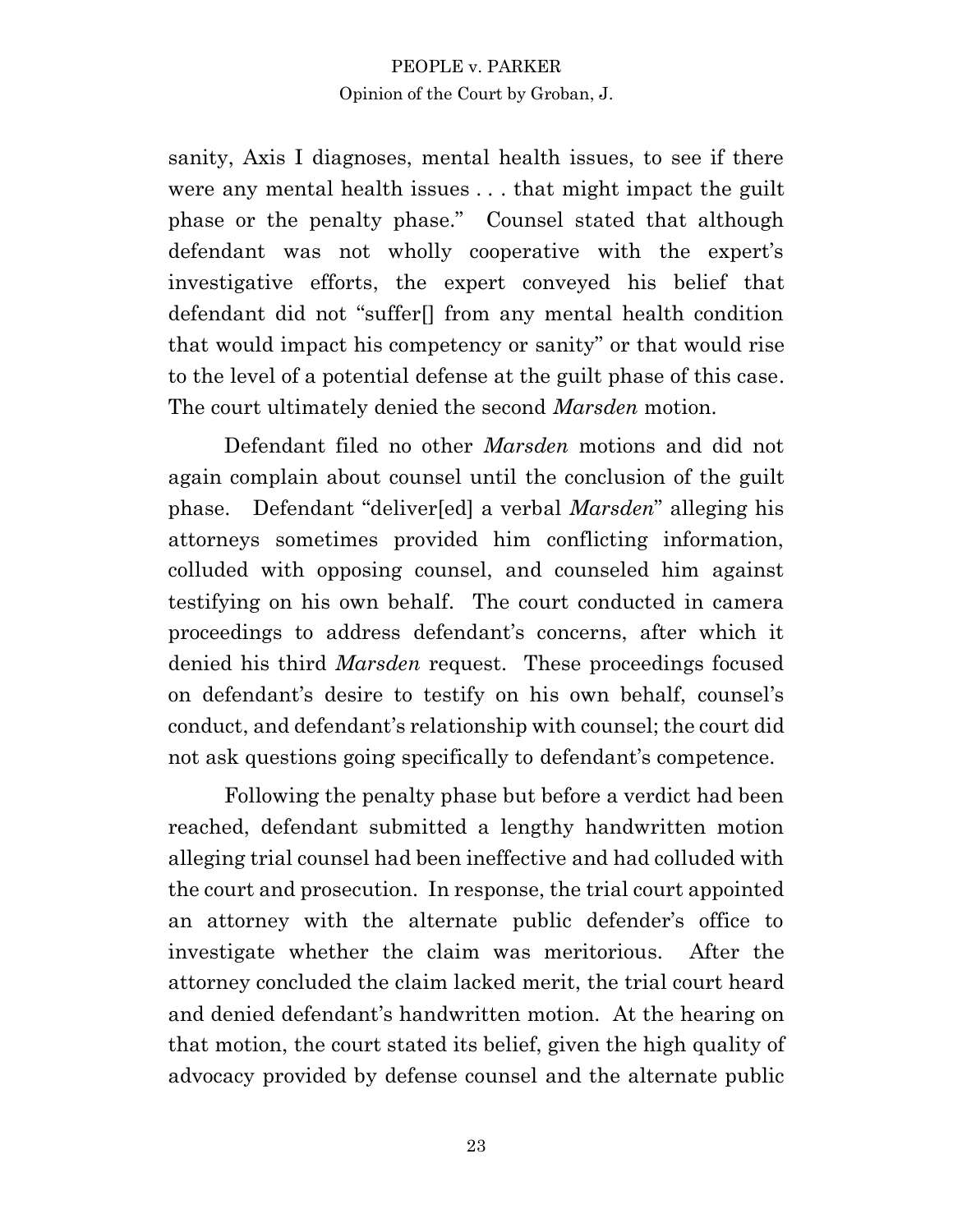sanity, Axis I diagnoses, mental health issues, to see if there were any mental health issues . . . that might impact the guilt phase or the penalty phase." Counsel stated that although defendant was not wholly cooperative with the expert's investigative efforts, the expert conveyed his belief that defendant did not "suffer[] from any mental health condition that would impact his competency or sanity" or that would rise to the level of a potential defense at the guilt phase of this case. The court ultimately denied the second *Marsden* motion.

Defendant filed no other *Marsden* motions and did not again complain about counsel until the conclusion of the guilt phase. Defendant "deliver[ed] a verbal *Marsden*" alleging his attorneys sometimes provided him conflicting information, colluded with opposing counsel, and counseled him against testifying on his own behalf. The court conducted in camera proceedings to address defendant's concerns, after which it denied his third *Marsden* request. These proceedings focused on defendant's desire to testify on his own behalf, counsel's conduct, and defendant's relationship with counsel; the court did not ask questions going specifically to defendant's competence.

Following the penalty phase but before a verdict had been reached, defendant submitted a lengthy handwritten motion alleging trial counsel had been ineffective and had colluded with the court and prosecution. In response, the trial court appointed an attorney with the alternate public defender's office to investigate whether the claim was meritorious. After the attorney concluded the claim lacked merit, the trial court heard and denied defendant's handwritten motion. At the hearing on that motion, the court stated its belief, given the high quality of advocacy provided by defense counsel and the alternate public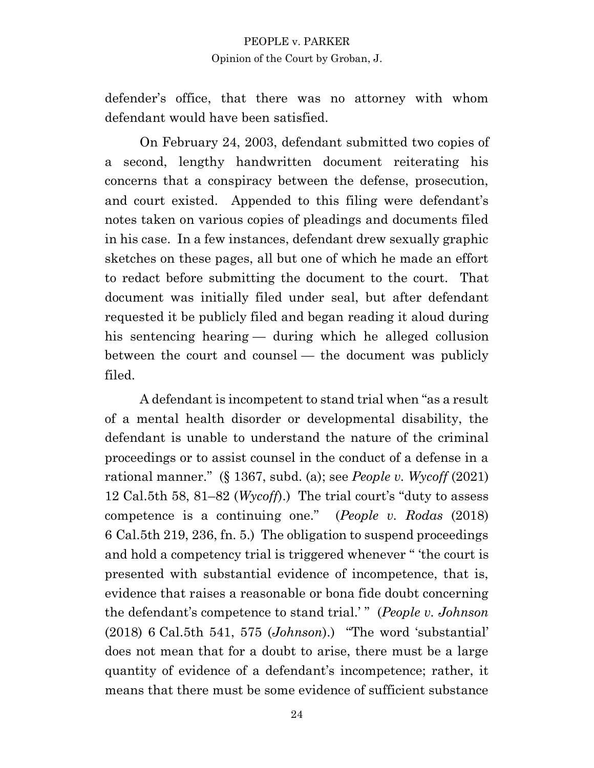defender's office, that there was no attorney with whom defendant would have been satisfied.

On February 24, 2003, defendant submitted two copies of a second, lengthy handwritten document reiterating his concerns that a conspiracy between the defense, prosecution, and court existed. Appended to this filing were defendant's notes taken on various copies of pleadings and documents filed in his case. In a few instances, defendant drew sexually graphic sketches on these pages, all but one of which he made an effort to redact before submitting the document to the court. That document was initially filed under seal, but after defendant requested it be publicly filed and began reading it aloud during his sentencing hearing — during which he alleged collusion between the court and counsel — the document was publicly filed.

A defendant is incompetent to stand trial when "as a result of a mental health disorder or developmental disability, the defendant is unable to understand the nature of the criminal proceedings or to assist counsel in the conduct of a defense in a rational manner." (§ 1367, subd. (a); see *People v. Wycoff* (2021) 12 Cal.5th 58, 81–82 (*Wycoff*).) The trial court's "duty to assess competence is a continuing one." (*People v. Rodas* (2018) 6 Cal.5th 219, 236, fn. 5.) The obligation to suspend proceedings and hold a competency trial is triggered whenever " 'the court is presented with substantial evidence of incompetence, that is, evidence that raises a reasonable or bona fide doubt concerning the defendant's competence to stand trial.' " (*People v. Johnson* (2018) 6 Cal.5th 541, 575 (*Johnson*).) "The word 'substantial' does not mean that for a doubt to arise, there must be a large quantity of evidence of a defendant's incompetence; rather, it means that there must be some evidence of sufficient substance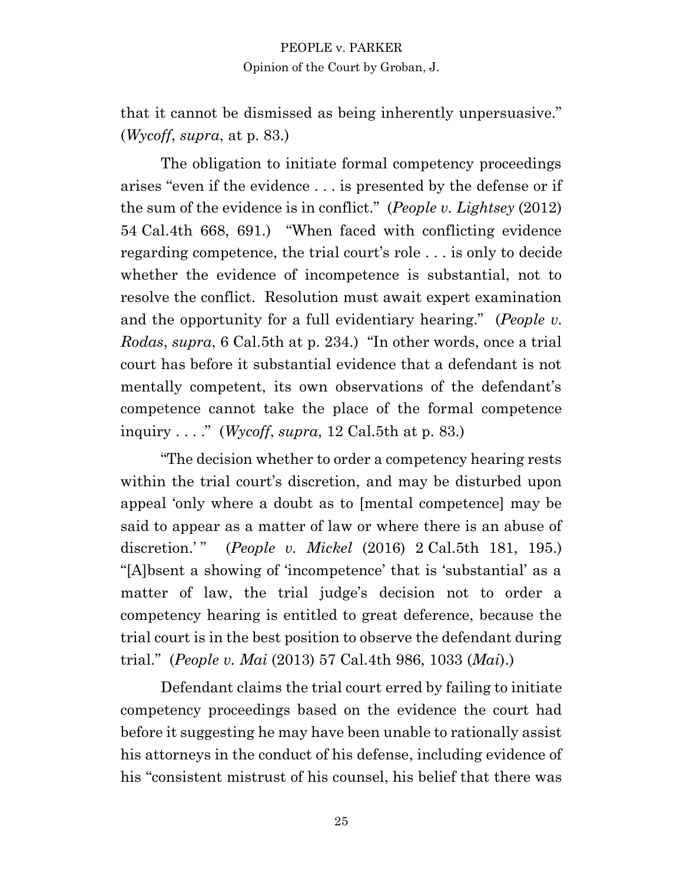that it cannot be dismissed as being inherently unpersuasive." (*Wycoff*, *supra*, at p. 83.)

The obligation to initiate formal competency proceedings arises "even if the evidence . . . is presented by the defense or if the sum of the evidence is in conflict." (*People v. Lightsey* (2012) 54 Cal.4th 668, 691.) "When faced with conflicting evidence regarding competence, the trial court's role . . . is only to decide whether the evidence of incompetence is substantial, not to resolve the conflict. Resolution must await expert examination and the opportunity for a full evidentiary hearing." (*People v. Rodas*, *supra*, 6 Cal.5th at p. 234.) "In other words, once a trial court has before it substantial evidence that a defendant is not mentally competent, its own observations of the defendant's competence cannot take the place of the formal competence inquiry . . . ." (*Wycoff*, *supra*, 12 Cal.5th at p. 83.)

"The decision whether to order a competency hearing rests within the trial court's discretion, and may be disturbed upon appeal 'only where a doubt as to [mental competence] may be said to appear as a matter of law or where there is an abuse of discretion.' " (*People v. Mickel* (2016) 2 Cal.5th 181, 195.) "[A]bsent a showing of 'incompetence' that is 'substantial' as a matter of law, the trial judge's decision not to order a competency hearing is entitled to great deference, because the trial court is in the best position to observe the defendant during trial." (*People v. Mai* (2013) 57 Cal.4th 986, 1033 (*Mai*).)

Defendant claims the trial court erred by failing to initiate competency proceedings based on the evidence the court had before it suggesting he may have been unable to rationally assist his attorneys in the conduct of his defense, including evidence of his "consistent mistrust of his counsel, his belief that there was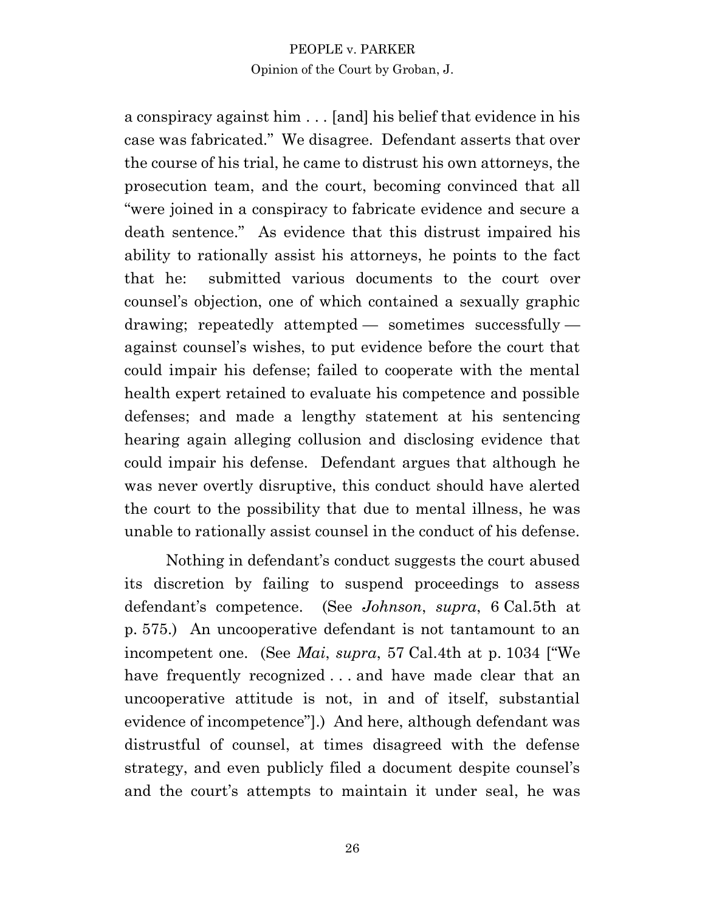a conspiracy against him . . . [and] his belief that evidence in his case was fabricated." We disagree. Defendant asserts that over the course of his trial, he came to distrust his own attorneys, the prosecution team, and the court, becoming convinced that all "were joined in a conspiracy to fabricate evidence and secure a death sentence." As evidence that this distrust impaired his ability to rationally assist his attorneys, he points to the fact that he: submitted various documents to the court over counsel's objection, one of which contained a sexually graphic drawing; repeatedly attempted — sometimes successfully — against counsel's wishes, to put evidence before the court that could impair his defense; failed to cooperate with the mental health expert retained to evaluate his competence and possible defenses; and made a lengthy statement at his sentencing hearing again alleging collusion and disclosing evidence that could impair his defense. Defendant argues that although he was never overtly disruptive, this conduct should have alerted the court to the possibility that due to mental illness, he was unable to rationally assist counsel in the conduct of his defense.

Nothing in defendant's conduct suggests the court abused its discretion by failing to suspend proceedings to assess defendant's competence. (See *Johnson*, *supra*, 6 Cal.5th at p. 575.) An uncooperative defendant is not tantamount to an incompetent one. (See *Mai*, *supra*, 57 Cal.4th at p. 1034 ["We have frequently recognized . . . and have made clear that an uncooperative attitude is not, in and of itself, substantial evidence of incompetence"].) And here, although defendant was distrustful of counsel, at times disagreed with the defense strategy, and even publicly filed a document despite counsel's and the court's attempts to maintain it under seal, he was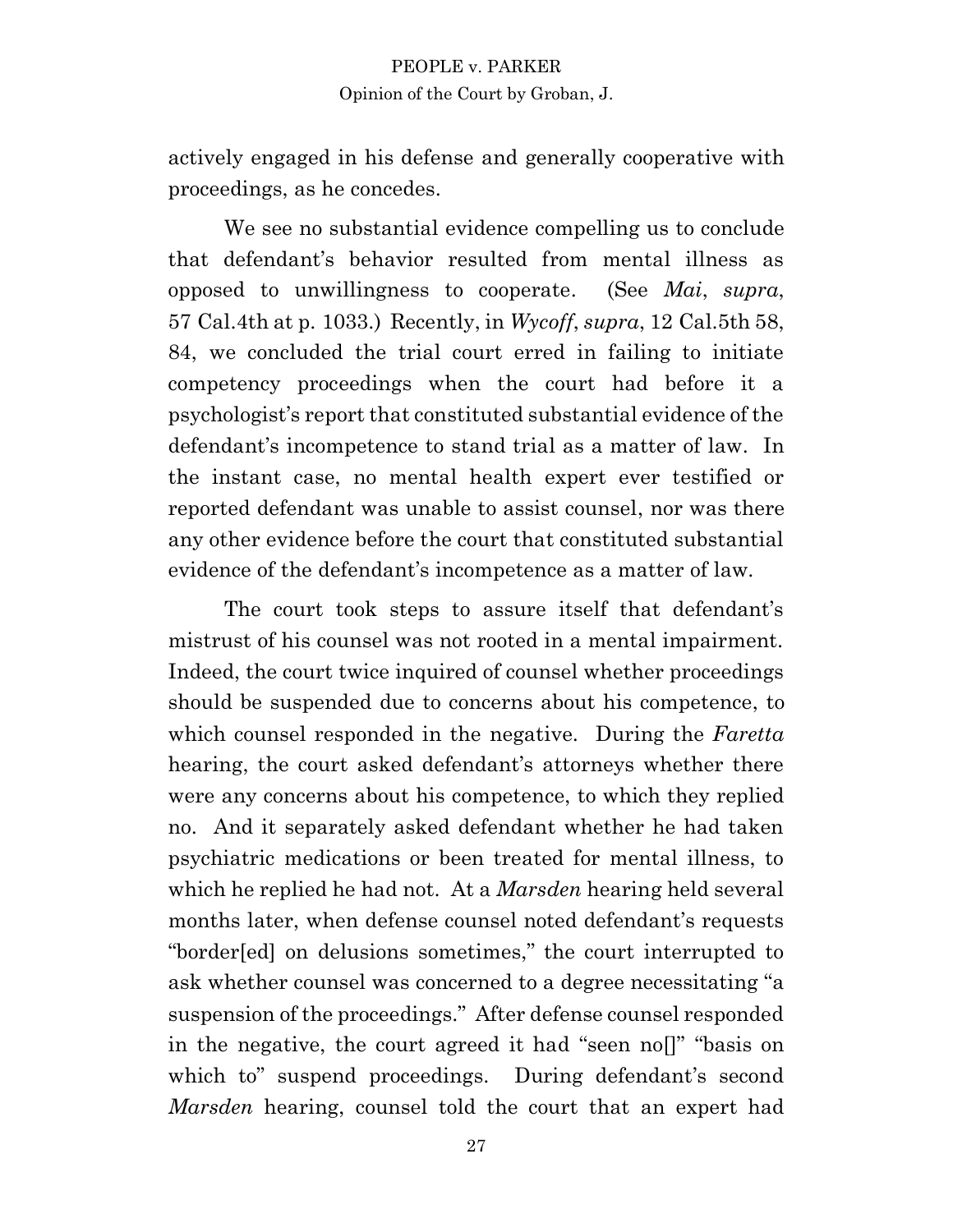actively engaged in his defense and generally cooperative with proceedings, as he concedes.

We see no substantial evidence compelling us to conclude that defendant's behavior resulted from mental illness as opposed to unwillingness to cooperate. (See *Mai*, *supra*, 57 Cal.4th at p. 1033.) Recently, in *Wycoff*, *supra*, 12 Cal.5th 58, 84, we concluded the trial court erred in failing to initiate competency proceedings when the court had before it a psychologist's report that constituted substantial evidence of the defendant's incompetence to stand trial as a matter of law. In the instant case, no mental health expert ever testified or reported defendant was unable to assist counsel, nor was there any other evidence before the court that constituted substantial evidence of the defendant's incompetence as a matter of law.

The court took steps to assure itself that defendant's mistrust of his counsel was not rooted in a mental impairment. Indeed, the court twice inquired of counsel whether proceedings should be suspended due to concerns about his competence, to which counsel responded in the negative. During the *Faretta* hearing, the court asked defendant's attorneys whether there were any concerns about his competence, to which they replied no. And it separately asked defendant whether he had taken psychiatric medications or been treated for mental illness, to which he replied he had not. At a *Marsden* hearing held several months later, when defense counsel noted defendant's requests "border[ed] on delusions sometimes," the court interrupted to ask whether counsel was concerned to a degree necessitating "a suspension of the proceedings." After defense counsel responded in the negative, the court agreed it had "seen no[]" "basis on which to" suspend proceedings. During defendant's second *Marsden* hearing, counsel told the court that an expert had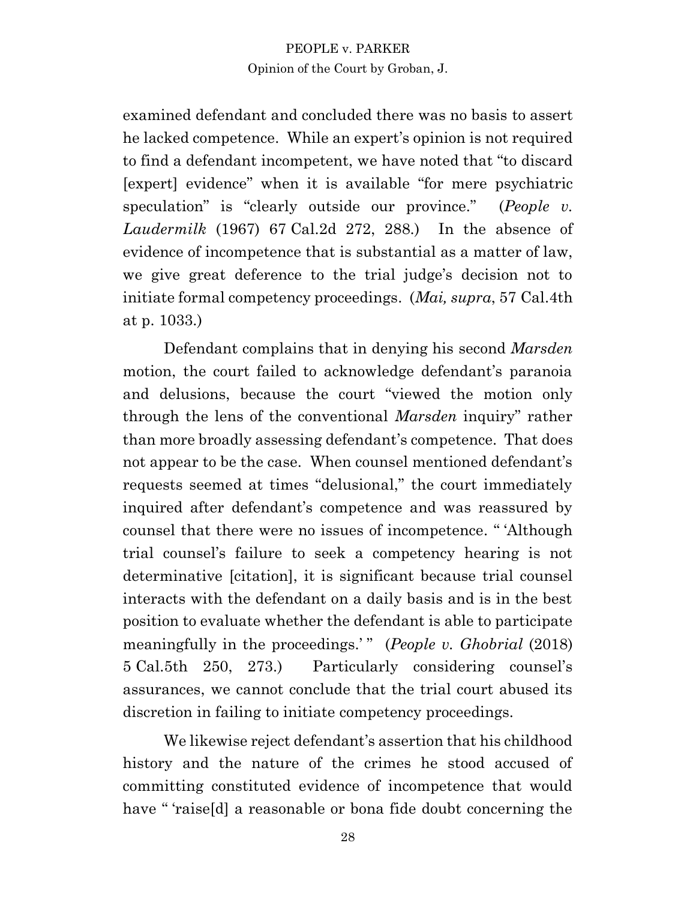examined defendant and concluded there was no basis to assert he lacked competence. While an expert's opinion is not required to find a defendant incompetent, we have noted that "to discard [expert] evidence" when it is available "for mere psychiatric speculation" is "clearly outside our province." (*People v. Laudermilk* (1967) 67 Cal.2d 272, 288.) In the absence of evidence of incompetence that is substantial as a matter of law, we give great deference to the trial judge's decision not to initiate formal competency proceedings. (*Mai, supra*, 57 Cal.4th at p. 1033.)

Defendant complains that in denying his second *Marsden* motion, the court failed to acknowledge defendant's paranoia and delusions, because the court "viewed the motion only through the lens of the conventional *Marsden* inquiry" rather than more broadly assessing defendant's competence. That does not appear to be the case. When counsel mentioned defendant's requests seemed at times "delusional," the court immediately inquired after defendant's competence and was reassured by counsel that there were no issues of incompetence. " 'Although trial counsel's failure to seek a competency hearing is not determinative [citation], it is significant because trial counsel interacts with the defendant on a daily basis and is in the best position to evaluate whether the defendant is able to participate meaningfully in the proceedings.' " (*People v. Ghobrial* (2018) 5 Cal.5th 250, 273.) Particularly considering counsel's assurances, we cannot conclude that the trial court abused its discretion in failing to initiate competency proceedings.

We likewise reject defendant's assertion that his childhood history and the nature of the crimes he stood accused of committing constituted evidence of incompetence that would have " 'raise[d] a reasonable or bona fide doubt concerning the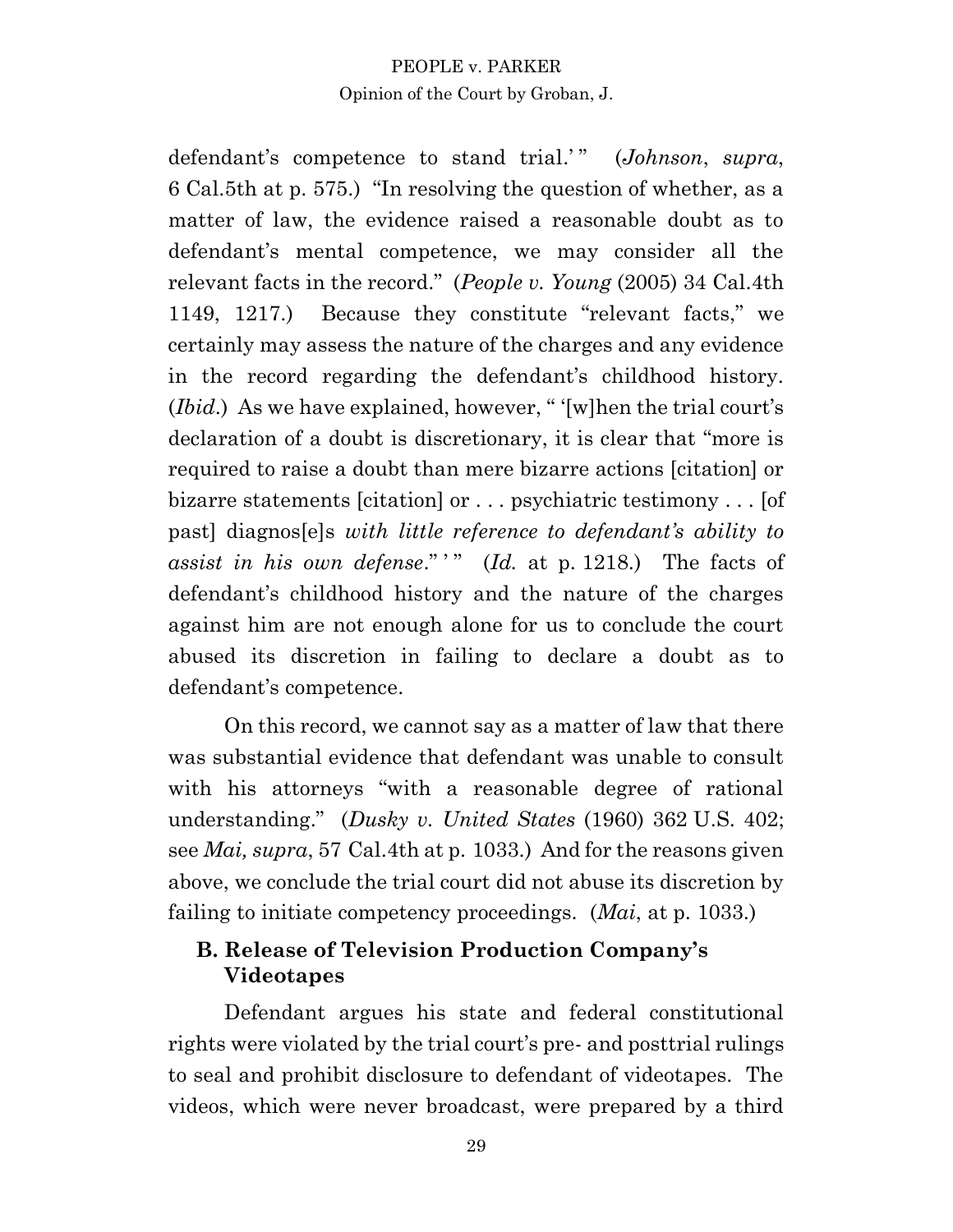defendant's competence to stand trial.' " (*Johnson*, *supra*, 6 Cal.5th at p. 575.) "In resolving the question of whether, as a matter of law, the evidence raised a reasonable doubt as to defendant's mental competence, we may consider all the relevant facts in the record." (*People v. Young* (2005) 34 Cal.4th 1149, 1217.) Because they constitute "relevant facts," we certainly may assess the nature of the charges and any evidence in the record regarding the defendant's childhood history. (*Ibid*.) As we have explained, however, " '[w]hen the trial court's declaration of a doubt is discretionary, it is clear that "more is required to raise a doubt than mere bizarre actions [citation] or bizarre statements [citation] or . . . psychiatric testimony . . . [of past] diagnos[e]s *with little reference to defendant's ability to assist in his own defense*." ' " (*Id.* at p. 1218.) The facts of defendant's childhood history and the nature of the charges against him are not enough alone for us to conclude the court abused its discretion in failing to declare a doubt as to defendant's competence.

On this record, we cannot say as a matter of law that there was substantial evidence that defendant was unable to consult with his attorneys "with a reasonable degree of rational understanding." (*Dusky v. United States* (1960) 362 U.S. 402; see *Mai, supra*, 57 Cal.4th at p. 1033.) And for the reasons given above, we conclude the trial court did not abuse its discretion by failing to initiate competency proceedings. (*Mai*, at p. 1033.)

### B. Release of Television Production Company's Videotapes

Defendant argues his state and federal constitutional rights were violated by the trial court's pre- and posttrial rulings to seal and prohibit disclosure to defendant of videotapes. The videos, which were never broadcast, were prepared by a third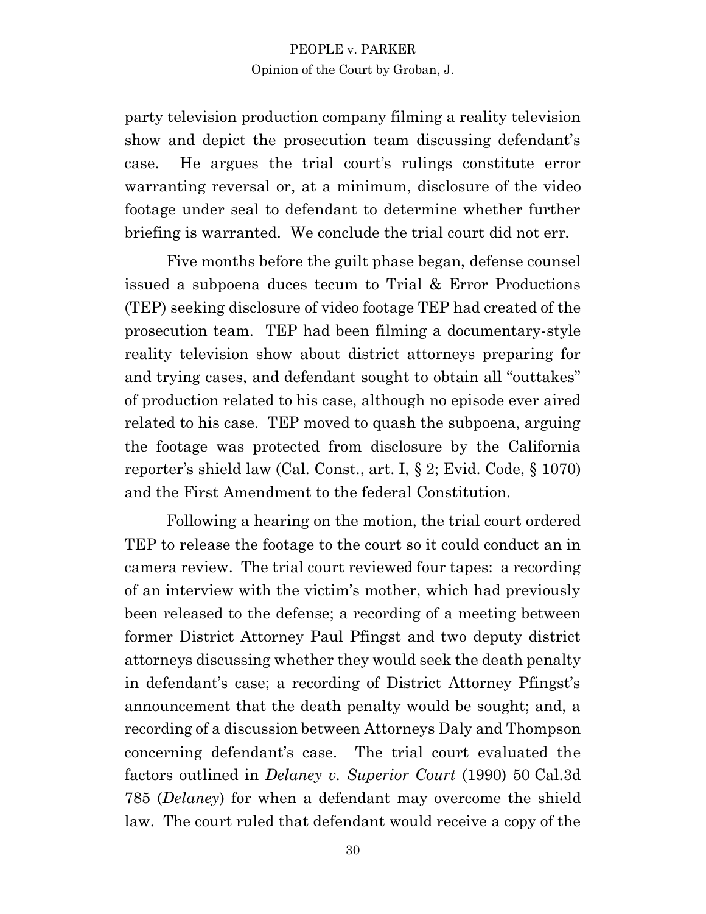party television production company filming a reality television show and depict the prosecution team discussing defendant's case. He argues the trial court's rulings constitute error warranting reversal or, at a minimum, disclosure of the video footage under seal to defendant to determine whether further briefing is warranted. We conclude the trial court did not err.

Five months before the guilt phase began, defense counsel issued a subpoena duces tecum to Trial & Error Productions (TEP) seeking disclosure of video footage TEP had created of the prosecution team. TEP had been filming a documentary-style reality television show about district attorneys preparing for and trying cases, and defendant sought to obtain all "outtakes" of production related to his case, although no episode ever aired related to his case. TEP moved to quash the subpoena, arguing the footage was protected from disclosure by the California reporter's shield law (Cal. Const., art. I, § 2; Evid. Code, § 1070) and the First Amendment to the federal Constitution.

Following a hearing on the motion, the trial court ordered TEP to release the footage to the court so it could conduct an in camera review. The trial court reviewed four tapes: a recording of an interview with the victim's mother, which had previously been released to the defense; a recording of a meeting between former District Attorney Paul Pfingst and two deputy district attorneys discussing whether they would seek the death penalty in defendant's case; a recording of District Attorney Pfingst's announcement that the death penalty would be sought; and, a recording of a discussion between Attorneys Daly and Thompson concerning defendant's case. The trial court evaluated the factors outlined in *Delaney v. Superior Court* (1990) 50 Cal.3d 785 (*Delaney*) for when a defendant may overcome the shield law. The court ruled that defendant would receive a copy of the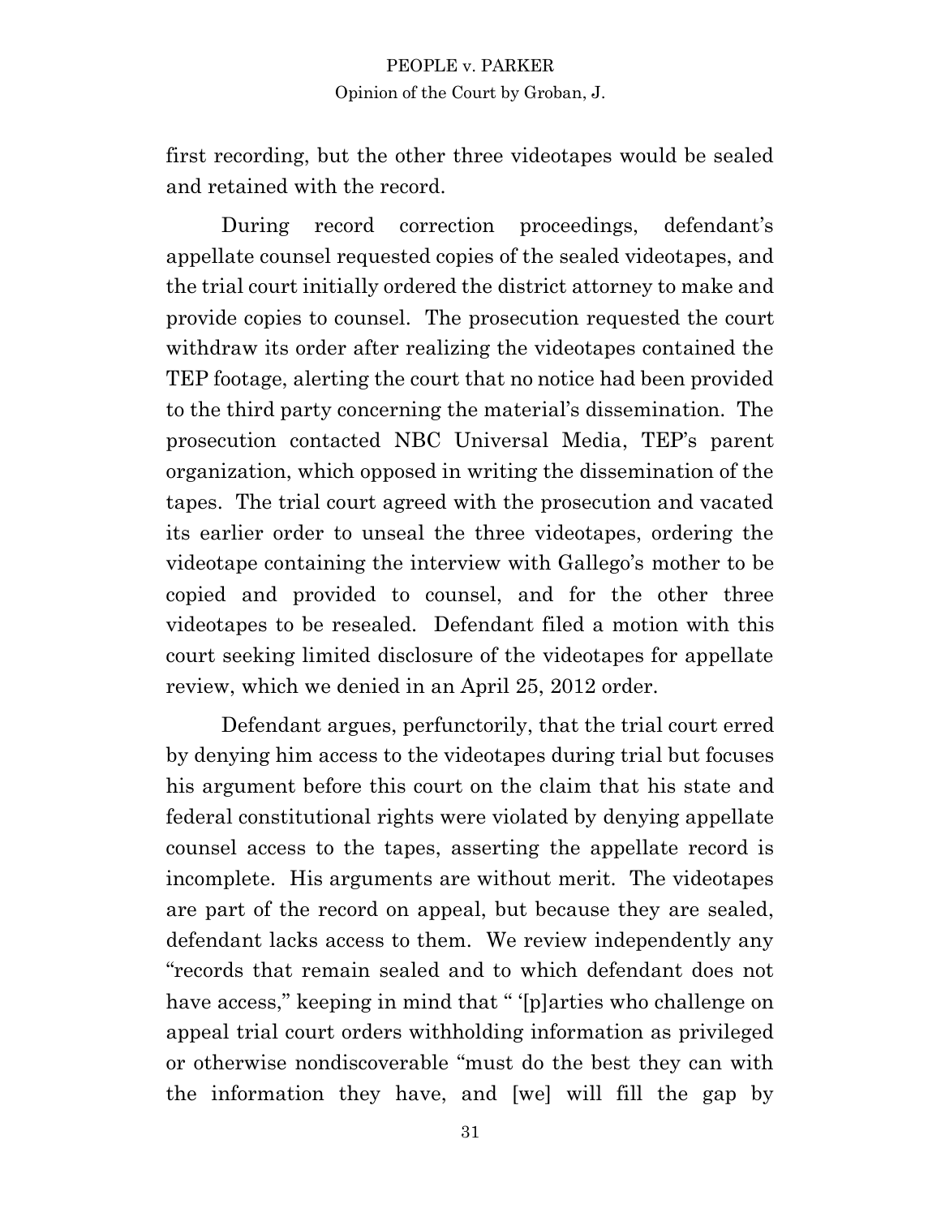first recording, but the other three videotapes would be sealed and retained with the record.

During record correction proceedings, defendant's appellate counsel requested copies of the sealed videotapes, and the trial court initially ordered the district attorney to make and provide copies to counsel. The prosecution requested the court withdraw its order after realizing the videotapes contained the TEP footage, alerting the court that no notice had been provided to the third party concerning the material's dissemination. The prosecution contacted NBC Universal Media, TEP's parent organization, which opposed in writing the dissemination of the tapes. The trial court agreed with the prosecution and vacated its earlier order to unseal the three videotapes, ordering the videotape containing the interview with Gallego's mother to be copied and provided to counsel, and for the other three videotapes to be resealed. Defendant filed a motion with this court seeking limited disclosure of the videotapes for appellate review, which we denied in an April 25, 2012 order.

Defendant argues, perfunctorily, that the trial court erred by denying him access to the videotapes during trial but focuses his argument before this court on the claim that his state and federal constitutional rights were violated by denying appellate counsel access to the tapes, asserting the appellate record is incomplete. His arguments are without merit. The videotapes are part of the record on appeal, but because they are sealed, defendant lacks access to them. We review independently any "records that remain sealed and to which defendant does not have access," keeping in mind that " '[p]arties who challenge on appeal trial court orders withholding information as privileged or otherwise nondiscoverable "must do the best they can with the information they have, and [we] will fill the gap by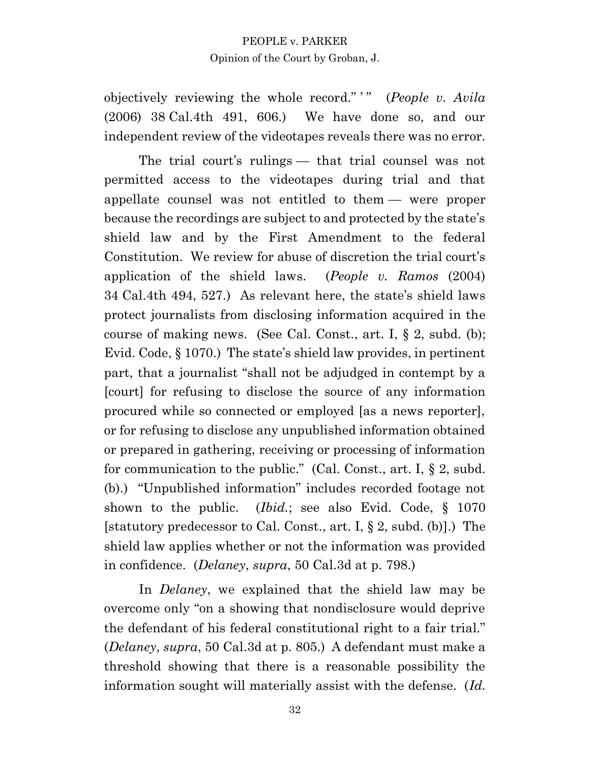objectively reviewing the whole record." ' " (*People v. Avila* (2006) 38 Cal.4th 491, 606.) We have done so, and our independent review of the videotapes reveals there was no error.

The trial court's rulings — that trial counsel was not permitted access to the videotapes during trial and that appellate counsel was not entitled to them — were proper because the recordings are subject to and protected by the state's shield law and by the First Amendment to the federal Constitution. We review for abuse of discretion the trial court's application of the shield laws. (*People v. Ramos* (2004) 34 Cal.4th 494, 527.) As relevant here, the state's shield laws protect journalists from disclosing information acquired in the course of making news. (See Cal. Const., art. I, § 2, subd. (b); Evid. Code, § 1070.) The state's shield law provides, in pertinent part, that a journalist "shall not be adjudged in contempt by a [court] for refusing to disclose the source of any information procured while so connected or employed [as a news reporter], or for refusing to disclose any unpublished information obtained or prepared in gathering, receiving or processing of information for communication to the public." (Cal. Const., art. I, § 2, subd. (b).) "Unpublished information" includes recorded footage not shown to the public. (*Ibid.*; see also Evid. Code, § 1070 [statutory predecessor to Cal. Const., art. I, § 2, subd. (b)].) The shield law applies whether or not the information was provided in confidence. (*Delaney*, *supra*, 50 Cal.3d at p. 798.)

In *Delaney*, we explained that the shield law may be overcome only "on a showing that nondisclosure would deprive the defendant of his federal constitutional right to a fair trial." (*Delaney*, *supra*, 50 Cal.3d at p. 805.) A defendant must make a threshold showing that there is a reasonable possibility the information sought will materially assist with the defense. (*Id.*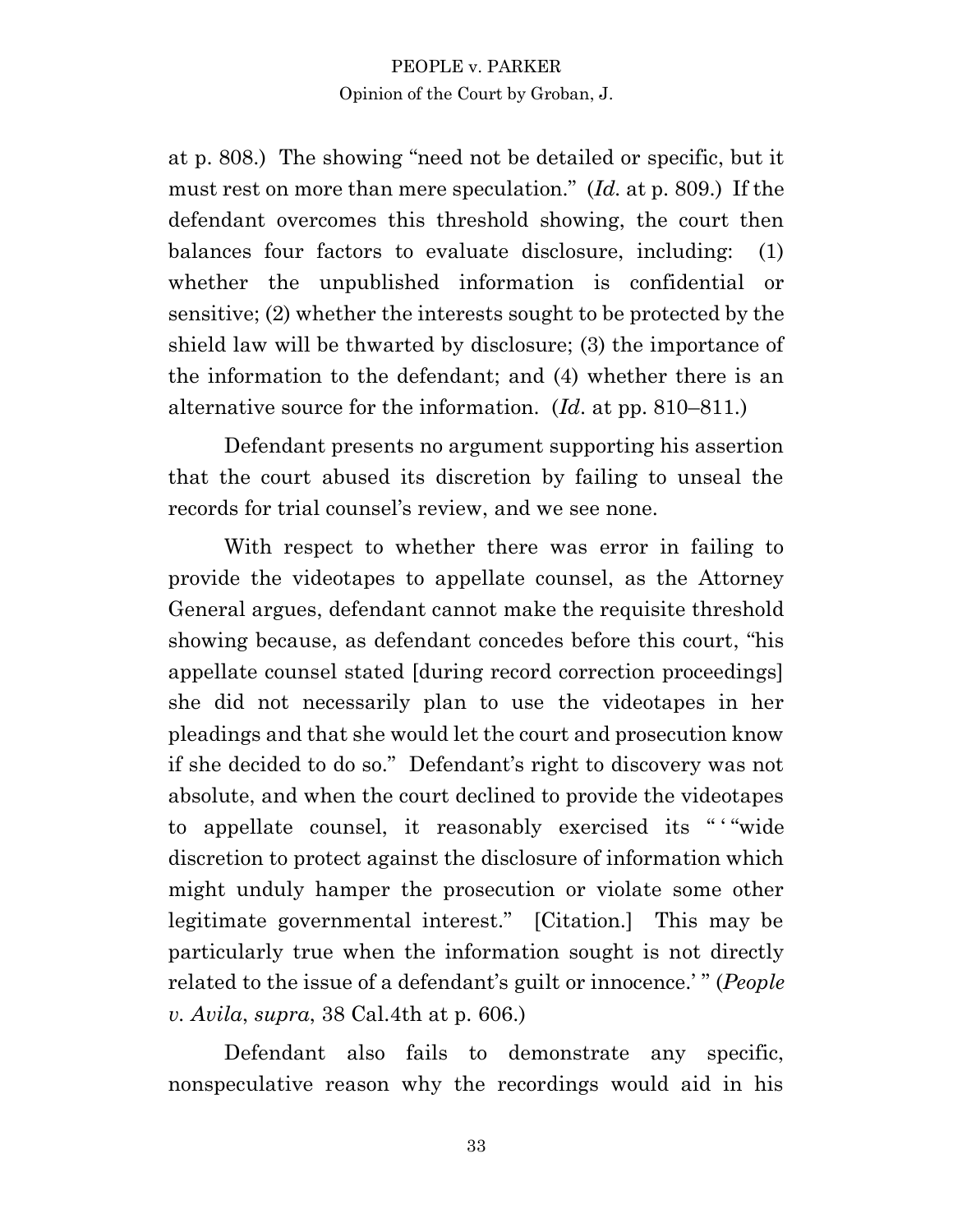at p. 808.) The showing "need not be detailed or specific, but it must rest on more than mere speculation." (*Id.* at p. 809.) If the defendant overcomes this threshold showing, the court then balances four factors to evaluate disclosure, including: (1) whether the unpublished information is confidential or sensitive; (2) whether the interests sought to be protected by the shield law will be thwarted by disclosure; (3) the importance of the information to the defendant; and (4) whether there is an alternative source for the information. (*Id.* at pp. 810–811.)

Defendant presents no argument supporting his assertion that the court abused its discretion by failing to unseal the records for trial counsel's review, and we see none.

With respect to whether there was error in failing to provide the videotapes to appellate counsel, as the Attorney General argues, defendant cannot make the requisite threshold showing because, as defendant concedes before this court, "his appellate counsel stated [during record correction proceedings] she did not necessarily plan to use the videotapes in her pleadings and that she would let the court and prosecution know if she decided to do so." Defendant's right to discovery was not absolute, and when the court declined to provide the videotapes to appellate counsel, it reasonably exercised its " ' "wide discretion to protect against the disclosure of information which might unduly hamper the prosecution or violate some other legitimate governmental interest." [Citation.] This may be particularly true when the information sought is not directly related to the issue of a defendant's guilt or innocence.' " (*People v. Avila*, *supra*, 38 Cal.4th at p. 606.)

Defendant also fails to demonstrate any specific, nonspeculative reason why the recordings would aid in his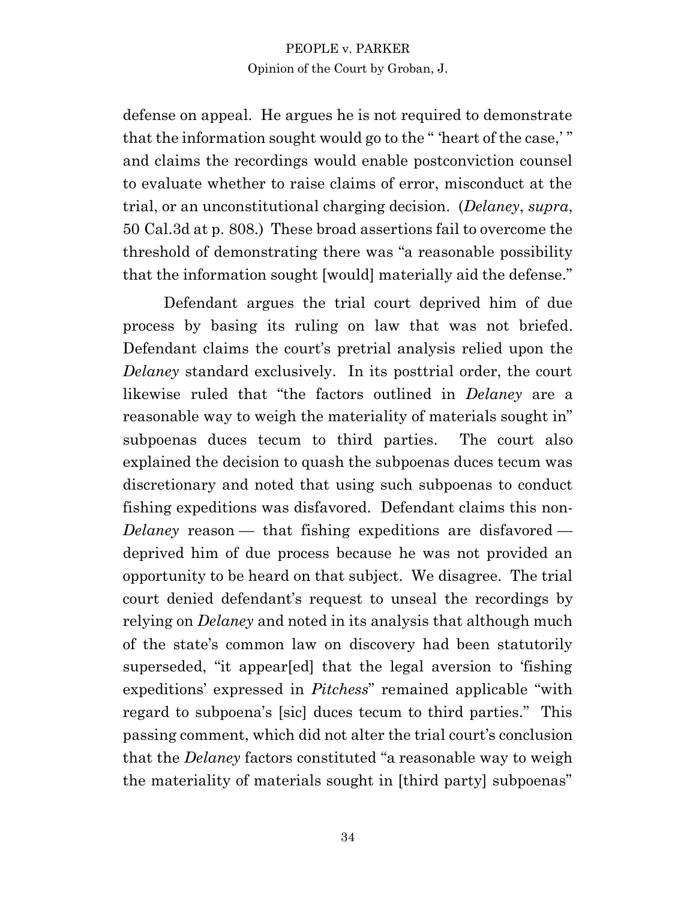defense on appeal. He argues he is not required to demonstrate that the information sought would go to the " 'heart of the case,' " and claims the recordings would enable postconviction counsel to evaluate whether to raise claims of error, misconduct at the trial, or an unconstitutional charging decision. (*Delaney*, *supra*, 50 Cal.3d at p. 808.) These broad assertions fail to overcome the threshold of demonstrating there was "a reasonable possibility that the information sought [would] materially aid the defense."

Defendant argues the trial court deprived him of due process by basing its ruling on law that was not briefed. Defendant claims the court's pretrial analysis relied upon the *Delaney* standard exclusively. In its posttrial order, the court likewise ruled that "the factors outlined in *Delaney* are a reasonable way to weigh the materiality of materials sought in" subpoenas duces tecum to third parties. The court also explained the decision to quash the subpoenas duces tecum was discretionary and noted that using such subpoenas to conduct fishing expeditions was disfavored. Defendant claims this non-*Delaney* reason — that fishing expeditions are disfavored — deprived him of due process because he was not provided an opportunity to be heard on that subject. We disagree. The trial court denied defendant's request to unseal the recordings by relying on *Delaney* and noted in its analysis that although much of the state's common law on discovery had been statutorily superseded, "it appear[ed] that the legal aversion to 'fishing expeditions' expressed in *Pitchess*" remained applicable "with regard to subpoena's [sic] duces tecum to third parties." This passing comment, which did not alter the trial court's conclusion that the *Delaney* factors constituted "a reasonable way to weigh the materiality of materials sought in [third party] subpoenas"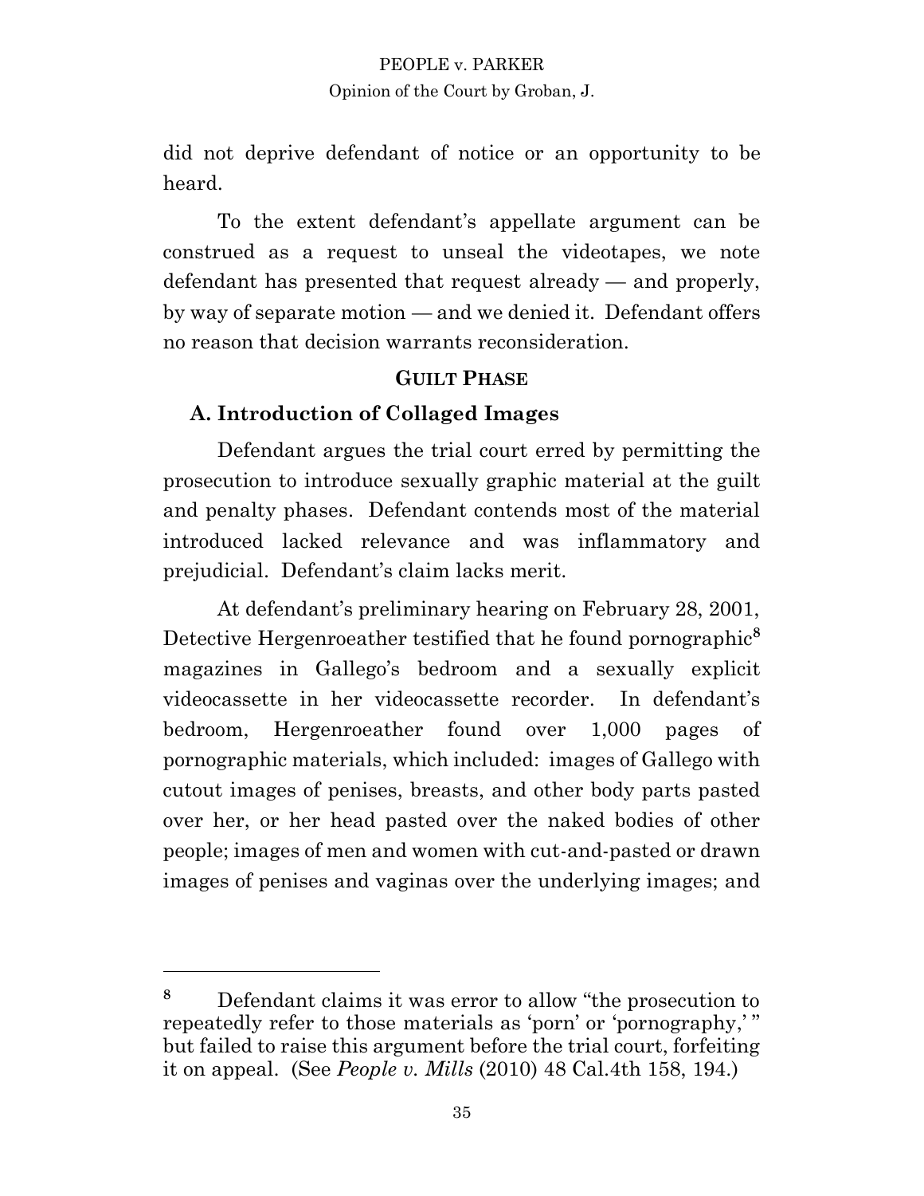did not deprive defendant of notice or an opportunity to be heard.

To the extent defendant's appellate argument can be construed as a request to unseal the videotapes, we note defendant has presented that request already — and properly, by way of separate motion — and we denied it. Defendant offers no reason that decision warrants reconsideration.

## GUILT PHASE

### A. Introduction of Collaged Images

Defendant argues the trial court erred by permitting the prosecution to introduce sexually graphic material at the guilt and penalty phases. Defendant contends most of the material introduced lacked relevance and was inflammatory and prejudicial. Defendant's claim lacks merit.

At defendant's preliminary hearing on February 28, 2001, Detective Hergenroeather testified that he found pornographic[8] magazines in Gallego's bedroom and a sexually explicit videocassette in her videocassette recorder. In defendant's bedroom, Hergenroeather found over 1,000 pages of pornographic materials, which included: images of Gallego with cutout images of penises, breasts, and other body parts pasted over her, or her head pasted over the naked bodies of other people; images of men and women with cut-and-pasted or drawn images of penises and vaginas over the underlying images; and

---

[8] Defendant claims it was error to allow "the prosecution to repeatedly refer to those materials as 'porn' or 'pornography,' " but failed to raise this argument before the trial court, forfeiting it on appeal. (See *People v. Mills* (2010) 48 Cal.4th 158, 194.)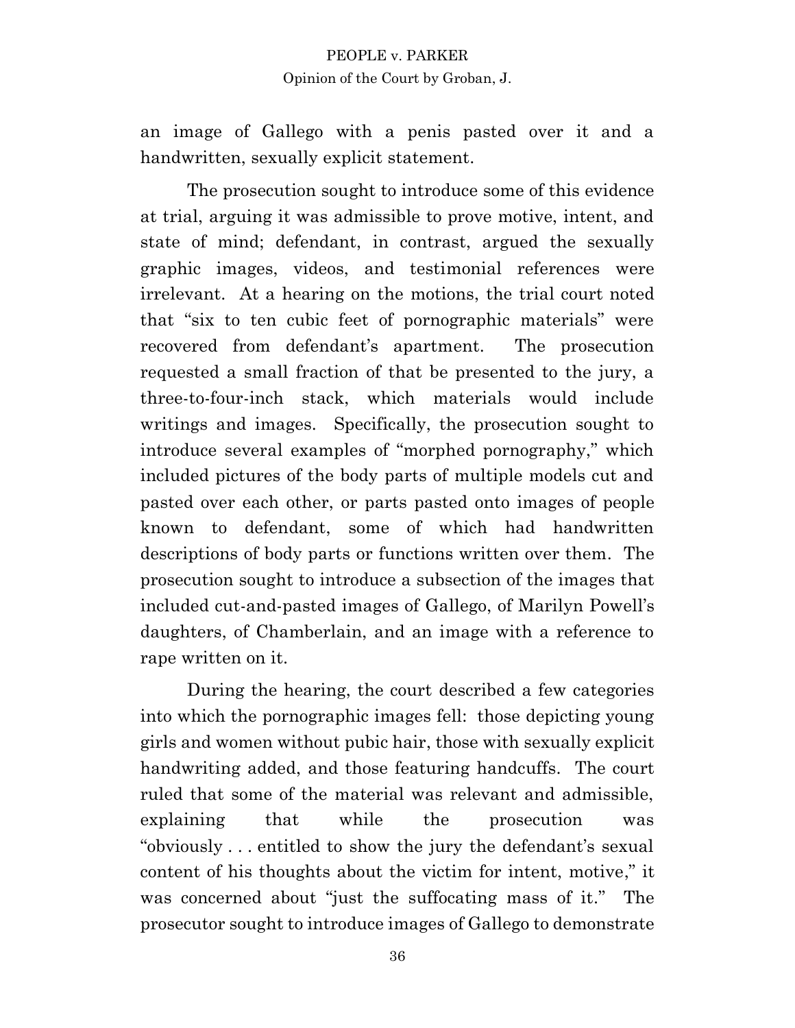an image of Gallego with a penis pasted over it and a handwritten, sexually explicit statement.

The prosecution sought to introduce some of this evidence at trial, arguing it was admissible to prove motive, intent, and state of mind; defendant, in contrast, argued the sexually graphic images, videos, and testimonial references were irrelevant. At a hearing on the motions, the trial court noted that "six to ten cubic feet of pornographic materials" were recovered from defendant's apartment. The prosecution requested a small fraction of that be presented to the jury, a three-to-four-inch stack, which materials would include writings and images. Specifically, the prosecution sought to introduce several examples of "morphed pornography," which included pictures of the body parts of multiple models cut and pasted over each other, or parts pasted onto images of people known to defendant, some of which had handwritten descriptions of body parts or functions written over them. The prosecution sought to introduce a subsection of the images that included cut-and-pasted images of Gallego, of Marilyn Powell's daughters, of Chamberlain, and an image with a reference to rape written on it.

During the hearing, the court described a few categories into which the pornographic images fell: those depicting young girls and women without pubic hair, those with sexually explicit handwriting added, and those featuring handcuffs. The court ruled that some of the material was relevant and admissible, explaining that while the prosecution was "obviously . . . entitled to show the jury the defendant's sexual content of his thoughts about the victim for intent, motive," it was concerned about "just the suffocating mass of it." The prosecutor sought to introduce images of Gallego to demonstrate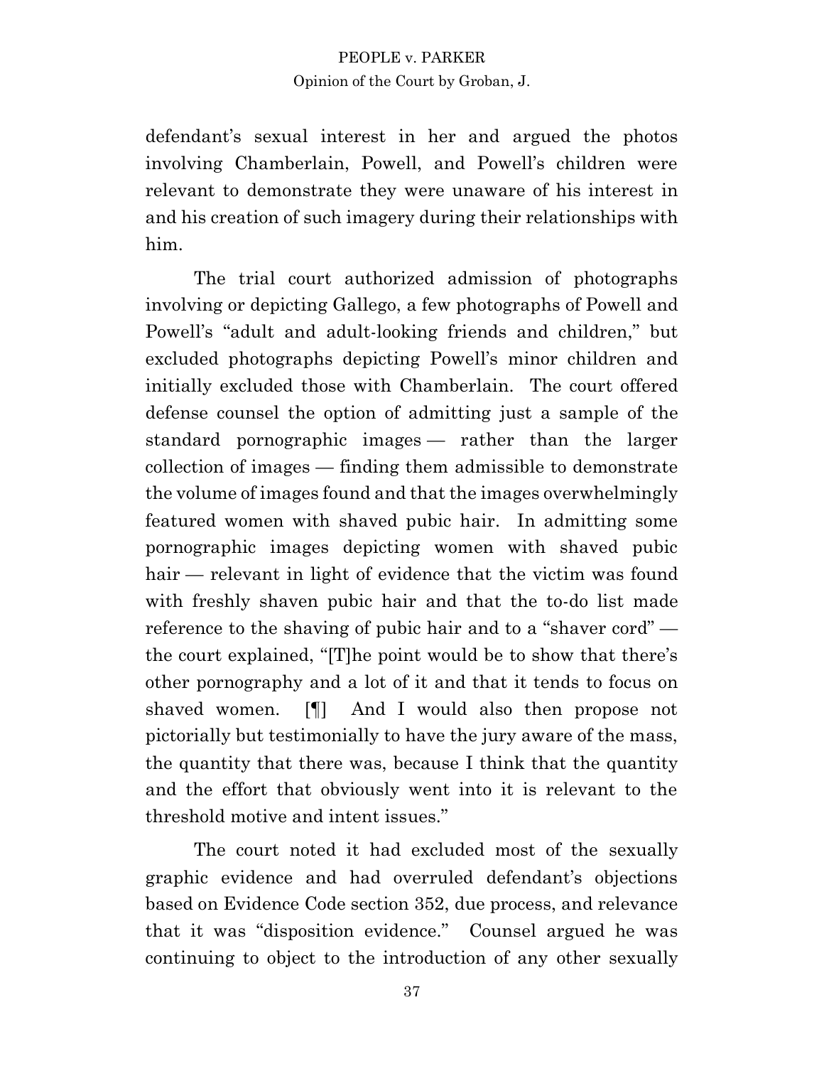defendant's sexual interest in her and argued the photos involving Chamberlain, Powell, and Powell's children were relevant to demonstrate they were unaware of his interest in and his creation of such imagery during their relationships with him.

The trial court authorized admission of photographs involving or depicting Gallego, a few photographs of Powell and Powell's "adult and adult-looking friends and children," but excluded photographs depicting Powell's minor children and initially excluded those with Chamberlain. The court offered defense counsel the option of admitting just a sample of the standard pornographic images — rather than the larger collection of images — finding them admissible to demonstrate the volume of images found and that the images overwhelmingly featured women with shaved pubic hair. In admitting some pornographic images depicting women with shaved pubic hair — relevant in light of evidence that the victim was found with freshly shaven pubic hair and that the to-do list made reference to the shaving of pubic hair and to a "shaver cord" — the court explained, "[T]he point would be to show that there's other pornography and a lot of it and that it tends to focus on shaved women. [¶] And I would also then propose not pictorially but testimonially to have the jury aware of the mass, the quantity that there was, because I think that the quantity and the effort that obviously went into it is relevant to the threshold motive and intent issues."

The court noted it had excluded most of the sexually graphic evidence and had overruled defendant's objections based on Evidence Code section 352, due process, and relevance that it was "disposition evidence." Counsel argued he was continuing to object to the introduction of any other sexually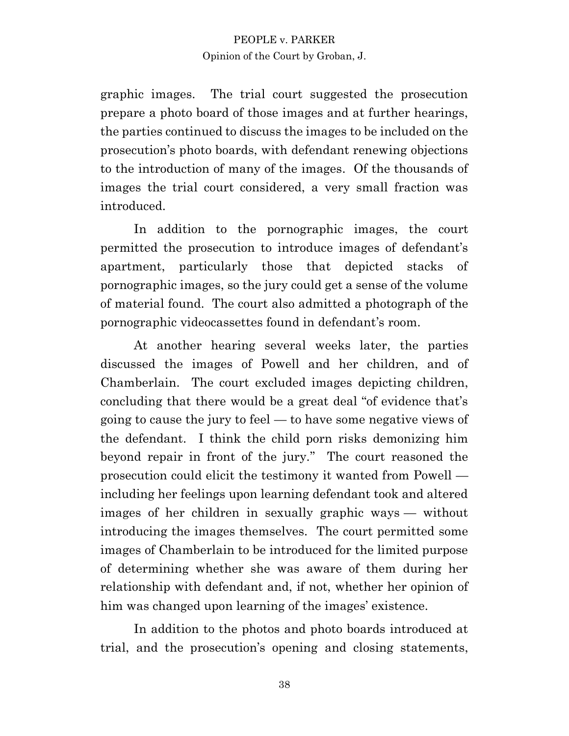graphic images. The trial court suggested the prosecution prepare a photo board of those images and at further hearings, the parties continued to discuss the images to be included on the prosecution's photo boards, with defendant renewing objections to the introduction of many of the images. Of the thousands of images the trial court considered, a very small fraction was introduced.

In addition to the pornographic images, the court permitted the prosecution to introduce images of defendant's apartment, particularly those that depicted stacks of pornographic images, so the jury could get a sense of the volume of material found. The court also admitted a photograph of the pornographic videocassettes found in defendant's room.

At another hearing several weeks later, the parties discussed the images of Powell and her children, and of Chamberlain. The court excluded images depicting children, concluding that there would be a great deal "of evidence that's going to cause the jury to feel — to have some negative views of the defendant. I think the child porn risks demonizing him beyond repair in front of the jury." The court reasoned the prosecution could elicit the testimony it wanted from Powell — including her feelings upon learning defendant took and altered images of her children in sexually graphic ways — without introducing the images themselves. The court permitted some images of Chamberlain to be introduced for the limited purpose of determining whether she was aware of them during her relationship with defendant and, if not, whether her opinion of him was changed upon learning of the images' existence.

In addition to the photos and photo boards introduced at trial, and the prosecution's opening and closing statements,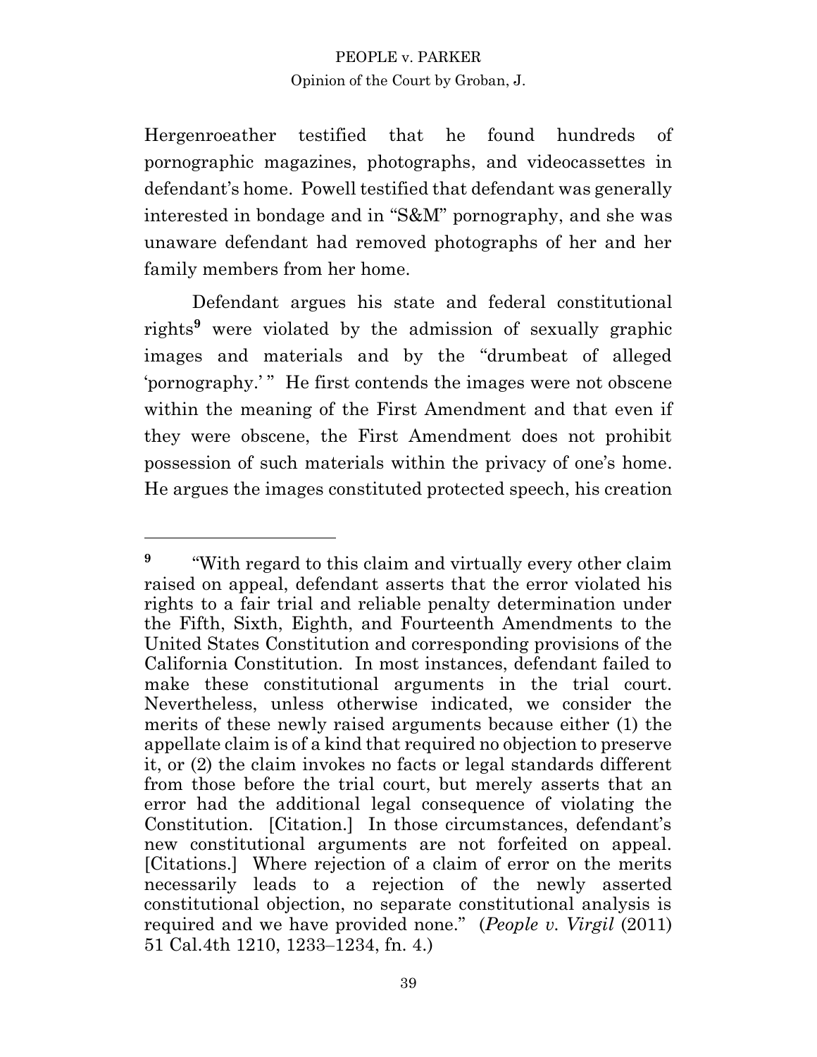Hergenroeather testified that he found hundreds of pornographic magazines, photographs, and videocassettes in defendant's home. Powell testified that defendant was generally interested in bondage and in "S&M" pornography, and she was unaware defendant had removed photographs of her and her family members from her home.

Defendant argues his state and federal constitutional rights[9] were violated by the admission of sexually graphic images and materials and by the "drumbeat of alleged 'pornography.' " He first contends the images were not obscene within the meaning of the First Amendment and that even if they were obscene, the First Amendment does not prohibit possession of such materials within the privacy of one's home. He argues the images constituted protected speech, his creation

---

[9] "With regard to this claim and virtually every other claim raised on appeal, defendant asserts that the error violated his rights to a fair trial and reliable penalty determination under the Fifth, Sixth, Eighth, and Fourteenth Amendments to the United States Constitution and corresponding provisions of the California Constitution. In most instances, defendant failed to make these constitutional arguments in the trial court. Nevertheless, unless otherwise indicated, we consider the merits of these newly raised arguments because either (1) the appellate claim is of a kind that required no objection to preserve it, or (2) the claim invokes no facts or legal standards different from those before the trial court, but merely asserts that an error had the additional legal consequence of violating the Constitution. [Citation.] In those circumstances, defendant's new constitutional arguments are not forfeited on appeal. [Citations.] Where rejection of a claim of error on the merits necessarily leads to a rejection of the newly asserted constitutional objection, no separate constitutional analysis is required and we have provided none." (*People v. Virgil* (2011) 51 Cal.4th 1210, 1233–1234, fn. 4.)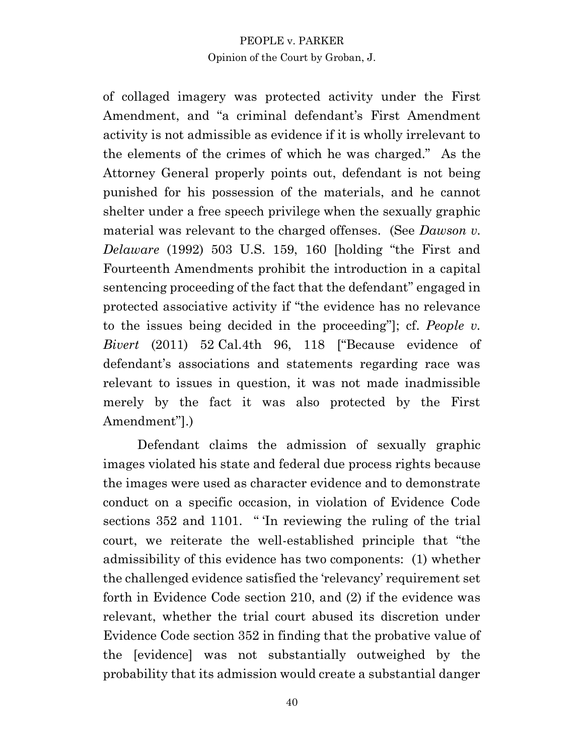of collaged imagery was protected activity under the First Amendment, and "a criminal defendant's First Amendment activity is not admissible as evidence if it is wholly irrelevant to the elements of the crimes of which he was charged." As the Attorney General properly points out, defendant is not being punished for his possession of the materials, and he cannot shelter under a free speech privilege when the sexually graphic material was relevant to the charged offenses. (See *Dawson v. Delaware* (1992) 503 U.S. 159, 160 [holding "the First and Fourteenth Amendments prohibit the introduction in a capital sentencing proceeding of the fact that the defendant" engaged in protected associative activity if "the evidence has no relevance to the issues being decided in the proceeding"]; cf. *People v. Bivert* (2011) 52 Cal.4th 96, 118 ["Because evidence of defendant's associations and statements regarding race was relevant to issues in question, it was not made inadmissible merely by the fact it was also protected by the First Amendment"].)

Defendant claims the admission of sexually graphic images violated his state and federal due process rights because the images were used as character evidence and to demonstrate conduct on a specific occasion, in violation of Evidence Code sections 352 and 1101. " 'In reviewing the ruling of the trial court, we reiterate the well-established principle that "the admissibility of this evidence has two components: (1) whether the challenged evidence satisfied the 'relevancy' requirement set forth in Evidence Code section 210, and (2) if the evidence was relevant, whether the trial court abused its discretion under Evidence Code section 352 in finding that the probative value of the [evidence] was not substantially outweighed by the probability that its admission would create a substantial danger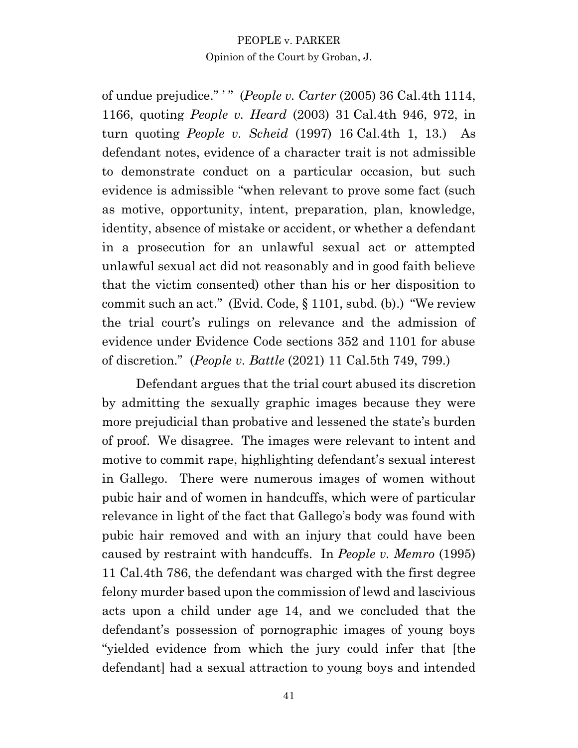of undue prejudice." ' " (*People v. Carter* (2005) 36 Cal.4th 1114, 1166, quoting *People v. Heard* (2003) 31 Cal.4th 946, 972, in turn quoting *People v. Scheid* (1997) 16 Cal.4th 1, 13.) As defendant notes, evidence of a character trait is not admissible to demonstrate conduct on a particular occasion, but such evidence is admissible "when relevant to prove some fact (such as motive, opportunity, intent, preparation, plan, knowledge, identity, absence of mistake or accident, or whether a defendant in a prosecution for an unlawful sexual act or attempted unlawful sexual act did not reasonably and in good faith believe that the victim consented) other than his or her disposition to commit such an act." (Evid. Code, § 1101, subd. (b).) "We review the trial court's rulings on relevance and the admission of evidence under Evidence Code sections 352 and 1101 for abuse of discretion." (*People v. Battle* (2021) 11 Cal.5th 749, 799.)

Defendant argues that the trial court abused its discretion by admitting the sexually graphic images because they were more prejudicial than probative and lessened the state's burden of proof. We disagree. The images were relevant to intent and motive to commit rape, highlighting defendant's sexual interest in Gallego. There were numerous images of women without pubic hair and of women in handcuffs, which were of particular relevance in light of the fact that Gallego's body was found with pubic hair removed and with an injury that could have been caused by restraint with handcuffs. In *People v. Memro* (1995) 11 Cal.4th 786, the defendant was charged with the first degree felony murder based upon the commission of lewd and lascivious acts upon a child under age 14, and we concluded that the defendant's possession of pornographic images of young boys "yielded evidence from which the jury could infer that [the defendant] had a sexual attraction to young boys and intended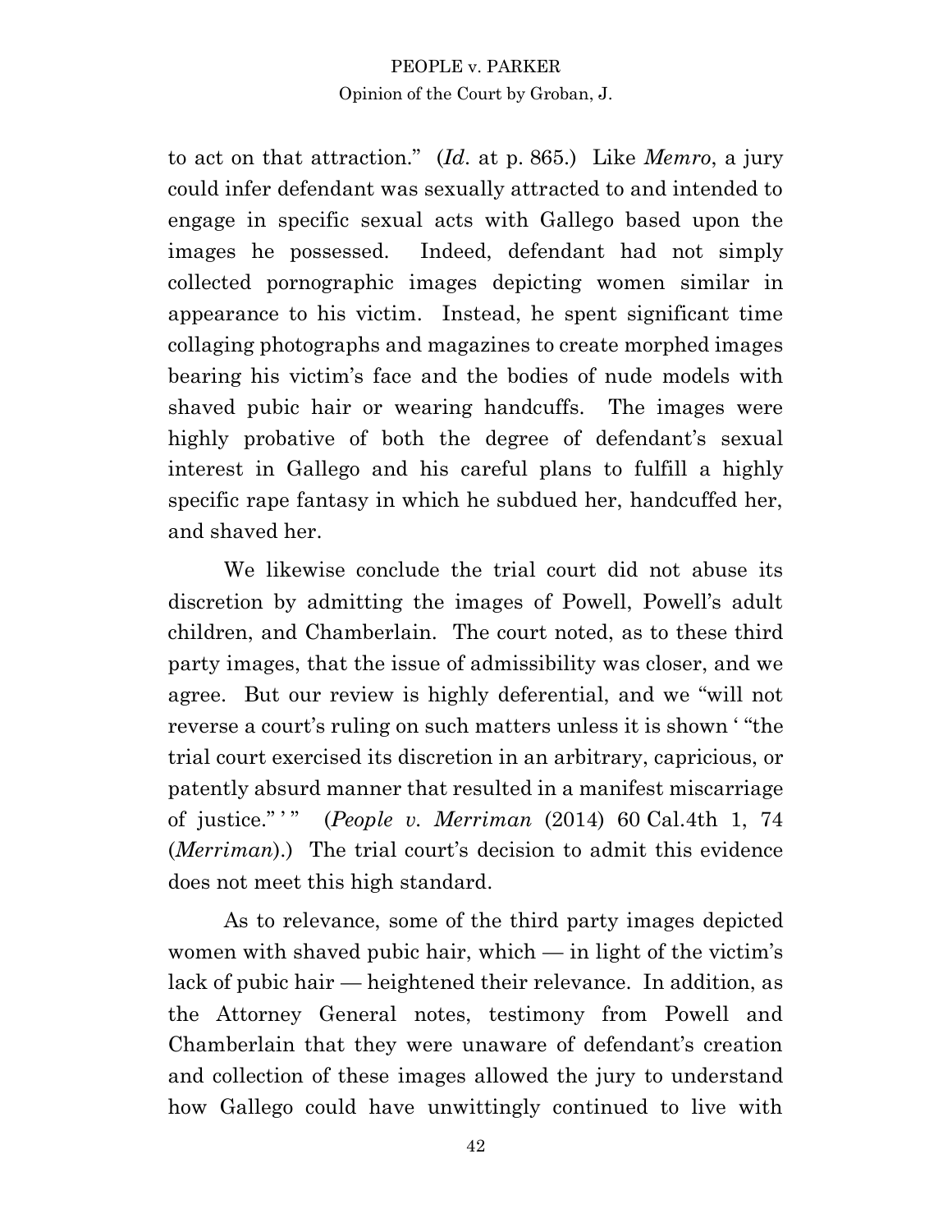to act on that attraction." (*Id*. at p. 865.) Like *Memro*, a jury could infer defendant was sexually attracted to and intended to engage in specific sexual acts with Gallego based upon the images he possessed. Indeed, defendant had not simply collected pornographic images depicting women similar in appearance to his victim. Instead, he spent significant time collaging photographs and magazines to create morphed images bearing his victim's face and the bodies of nude models with shaved pubic hair or wearing handcuffs. The images were highly probative of both the degree of defendant's sexual interest in Gallego and his careful plans to fulfill a highly specific rape fantasy in which he subdued her, handcuffed her, and shaved her.

We likewise conclude the trial court did not abuse its discretion by admitting the images of Powell, Powell's adult children, and Chamberlain. The court noted, as to these third party images, that the issue of admissibility was closer, and we agree. But our review is highly deferential, and we "will not reverse a court's ruling on such matters unless it is shown ' "the trial court exercised its discretion in an arbitrary, capricious, or patently absurd manner that resulted in a manifest miscarriage of justice." ' " (*People v. Merriman* (2014) 60 Cal.4th 1, 74 (*Merriman*).) The trial court's decision to admit this evidence does not meet this high standard.

As to relevance, some of the third party images depicted women with shaved pubic hair, which — in light of the victim's lack of pubic hair — heightened their relevance. In addition, as the Attorney General notes, testimony from Powell and Chamberlain that they were unaware of defendant's creation and collection of these images allowed the jury to understand how Gallego could have unwittingly continued to live with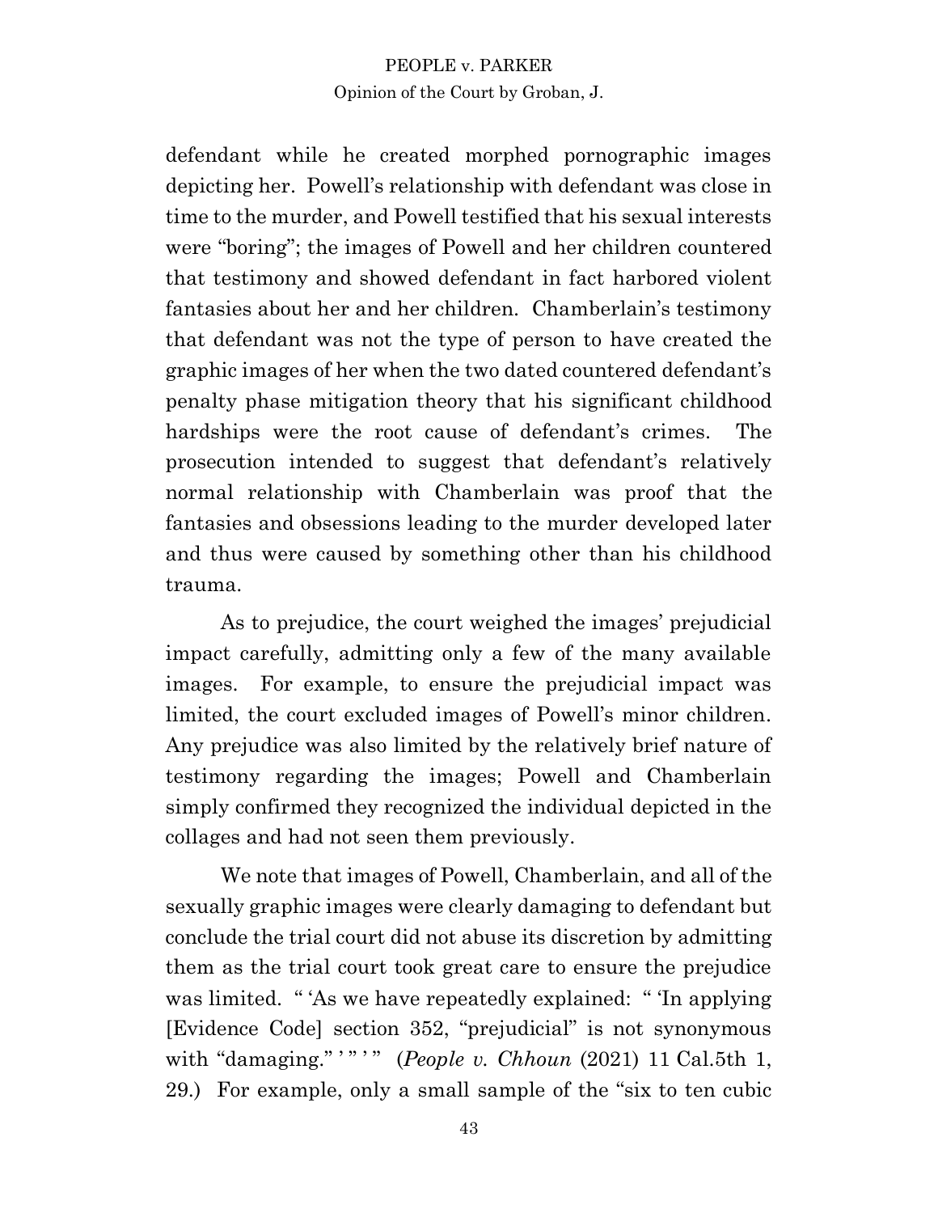defendant while he created morphed pornographic images depicting her. Powell's relationship with defendant was close in time to the murder, and Powell testified that his sexual interests were "boring"; the images of Powell and her children countered that testimony and showed defendant in fact harbored violent fantasies about her and her children. Chamberlain's testimony that defendant was not the type of person to have created the graphic images of her when the two dated countered defendant's penalty phase mitigation theory that his significant childhood hardships were the root cause of defendant's crimes. The prosecution intended to suggest that defendant's relatively normal relationship with Chamberlain was proof that the fantasies and obsessions leading to the murder developed later and thus were caused by something other than his childhood trauma.

As to prejudice, the court weighed the images' prejudicial impact carefully, admitting only a few of the many available images. For example, to ensure the prejudicial impact was limited, the court excluded images of Powell's minor children. Any prejudice was also limited by the relatively brief nature of testimony regarding the images; Powell and Chamberlain simply confirmed they recognized the individual depicted in the collages and had not seen them previously.

We note that images of Powell, Chamberlain, and all of the sexually graphic images were clearly damaging to defendant but conclude the trial court did not abuse its discretion by admitting them as the trial court took great care to ensure the prejudice was limited. " 'As we have repeatedly explained: " 'In applying [Evidence Code] section 352, "prejudicial" is not synonymous with "damaging." ' " ' " (*People v. Chhoun* (2021) 11 Cal.5th 1, 29.) For example, only a small sample of the "six to ten cubic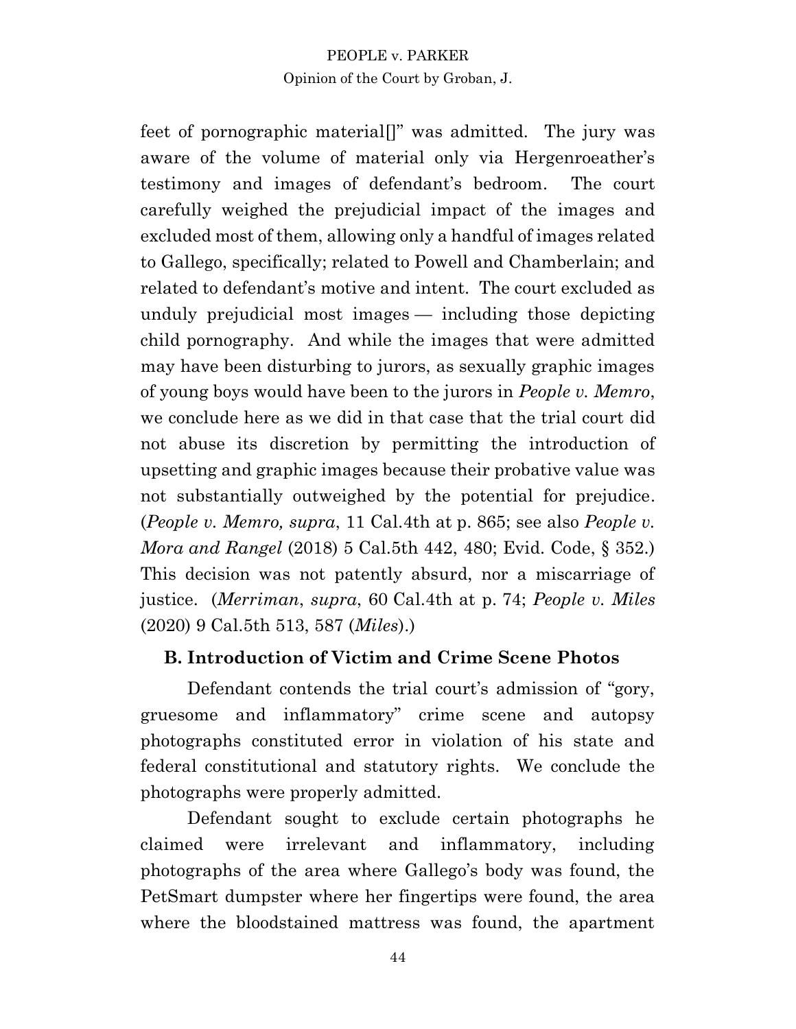feet of pornographic material[]" was admitted. The jury was aware of the volume of material only via Hergenroeather's testimony and images of defendant's bedroom. The court carefully weighed the prejudicial impact of the images and excluded most of them, allowing only a handful of images related to Gallego, specifically; related to Powell and Chamberlain; and related to defendant's motive and intent. The court excluded as unduly prejudicial most images — including those depicting child pornography. And while the images that were admitted may have been disturbing to jurors, as sexually graphic images of young boys would have been to the jurors in *People v. Memro*, we conclude here as we did in that case that the trial court did not abuse its discretion by permitting the introduction of upsetting and graphic images because their probative value was not substantially outweighed by the potential for prejudice. (*People v. Memro, supra*, 11 Cal.4th at p. 865; see also *People v. Mora and Rangel* (2018) 5 Cal.5th 442, 480; Evid. Code, § 352.) This decision was not patently absurd, nor a miscarriage of justice. (*Merriman*, *supra*, 60 Cal.4th at p. 74; *People v. Miles* (2020) 9 Cal.5th 513, 587 (*Miles*).)

## B. Introduction of Victim and Crime Scene Photos

Defendant contends the trial court's admission of "gory, gruesome and inflammatory" crime scene and autopsy photographs constituted error in violation of his state and federal constitutional and statutory rights. We conclude the photographs were properly admitted.

Defendant sought to exclude certain photographs he claimed were irrelevant and inflammatory, including photographs of the area where Gallego's body was found, the PetSmart dumpster where her fingertips were found, the area where the bloodstained mattress was found, the apartment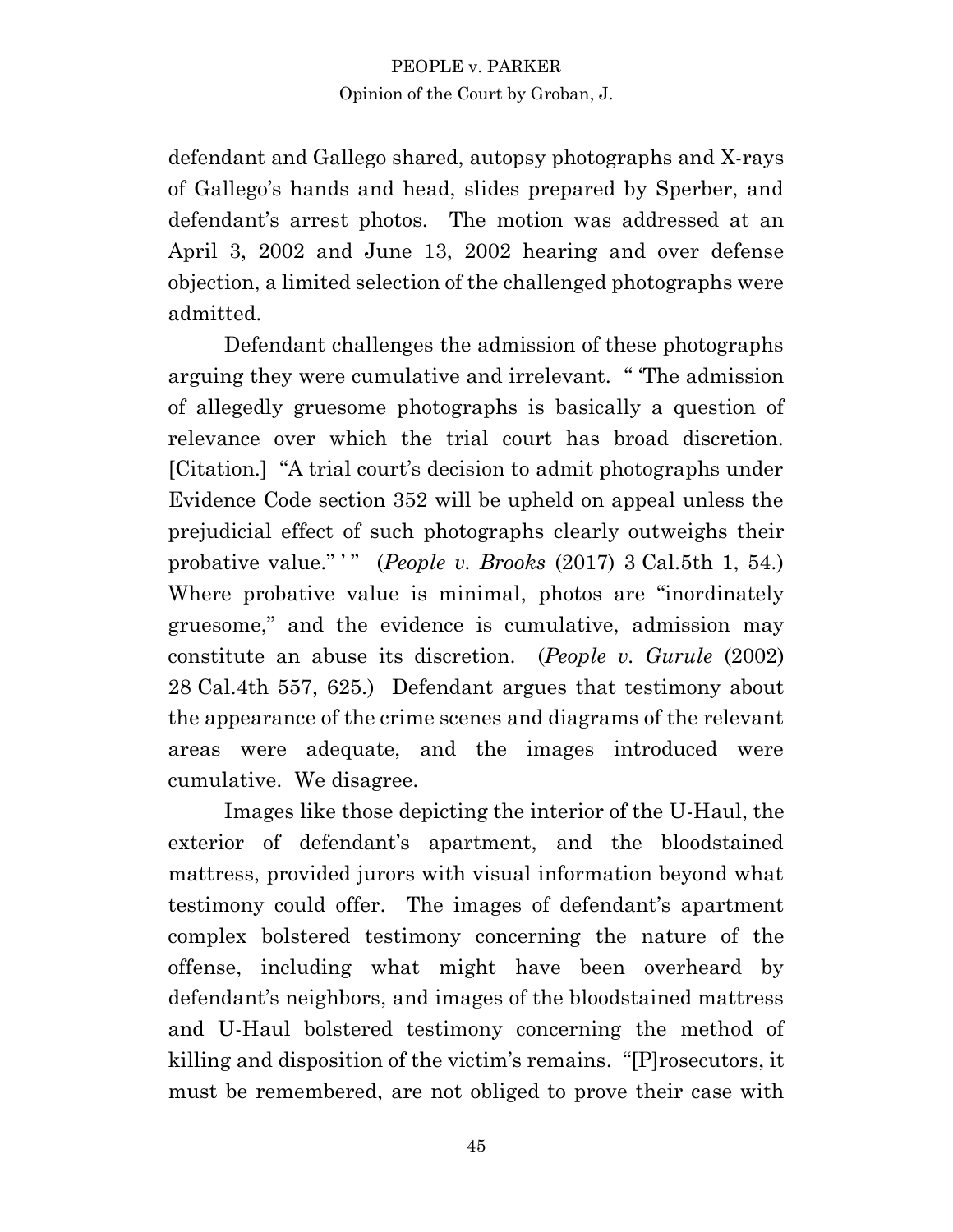defendant and Gallego shared, autopsy photographs and X-rays of Gallego's hands and head, slides prepared by Sperber, and defendant's arrest photos. The motion was addressed at an April 3, 2002 and June 13, 2002 hearing and over defense objection, a limited selection of the challenged photographs were admitted.

Defendant challenges the admission of these photographs arguing they were cumulative and irrelevant. " 'The admission of allegedly gruesome photographs is basically a question of relevance over which the trial court has broad discretion. [Citation.] "A trial court's decision to admit photographs under Evidence Code section 352 will be upheld on appeal unless the prejudicial effect of such photographs clearly outweighs their probative value." ' " (*People v. Brooks* (2017) 3 Cal.5th 1, 54.) Where probative value is minimal, photos are "inordinately gruesome," and the evidence is cumulative, admission may constitute an abuse its discretion. (*People v. Gurule* (2002) 28 Cal.4th 557, 625.) Defendant argues that testimony about the appearance of the crime scenes and diagrams of the relevant areas were adequate, and the images introduced were cumulative. We disagree.

Images like those depicting the interior of the U-Haul, the exterior of defendant's apartment, and the bloodstained mattress, provided jurors with visual information beyond what testimony could offer. The images of defendant's apartment complex bolstered testimony concerning the nature of the offense, including what might have been overheard by defendant's neighbors, and images of the bloodstained mattress and U-Haul bolstered testimony concerning the method of killing and disposition of the victim's remains. "[P]rosecutors, it must be remembered, are not obliged to prove their case with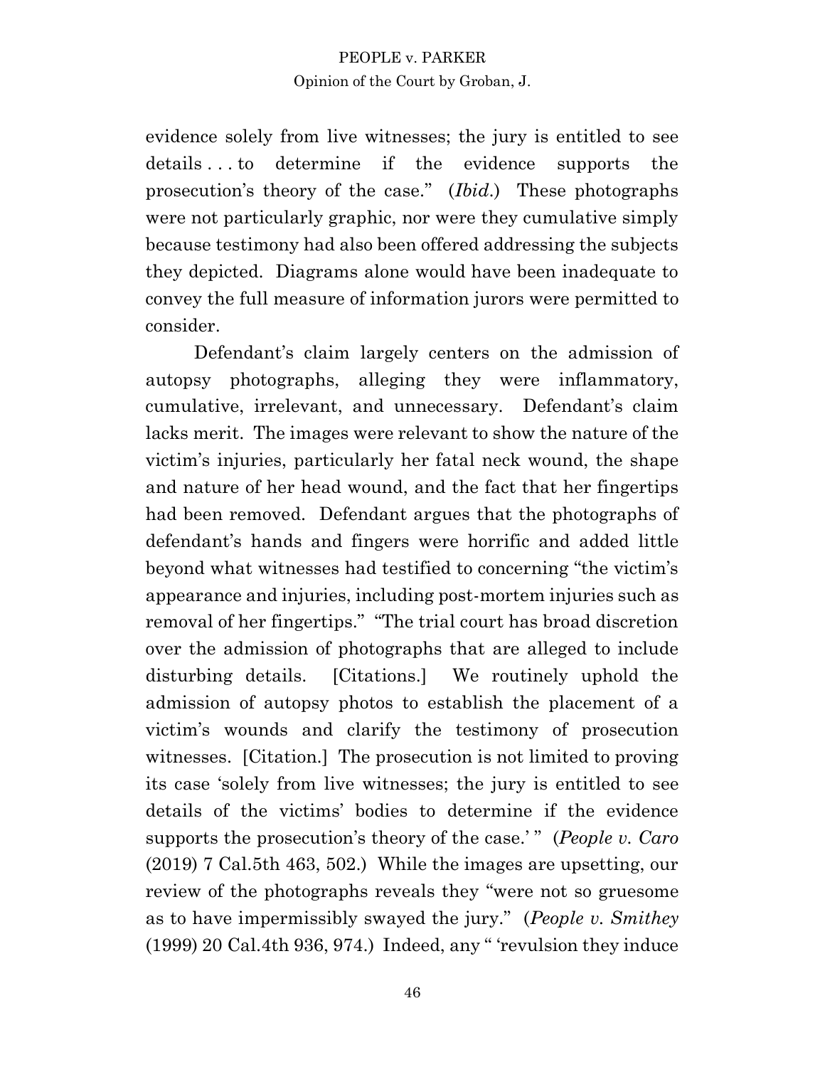evidence solely from live witnesses; the jury is entitled to see details . . . to determine if the evidence supports the prosecution's theory of the case." (*Ibid.*) These photographs were not particularly graphic, nor were they cumulative simply because testimony had also been offered addressing the subjects they depicted. Diagrams alone would have been inadequate to convey the full measure of information jurors were permitted to consider.

Defendant's claim largely centers on the admission of autopsy photographs, alleging they were inflammatory, cumulative, irrelevant, and unnecessary. Defendant's claim lacks merit. The images were relevant to show the nature of the victim's injuries, particularly her fatal neck wound, the shape and nature of her head wound, and the fact that her fingertips had been removed. Defendant argues that the photographs of defendant's hands and fingers were horrific and added little beyond what witnesses had testified to concerning "the victim's appearance and injuries, including post-mortem injuries such as removal of her fingertips." "The trial court has broad discretion over the admission of photographs that are alleged to include disturbing details. [Citations.] We routinely uphold the admission of autopsy photos to establish the placement of a victim's wounds and clarify the testimony of prosecution witnesses. [Citation.] The prosecution is not limited to proving its case 'solely from live witnesses; the jury is entitled to see details of the victims' bodies to determine if the evidence supports the prosecution's theory of the case.' " (*People v. Caro* (2019) 7 Cal.5th 463, 502.) While the images are upsetting, our review of the photographs reveals they "were not so gruesome as to have impermissibly swayed the jury." (*People v. Smithey* (1999) 20 Cal.4th 936, 974.) Indeed, any " 'revulsion they induce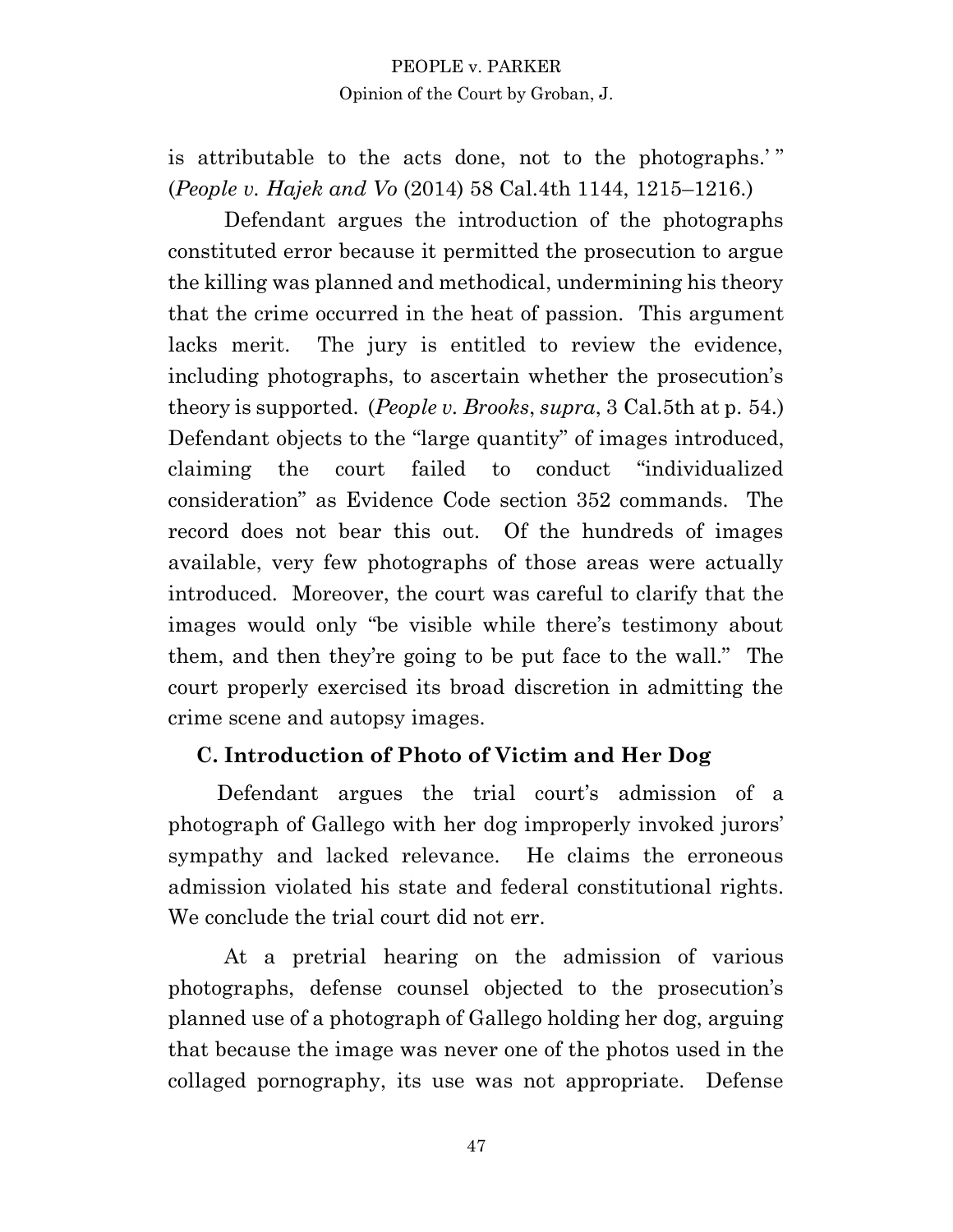is attributable to the acts done, not to the photographs.' " (*People v. Hajek and Vo* (2014) 58 Cal.4th 1144, 1215–1216.)

Defendant argues the introduction of the photographs constituted error because it permitted the prosecution to argue the killing was planned and methodical, undermining his theory that the crime occurred in the heat of passion. This argument lacks merit. The jury is entitled to review the evidence, including photographs, to ascertain whether the prosecution's theory is supported. (*People v. Brooks*, *supra*, 3 Cal.5th at p. 54.) Defendant objects to the "large quantity" of images introduced, claiming the court failed to conduct "individualized consideration" as Evidence Code section 352 commands. The record does not bear this out. Of the hundreds of images available, very few photographs of those areas were actually introduced. Moreover, the court was careful to clarify that the images would only "be visible while there's testimony about them, and then they're going to be put face to the wall." The court properly exercised its broad discretion in admitting the crime scene and autopsy images.

### C. Introduction of Photo of Victim and Her Dog

Defendant argues the trial court's admission of a photograph of Gallego with her dog improperly invoked jurors' sympathy and lacked relevance. He claims the erroneous admission violated his state and federal constitutional rights. We conclude the trial court did not err.

At a pretrial hearing on the admission of various photographs, defense counsel objected to the prosecution's planned use of a photograph of Gallego holding her dog, arguing that because the image was never one of the photos used in the collaged pornography, its use was not appropriate. Defense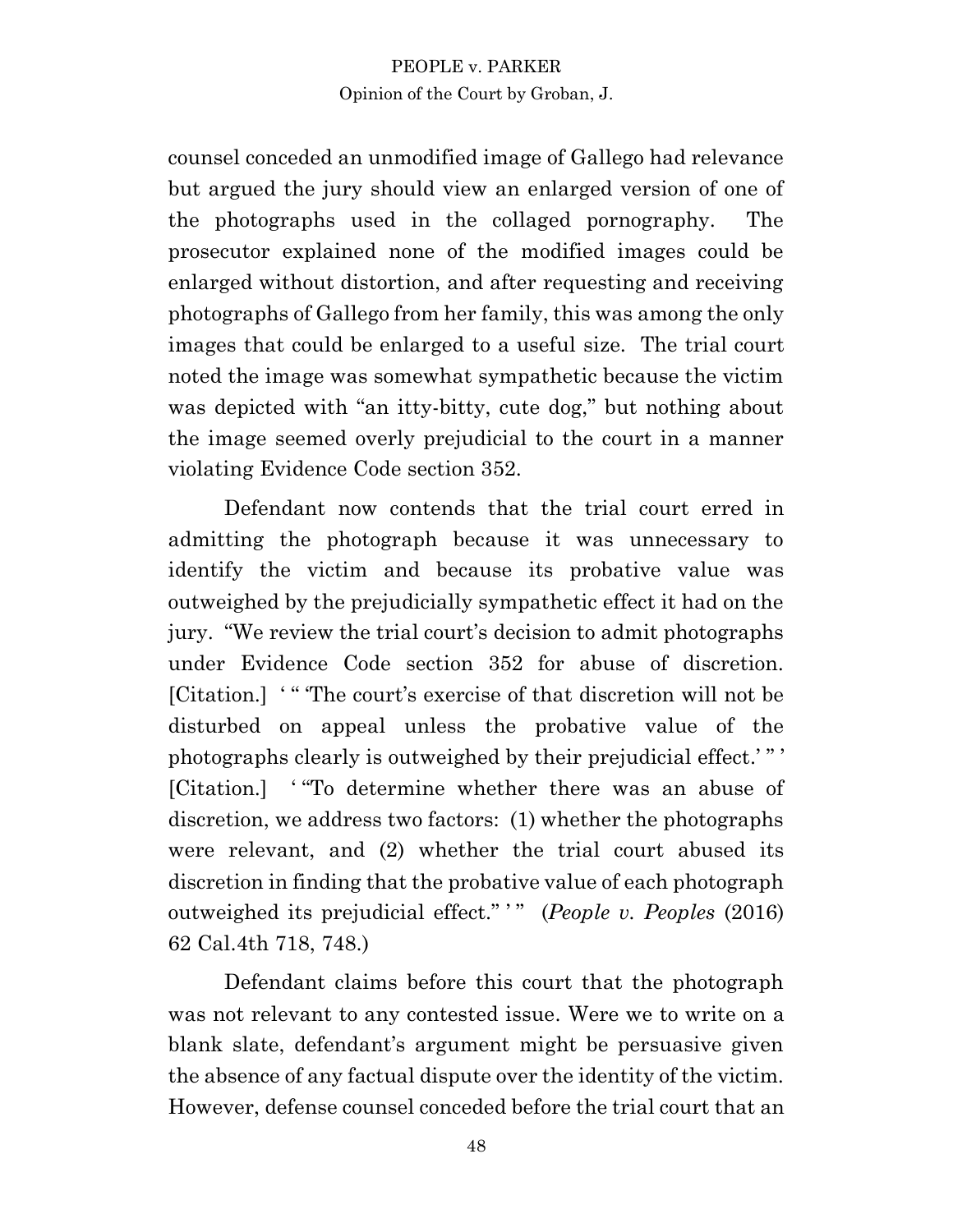counsel conceded an unmodified image of Gallego had relevance but argued the jury should view an enlarged version of one of the photographs used in the collaged pornography. The prosecutor explained none of the modified images could be enlarged without distortion, and after requesting and receiving photographs of Gallego from her family, this was among the only images that could be enlarged to a useful size. The trial court noted the image was somewhat sympathetic because the victim was depicted with "an itty-bitty, cute dog," but nothing about the image seemed overly prejudicial to the court in a manner violating Evidence Code section 352.

Defendant now contends that the trial court erred in admitting the photograph because it was unnecessary to identify the victim and because its probative value was outweighed by the prejudicially sympathetic effect it had on the jury. "We review the trial court's decision to admit photographs under Evidence Code section 352 for abuse of discretion. [Citation.] ' " 'The court's exercise of that discretion will not be disturbed on appeal unless the probative value of the photographs clearly is outweighed by their prejudicial effect.' " ' [Citation.] ' "To determine whether there was an abuse of discretion, we address two factors: (1) whether the photographs were relevant, and (2) whether the trial court abused its discretion in finding that the probative value of each photograph outweighed its prejudicial effect." ' " (*People v. Peoples* (2016) 62 Cal.4th 718, 748.)

Defendant claims before this court that the photograph was not relevant to any contested issue. Were we to write on a blank slate, defendant's argument might be persuasive given the absence of any factual dispute over the identity of the victim. However, defense counsel conceded before the trial court that an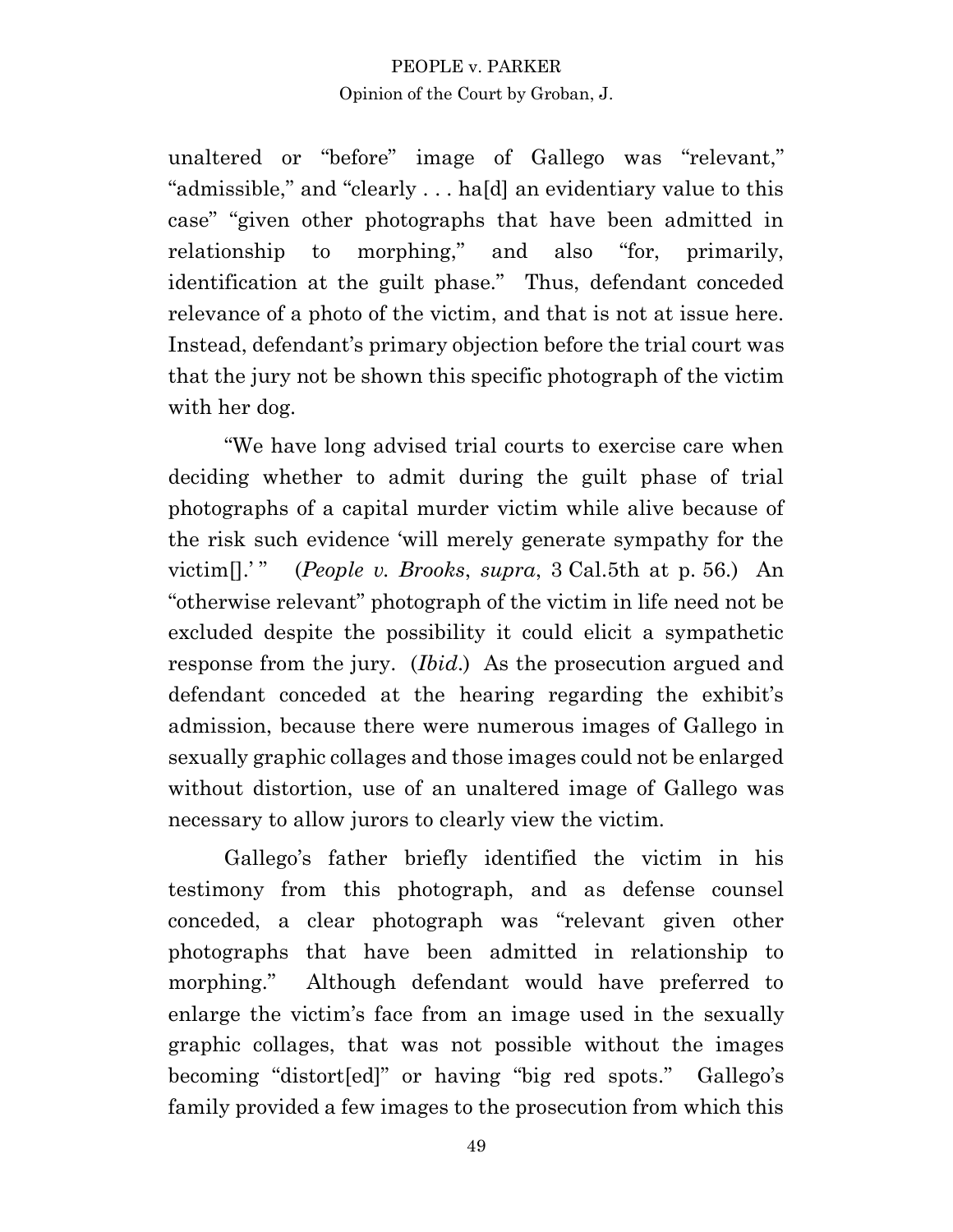unaltered or "before" image of Gallego was "relevant," "admissible," and "clearly . . . ha[d] an evidentiary value to this case" "given other photographs that have been admitted in relationship to morphing," and also "for, primarily, identification at the guilt phase." Thus, defendant conceded relevance of a photo of the victim, and that is not at issue here. Instead, defendant's primary objection before the trial court was that the jury not be shown this specific photograph of the victim with her dog.

"We have long advised trial courts to exercise care when deciding whether to admit during the guilt phase of trial photographs of a capital murder victim while alive because of the risk such evidence 'will merely generate sympathy for the victim[].' " (*People v. Brooks*, *supra*, 3 Cal.5th at p. 56.) An "otherwise relevant" photograph of the victim in life need not be excluded despite the possibility it could elicit a sympathetic response from the jury. (*Ibid*.) As the prosecution argued and defendant conceded at the hearing regarding the exhibit's admission, because there were numerous images of Gallego in sexually graphic collages and those images could not be enlarged without distortion, use of an unaltered image of Gallego was necessary to allow jurors to clearly view the victim.

Gallego's father briefly identified the victim in his testimony from this photograph, and as defense counsel conceded, a clear photograph was "relevant given other photographs that have been admitted in relationship to morphing." Although defendant would have preferred to enlarge the victim's face from an image used in the sexually graphic collages, that was not possible without the images becoming "distort[ed]" or having "big red spots." Gallego's family provided a few images to the prosecution from which this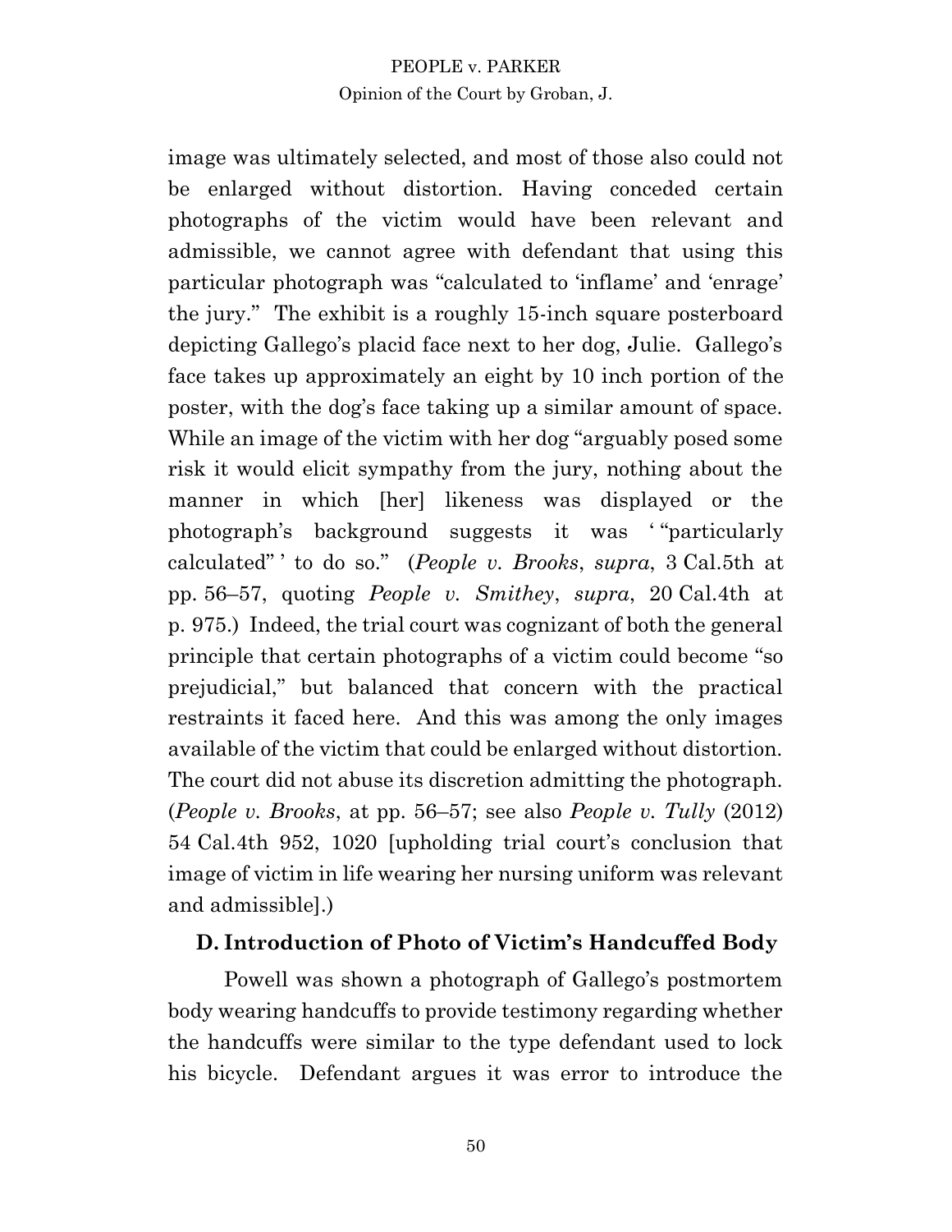image was ultimately selected, and most of those also could not be enlarged without distortion. Having conceded certain photographs of the victim would have been relevant and admissible, we cannot agree with defendant that using this particular photograph was "calculated to 'inflame' and 'enrage' the jury." The exhibit is a roughly 15-inch square posterboard depicting Gallego's placid face next to her dog, Julie. Gallego's face takes up approximately an eight by 10 inch portion of the poster, with the dog's face taking up a similar amount of space. While an image of the victim with her dog "arguably posed some risk it would elicit sympathy from the jury, nothing about the manner in which [her] likeness was displayed or the photograph's background suggests it was ' "particularly calculated" ' to do so." (*People v. Brooks*, *supra*, 3 Cal.5th at pp. 56–57, quoting *People v. Smithey*, *supra*, 20 Cal.4th at p. 975.) Indeed, the trial court was cognizant of both the general principle that certain photographs of a victim could become "so prejudicial," but balanced that concern with the practical restraints it faced here. And this was among the only images available of the victim that could be enlarged without distortion. The court did not abuse its discretion admitting the photograph. (*People v. Brooks*, at pp. 56–57; see also *People v. Tully* (2012) 54 Cal.4th 952, 1020 [upholding trial court's conclusion that image of victim in life wearing her nursing uniform was relevant and admissible].)

### D. Introduction of Photo of Victim's Handcuffed Body

Powell was shown a photograph of Gallego's postmortem body wearing handcuffs to provide testimony regarding whether the handcuffs were similar to the type defendant used to lock his bicycle. Defendant argues it was error to introduce the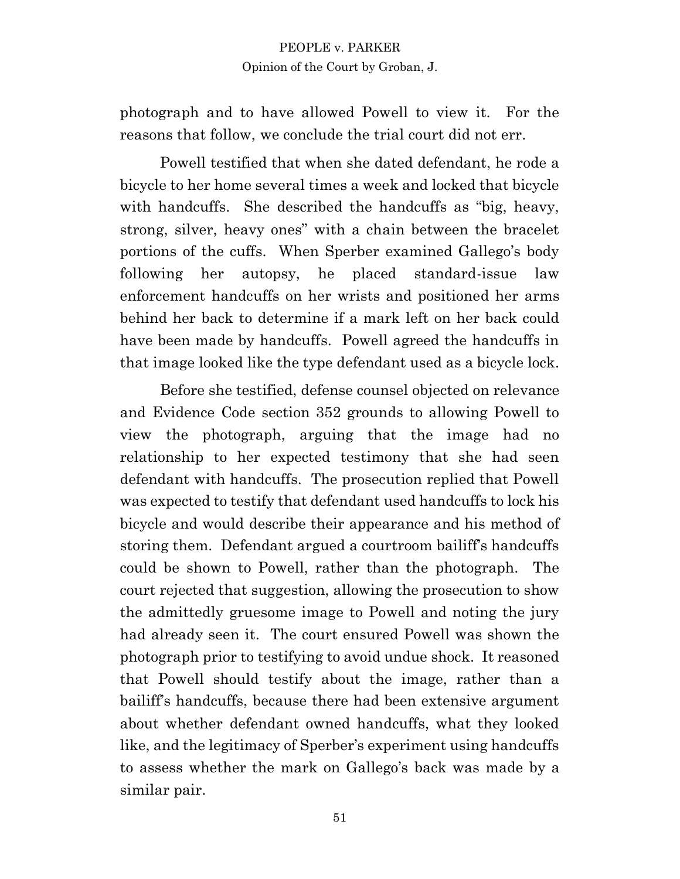photograph and to have allowed Powell to view it. For the reasons that follow, we conclude the trial court did not err.

Powell testified that when she dated defendant, he rode a bicycle to her home several times a week and locked that bicycle with handcuffs. She described the handcuffs as "big, heavy, strong, silver, heavy ones" with a chain between the bracelet portions of the cuffs. When Sperber examined Gallego's body following her autopsy, he placed standard-issue law enforcement handcuffs on her wrists and positioned her arms behind her back to determine if a mark left on her back could have been made by handcuffs. Powell agreed the handcuffs in that image looked like the type defendant used as a bicycle lock.

Before she testified, defense counsel objected on relevance and Evidence Code section 352 grounds to allowing Powell to view the photograph, arguing that the image had no relationship to her expected testimony that she had seen defendant with handcuffs. The prosecution replied that Powell was expected to testify that defendant used handcuffs to lock his bicycle and would describe their appearance and his method of storing them. Defendant argued a courtroom bailiff's handcuffs could be shown to Powell, rather than the photograph. The court rejected that suggestion, allowing the prosecution to show the admittedly gruesome image to Powell and noting the jury had already seen it. The court ensured Powell was shown the photograph prior to testifying to avoid undue shock. It reasoned that Powell should testify about the image, rather than a bailiff's handcuffs, because there had been extensive argument about whether defendant owned handcuffs, what they looked like, and the legitimacy of Sperber's experiment using handcuffs to assess whether the mark on Gallego's back was made by a similar pair.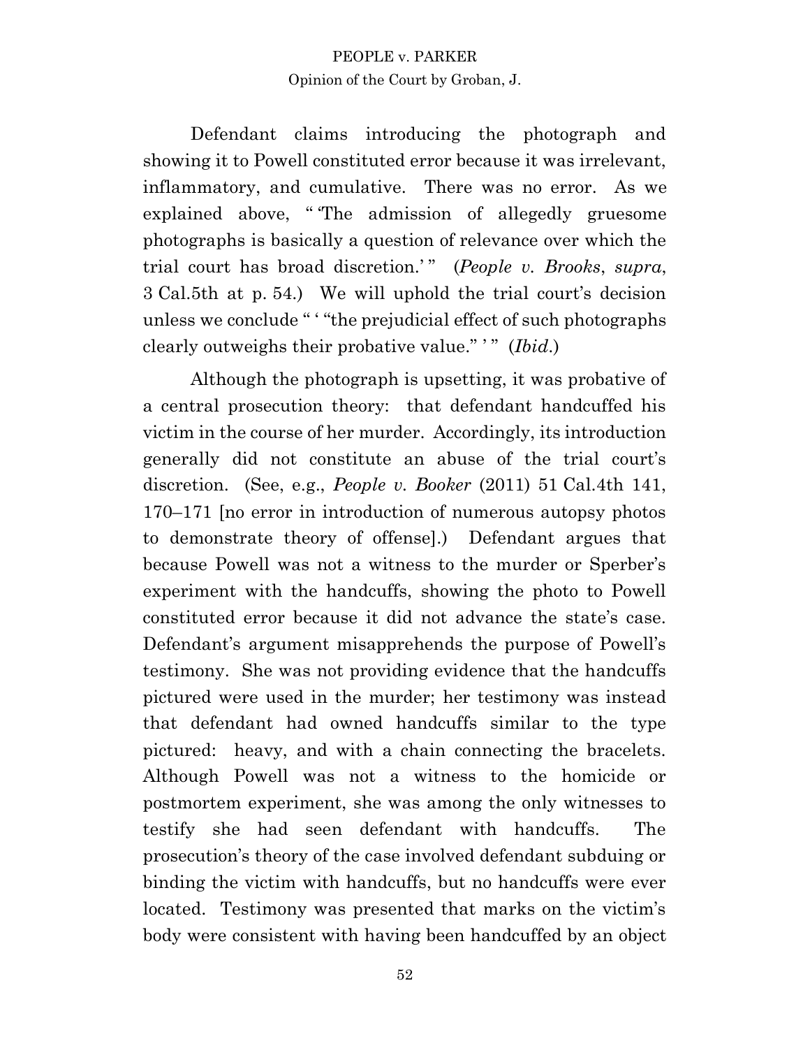Defendant claims introducing the photograph and showing it to Powell constituted error because it was irrelevant, inflammatory, and cumulative. There was no error. As we explained above, " 'The admission of allegedly gruesome photographs is basically a question of relevance over which the trial court has broad discretion.' " (*People v. Brooks*, *supra*, 3 Cal.5th at p. 54.) We will uphold the trial court's decision unless we conclude " ' "the prejudicial effect of such photographs clearly outweighs their probative value." ' " (*Ibid.*)

Although the photograph is upsetting, it was probative of a central prosecution theory: that defendant handcuffed his victim in the course of her murder. Accordingly, its introduction generally did not constitute an abuse of the trial court's discretion. (See, e.g., *People v. Booker* (2011) 51 Cal.4th 141, 170–171 [no error in introduction of numerous autopsy photos to demonstrate theory of offense].) Defendant argues that because Powell was not a witness to the murder or Sperber's experiment with the handcuffs, showing the photo to Powell constituted error because it did not advance the state's case. Defendant's argument misapprehends the purpose of Powell's testimony. She was not providing evidence that the handcuffs pictured were used in the murder; her testimony was instead that defendant had owned handcuffs similar to the type pictured: heavy, and with a chain connecting the bracelets. Although Powell was not a witness to the homicide or postmortem experiment, she was among the only witnesses to testify she had seen defendant with handcuffs. The prosecution's theory of the case involved defendant subduing or binding the victim with handcuffs, but no handcuffs were ever located. Testimony was presented that marks on the victim's body were consistent with having been handcuffed by an object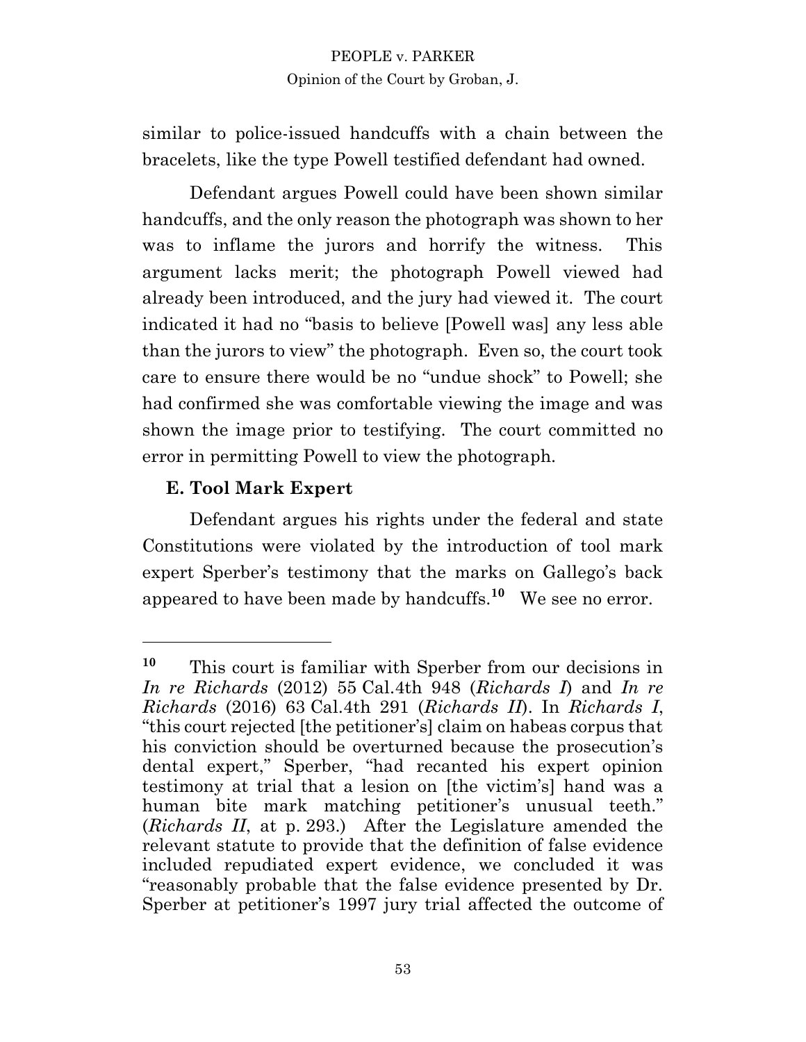similar to police-issued handcuffs with a chain between the bracelets, like the type Powell testified defendant had owned.

Defendant argues Powell could have been shown similar handcuffs, and the only reason the photograph was shown to her was to inflame the jurors and horrify the witness. This argument lacks merit; the photograph Powell viewed had already been introduced, and the jury had viewed it. The court indicated it had no "basis to believe [Powell was] any less able than the jurors to view" the photograph. Even so, the court took care to ensure there would be no "undue shock" to Powell; she had confirmed she was comfortable viewing the image and was shown the image prior to testifying. The court committed no error in permitting Powell to view the photograph.

### E. Tool Mark Expert

Defendant argues his rights under the federal and state Constitutions were violated by the introduction of tool mark expert Sperber's testimony that the marks on Gallego's back appeared to have been made by handcuffs.[10] We see no error.

---

[10] This court is familiar with Sperber from our decisions in *In re Richards* (2012) 55 Cal.4th 948 (*Richards I*) and *In re Richards* (2016) 63 Cal.4th 291 (*Richards II*). In *Richards I*, "this court rejected [the petitioner's] claim on habeas corpus that his conviction should be overturned because the prosecution's dental expert," Sperber, "had recanted his expert opinion testimony at trial that a lesion on [the victim's] hand was a human bite mark matching petitioner's unusual teeth." (*Richards II*, at p. 293.) After the Legislature amended the relevant statute to provide that the definition of false evidence included repudiated expert evidence, we concluded it was "reasonably probable that the false evidence presented by Dr. Sperber at petitioner's 1997 jury trial affected the outcome of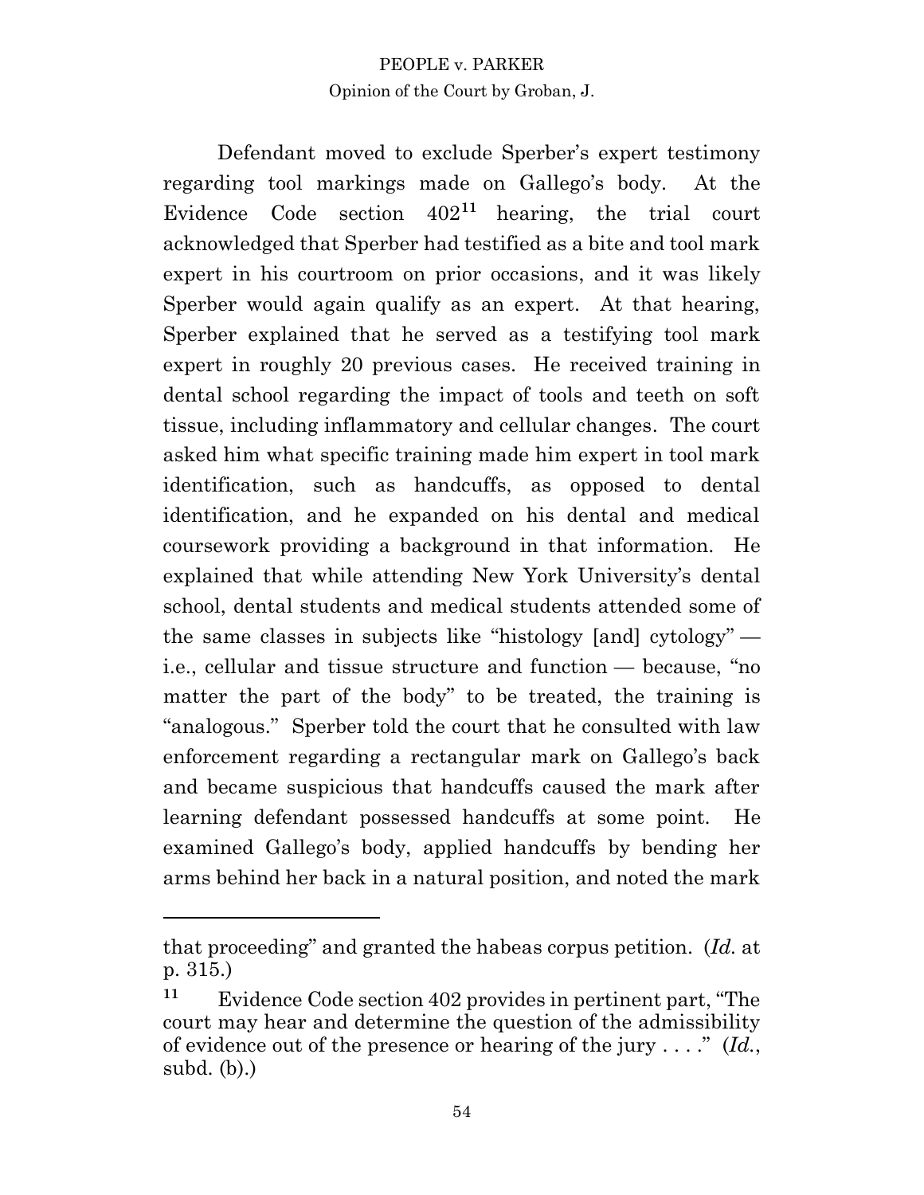Defendant moved to exclude Sperber's expert testimony regarding tool markings made on Gallego's body. At the Evidence Code section 402[11] hearing, the trial court acknowledged that Sperber had testified as a bite and tool mark expert in his courtroom on prior occasions, and it was likely Sperber would again qualify as an expert. At that hearing, Sperber explained that he served as a testifying tool mark expert in roughly 20 previous cases. He received training in dental school regarding the impact of tools and teeth on soft tissue, including inflammatory and cellular changes. The court asked him what specific training made him expert in tool mark identification, such as handcuffs, as opposed to dental identification, and he expanded on his dental and medical coursework providing a background in that information. He explained that while attending New York University's dental school, dental students and medical students attended some of the same classes in subjects like "histology [and] cytology" — i.e., cellular and tissue structure and function — because, "no matter the part of the body" to be treated, the training is "analogous." Sperber told the court that he consulted with law enforcement regarding a rectangular mark on Gallego's back and became suspicious that handcuffs caused the mark after learning defendant possessed handcuffs at some point. He examined Gallego's body, applied handcuffs by bending her arms behind her back in a natural position, and noted the mark

---

that proceeding" and granted the habeas corpus petition. (*Id.* at p. 315.)

[11] Evidence Code section 402 provides in pertinent part, "The court may hear and determine the question of the admissibility of evidence out of the presence or hearing of the jury . . . ." (*Id.*, subd. (b).)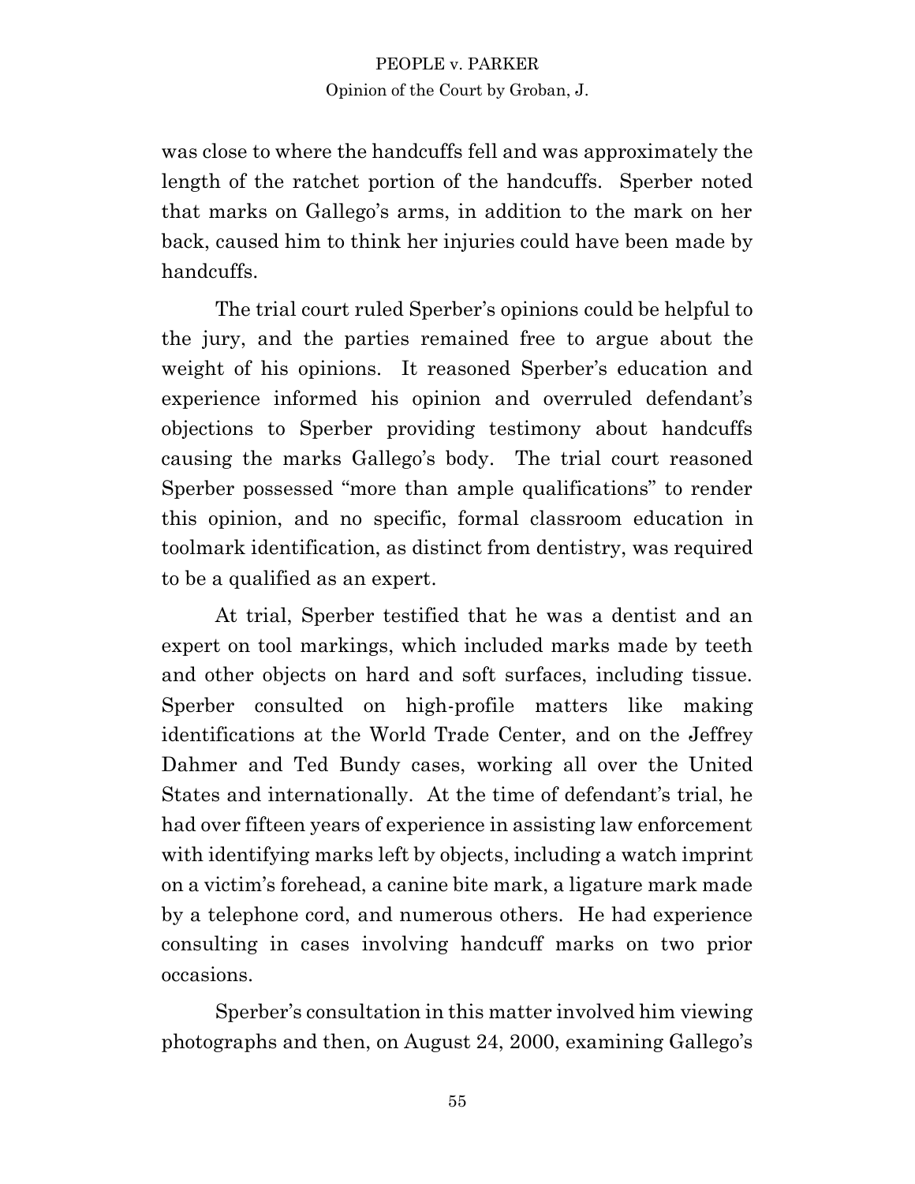was close to where the handcuffs fell and was approximately the length of the ratchet portion of the handcuffs. Sperber noted that marks on Gallego's arms, in addition to the mark on her back, caused him to think her injuries could have been made by handcuffs.

The trial court ruled Sperber's opinions could be helpful to the jury, and the parties remained free to argue about the weight of his opinions. It reasoned Sperber's education and experience informed his opinion and overruled defendant's objections to Sperber providing testimony about handcuffs causing the marks Gallego's body. The trial court reasoned Sperber possessed "more than ample qualifications" to render this opinion, and no specific, formal classroom education in toolmark identification, as distinct from dentistry, was required to be a qualified as an expert.

At trial, Sperber testified that he was a dentist and an expert on tool markings, which included marks made by teeth and other objects on hard and soft surfaces, including tissue. Sperber consulted on high-profile matters like making identifications at the World Trade Center, and on the Jeffrey Dahmer and Ted Bundy cases, working all over the United States and internationally. At the time of defendant's trial, he had over fifteen years of experience in assisting law enforcement with identifying marks left by objects, including a watch imprint on a victim's forehead, a canine bite mark, a ligature mark made by a telephone cord, and numerous others. He had experience consulting in cases involving handcuff marks on two prior occasions.

Sperber's consultation in this matter involved him viewing photographs and then, on August 24, 2000, examining Gallego's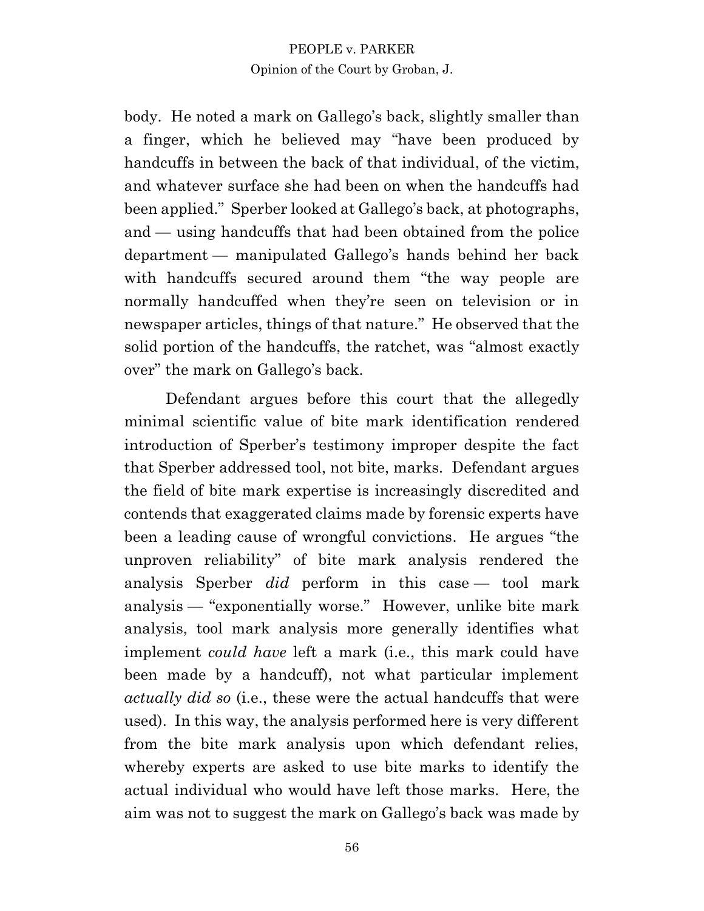body. He noted a mark on Gallego's back, slightly smaller than a finger, which he believed may "have been produced by handcuffs in between the back of that individual, of the victim, and whatever surface she had been on when the handcuffs had been applied." Sperber looked at Gallego's back, at photographs, and — using handcuffs that had been obtained from the police department — manipulated Gallego's hands behind her back with handcuffs secured around them "the way people are normally handcuffed when they're seen on television or in newspaper articles, things of that nature." He observed that the solid portion of the handcuffs, the ratchet, was "almost exactly over" the mark on Gallego's back.

Defendant argues before this court that the allegedly minimal scientific value of bite mark identification rendered introduction of Sperber's testimony improper despite the fact that Sperber addressed tool, not bite, marks. Defendant argues the field of bite mark expertise is increasingly discredited and contends that exaggerated claims made by forensic experts have been a leading cause of wrongful convictions. He argues "the unproven reliability" of bite mark analysis rendered the analysis Sperber *did* perform in this case — tool mark analysis — "exponentially worse." However, unlike bite mark analysis, tool mark analysis more generally identifies what implement *could have* left a mark (i.e., this mark could have been made by a handcuff), not what particular implement *actually did so* (i.e., these were the actual handcuffs that were used). In this way, the analysis performed here is very different from the bite mark analysis upon which defendant relies, whereby experts are asked to use bite marks to identify the actual individual who would have left those marks. Here, the aim was not to suggest the mark on Gallego's back was made by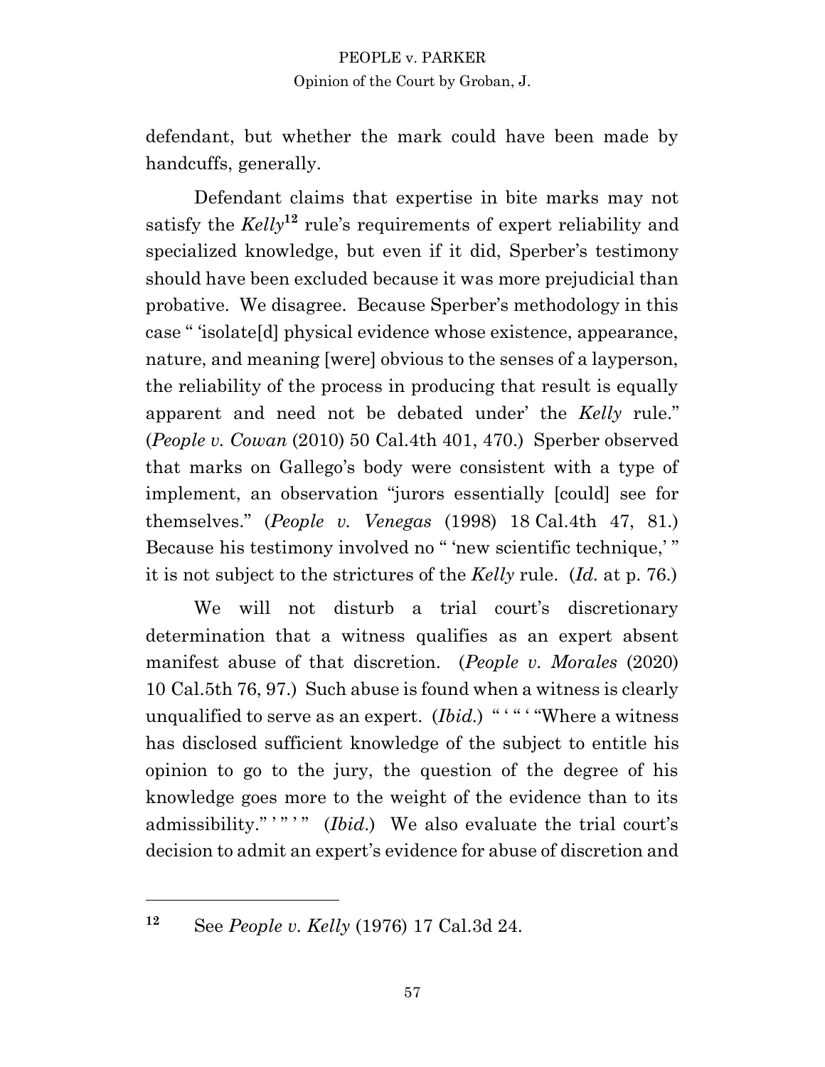defendant, but whether the mark could have been made by handcuffs, generally.

Defendant claims that expertise in bite marks may not satisfy the *Kelly*[12] rule's requirements of expert reliability and specialized knowledge, but even if it did, Sperber's testimony should have been excluded because it was more prejudicial than probative. We disagree. Because Sperber's methodology in this case " 'isolate[d] physical evidence whose existence, appearance, nature, and meaning [were] obvious to the senses of a layperson, the reliability of the process in producing that result is equally apparent and need not be debated under' the *Kelly* rule." (*People v. Cowan* (2010) 50 Cal.4th 401, 470.) Sperber observed that marks on Gallego's body were consistent with a type of implement, an observation "jurors essentially [could] see for themselves." (*People v. Venegas* (1998) 18 Cal.4th 47, 81.) Because his testimony involved no " 'new scientific technique,' " it is not subject to the strictures of the *Kelly* rule. (*Id.* at p. 76.)

We will not disturb a trial court's discretionary determination that a witness qualifies as an expert absent manifest abuse of that discretion. (*People v. Morales* (2020) 10 Cal.5th 76, 97.) Such abuse is found when a witness is clearly unqualified to serve as an expert. (*Ibid.*) " ' " ' "Where a witness has disclosed sufficient knowledge of the subject to entitle his opinion to go to the jury, the question of the degree of his knowledge goes more to the weight of the evidence than to its admissibility." ' " ' " (*Ibid.*) We also evaluate the trial court's decision to admit an expert's evidence for abuse of discretion and

---

[12] See *People v. Kelly* (1976) 17 Cal.3d 24.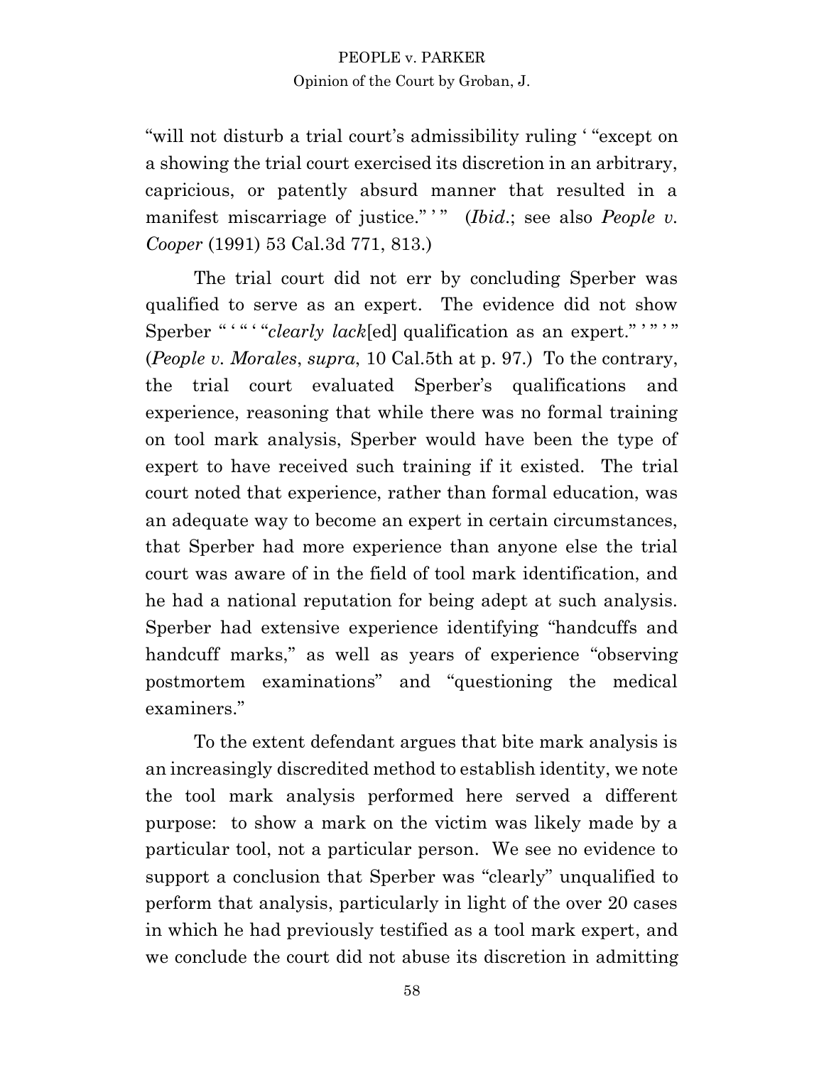"will not disturb a trial court's admissibility ruling ' "except on a showing the trial court exercised its discretion in an arbitrary, capricious, or patently absurd manner that resulted in a manifest miscarriage of justice." ' " (*Ibid.*; see also *People v. Cooper* (1991) 53 Cal.3d 771, 813.)

The trial court did not err by concluding Sperber was qualified to serve as an expert. The evidence did not show Sperber " ' " ' "*clearly lack*[ed] qualification as an expert." ' " ' " (*People v. Morales*, *supra*, 10 Cal.5th at p. 97.) To the contrary, the trial court evaluated Sperber's qualifications and experience, reasoning that while there was no formal training on tool mark analysis, Sperber would have been the type of expert to have received such training if it existed. The trial court noted that experience, rather than formal education, was an adequate way to become an expert in certain circumstances, that Sperber had more experience than anyone else the trial court was aware of in the field of tool mark identification, and he had a national reputation for being adept at such analysis. Sperber had extensive experience identifying "handcuffs and handcuff marks," as well as years of experience "observing postmortem examinations" and "questioning the medical examiners."

To the extent defendant argues that bite mark analysis is an increasingly discredited method to establish identity, we note the tool mark analysis performed here served a different purpose: to show a mark on the victim was likely made by a particular tool, not a particular person. We see no evidence to support a conclusion that Sperber was "clearly" unqualified to perform that analysis, particularly in light of the over 20 cases in which he had previously testified as a tool mark expert, and we conclude the court did not abuse its discretion in admitting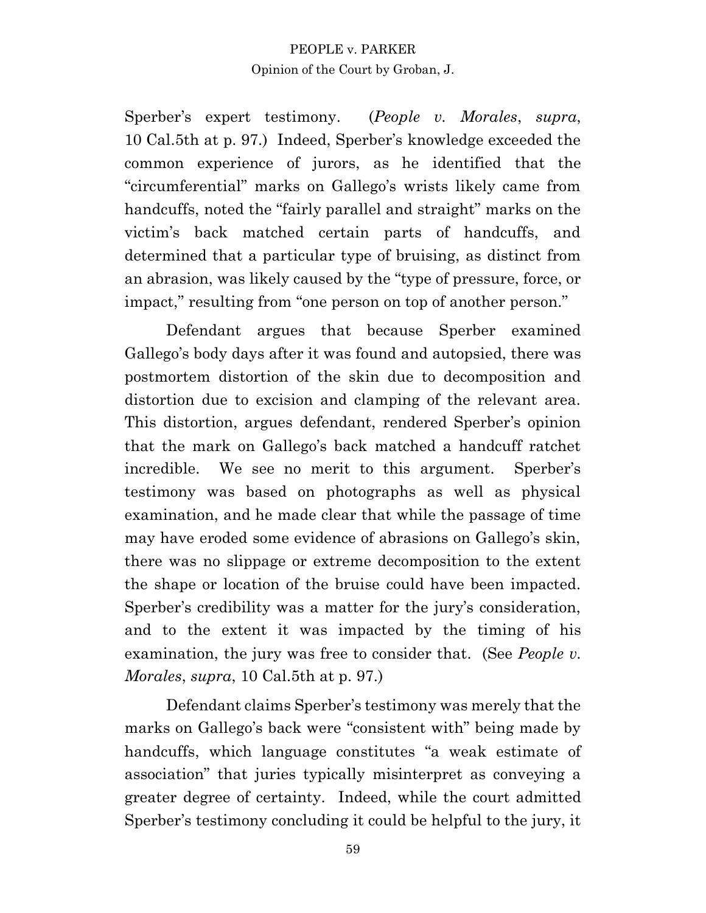Sperber's expert testimony. (*People v. Morales*, *supra*, 10 Cal.5th at p. 97.) Indeed, Sperber's knowledge exceeded the common experience of jurors, as he identified that the "circumferential" marks on Gallego's wrists likely came from handcuffs, noted the "fairly parallel and straight" marks on the victim's back matched certain parts of handcuffs, and determined that a particular type of bruising, as distinct from an abrasion, was likely caused by the "type of pressure, force, or impact," resulting from "one person on top of another person."

Defendant argues that because Sperber examined Gallego's body days after it was found and autopsied, there was postmortem distortion of the skin due to decomposition and distortion due to excision and clamping of the relevant area. This distortion, argues defendant, rendered Sperber's opinion that the mark on Gallego's back matched a handcuff ratchet incredible. We see no merit to this argument. Sperber's testimony was based on photographs as well as physical examination, and he made clear that while the passage of time may have eroded some evidence of abrasions on Gallego's skin, there was no slippage or extreme decomposition to the extent the shape or location of the bruise could have been impacted. Sperber's credibility was a matter for the jury's consideration, and to the extent it was impacted by the timing of his examination, the jury was free to consider that. (See *People v. Morales*, *supra*, 10 Cal.5th at p. 97.)

Defendant claims Sperber's testimony was merely that the marks on Gallego's back were "consistent with" being made by handcuffs, which language constitutes "a weak estimate of association" that juries typically misinterpret as conveying a greater degree of certainty. Indeed, while the court admitted Sperber's testimony concluding it could be helpful to the jury, it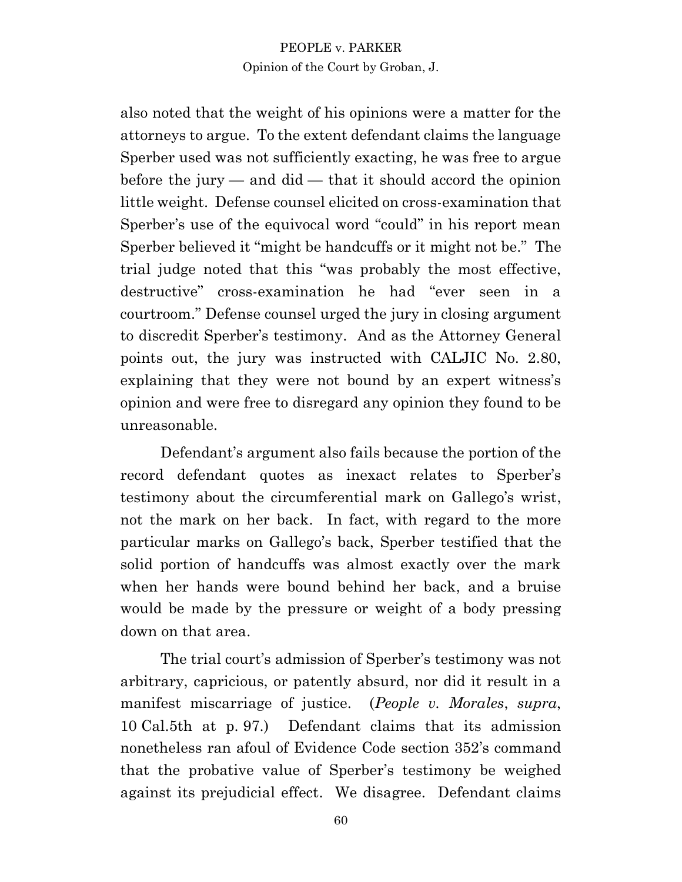also noted that the weight of his opinions were a matter for the attorneys to argue. To the extent defendant claims the language Sperber used was not sufficiently exacting, he was free to argue before the jury — and did — that it should accord the opinion little weight. Defense counsel elicited on cross-examination that Sperber's use of the equivocal word "could" in his report mean Sperber believed it "might be handcuffs or it might not be." The trial judge noted that this "was probably the most effective, destructive" cross-examination he had "ever seen in a courtroom." Defense counsel urged the jury in closing argument to discredit Sperber's testimony. And as the Attorney General points out, the jury was instructed with CALJIC No. 2.80, explaining that they were not bound by an expert witness's opinion and were free to disregard any opinion they found to be unreasonable.

Defendant's argument also fails because the portion of the record defendant quotes as inexact relates to Sperber's testimony about the circumferential mark on Gallego's wrist, not the mark on her back. In fact, with regard to the more particular marks on Gallego's back, Sperber testified that the solid portion of handcuffs was almost exactly over the mark when her hands were bound behind her back, and a bruise would be made by the pressure or weight of a body pressing down on that area.

The trial court's admission of Sperber's testimony was not arbitrary, capricious, or patently absurd, nor did it result in a manifest miscarriage of justice. (*People v. Morales*, *supra*, 10 Cal.5th at p. 97.) Defendant claims that its admission nonetheless ran afoul of Evidence Code section 352's command that the probative value of Sperber's testimony be weighed against its prejudicial effect. We disagree. Defendant claims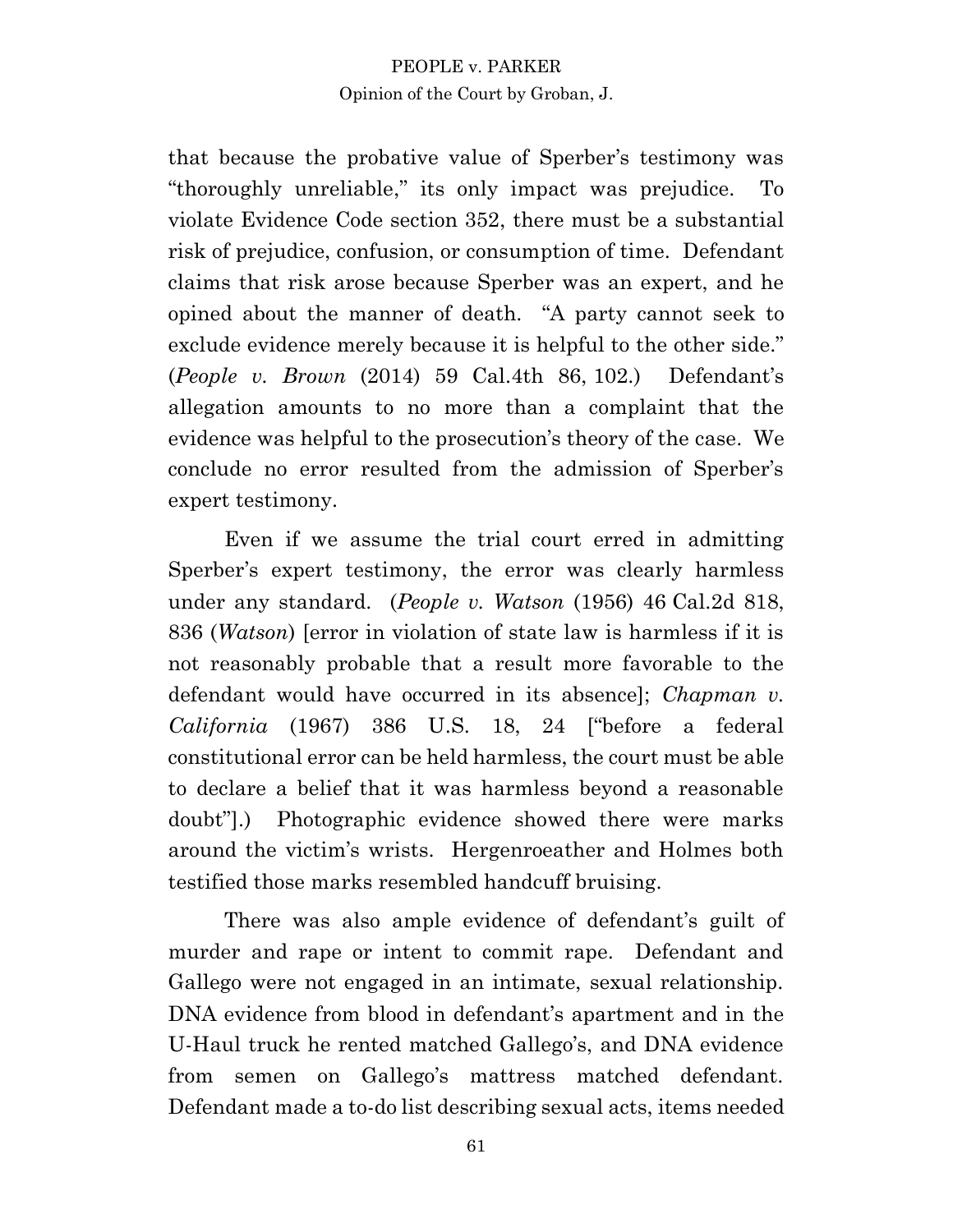that because the probative value of Sperber's testimony was "thoroughly unreliable," its only impact was prejudice. To violate Evidence Code section 352, there must be a substantial risk of prejudice, confusion, or consumption of time. Defendant claims that risk arose because Sperber was an expert, and he opined about the manner of death. "A party cannot seek to exclude evidence merely because it is helpful to the other side." (*People v. Brown* (2014) 59 Cal.4th 86, 102.) Defendant's allegation amounts to no more than a complaint that the evidence was helpful to the prosecution's theory of the case. We conclude no error resulted from the admission of Sperber's expert testimony.

Even if we assume the trial court erred in admitting Sperber's expert testimony, the error was clearly harmless under any standard. (*People v. Watson* (1956) 46 Cal.2d 818, 836 (*Watson*) [error in violation of state law is harmless if it is not reasonably probable that a result more favorable to the defendant would have occurred in its absence]; *Chapman v. California* (1967) 386 U.S. 18, 24 ["before a federal constitutional error can be held harmless, the court must be able to declare a belief that it was harmless beyond a reasonable doubt"].) Photographic evidence showed there were marks around the victim's wrists. Hergenroeather and Holmes both testified those marks resembled handcuff bruising.

There was also ample evidence of defendant's guilt of murder and rape or intent to commit rape. Defendant and Gallego were not engaged in an intimate, sexual relationship. DNA evidence from blood in defendant's apartment and in the U-Haul truck he rented matched Gallego's, and DNA evidence from semen on Gallego's mattress matched defendant. Defendant made a to-do list describing sexual acts, items needed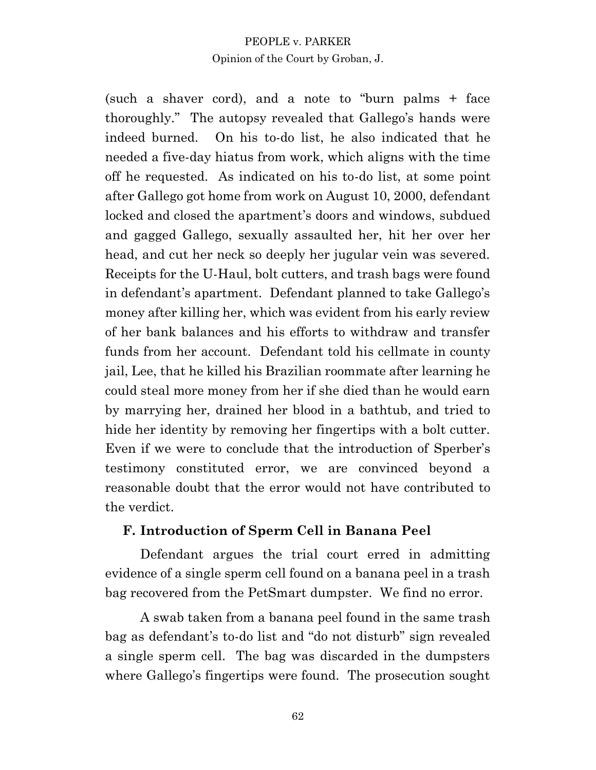(such a shaver cord), and a note to "burn palms + face thoroughly." The autopsy revealed that Gallego's hands were indeed burned. On his to-do list, he also indicated that he needed a five-day hiatus from work, which aligns with the time off he requested. As indicated on his to-do list, at some point after Gallego got home from work on August 10, 2000, defendant locked and closed the apartment's doors and windows, subdued and gagged Gallego, sexually assaulted her, hit her over her head, and cut her neck so deeply her jugular vein was severed. Receipts for the U-Haul, bolt cutters, and trash bags were found in defendant's apartment. Defendant planned to take Gallego's money after killing her, which was evident from his early review of her bank balances and his efforts to withdraw and transfer funds from her account. Defendant told his cellmate in county jail, Lee, that he killed his Brazilian roommate after learning he could steal more money from her if she died than he would earn by marrying her, drained her blood in a bathtub, and tried to hide her identity by removing her fingertips with a bolt cutter. Even if we were to conclude that the introduction of Sperber's testimony constituted error, we are convinced beyond a reasonable doubt that the error would not have contributed to the verdict.

### F. Introduction of Sperm Cell in Banana Peel

Defendant argues the trial court erred in admitting evidence of a single sperm cell found on a banana peel in a trash bag recovered from the PetSmart dumpster. We find no error.

A swab taken from a banana peel found in the same trash bag as defendant's to-do list and "do not disturb" sign revealed a single sperm cell. The bag was discarded in the dumpsters where Gallego's fingertips were found. The prosecution sought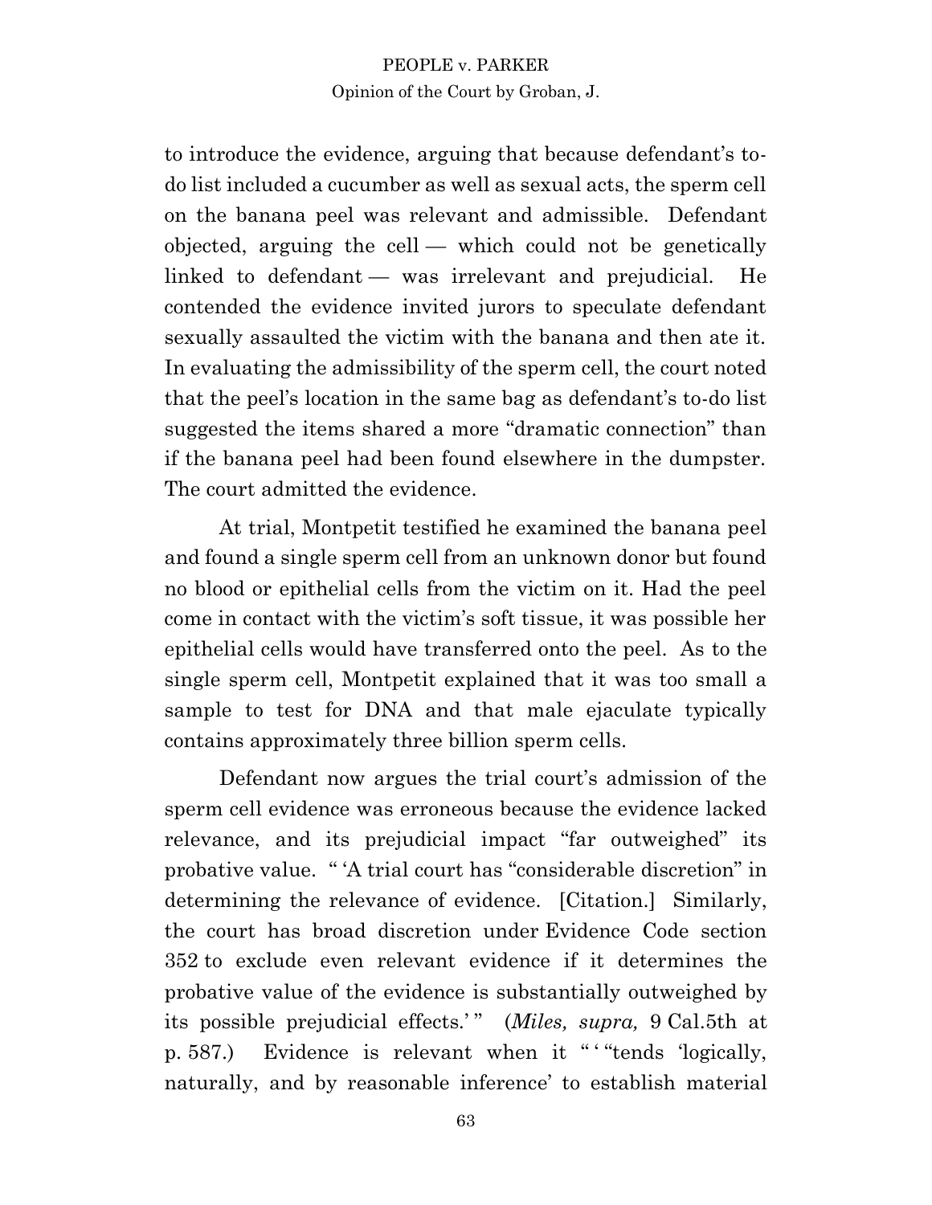to introduce the evidence, arguing that because defendant's to-do list included a cucumber as well as sexual acts, the sperm cell on the banana peel was relevant and admissible. Defendant objected, arguing the cell — which could not be genetically linked to defendant — was irrelevant and prejudicial. He contended the evidence invited jurors to speculate defendant sexually assaulted the victim with the banana and then ate it. In evaluating the admissibility of the sperm cell, the court noted that the peel's location in the same bag as defendant's to-do list suggested the items shared a more "dramatic connection" than if the banana peel had been found elsewhere in the dumpster. The court admitted the evidence.

At trial, Montpetit testified he examined the banana peel and found a single sperm cell from an unknown donor but found no blood or epithelial cells from the victim on it. Had the peel come in contact with the victim's soft tissue, it was possible her epithelial cells would have transferred onto the peel. As to the single sperm cell, Montpetit explained that it was too small a sample to test for DNA and that male ejaculate typically contains approximately three billion sperm cells.

Defendant now argues the trial court's admission of the sperm cell evidence was erroneous because the evidence lacked relevance, and its prejudicial impact "far outweighed" its probative value. " 'A trial court has "considerable discretion" in determining the relevance of evidence. [Citation.] Similarly, the court has broad discretion under Evidence Code section 352 to exclude even relevant evidence if it determines the probative value of the evidence is substantially outweighed by its possible prejudicial effects.' " (*Miles, supra,* 9 Cal.5th at p. 587.) Evidence is relevant when it " ' "tends 'logically, naturally, and by reasonable inference' to establish material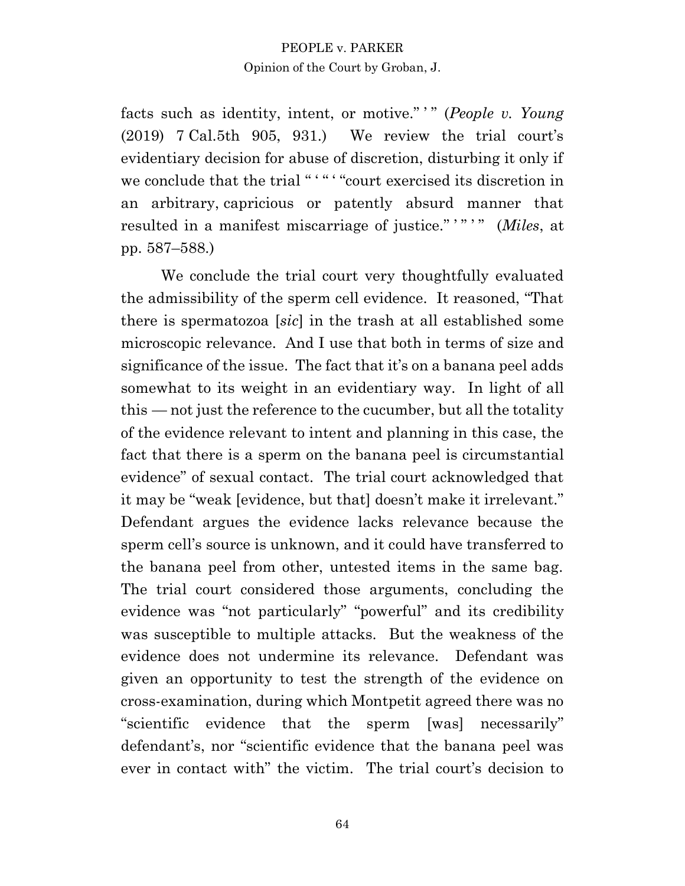facts such as identity, intent, or motive." ' " (*People v. Young* (2019) 7 Cal.5th 905, 931.) We review the trial court's evidentiary decision for abuse of discretion, disturbing it only if we conclude that the trial " ' " ' "court exercised its discretion in an arbitrary, capricious or patently absurd manner that resulted in a manifest miscarriage of justice." ' " ' " (*Miles*, at pp. 587–588.)

We conclude the trial court very thoughtfully evaluated the admissibility of the sperm cell evidence. It reasoned, "That there is spermatozoa [*sic*] in the trash at all established some microscopic relevance. And I use that both in terms of size and significance of the issue. The fact that it's on a banana peel adds somewhat to its weight in an evidentiary way. In light of all this — not just the reference to the cucumber, but all the totality of the evidence relevant to intent and planning in this case, the fact that there is a sperm on the banana peel is circumstantial evidence" of sexual contact. The trial court acknowledged that it may be "weak [evidence, but that] doesn't make it irrelevant." Defendant argues the evidence lacks relevance because the sperm cell's source is unknown, and it could have transferred to the banana peel from other, untested items in the same bag. The trial court considered those arguments, concluding the evidence was "not particularly" "powerful" and its credibility was susceptible to multiple attacks. But the weakness of the evidence does not undermine its relevance. Defendant was given an opportunity to test the strength of the evidence on cross-examination, during which Montpetit agreed there was no "scientific evidence that the sperm [was] necessarily" defendant's, nor "scientific evidence that the banana peel was ever in contact with" the victim. The trial court's decision to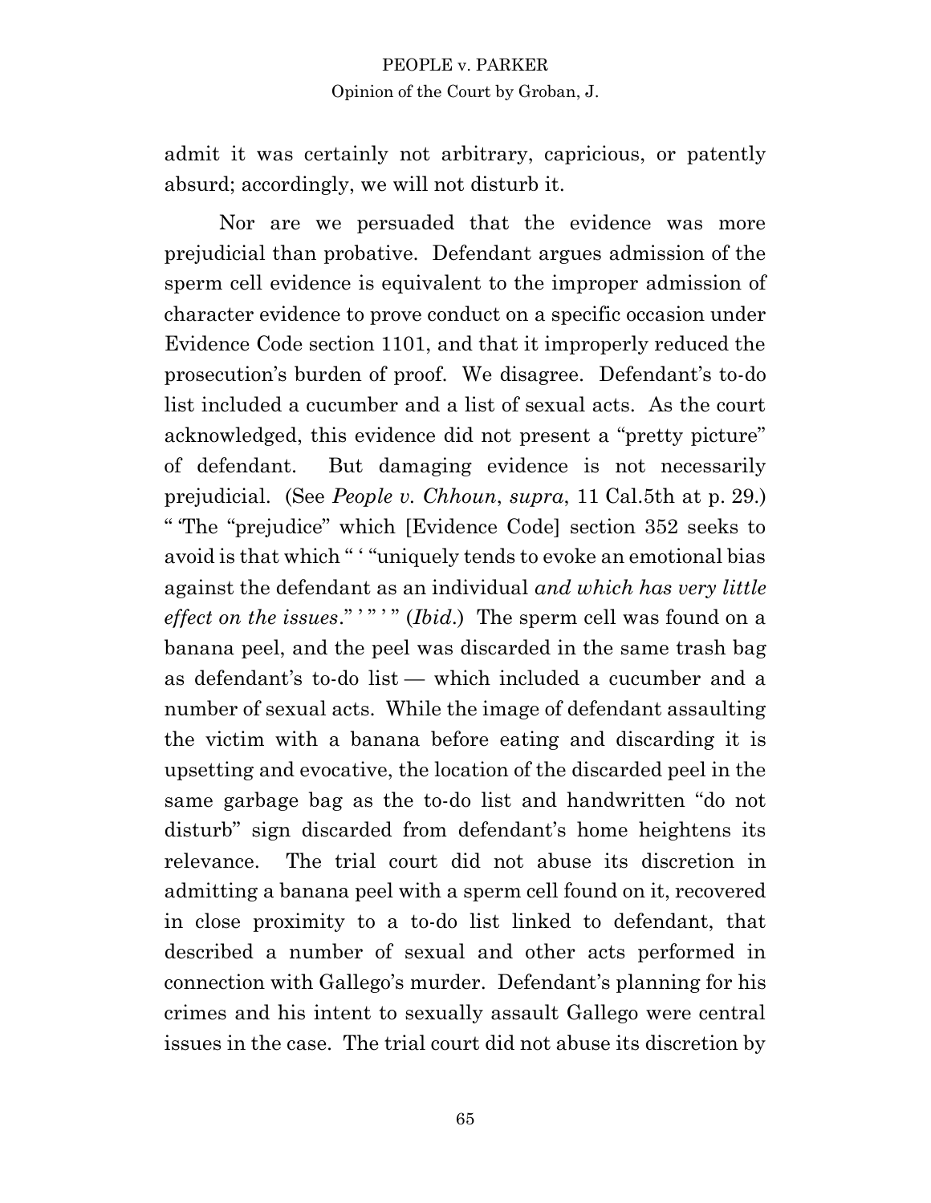admit it was certainly not arbitrary, capricious, or patently absurd; accordingly, we will not disturb it.

Nor are we persuaded that the evidence was more prejudicial than probative. Defendant argues admission of the sperm cell evidence is equivalent to the improper admission of character evidence to prove conduct on a specific occasion under Evidence Code section 1101, and that it improperly reduced the prosecution's burden of proof. We disagree. Defendant's to-do list included a cucumber and a list of sexual acts. As the court acknowledged, this evidence did not present a "pretty picture" of defendant. But damaging evidence is not necessarily prejudicial. (See *People v. Chhoun*, *supra*, 11 Cal.5th at p. 29.) " 'The "prejudice" which [Evidence Code] section 352 seeks to avoid is that which " ' "uniquely tends to evoke an emotional bias against the defendant as an individual *and which has very little effect on the issues*." ' " ' " (*Ibid.*) The sperm cell was found on a banana peel, and the peel was discarded in the same trash bag as defendant's to-do list — which included a cucumber and a number of sexual acts. While the image of defendant assaulting the victim with a banana before eating and discarding it is upsetting and evocative, the location of the discarded peel in the same garbage bag as the to-do list and handwritten "do not disturb" sign discarded from defendant's home heightens its relevance. The trial court did not abuse its discretion in admitting a banana peel with a sperm cell found on it, recovered in close proximity to a to-do list linked to defendant, that described a number of sexual and other acts performed in connection with Gallego's murder. Defendant's planning for his crimes and his intent to sexually assault Gallego were central issues in the case. The trial court did not abuse its discretion by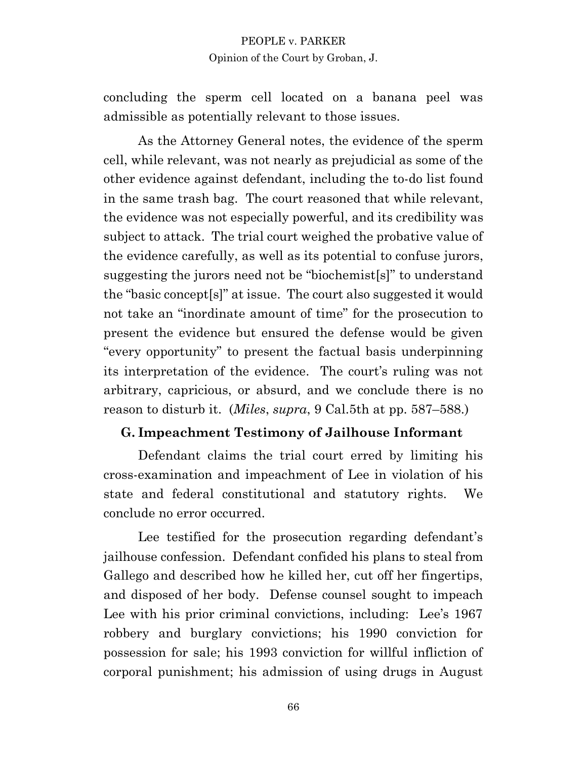concluding the sperm cell located on a banana peel was admissible as potentially relevant to those issues.

As the Attorney General notes, the evidence of the sperm cell, while relevant, was not nearly as prejudicial as some of the other evidence against defendant, including the to-do list found in the same trash bag. The court reasoned that while relevant, the evidence was not especially powerful, and its credibility was subject to attack. The trial court weighed the probative value of the evidence carefully, as well as its potential to confuse jurors, suggesting the jurors need not be "biochemist[s]" to understand the "basic concept[s]" at issue. The court also suggested it would not take an "inordinate amount of time" for the prosecution to present the evidence but ensured the defense would be given "every opportunity" to present the factual basis underpinning its interpretation of the evidence. The court's ruling was not arbitrary, capricious, or absurd, and we conclude there is no reason to disturb it. (*Miles*, *supra*, 9 Cal.5th at pp. 587–588.)

### G. Impeachment Testimony of Jailhouse Informant

Defendant claims the trial court erred by limiting his cross-examination and impeachment of Lee in violation of his state and federal constitutional and statutory rights. We conclude no error occurred.

Lee testified for the prosecution regarding defendant's jailhouse confession. Defendant confided his plans to steal from Gallego and described how he killed her, cut off her fingertips, and disposed of her body. Defense counsel sought to impeach Lee with his prior criminal convictions, including: Lee's 1967 robbery and burglary convictions; his 1990 conviction for possession for sale; his 1993 conviction for willful infliction of corporal punishment; his admission of using drugs in August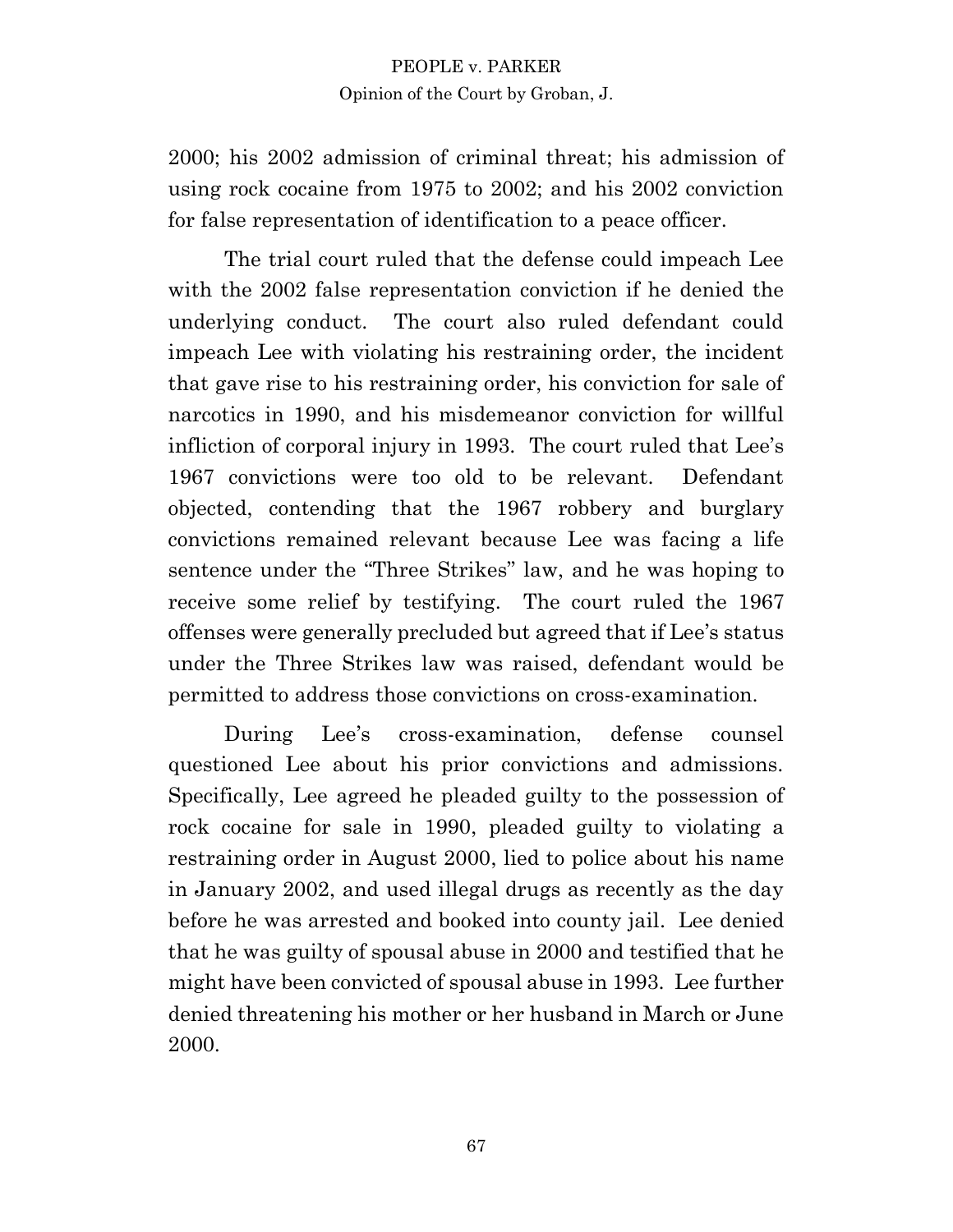2000; his 2002 admission of criminal threat; his admission of using rock cocaine from 1975 to 2002; and his 2002 conviction for false representation of identification to a peace officer.

The trial court ruled that the defense could impeach Lee with the 2002 false representation conviction if he denied the underlying conduct. The court also ruled defendant could impeach Lee with violating his restraining order, the incident that gave rise to his restraining order, his conviction for sale of narcotics in 1990, and his misdemeanor conviction for willful infliction of corporal injury in 1993. The court ruled that Lee's 1967 convictions were too old to be relevant. Defendant objected, contending that the 1967 robbery and burglary convictions remained relevant because Lee was facing a life sentence under the "Three Strikes" law, and he was hoping to receive some relief by testifying. The court ruled the 1967 offenses were generally precluded but agreed that if Lee's status under the Three Strikes law was raised, defendant would be permitted to address those convictions on cross-examination.

During Lee's cross-examination, defense counsel questioned Lee about his prior convictions and admissions. Specifically, Lee agreed he pleaded guilty to the possession of rock cocaine for sale in 1990, pleaded guilty to violating a restraining order in August 2000, lied to police about his name in January 2002, and used illegal drugs as recently as the day before he was arrested and booked into county jail. Lee denied that he was guilty of spousal abuse in 2000 and testified that he might have been convicted of spousal abuse in 1993. Lee further denied threatening his mother or her husband in March or June 2000.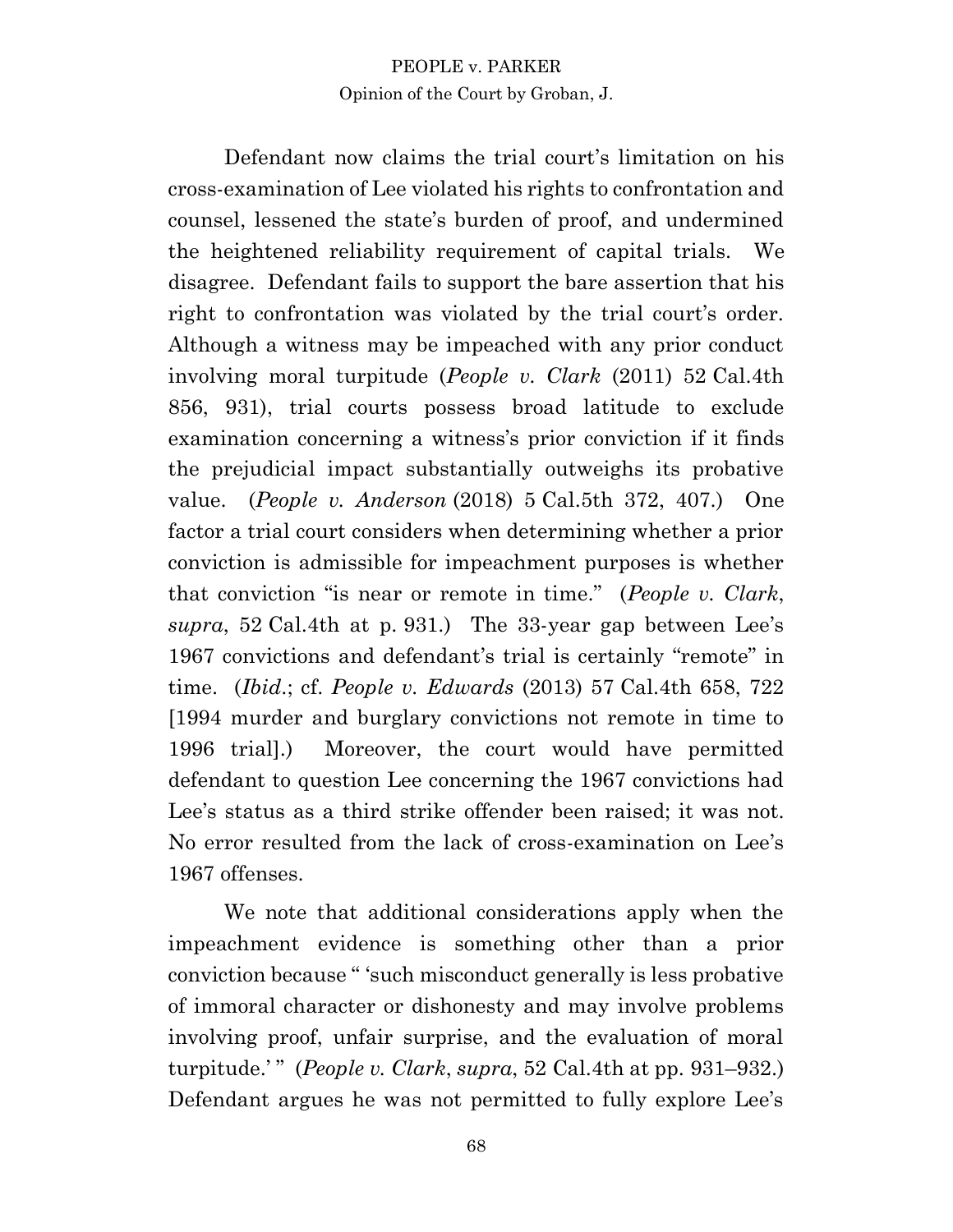Defendant now claims the trial court's limitation on his cross-examination of Lee violated his rights to confrontation and counsel, lessened the state's burden of proof, and undermined the heightened reliability requirement of capital trials. We disagree. Defendant fails to support the bare assertion that his right to confrontation was violated by the trial court's order. Although a witness may be impeached with any prior conduct involving moral turpitude (*People v. Clark* (2011) 52 Cal.4th 856, 931), trial courts possess broad latitude to exclude examination concerning a witness's prior conviction if it finds the prejudicial impact substantially outweighs its probative value. (*People v. Anderson* (2018) 5 Cal.5th 372, 407.) One factor a trial court considers when determining whether a prior conviction is admissible for impeachment purposes is whether that conviction "is near or remote in time." (*People v. Clark*, *supra*, 52 Cal.4th at p. 931.) The 33-year gap between Lee's 1967 convictions and defendant's trial is certainly "remote" in time. (*Ibid.*; cf. *People v. Edwards* (2013) 57 Cal.4th 658, 722 [1994 murder and burglary convictions not remote in time to 1996 trial].) Moreover, the court would have permitted defendant to question Lee concerning the 1967 convictions had Lee's status as a third strike offender been raised; it was not. No error resulted from the lack of cross-examination on Lee's 1967 offenses.

We note that additional considerations apply when the impeachment evidence is something other than a prior conviction because " 'such misconduct generally is less probative of immoral character or dishonesty and may involve problems involving proof, unfair surprise, and the evaluation of moral turpitude.' " (*People v. Clark*, *supra*, 52 Cal.4th at pp. 931–932.) Defendant argues he was not permitted to fully explore Lee's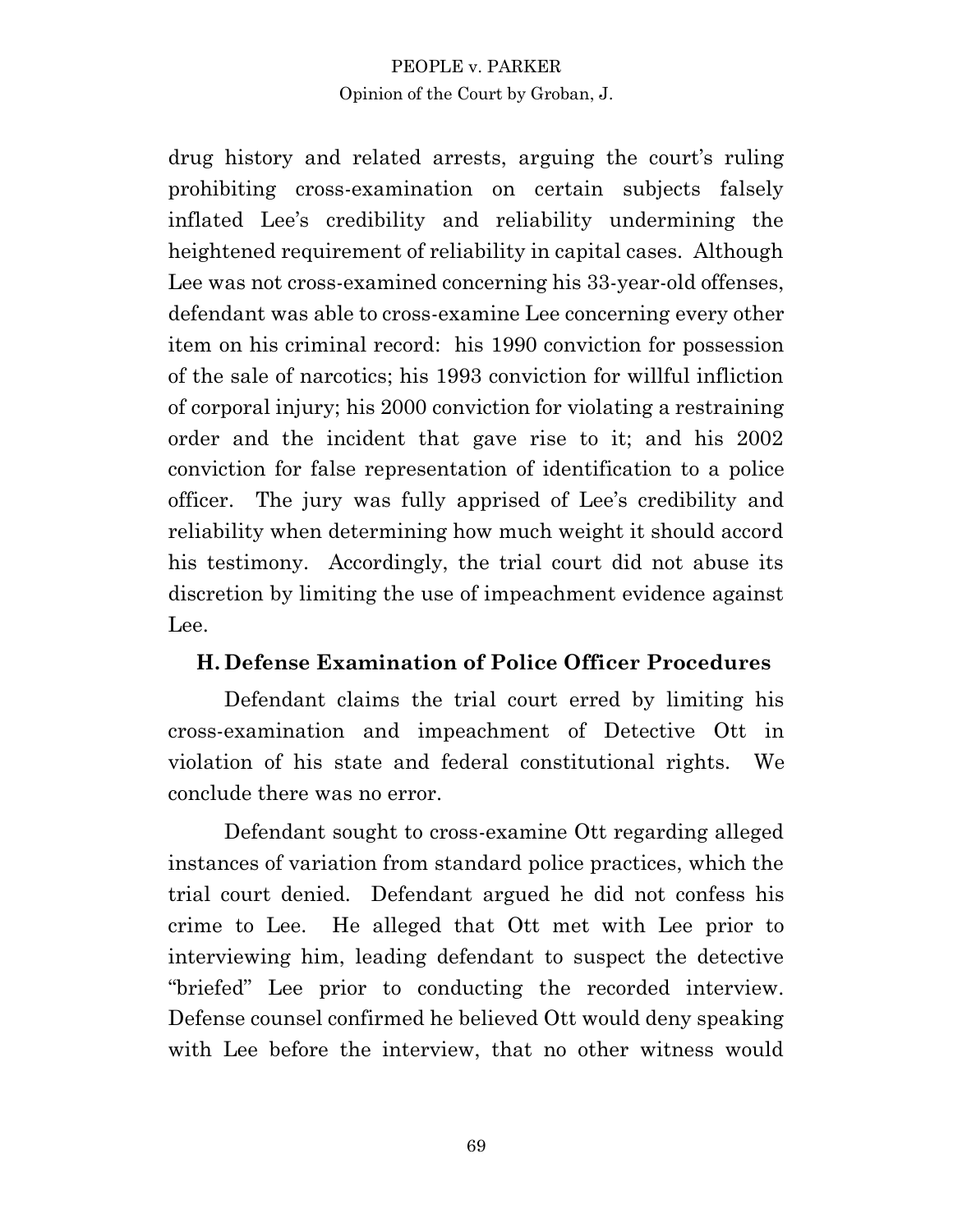drug history and related arrests, arguing the court's ruling prohibiting cross-examination on certain subjects falsely inflated Lee's credibility and reliability undermining the heightened requirement of reliability in capital cases. Although Lee was not cross-examined concerning his 33-year-old offenses, defendant was able to cross-examine Lee concerning every other item on his criminal record: his 1990 conviction for possession of the sale of narcotics; his 1993 conviction for willful infliction of corporal injury; his 2000 conviction for violating a restraining order and the incident that gave rise to it; and his 2002 conviction for false representation of identification to a police officer. The jury was fully apprised of Lee's credibility and reliability when determining how much weight it should accord his testimony. Accordingly, the trial court did not abuse its discretion by limiting the use of impeachment evidence against Lee.

### H. Defense Examination of Police Officer Procedures

Defendant claims the trial court erred by limiting his cross-examination and impeachment of Detective Ott in violation of his state and federal constitutional rights. We conclude there was no error.

Defendant sought to cross-examine Ott regarding alleged instances of variation from standard police practices, which the trial court denied. Defendant argued he did not confess his crime to Lee. He alleged that Ott met with Lee prior to interviewing him, leading defendant to suspect the detective "briefed" Lee prior to conducting the recorded interview. Defense counsel confirmed he believed Ott would deny speaking with Lee before the interview, that no other witness would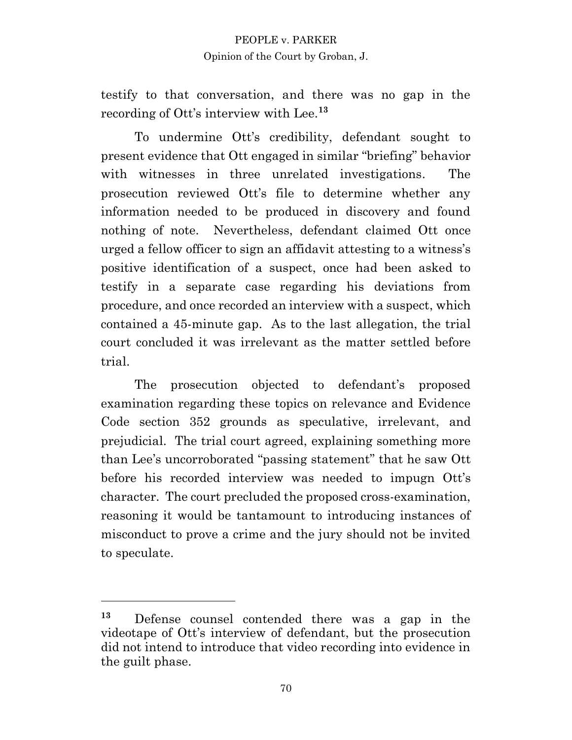testify to that conversation, and there was no gap in the recording of Ott's interview with Lee.[13]

To undermine Ott's credibility, defendant sought to present evidence that Ott engaged in similar "briefing" behavior with witnesses in three unrelated investigations. The prosecution reviewed Ott's file to determine whether any information needed to be produced in discovery and found nothing of note. Nevertheless, defendant claimed Ott once urged a fellow officer to sign an affidavit attesting to a witness's positive identification of a suspect, once had been asked to testify in a separate case regarding his deviations from procedure, and once recorded an interview with a suspect, which contained a 45-minute gap. As to the last allegation, the trial court concluded it was irrelevant as the matter settled before trial.

The prosecution objected to defendant's proposed examination regarding these topics on relevance and Evidence Code section 352 grounds as speculative, irrelevant, and prejudicial. The trial court agreed, explaining something more than Lee's uncorroborated "passing statement" that he saw Ott before his recorded interview was needed to impugn Ott's character. The court precluded the proposed cross-examination, reasoning it would be tantamount to introducing instances of misconduct to prove a crime and the jury should not be invited to speculate.

---

[13] Defense counsel contended there was a gap in the videotape of Ott's interview of defendant, but the prosecution did not intend to introduce that video recording into evidence in the guilt phase.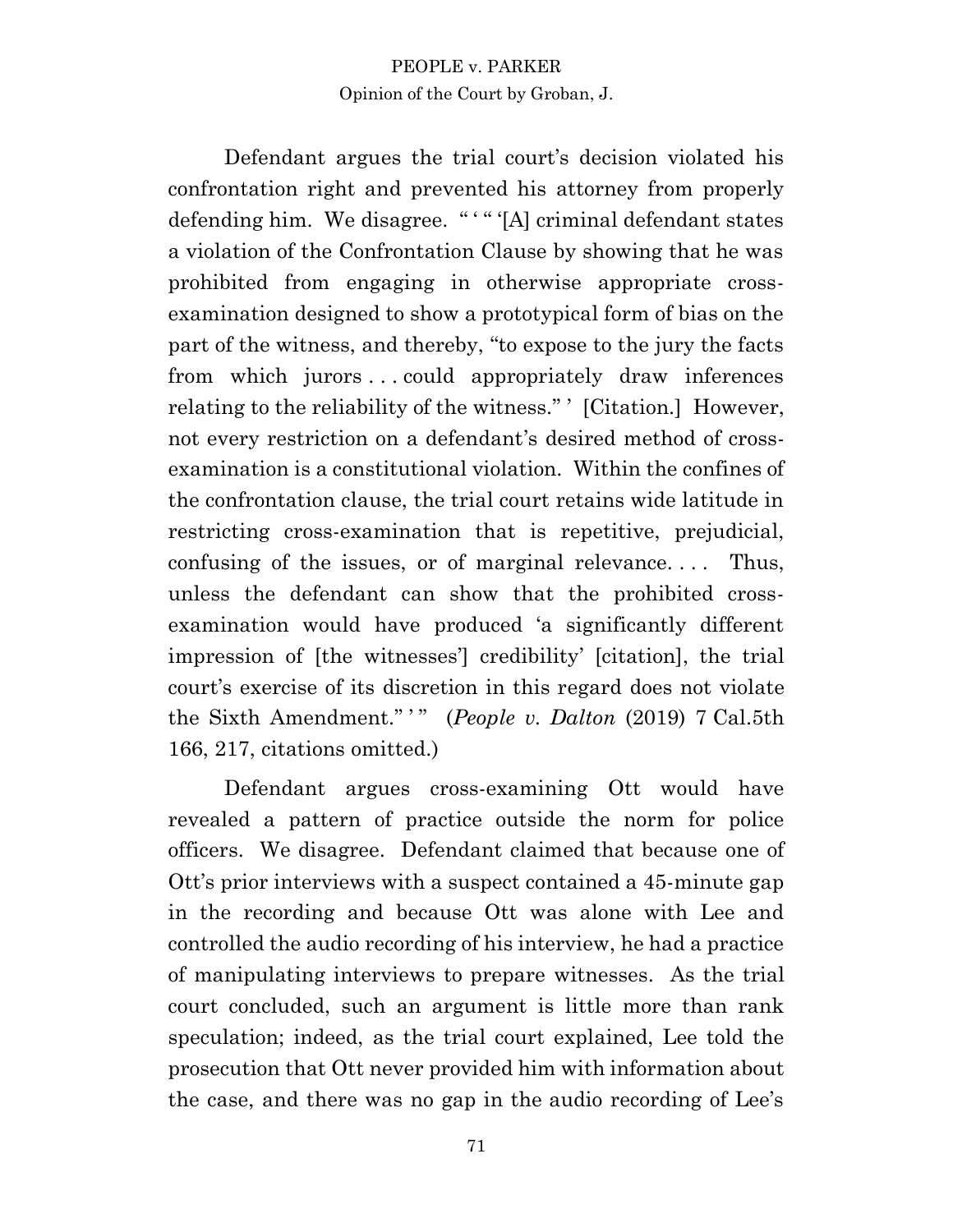Defendant argues the trial court's decision violated his confrontation right and prevented his attorney from properly defending him. We disagree. " ' " '[A] criminal defendant states a violation of the Confrontation Clause by showing that he was prohibited from engaging in otherwise appropriate cross-examination designed to show a prototypical form of bias on the part of the witness, and thereby, "to expose to the jury the facts from which jurors . . . could appropriately draw inferences relating to the reliability of the witness." ' [Citation.] However, not every restriction on a defendant's desired method of cross-examination is a constitutional violation. Within the confines of the confrontation clause, the trial court retains wide latitude in restricting cross-examination that is repetitive, prejudicial, confusing of the issues, or of marginal relevance. . . . Thus, unless the defendant can show that the prohibited cross-examination would have produced 'a significantly different impression of [the witnesses'] credibility' [citation], the trial court's exercise of its discretion in this regard does not violate the Sixth Amendment." ' " (*People v. Dalton* (2019) 7 Cal.5th 166, 217, citations omitted.)

Defendant argues cross-examining Ott would have revealed a pattern of practice outside the norm for police officers. We disagree. Defendant claimed that because one of Ott's prior interviews with a suspect contained a 45-minute gap in the recording and because Ott was alone with Lee and controlled the audio recording of his interview, he had a practice of manipulating interviews to prepare witnesses. As the trial court concluded, such an argument is little more than rank speculation; indeed, as the trial court explained, Lee told the prosecution that Ott never provided him with information about the case, and there was no gap in the audio recording of Lee's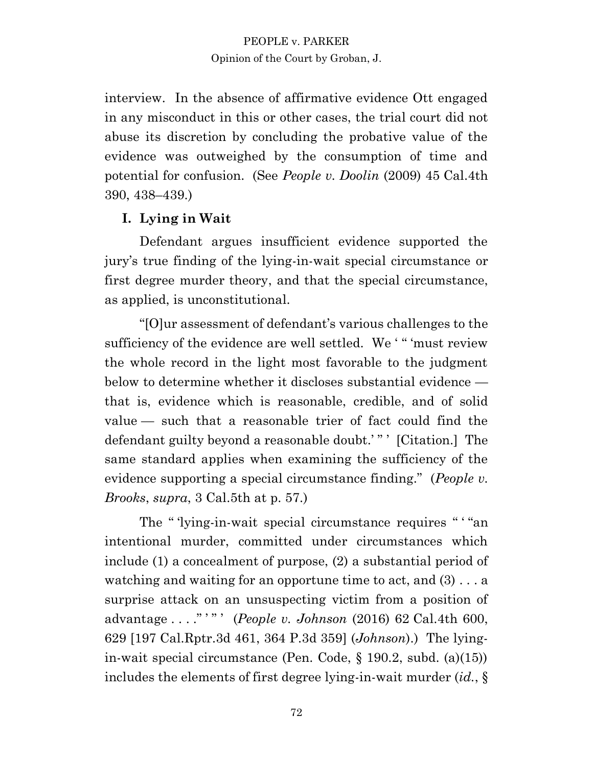interview. In the absence of affirmative evidence Ott engaged in any misconduct in this or other cases, the trial court did not abuse its discretion by concluding the probative value of the evidence was outweighed by the consumption of time and potential for confusion. (See *People v. Doolin* (2009) 45 Cal.4th 390, 438–439.)

## I. Lying in Wait

Defendant argues insufficient evidence supported the jury's true finding of the lying-in-wait special circumstance or first degree murder theory, and that the special circumstance, as applied, is unconstitutional.

"[O]ur assessment of defendant's various challenges to the sufficiency of the evidence are well settled. We ' " 'must review the whole record in the light most favorable to the judgment below to determine whether it discloses substantial evidence — that is, evidence which is reasonable, credible, and of solid value — such that a reasonable trier of fact could find the defendant guilty beyond a reasonable doubt.' " ' [Citation.] The same standard applies when examining the sufficiency of the evidence supporting a special circumstance finding." (*People v. Brooks*, *supra*, 3 Cal.5th at p. 57.)

The " 'lying-in-wait special circumstance requires " ' "an intentional murder, committed under circumstances which include (1) a concealment of purpose, (2) a substantial period of watching and waiting for an opportune time to act, and (3) . . . a surprise attack on an unsuspecting victim from a position of advantage . . . ." ' " ' (*People v. Johnson* (2016) 62 Cal.4th 600, 629 [197 Cal.Rptr.3d 461, 364 P.3d 359] (*Johnson*).) The lying-in-wait special circumstance (Pen. Code, § 190.2, subd. (a)(15)) includes the elements of first degree lying-in-wait murder (*id.*, §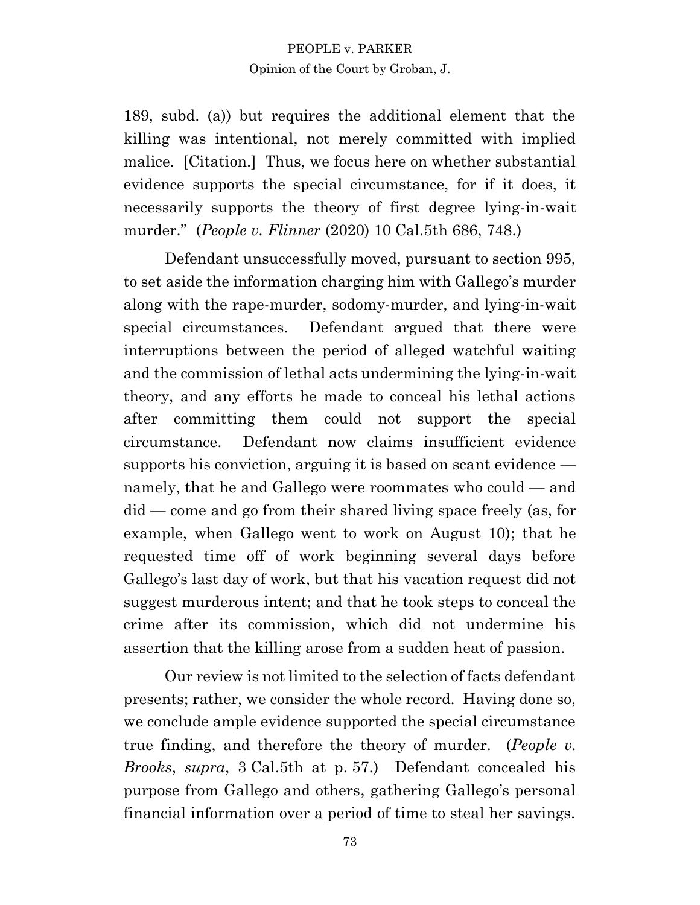189, subd. (a)) but requires the additional element that the killing was intentional, not merely committed with implied malice. [Citation.] Thus, we focus here on whether substantial evidence supports the special circumstance, for if it does, it necessarily supports the theory of first degree lying-in-wait murder." (*People v. Flinner* (2020) 10 Cal.5th 686, 748.)

Defendant unsuccessfully moved, pursuant to section 995, to set aside the information charging him with Gallego's murder along with the rape-murder, sodomy-murder, and lying-in-wait special circumstances. Defendant argued that there were interruptions between the period of alleged watchful waiting and the commission of lethal acts undermining the lying-in-wait theory, and any efforts he made to conceal his lethal actions after committing them could not support the special circumstance. Defendant now claims insufficient evidence supports his conviction, arguing it is based on scant evidence — namely, that he and Gallego were roommates who could — and did — come and go from their shared living space freely (as, for example, when Gallego went to work on August 10); that he requested time off of work beginning several days before Gallego's last day of work, but that his vacation request did not suggest murderous intent; and that he took steps to conceal the crime after its commission, which did not undermine his assertion that the killing arose from a sudden heat of passion.

Our review is not limited to the selection of facts defendant presents; rather, we consider the whole record. Having done so, we conclude ample evidence supported the special circumstance true finding, and therefore the theory of murder. (*People v. Brooks*, *supra*, 3 Cal.5th at p. 57.) Defendant concealed his purpose from Gallego and others, gathering Gallego's personal financial information over a period of time to steal her savings.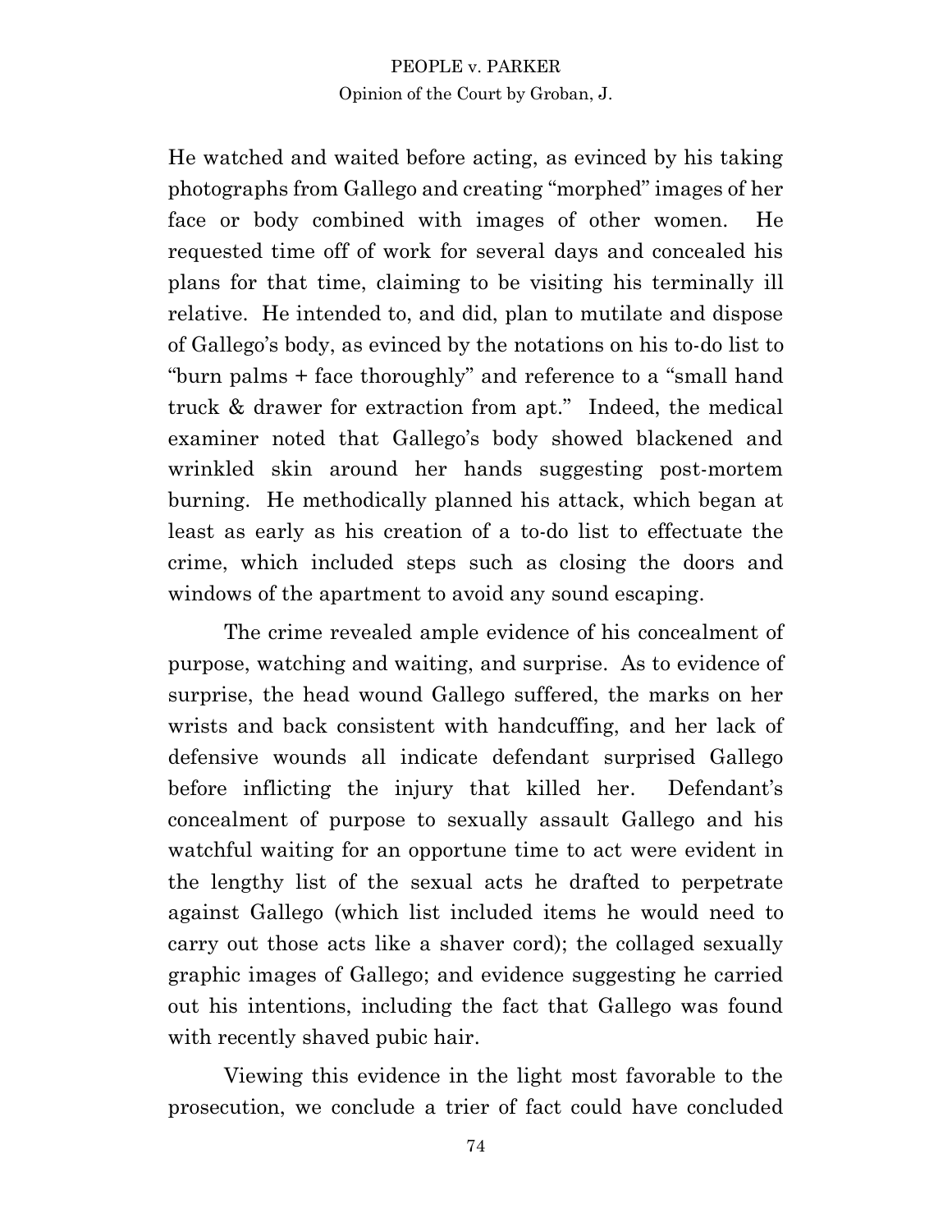He watched and waited before acting, as evinced by his taking photographs from Gallego and creating "morphed" images of her face or body combined with images of other women. He requested time off of work for several days and concealed his plans for that time, claiming to be visiting his terminally ill relative. He intended to, and did, plan to mutilate and dispose of Gallego's body, as evinced by the notations on his to-do list to "burn palms + face thoroughly" and reference to a "small hand truck & drawer for extraction from apt." Indeed, the medical examiner noted that Gallego's body showed blackened and wrinkled skin around her hands suggesting post-mortem burning. He methodically planned his attack, which began at least as early as his creation of a to-do list to effectuate the crime, which included steps such as closing the doors and windows of the apartment to avoid any sound escaping.

The crime revealed ample evidence of his concealment of purpose, watching and waiting, and surprise. As to evidence of surprise, the head wound Gallego suffered, the marks on her wrists and back consistent with handcuffing, and her lack of defensive wounds all indicate defendant surprised Gallego before inflicting the injury that killed her. Defendant's concealment of purpose to sexually assault Gallego and his watchful waiting for an opportune time to act were evident in the lengthy list of the sexual acts he drafted to perpetrate against Gallego (which list included items he would need to carry out those acts like a shaver cord); the collaged sexually graphic images of Gallego; and evidence suggesting he carried out his intentions, including the fact that Gallego was found with recently shaved pubic hair.

Viewing this evidence in the light most favorable to the prosecution, we conclude a trier of fact could have concluded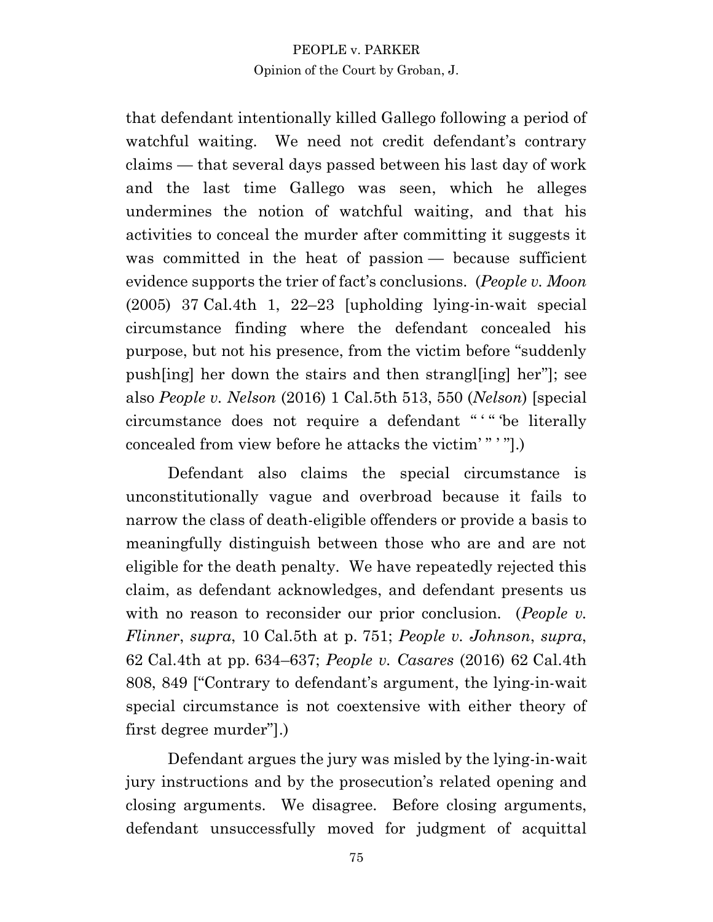that defendant intentionally killed Gallego following a period of watchful waiting. We need not credit defendant's contrary claims — that several days passed between his last day of work and the last time Gallego was seen, which he alleges undermines the notion of watchful waiting, and that his activities to conceal the murder after committing it suggests it was committed in the heat of passion — because sufficient evidence supports the trier of fact's conclusions. (*People v. Moon* (2005) 37 Cal.4th 1, 22–23 [upholding lying-in-wait special circumstance finding where the defendant concealed his purpose, but not his presence, from the victim before "suddenly push[ing] her down the stairs and then strangl[ing] her"]; see also *People v. Nelson* (2016) 1 Cal.5th 513, 550 (*Nelson*) [special circumstance does not require a defendant " ' " 'be literally concealed from view before he attacks the victim' " ' "].)

Defendant also claims the special circumstance is unconstitutionally vague and overbroad because it fails to narrow the class of death-eligible offenders or provide a basis to meaningfully distinguish between those who are and are not eligible for the death penalty. We have repeatedly rejected this claim, as defendant acknowledges, and defendant presents us with no reason to reconsider our prior conclusion. (*People v. Flinner*, *supra*, 10 Cal.5th at p. 751; *People v. Johnson*, *supra*, 62 Cal.4th at pp. 634–637; *People v. Casares* (2016) 62 Cal.4th 808, 849 ["Contrary to defendant's argument, the lying-in-wait special circumstance is not coextensive with either theory of first degree murder"].)

Defendant argues the jury was misled by the lying-in-wait jury instructions and by the prosecution's related opening and closing arguments. We disagree. Before closing arguments, defendant unsuccessfully moved for judgment of acquittal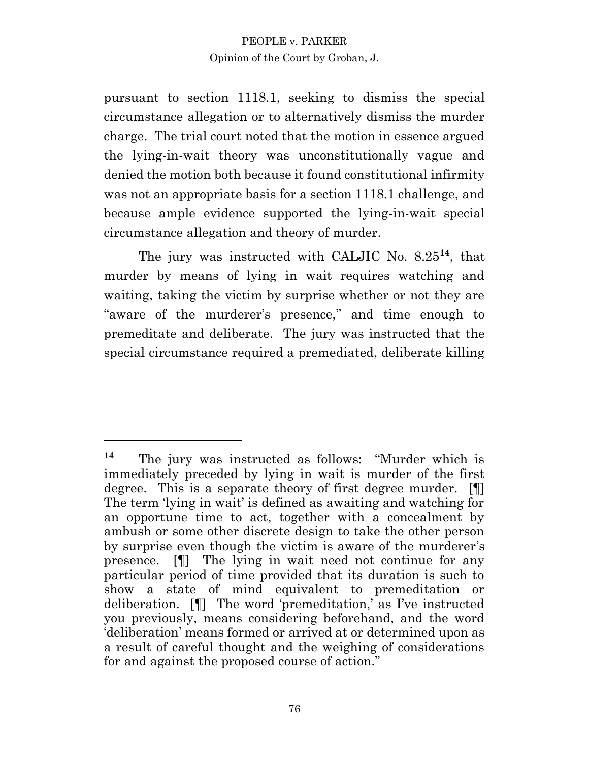pursuant to section 1118.1, seeking to dismiss the special circumstance allegation or to alternatively dismiss the murder charge. The trial court noted that the motion in essence argued the lying-in-wait theory was unconstitutionally vague and denied the motion both because it found constitutional infirmity was not an appropriate basis for a section 1118.1 challenge, and because ample evidence supported the lying-in-wait special circumstance allegation and theory of murder.

The jury was instructed with CALJIC No. 8.25[14], that murder by means of lying in wait requires watching and waiting, taking the victim by surprise whether or not they are "aware of the murderer's presence," and time enough to premeditate and deliberate. The jury was instructed that the special circumstance required a premediated, deliberate killing

---

[14] The jury was instructed as follows: "Murder which is immediately preceded by lying in wait is murder of the first degree. This is a separate theory of first degree murder. [¶] The term 'lying in wait' is defined as awaiting and watching for an opportune time to act, together with a concealment by ambush or some other discrete design to take the other person by surprise even though the victim is aware of the murderer's presence. [¶] The lying in wait need not continue for any particular period of time provided that its duration is such to show a state of mind equivalent to premeditation or deliberation. [¶] The word 'premeditation,' as I've instructed you previously, means considering beforehand, and the word 'deliberation' means formed or arrived at or determined upon as a result of careful thought and the weighing of considerations for and against the proposed course of action."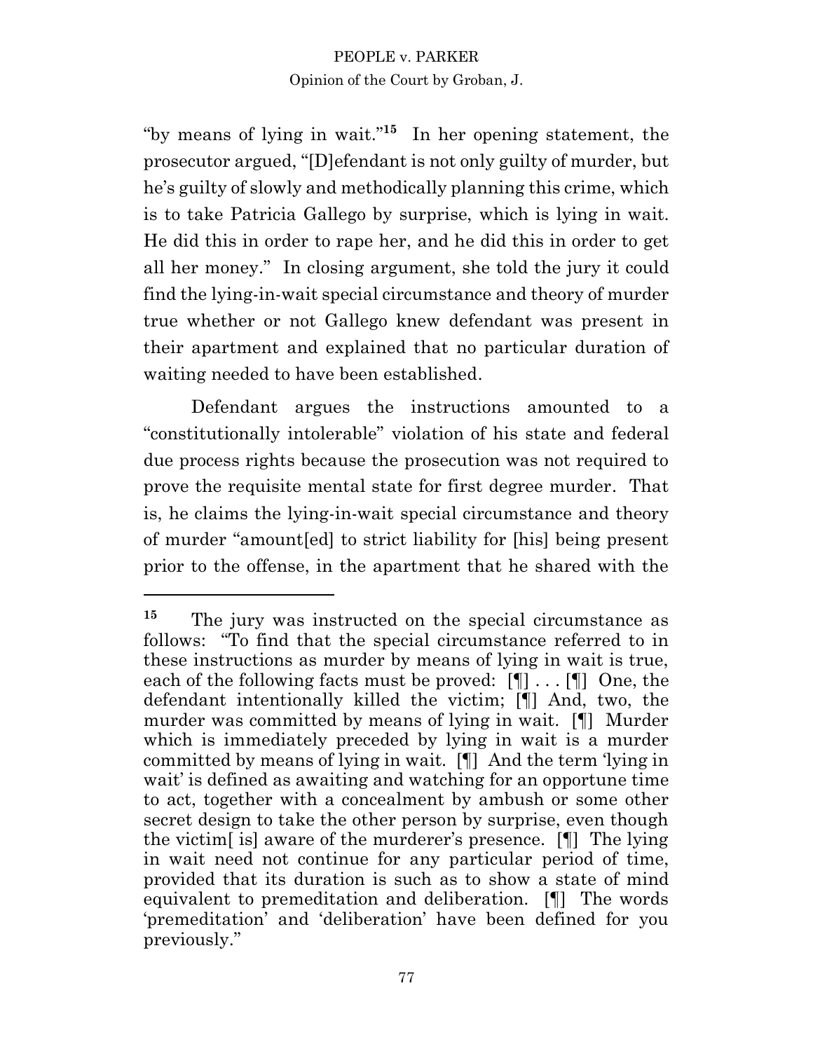"by means of lying in wait."[15] In her opening statement, the prosecutor argued, "[D]efendant is not only guilty of murder, but he's guilty of slowly and methodically planning this crime, which is to take Patricia Gallego by surprise, which is lying in wait. He did this in order to rape her, and he did this in order to get all her money." In closing argument, she told the jury it could find the lying-in-wait special circumstance and theory of murder true whether or not Gallego knew defendant was present in their apartment and explained that no particular duration of waiting needed to have been established.

Defendant argues the instructions amounted to a "constitutionally intolerable" violation of his state and federal due process rights because the prosecution was not required to prove the requisite mental state for first degree murder. That is, he claims the lying-in-wait special circumstance and theory of murder "amount[ed] to strict liability for [his] being present prior to the offense, in the apartment that he shared with the

---

[15] The jury was instructed on the special circumstance as follows: "To find that the special circumstance referred to in these instructions as murder by means of lying in wait is true, each of the following facts must be proved: [¶] . . . [¶] One, the defendant intentionally killed the victim; [¶] And, two, the murder was committed by means of lying in wait. [¶] Murder which is immediately preceded by lying in wait is a murder committed by means of lying in wait. [¶] And the term 'lying in wait' is defined as awaiting and watching for an opportune time to act, together with a concealment by ambush or some other secret design to take the other person by surprise, even though the victim[ is] aware of the murderer's presence. [¶] The lying in wait need not continue for any particular period of time, provided that its duration is such as to show a state of mind equivalent to premeditation and deliberation. [¶] The words 'premeditation' and 'deliberation' have been defined for you previously."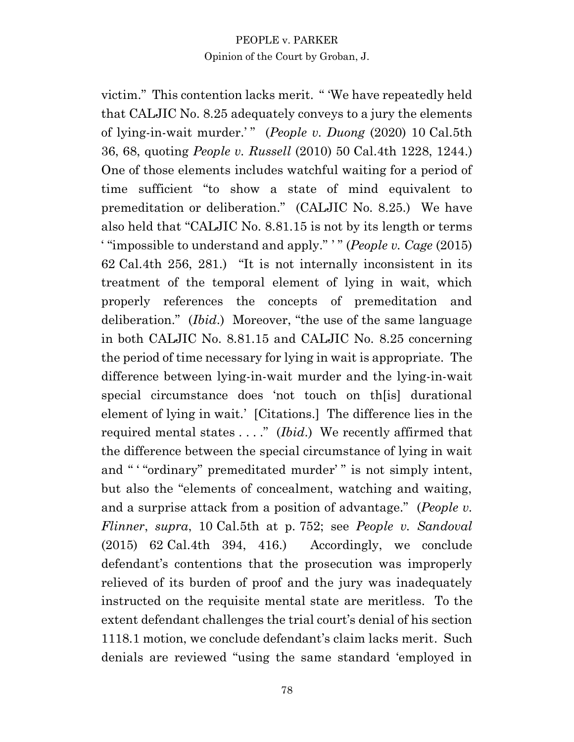victim." This contention lacks merit. " 'We have repeatedly held that CALJIC No. 8.25 adequately conveys to a jury the elements of lying-in-wait murder.' " (*People v. Duong* (2020) 10 Cal.5th 36, 68, quoting *People v. Russell* (2010) 50 Cal.4th 1228, 1244.) One of those elements includes watchful waiting for a period of time sufficient "to show a state of mind equivalent to premeditation or deliberation." (CALJIC No. 8.25.) We have also held that "CALJIC No. 8.81.15 is not by its length or terms ' "impossible to understand and apply." ' " (*People v. Cage* (2015) 62 Cal.4th 256, 281.) "It is not internally inconsistent in its treatment of the temporal element of lying in wait, which properly references the concepts of premeditation and deliberation." (*Ibid.*) Moreover, "the use of the same language in both CALJIC No. 8.81.15 and CALJIC No. 8.25 concerning the period of time necessary for lying in wait is appropriate. The difference between lying-in-wait murder and the lying-in-wait special circumstance does 'not touch on th[is] durational element of lying in wait.' [Citations.] The difference lies in the required mental states . . . ." (*Ibid.*) We recently affirmed that the difference between the special circumstance of lying in wait and " ' "ordinary" premeditated murder' " is not simply intent, but also the "elements of concealment, watching and waiting, and a surprise attack from a position of advantage." (*People v. Flinner*, *supra*, 10 Cal.5th at p. 752; see *People v. Sandoval* (2015) 62 Cal.4th 394, 416.) Accordingly, we conclude defendant's contentions that the prosecution was improperly relieved of its burden of proof and the jury was inadequately instructed on the requisite mental state are meritless. To the extent defendant challenges the trial court's denial of his section 1118.1 motion, we conclude defendant's claim lacks merit. Such denials are reviewed "using the same standard 'employed in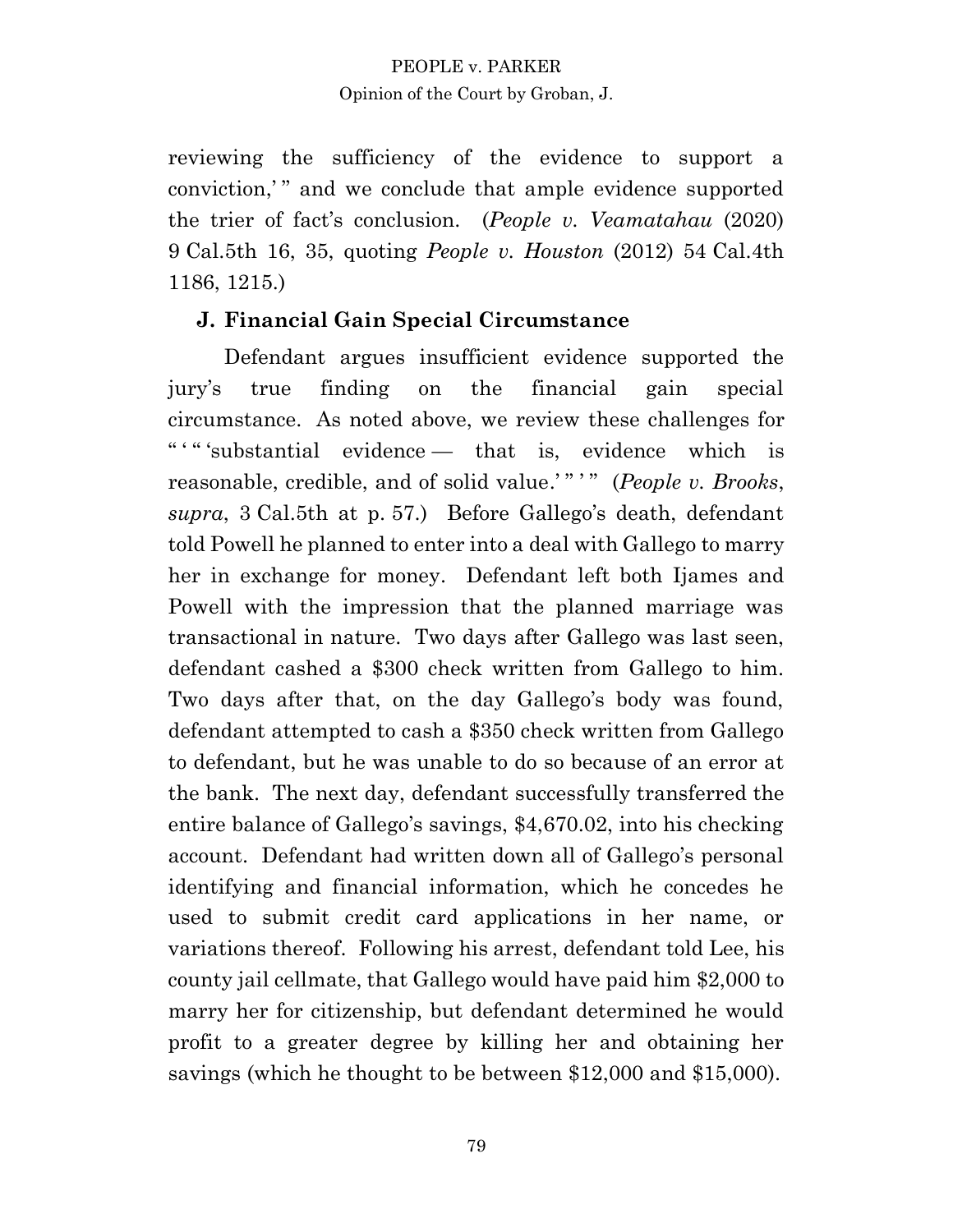reviewing the sufficiency of the evidence to support a conviction,' " and we conclude that ample evidence supported the trier of fact's conclusion. (*People v. Veamatahau* (2020) 9 Cal.5th 16, 35, quoting *People v. Houston* (2012) 54 Cal.4th 1186, 1215.)

### J. Financial Gain Special Circumstance

Defendant argues insufficient evidence supported the jury's true finding on the financial gain special circumstance. As noted above, we review these challenges for " ' " 'substantial evidence — that is, evidence which is reasonable, credible, and of solid value.' " ' " (*People v. Brooks*, *supra*, 3 Cal.5th at p. 57.) Before Gallego's death, defendant told Powell he planned to enter into a deal with Gallego to marry her in exchange for money. Defendant left both Ijames and Powell with the impression that the planned marriage was transactional in nature. Two days after Gallego was last seen, defendant cashed a $300 check written from Gallego to him. Two days after that, on the day Gallego's body was found, defendant attempted to cash a $350 check written from Gallego to defendant, but he was unable to do so because of an error at the bank. The next day, defendant successfully transferred the entire balance of Gallego's savings, $4,670.02, into his checking account. Defendant had written down all of Gallego's personal identifying and financial information, which he concedes he used to submit credit card applications in her name, or variations thereof. Following his arrest, defendant told Lee, his county jail cellmate, that Gallego would have paid him $2,000 to marry her for citizenship, but defendant determined he would profit to a greater degree by killing her and obtaining her savings (which he thought to be between $12,000 and $15,000).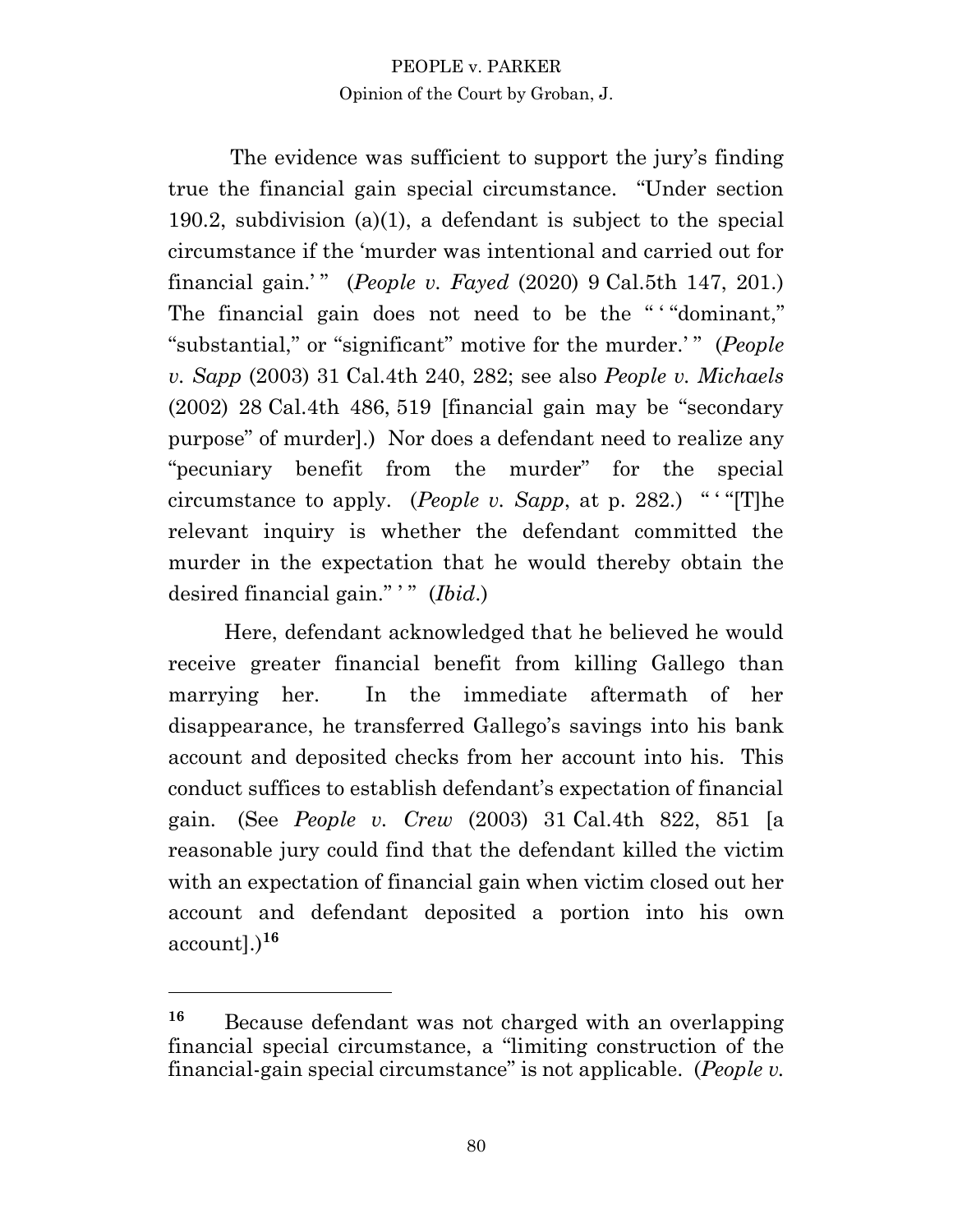The evidence was sufficient to support the jury's finding true the financial gain special circumstance. "Under section 190.2, subdivision (a)(1), a defendant is subject to the special circumstance if the 'murder was intentional and carried out for financial gain.' " (*People v. Fayed* (2020) 9 Cal.5th 147, 201.) The financial gain does not need to be the " ' "dominant," "substantial," or "significant" motive for the murder.' " (*People v. Sapp* (2003) 31 Cal.4th 240, 282; see also *People v. Michaels* (2002) 28 Cal.4th 486, 519 [financial gain may be "secondary purpose" of murder].) Nor does a defendant need to realize any "pecuniary benefit from the murder" for the special circumstance to apply. (*People v. Sapp*, at p. 282.) " ' "[T]he relevant inquiry is whether the defendant committed the murder in the expectation that he would thereby obtain the desired financial gain." ' " (*Ibid.*)

Here, defendant acknowledged that he believed he would receive greater financial benefit from killing Gallego than marrying her. In the immediate aftermath of her disappearance, he transferred Gallego's savings into his bank account and deposited checks from her account into his. This conduct suffices to establish defendant's expectation of financial gain. (See *People v. Crew* (2003) 31 Cal.4th 822, 851 [a reasonable jury could find that the defendant killed the victim with an expectation of financial gain when victim closed out her account and defendant deposited a portion into his own account].)[16]

---

[16] Because defendant was not charged with an overlapping financial special circumstance, a "limiting construction of the financial-gain special circumstance" is not applicable. (*People v.*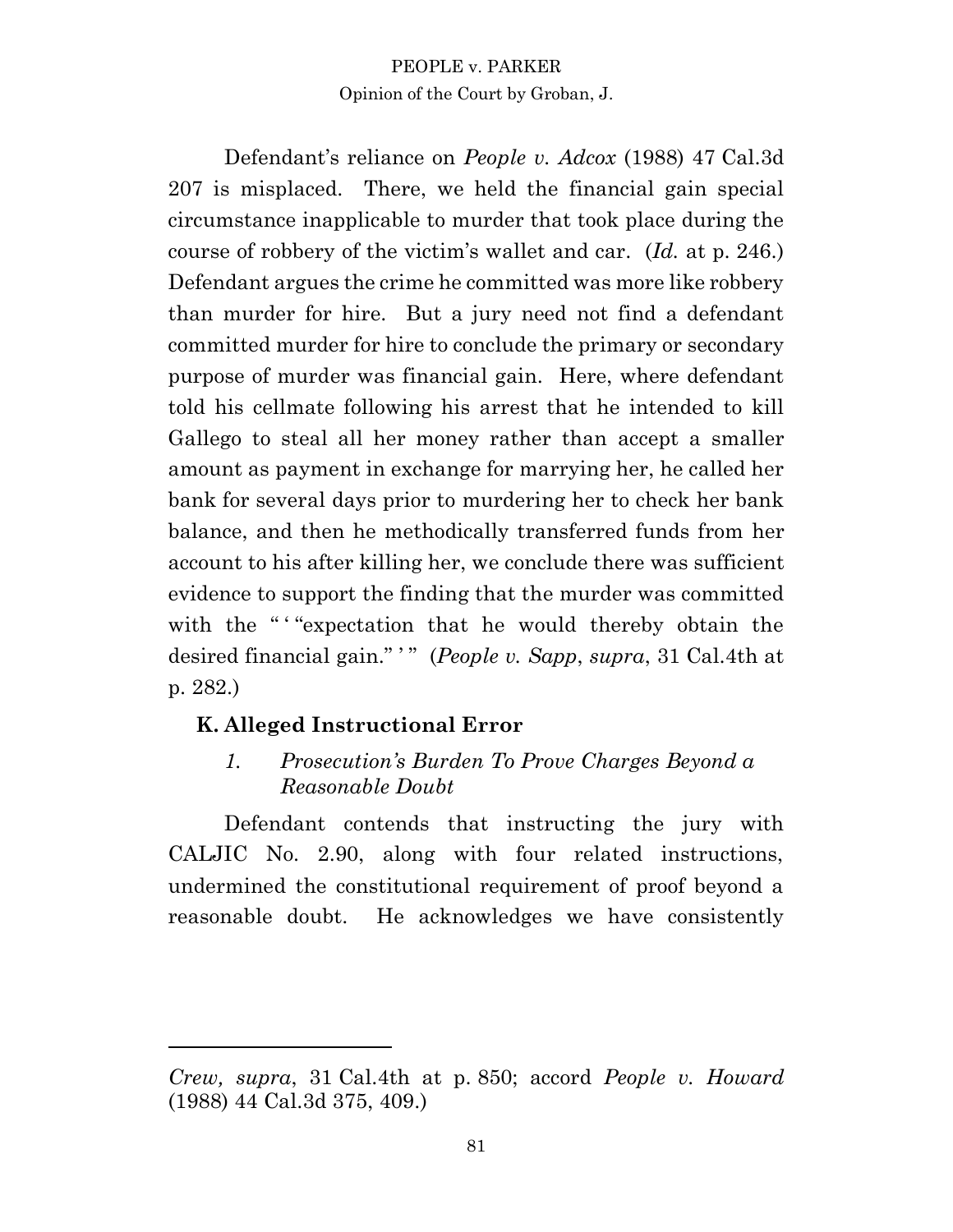Defendant's reliance on *People v. Adcox* (1988) 47 Cal.3d 207 is misplaced. There, we held the financial gain special circumstance inapplicable to murder that took place during the course of robbery of the victim's wallet and car. (*Id.* at p. 246.) Defendant argues the crime he committed was more like robbery than murder for hire. But a jury need not find a defendant committed murder for hire to conclude the primary or secondary purpose of murder was financial gain. Here, where defendant told his cellmate following his arrest that he intended to kill Gallego to steal all her money rather than accept a smaller amount as payment in exchange for marrying her, he called her bank for several days prior to murdering her to check her bank balance, and then he methodically transferred funds from her account to his after killing her, we conclude there was sufficient evidence to support the finding that the murder was committed with the " ' "expectation that he would thereby obtain the desired financial gain." ' " (*People v. Sapp*, *supra*, 31 Cal.4th at p. 282.)

## K. Alleged Instructional Error

### *1. Prosecution's Burden To Prove Charges Beyond a Reasonable Doubt*

Defendant contends that instructing the jury with CALJIC No. 2.90, along with four related instructions, undermined the constitutional requirement of proof beyond a reasonable doubt. He acknowledges we have consistently

---

*Crew, supra*, 31 Cal.4th at p. 850; accord *People v. Howard* (1988) 44 Cal.3d 375, 409.)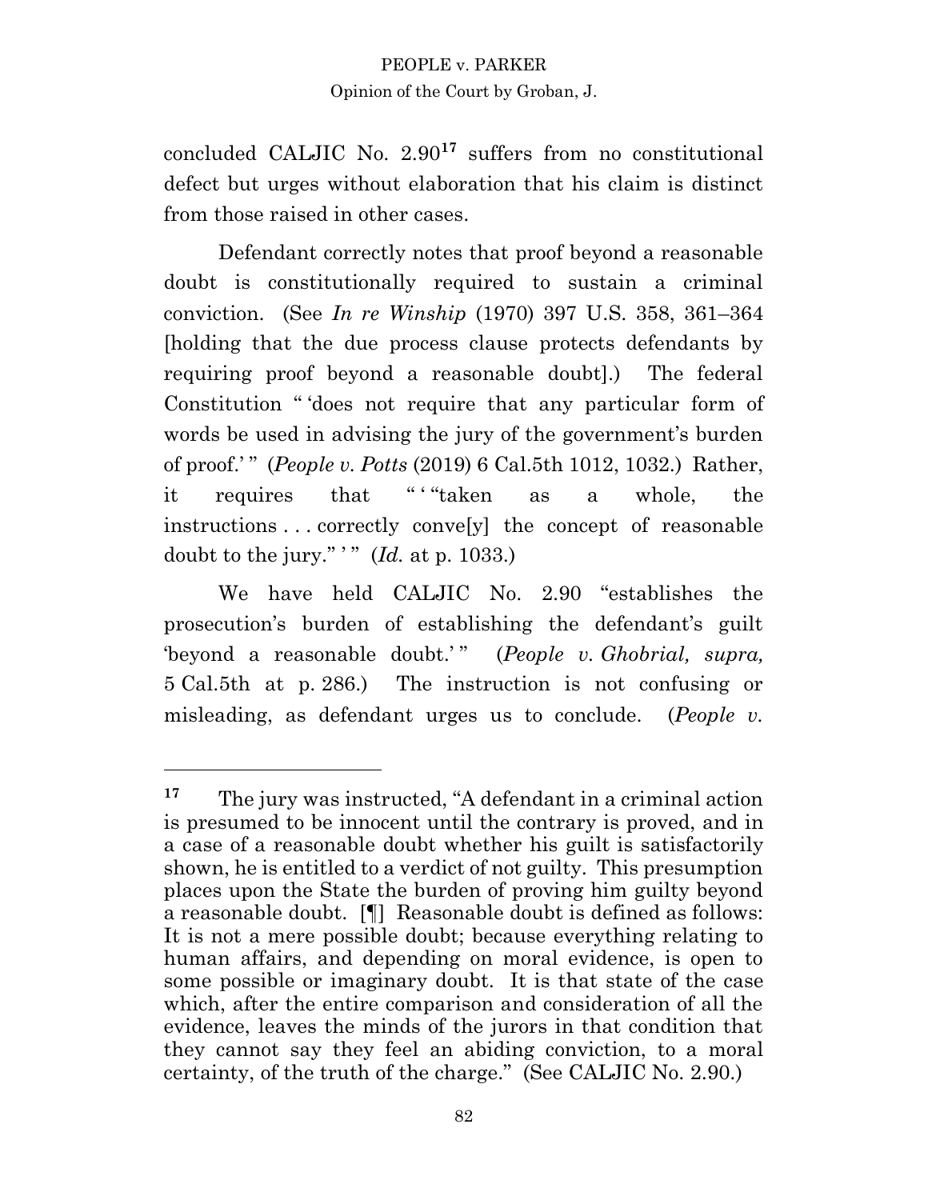concluded CALJIC No. 2.90[17] suffers from no constitutional defect but urges without elaboration that his claim is distinct from those raised in other cases.

Defendant correctly notes that proof beyond a reasonable doubt is constitutionally required to sustain a criminal conviction. (See *In re Winship* (1970) 397 U.S. 358, 361–364 [holding that the due process clause protects defendants by requiring proof beyond a reasonable doubt].) The federal Constitution " 'does not require that any particular form of words be used in advising the jury of the government's burden of proof.' " (*People v. Potts* (2019) 6 Cal.5th 1012, 1032.) Rather, it requires that " ' "taken as a whole, the instructions . . . correctly conve[y] the concept of reasonable doubt to the jury." ' " (*Id.* at p. 1033.)

We have held CALJIC No. 2.90 "establishes the prosecution's burden of establishing the defendant's guilt 'beyond a reasonable doubt.' " (*People v. Ghobrial, supra,* 5 Cal.5th at p. 286.) The instruction is not confusing or misleading, as defendant urges us to conclude. (*People v.*

---

[17] The jury was instructed, "A defendant in a criminal action is presumed to be innocent until the contrary is proved, and in a case of a reasonable doubt whether his guilt is satisfactorily shown, he is entitled to a verdict of not guilty. This presumption places upon the State the burden of proving him guilty beyond a reasonable doubt. [¶] Reasonable doubt is defined as follows: It is not a mere possible doubt; because everything relating to human affairs, and depending on moral evidence, is open to some possible or imaginary doubt. It is that state of the case which, after the entire comparison and consideration of all the evidence, leaves the minds of the jurors in that condition that they cannot say they feel an abiding conviction, to a moral certainty, of the truth of the charge." (See CALJIC No. 2.90.)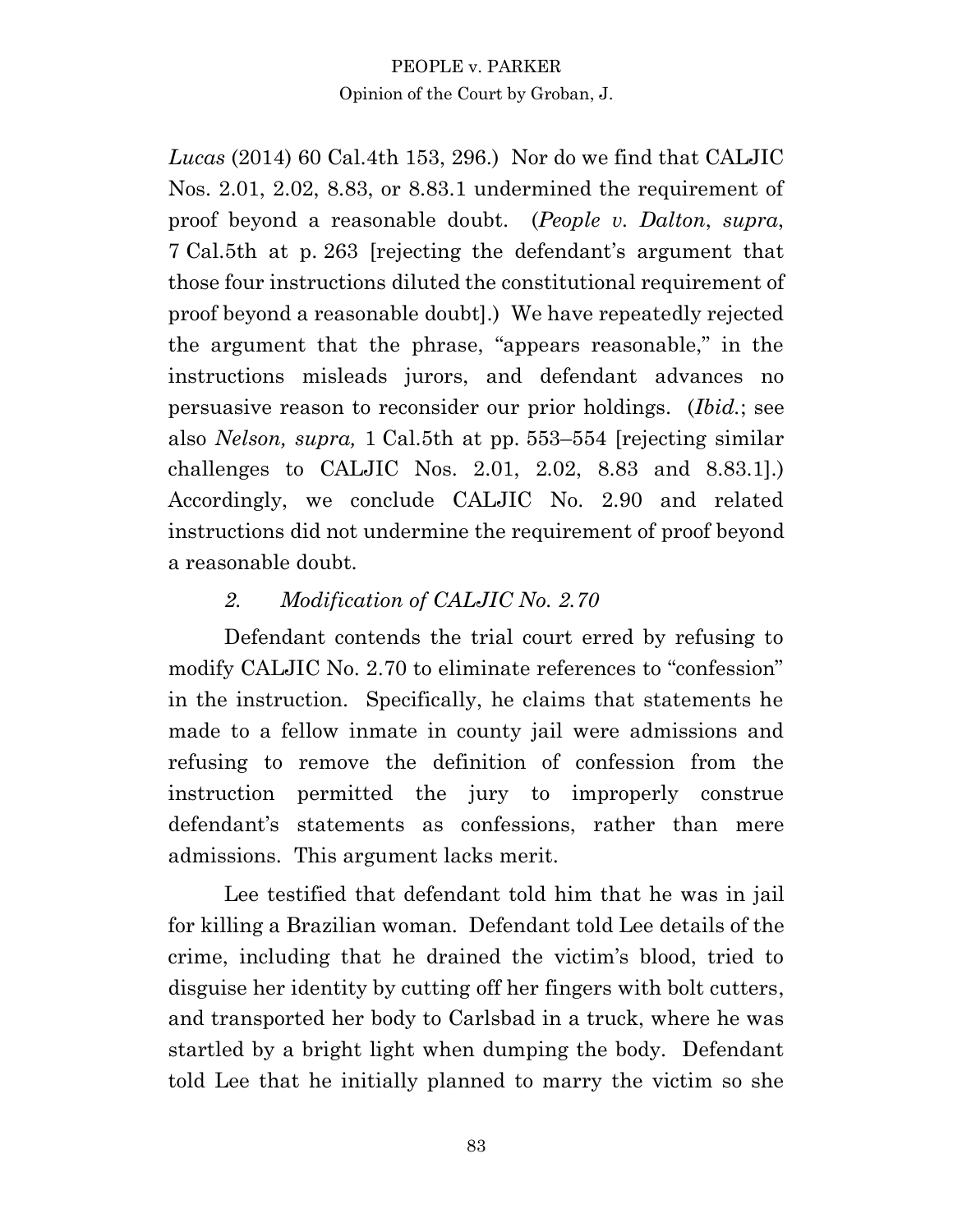*Lucas* (2014) 60 Cal.4th 153, 296.) Nor do we find that CALJIC Nos. 2.01, 2.02, 8.83, or 8.83.1 undermined the requirement of proof beyond a reasonable doubt. (*People v. Dalton*, *supra*, 7 Cal.5th at p. 263 [rejecting the defendant's argument that those four instructions diluted the constitutional requirement of proof beyond a reasonable doubt].) We have repeatedly rejected the argument that the phrase, "appears reasonable," in the instructions misleads jurors, and defendant advances no persuasive reason to reconsider our prior holdings. (*Ibid.*; see also *Nelson, supra,* 1 Cal.5th at pp. 553–554 [rejecting similar challenges to CALJIC Nos. 2.01, 2.02, 8.83 and 8.83.1].) Accordingly, we conclude CALJIC No. 2.90 and related instructions did not undermine the requirement of proof beyond a reasonable doubt.

### *2. Modification of CALJIC No. 2.70*

Defendant contends the trial court erred by refusing to modify CALJIC No. 2.70 to eliminate references to "confession" in the instruction. Specifically, he claims that statements he made to a fellow inmate in county jail were admissions and refusing to remove the definition of confession from the instruction permitted the jury to improperly construe defendant's statements as confessions, rather than mere admissions. This argument lacks merit.

Lee testified that defendant told him that he was in jail for killing a Brazilian woman. Defendant told Lee details of the crime, including that he drained the victim's blood, tried to disguise her identity by cutting off her fingers with bolt cutters, and transported her body to Carlsbad in a truck, where he was startled by a bright light when dumping the body. Defendant told Lee that he initially planned to marry the victim so she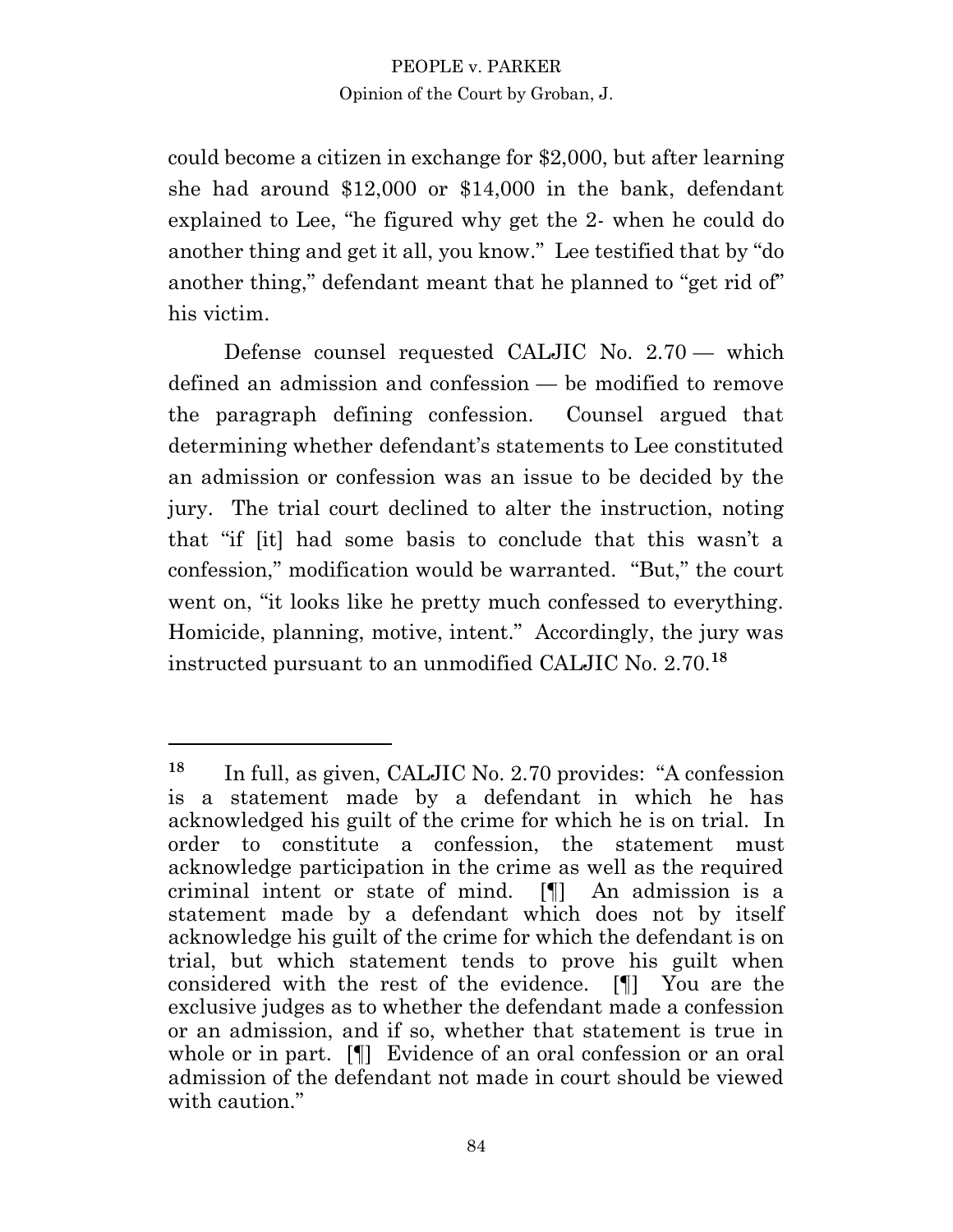could become a citizen in exchange for $2,000, but after learning she had around $12,000 or $14,000 in the bank, defendant explained to Lee, "he figured why get the 2- when he could do another thing and get it all, you know." Lee testified that by "do another thing," defendant meant that he planned to "get rid of" his victim.

Defense counsel requested CALJIC No. 2.70 — which defined an admission and confession — be modified to remove the paragraph defining confession. Counsel argued that determining whether defendant's statements to Lee constituted an admission or confession was an issue to be decided by the jury. The trial court declined to alter the instruction, noting that "if [it] had some basis to conclude that this wasn't a confession," modification would be warranted. "But," the court went on, "it looks like he pretty much confessed to everything. Homicide, planning, motive, intent." Accordingly, the jury was instructed pursuant to an unmodified CALJIC No. 2.70.[18]

---

[18] In full, as given, CALJIC No. 2.70 provides: "A confession is a statement made by a defendant in which he has acknowledged his guilt of the crime for which he is on trial. In order to constitute a confession, the statement must acknowledge participation in the crime as well as the required criminal intent or state of mind. [¶] An admission is a statement made by a defendant which does not by itself acknowledge his guilt of the crime for which the defendant is on trial, but which statement tends to prove his guilt when considered with the rest of the evidence. [¶] You are the exclusive judges as to whether the defendant made a confession or an admission, and if so, whether that statement is true in whole or in part. [¶] Evidence of an oral confession or an oral admission of the defendant not made in court should be viewed with caution."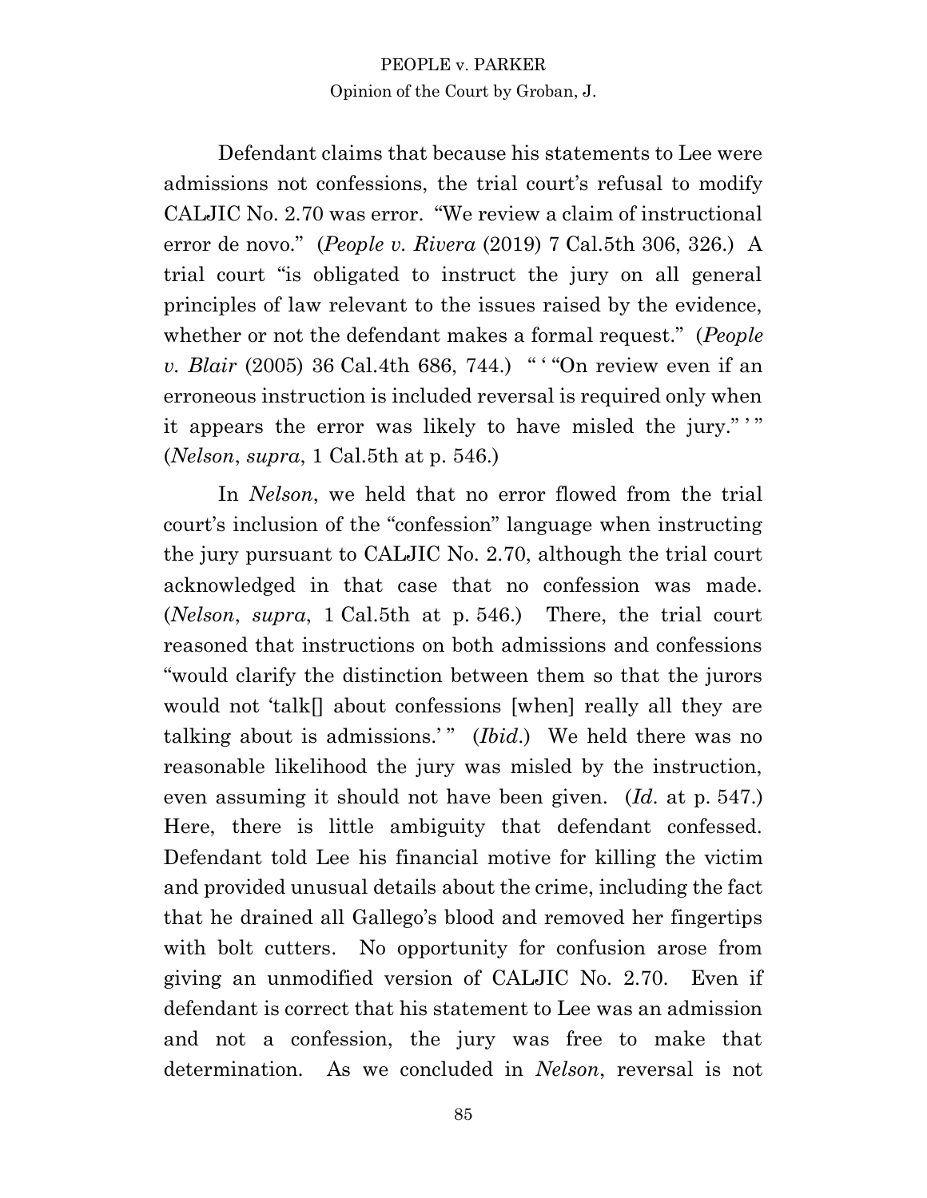Defendant claims that because his statements to Lee were admissions not confessions, the trial court's refusal to modify CALJIC No. 2.70 was error. "We review a claim of instructional error de novo." (*People v. Rivera* (2019) 7 Cal.5th 306, 326.) A trial court "is obligated to instruct the jury on all general principles of law relevant to the issues raised by the evidence, whether or not the defendant makes a formal request." (*People v. Blair* (2005) 36 Cal.4th 686, 744.) " ' "On review even if an erroneous instruction is included reversal is required only when it appears the error was likely to have misled the jury." ' " (*Nelson*, *supra*, 1 Cal.5th at p. 546.)

In *Nelson*, we held that no error flowed from the trial court's inclusion of the "confession" language when instructing the jury pursuant to CALJIC No. 2.70, although the trial court acknowledged in that case that no confession was made. (*Nelson*, *supra*, 1 Cal.5th at p. 546.) There, the trial court reasoned that instructions on both admissions and confessions "would clarify the distinction between them so that the jurors would not 'talk[] about confessions [when] really all they are talking about is admissions.' " (*Ibid*.) We held there was no reasonable likelihood the jury was misled by the instruction, even assuming it should not have been given. (*Id*. at p. 547.) Here, there is little ambiguity that defendant confessed. Defendant told Lee his financial motive for killing the victim and provided unusual details about the crime, including the fact that he drained all Gallego's blood and removed her fingertips with bolt cutters. No opportunity for confusion arose from giving an unmodified version of CALJIC No. 2.70. Even if defendant is correct that his statement to Lee was an admission and not a confession, the jury was free to make that determination. As we concluded in *Nelson*, reversal is not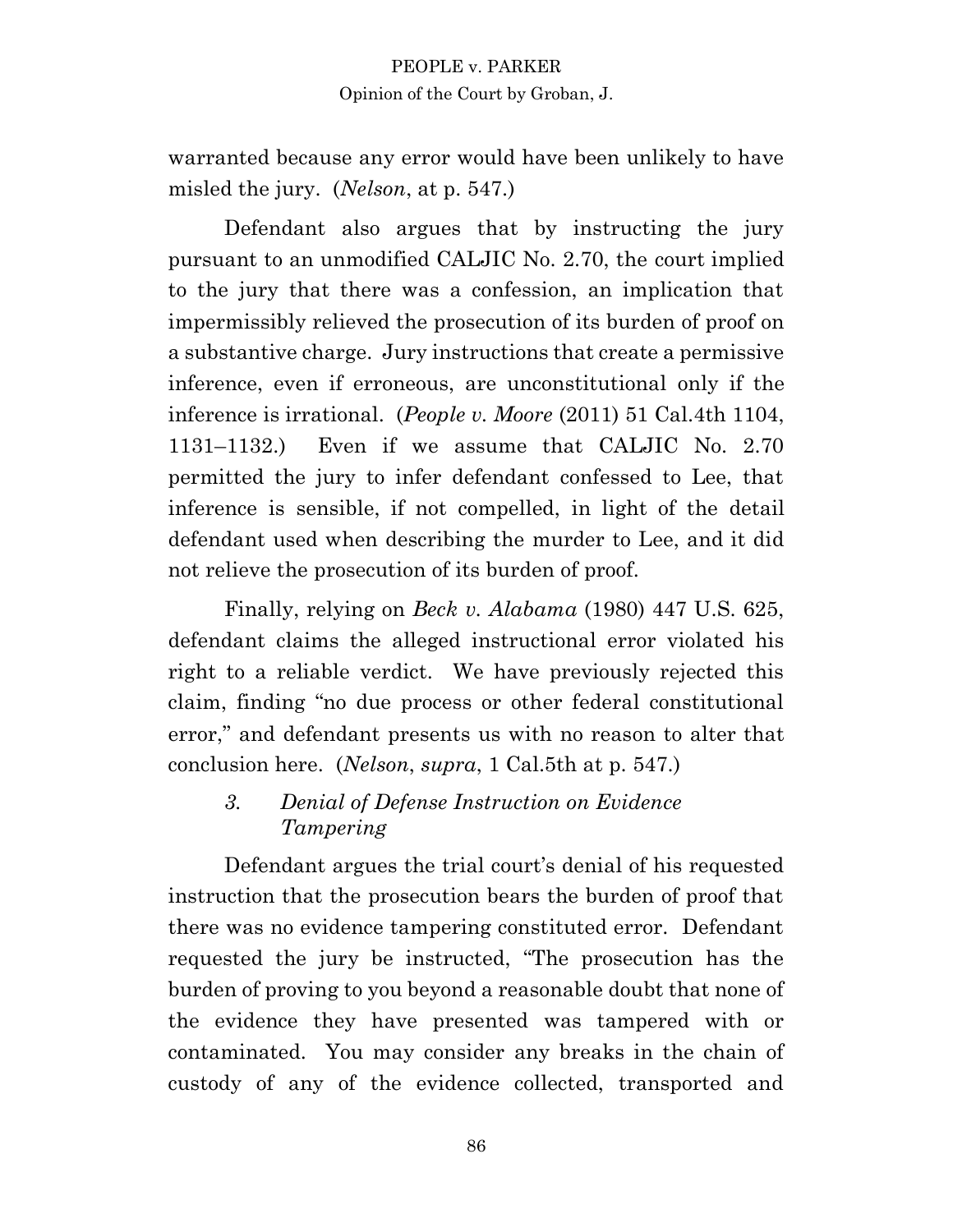warranted because any error would have been unlikely to have misled the jury. (*Nelson*, at p. 547.)

Defendant also argues that by instructing the jury pursuant to an unmodified CALJIC No. 2.70, the court implied to the jury that there was a confession, an implication that impermissibly relieved the prosecution of its burden of proof on a substantive charge. Jury instructions that create a permissive inference, even if erroneous, are unconstitutional only if the inference is irrational. (*People v. Moore* (2011) 51 Cal.4th 1104, 1131–1132.) Even if we assume that CALJIC No. 2.70 permitted the jury to infer defendant confessed to Lee, that inference is sensible, if not compelled, in light of the detail defendant used when describing the murder to Lee, and it did not relieve the prosecution of its burden of proof.

Finally, relying on *Beck v. Alabama* (1980) 447 U.S. 625, defendant claims the alleged instructional error violated his right to a reliable verdict. We have previously rejected this claim, finding "no due process or other federal constitutional error," and defendant presents us with no reason to alter that conclusion here. (*Nelson*, *supra*, 1 Cal.5th at p. 547.)

### *3. Denial of Defense Instruction on Evidence Tampering*

Defendant argues the trial court's denial of his requested instruction that the prosecution bears the burden of proof that there was no evidence tampering constituted error. Defendant requested the jury be instructed, "The prosecution has the burden of proving to you beyond a reasonable doubt that none of the evidence they have presented was tampered with or contaminated. You may consider any breaks in the chain of custody of any of the evidence collected, transported and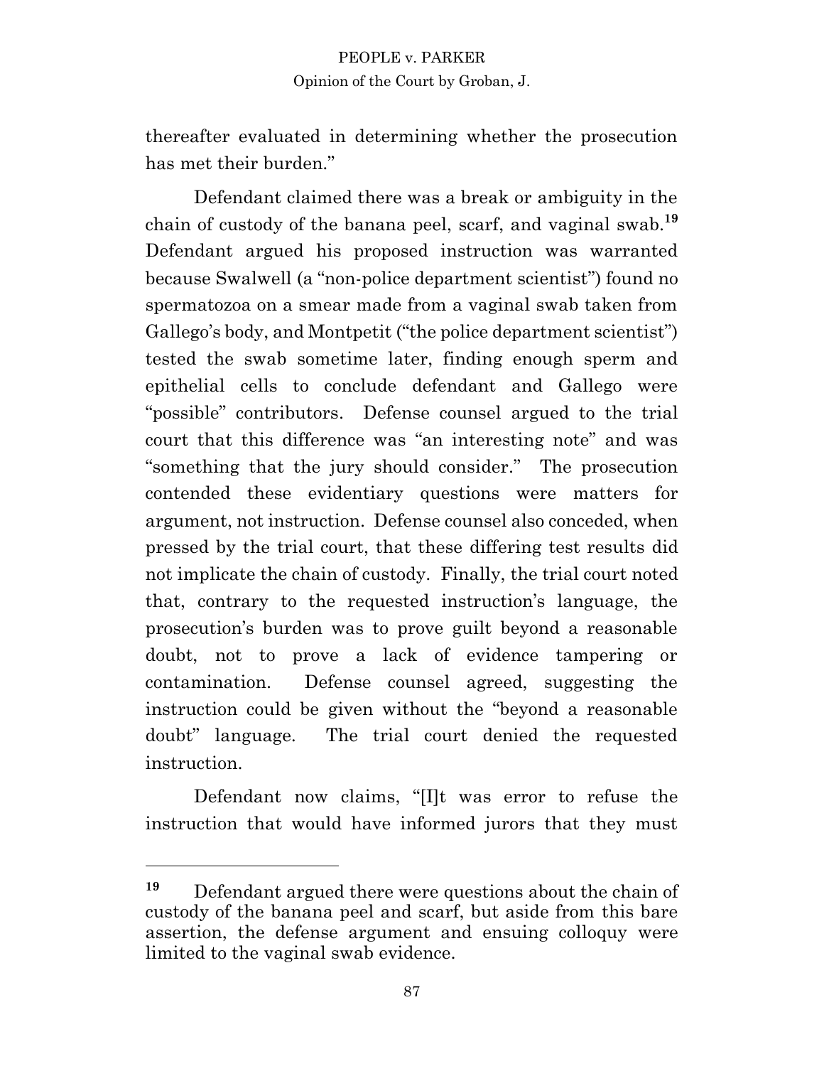thereafter evaluated in determining whether the prosecution has met their burden."

Defendant claimed there was a break or ambiguity in the chain of custody of the banana peel, scarf, and vaginal swab.[19] Defendant argued his proposed instruction was warranted because Swalwell (a "non-police department scientist") found no spermatozoa on a smear made from a vaginal swab taken from Gallego's body, and Montpetit ("the police department scientist") tested the swab sometime later, finding enough sperm and epithelial cells to conclude defendant and Gallego were "possible" contributors. Defense counsel argued to the trial court that this difference was "an interesting note" and was "something that the jury should consider." The prosecution contended these evidentiary questions were matters for argument, not instruction. Defense counsel also conceded, when pressed by the trial court, that these differing test results did not implicate the chain of custody. Finally, the trial court noted that, contrary to the requested instruction's language, the prosecution's burden was to prove guilt beyond a reasonable doubt, not to prove a lack of evidence tampering or contamination. Defense counsel agreed, suggesting the instruction could be given without the "beyond a reasonable doubt" language. The trial court denied the requested instruction.

Defendant now claims, "[I]t was error to refuse the instruction that would have informed jurors that they must

---

[19] Defendant argued there were questions about the chain of custody of the banana peel and scarf, but aside from this bare assertion, the defense argument and ensuing colloquy were limited to the vaginal swab evidence.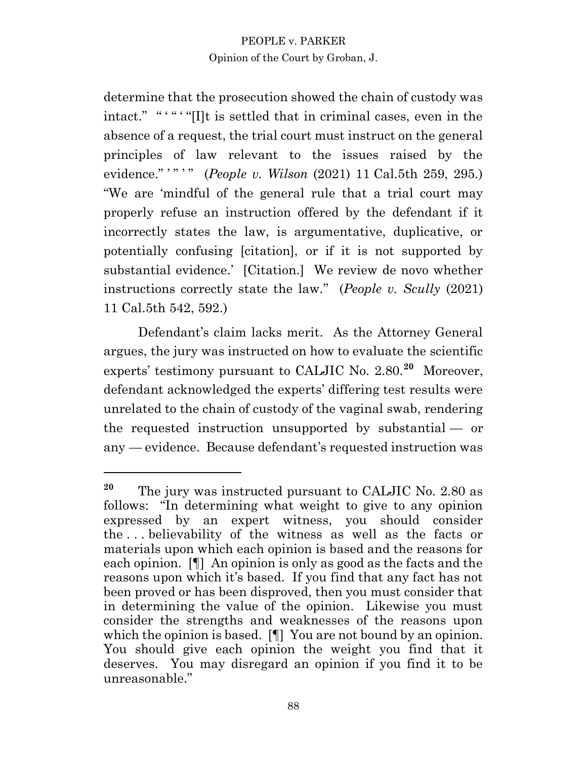determine that the prosecution showed the chain of custody was intact." " ' " ' "[I]t is settled that in criminal cases, even in the absence of a request, the trial court must instruct on the general principles of law relevant to the issues raised by the evidence." ' " ' " (*People v. Wilson* (2021) 11 Cal.5th 259, 295.) "We are 'mindful of the general rule that a trial court may properly refuse an instruction offered by the defendant if it incorrectly states the law, is argumentative, duplicative, or potentially confusing [citation], or if it is not supported by substantial evidence.' [Citation.] We review de novo whether instructions correctly state the law." (*People v. Scully* (2021) 11 Cal.5th 542, 592.)

Defendant's claim lacks merit. As the Attorney General argues, the jury was instructed on how to evaluate the scientific experts' testimony pursuant to CALJIC No. 2.80.[20] Moreover, defendant acknowledged the experts' differing test results were unrelated to the chain of custody of the vaginal swab, rendering the requested instruction unsupported by substantial — or any — evidence. Because defendant's requested instruction was

---

[20] The jury was instructed pursuant to CALJIC No. 2.80 as follows: "In determining what weight to give to any opinion expressed by an expert witness, you should consider the . . . believability of the witness as well as the facts or materials upon which each opinion is based and the reasons for each opinion. [¶] An opinion is only as good as the facts and the reasons upon which it's based. If you find that any fact has not been proved or has been disproved, then you must consider that in determining the value of the opinion. Likewise you must consider the strengths and weaknesses of the reasons upon which the opinion is based. [¶] You are not bound by an opinion. You should give each opinion the weight you find that it deserves. You may disregard an opinion if you find it to be unreasonable."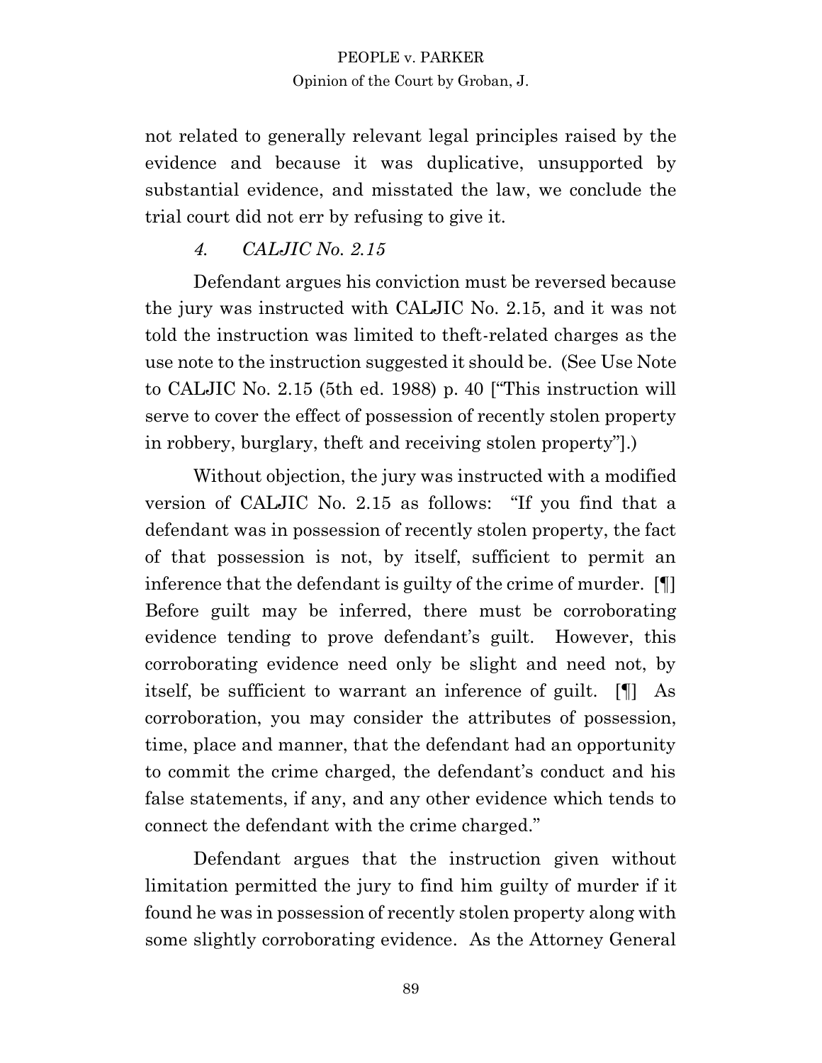not related to generally relevant legal principles raised by the evidence and because it was duplicative, unsupported by substantial evidence, and misstated the law, we conclude the trial court did not err by refusing to give it.

### *4. CALJIC No. 2.15*

Defendant argues his conviction must be reversed because the jury was instructed with CALJIC No. 2.15, and it was not told the instruction was limited to theft-related charges as the use note to the instruction suggested it should be. (See Use Note to CALJIC No. 2.15 (5th ed. 1988) p. 40 ["This instruction will serve to cover the effect of possession of recently stolen property in robbery, burglary, theft and receiving stolen property"].)

Without objection, the jury was instructed with a modified version of CALJIC No. 2.15 as follows: "If you find that a defendant was in possession of recently stolen property, the fact of that possession is not, by itself, sufficient to permit an inference that the defendant is guilty of the crime of murder. [¶] Before guilt may be inferred, there must be corroborating evidence tending to prove defendant's guilt. However, this corroborating evidence need only be slight and need not, by itself, be sufficient to warrant an inference of guilt. [¶] As corroboration, you may consider the attributes of possession, time, place and manner, that the defendant had an opportunity to commit the crime charged, the defendant's conduct and his false statements, if any, and any other evidence which tends to connect the defendant with the crime charged."

Defendant argues that the instruction given without limitation permitted the jury to find him guilty of murder if it found he was in possession of recently stolen property along with some slightly corroborating evidence. As the Attorney General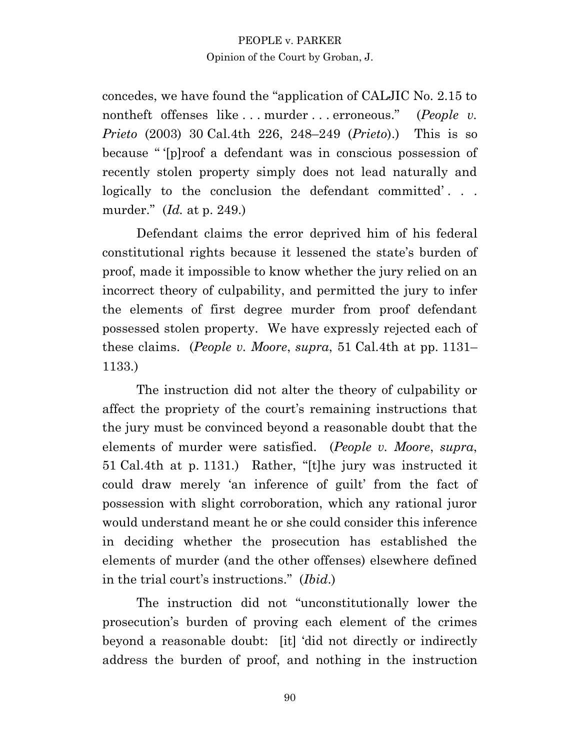concedes, we have found the "application of CALJIC No. 2.15 to nontheft offenses like . . . murder . . . erroneous." (*People v. Prieto* (2003) 30 Cal.4th 226, 248–249 (*Prieto*).) This is so because " '[p]roof a defendant was in conscious possession of recently stolen property simply does not lead naturally and logically to the conclusion the defendant committed' . . . murder." (*Id.* at p. 249.)

Defendant claims the error deprived him of his federal constitutional rights because it lessened the state's burden of proof, made it impossible to know whether the jury relied on an incorrect theory of culpability, and permitted the jury to infer the elements of first degree murder from proof defendant possessed stolen property. We have expressly rejected each of these claims. (*People v. Moore*, *supra*, 51 Cal.4th at pp. 1131–1133.)

The instruction did not alter the theory of culpability or affect the propriety of the court's remaining instructions that the jury must be convinced beyond a reasonable doubt that the elements of murder were satisfied. (*People v. Moore*, *supra*, 51 Cal.4th at p. 1131.) Rather, "[t]he jury was instructed it could draw merely 'an inference of guilt' from the fact of possession with slight corroboration, which any rational juror would understand meant he or she could consider this inference in deciding whether the prosecution has established the elements of murder (and the other offenses) elsewhere defined in the trial court's instructions." (*Ibid.*)

The instruction did not "unconstitutionally lower the prosecution's burden of proving each element of the crimes beyond a reasonable doubt: [it] 'did not directly or indirectly address the burden of proof, and nothing in the instruction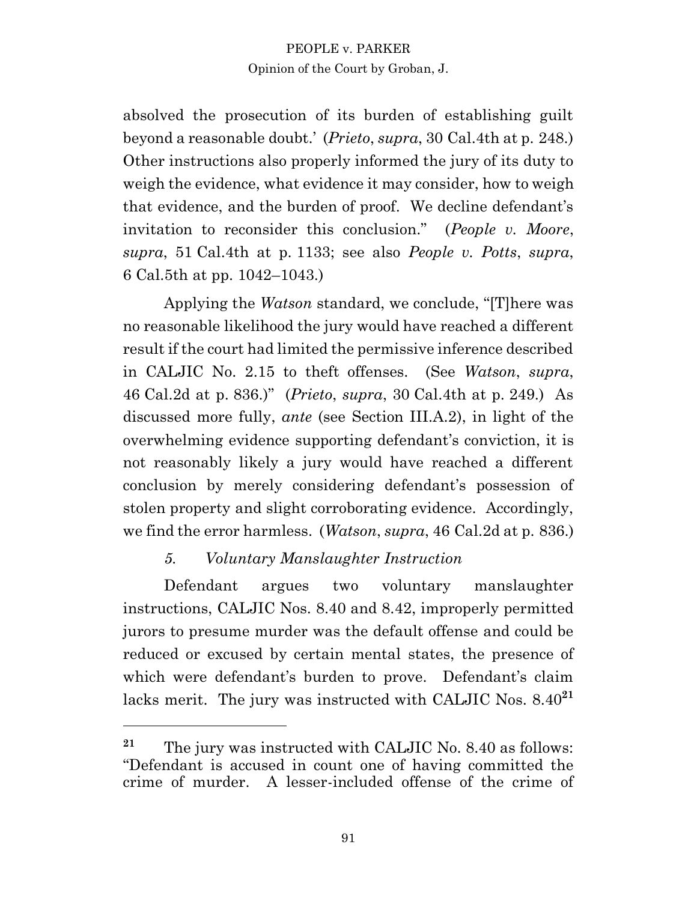absolved the prosecution of its burden of establishing guilt beyond a reasonable doubt.' (*Prieto*, *supra*, 30 Cal.4th at p. 248.) Other instructions also properly informed the jury of its duty to weigh the evidence, what evidence it may consider, how to weigh that evidence, and the burden of proof. We decline defendant's invitation to reconsider this conclusion." (*People v. Moore*, *supra*, 51 Cal.4th at p. 1133; see also *People v. Potts*, *supra*, 6 Cal.5th at pp. 1042–1043.)

Applying the *Watson* standard, we conclude, "[T]here was no reasonable likelihood the jury would have reached a different result if the court had limited the permissive inference described in CALJIC No. 2.15 to theft offenses. (See *Watson*, *supra*, 46 Cal.2d at p. 836.)" (*Prieto*, *supra*, 30 Cal.4th at p. 249.) As discussed more fully, *ante* (see Section III.A.2), in light of the overwhelming evidence supporting defendant's conviction, it is not reasonably likely a jury would have reached a different conclusion by merely considering defendant's possession of stolen property and slight corroborating evidence. Accordingly, we find the error harmless. (*Watson*, *supra*, 46 Cal.2d at p. 836.)

#### *5. Voluntary Manslaughter Instruction*

Defendant argues two voluntary manslaughter instructions, CALJIC Nos. 8.40 and 8.42, improperly permitted jurors to presume murder was the default offense and could be reduced or excused by certain mental states, the presence of which were defendant's burden to prove. Defendant's claim lacks merit. The jury was instructed with CALJIC Nos. 8.40[21]

---

[21] The jury was instructed with CALJIC No. 8.40 as follows: "Defendant is accused in count one of having committed the crime of murder. A lesser-included offense of the crime of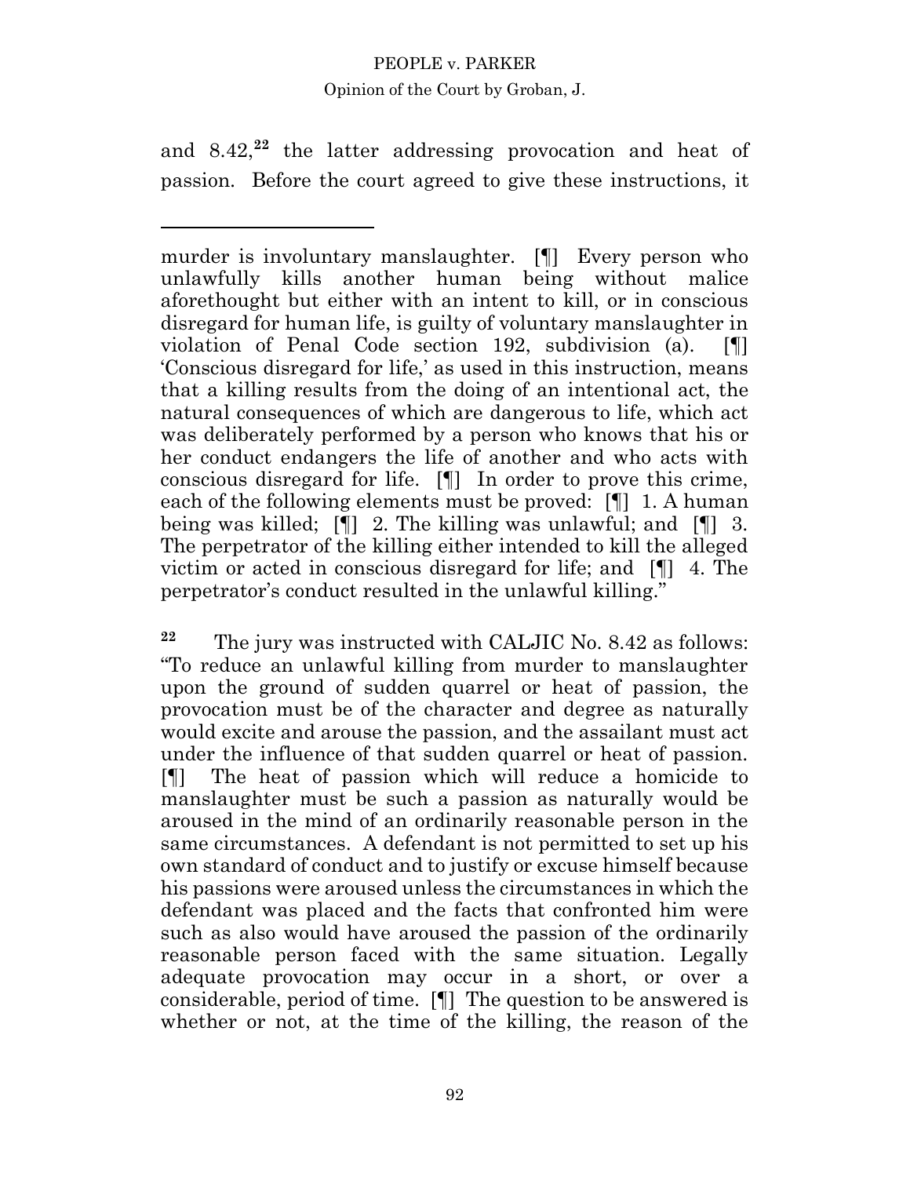and 8.42,[22] the latter addressing provocation and heat of passion. Before the court agreed to give these instructions, it

---

murder is involuntary manslaughter. [¶] Every person who unlawfully kills another human being without malice aforethought but either with an intent to kill, or in conscious disregard for human life, is guilty of voluntary manslaughter in violation of Penal Code section 192, subdivision (a). [¶] 'Conscious disregard for life,' as used in this instruction, means that a killing results from the doing of an intentional act, the natural consequences of which are dangerous to life, which act was deliberately performed by a person who knows that his or her conduct endangers the life of another and who acts with conscious disregard for life. [¶] In order to prove this crime, each of the following elements must be proved: [¶] 1. A human being was killed; [¶] 2. The killing was unlawful; and [¶] 3. The perpetrator of the killing either intended to kill the alleged victim or acted in conscious disregard for life; and [¶] 4. The perpetrator's conduct resulted in the unlawful killing."

[22] The jury was instructed with CALJIC No. 8.42 as follows: "To reduce an unlawful killing from murder to manslaughter upon the ground of sudden quarrel or heat of passion, the provocation must be of the character and degree as naturally would excite and arouse the passion, and the assailant must act under the influence of that sudden quarrel or heat of passion. [¶] The heat of passion which will reduce a homicide to manslaughter must be such a passion as naturally would be aroused in the mind of an ordinarily reasonable person in the same circumstances. A defendant is not permitted to set up his own standard of conduct and to justify or excuse himself because his passions were aroused unless the circumstances in which the defendant was placed and the facts that confronted him were such as also would have aroused the passion of the ordinarily reasonable person faced with the same situation. Legally adequate provocation may occur in a short, or over a considerable, period of time. [¶] The question to be answered is whether or not, at the time of the killing, the reason of the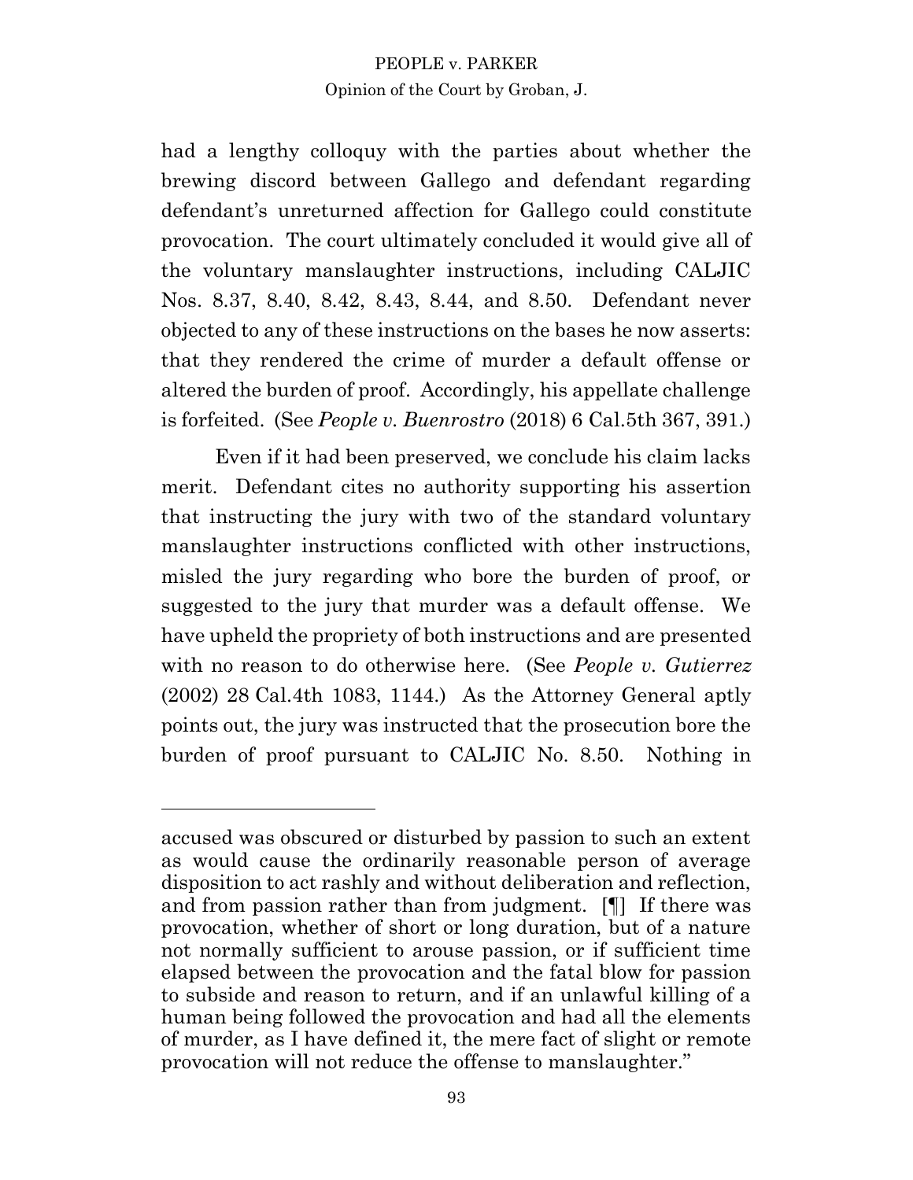had a lengthy colloquy with the parties about whether the brewing discord between Gallego and defendant regarding defendant's unreturned affection for Gallego could constitute provocation. The court ultimately concluded it would give all of the voluntary manslaughter instructions, including CALJIC Nos. 8.37, 8.40, 8.42, 8.43, 8.44, and 8.50. Defendant never objected to any of these instructions on the bases he now asserts: that they rendered the crime of murder a default offense or altered the burden of proof. Accordingly, his appellate challenge is forfeited. (See *People v. Buenrostro* (2018) 6 Cal.5th 367, 391.)

Even if it had been preserved, we conclude his claim lacks merit. Defendant cites no authority supporting his assertion that instructing the jury with two of the standard voluntary manslaughter instructions conflicted with other instructions, misled the jury regarding who bore the burden of proof, or suggested to the jury that murder was a default offense. We have upheld the propriety of both instructions and are presented with no reason to do otherwise here. (See *People v. Gutierrez* (2002) 28 Cal.4th 1083, 1144.) As the Attorney General aptly points out, the jury was instructed that the prosecution bore the burden of proof pursuant to CALJIC No. 8.50. Nothing in

---

accused was obscured or disturbed by passion to such an extent as would cause the ordinarily reasonable person of average disposition to act rashly and without deliberation and reflection, and from passion rather than from judgment. [¶] If there was provocation, whether of short or long duration, but of a nature not normally sufficient to arouse passion, or if sufficient time elapsed between the provocation and the fatal blow for passion to subside and reason to return, and if an unlawful killing of a human being followed the provocation and had all the elements of murder, as I have defined it, the mere fact of slight or remote provocation will not reduce the offense to manslaughter."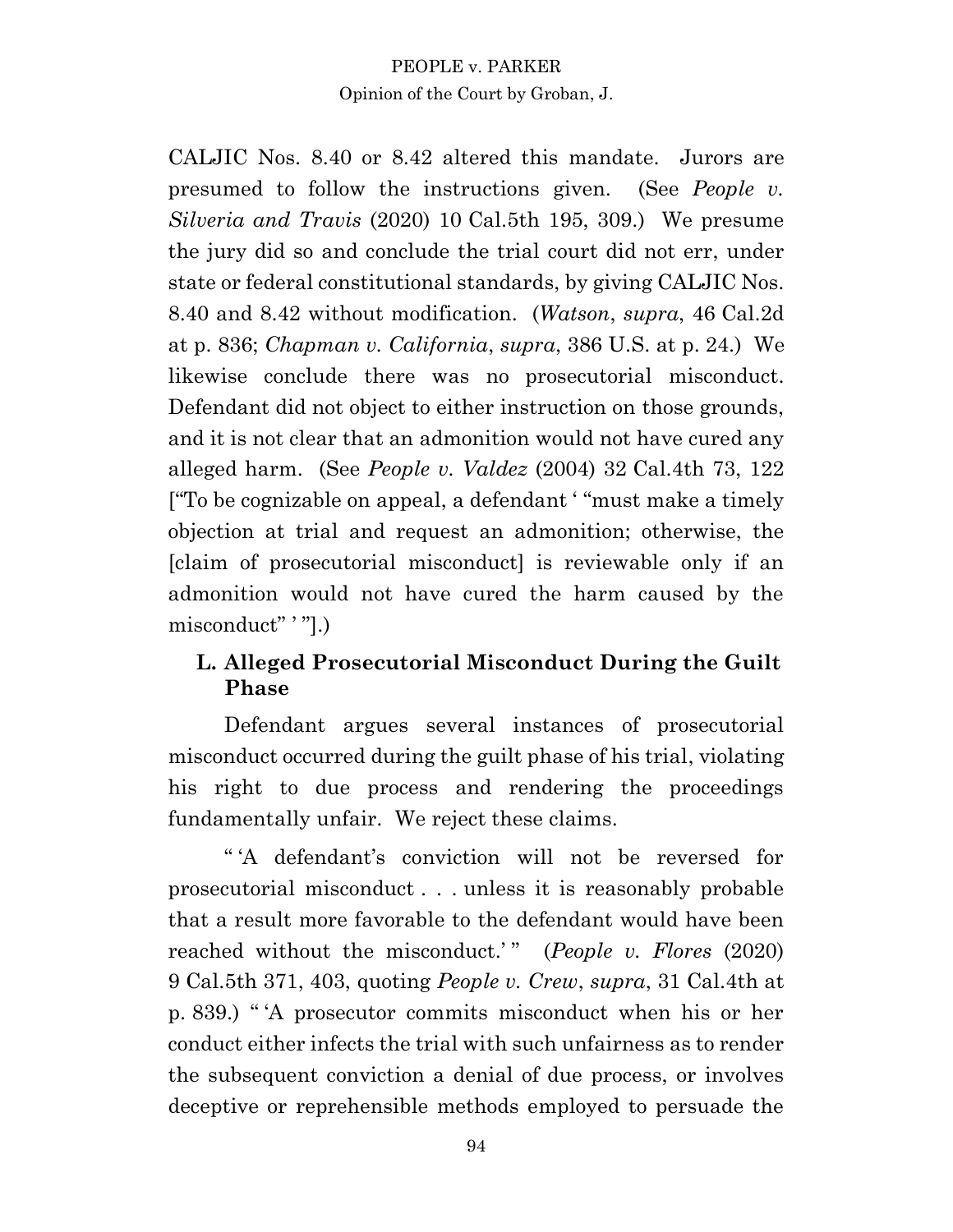CALJIC Nos. 8.40 or 8.42 altered this mandate. Jurors are presumed to follow the instructions given. (See *People v. Silveria and Travis* (2020) 10 Cal.5th 195, 309.) We presume the jury did so and conclude the trial court did not err, under state or federal constitutional standards, by giving CALJIC Nos. 8.40 and 8.42 without modification. (*Watson*, *supra*, 46 Cal.2d at p. 836; *Chapman v. California*, *supra*, 386 U.S. at p. 24.) We likewise conclude there was no prosecutorial misconduct. Defendant did not object to either instruction on those grounds, and it is not clear that an admonition would not have cured any alleged harm. (See *People v. Valdez* (2004) 32 Cal.4th 73, 122 ["To be cognizable on appeal, a defendant ' "must make a timely objection at trial and request an admonition; otherwise, the [claim of prosecutorial misconduct] is reviewable only if an admonition would not have cured the harm caused by the misconduct" ' "].)

### L. Alleged Prosecutorial Misconduct During the Guilt Phase

Defendant argues several instances of prosecutorial misconduct occurred during the guilt phase of his trial, violating his right to due process and rendering the proceedings fundamentally unfair. We reject these claims.

" 'A defendant's conviction will not be reversed for prosecutorial misconduct . . . unless it is reasonably probable that a result more favorable to the defendant would have been reached without the misconduct.' " (*People v. Flores* (2020) 9 Cal.5th 371, 403, quoting *People v. Crew*, *supra*, 31 Cal.4th at p. 839.) " 'A prosecutor commits misconduct when his or her conduct either infects the trial with such unfairness as to render the subsequent conviction a denial of due process, or involves deceptive or reprehensible methods employed to persuade the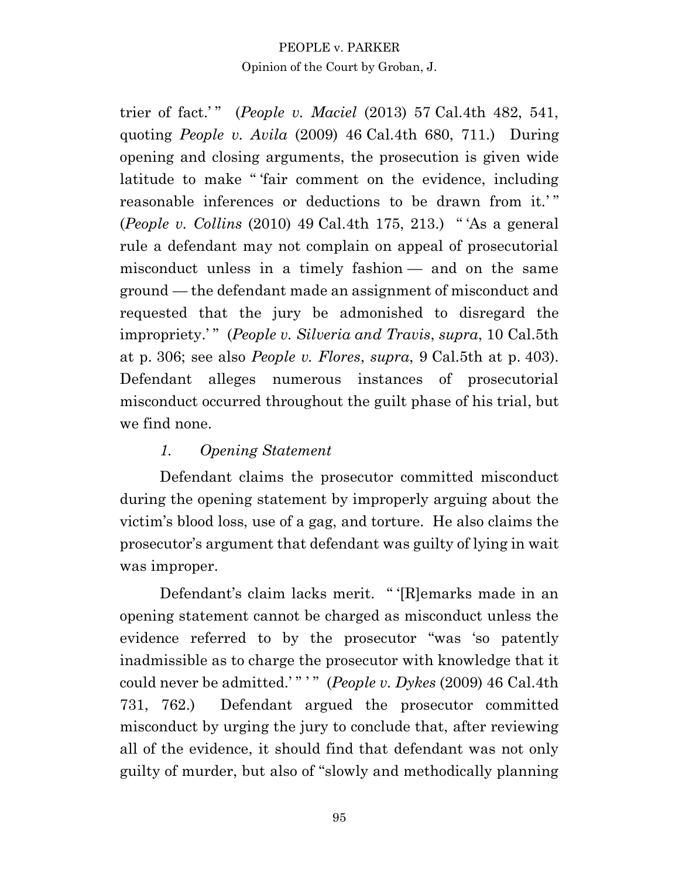trier of fact.' " (*People v. Maciel* (2013) 57 Cal.4th 482, 541, quoting *People v. Avila* (2009) 46 Cal.4th 680, 711.) During opening and closing arguments, the prosecution is given wide latitude to make " 'fair comment on the evidence, including reasonable inferences or deductions to be drawn from it.' " (*People v. Collins* (2010) 49 Cal.4th 175, 213.) " 'As a general rule a defendant may not complain on appeal of prosecutorial misconduct unless in a timely fashion — and on the same ground — the defendant made an assignment of misconduct and requested that the jury be admonished to disregard the impropriety.' " (*People v. Silveria and Travis*, *supra*, 10 Cal.5th at p. 306; see also *People v. Flores*, *supra*, 9 Cal.5th at p. 403). Defendant alleges numerous instances of prosecutorial misconduct occurred throughout the guilt phase of his trial, but we find none.

*1. Opening Statement*

Defendant claims the prosecutor committed misconduct during the opening statement by improperly arguing about the victim's blood loss, use of a gag, and torture. He also claims the prosecutor's argument that defendant was guilty of lying in wait was improper.

Defendant's claim lacks merit. " '[R]emarks made in an opening statement cannot be charged as misconduct unless the evidence referred to by the prosecutor "was 'so patently inadmissible as to charge the prosecutor with knowledge that it could never be admitted.' " ' " (*People v. Dykes* (2009) 46 Cal.4th 731, 762.) Defendant argued the prosecutor committed misconduct by urging the jury to conclude that, after reviewing all of the evidence, it should find that defendant was not only guilty of murder, but also of "slowly and methodically planning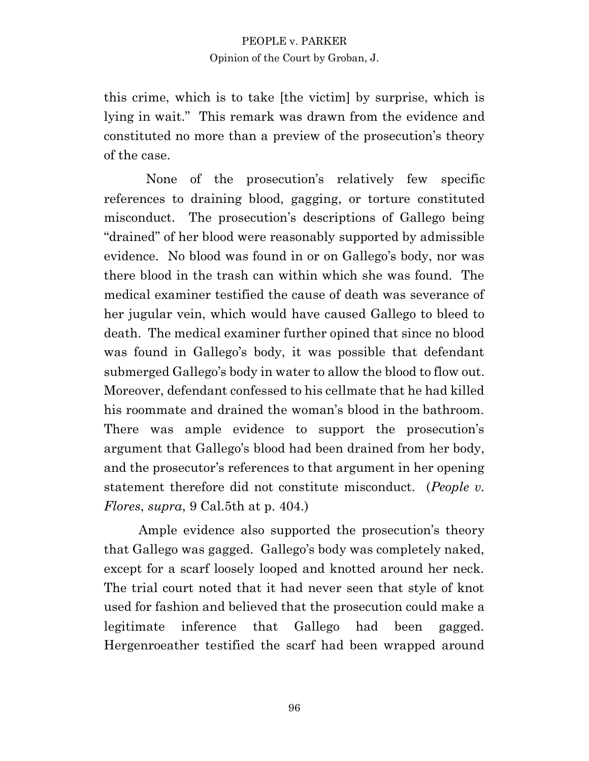this crime, which is to take [the victim] by surprise, which is lying in wait." This remark was drawn from the evidence and constituted no more than a preview of the prosecution's theory of the case.

None of the prosecution's relatively few specific references to draining blood, gagging, or torture constituted misconduct. The prosecution's descriptions of Gallego being "drained" of her blood were reasonably supported by admissible evidence. No blood was found in or on Gallego's body, nor was there blood in the trash can within which she was found. The medical examiner testified the cause of death was severance of her jugular vein, which would have caused Gallego to bleed to death. The medical examiner further opined that since no blood was found in Gallego's body, it was possible that defendant submerged Gallego's body in water to allow the blood to flow out. Moreover, defendant confessed to his cellmate that he had killed his roommate and drained the woman's blood in the bathroom. There was ample evidence to support the prosecution's argument that Gallego's blood had been drained from her body, and the prosecutor's references to that argument in her opening statement therefore did not constitute misconduct. (*People v. Flores*, *supra*, 9 Cal.5th at p. 404.)

Ample evidence also supported the prosecution's theory that Gallego was gagged. Gallego's body was completely naked, except for a scarf loosely looped and knotted around her neck. The trial court noted that it had never seen that style of knot used for fashion and believed that the prosecution could make a legitimate inference that Gallego had been gagged. Hergenroeather testified the scarf had been wrapped around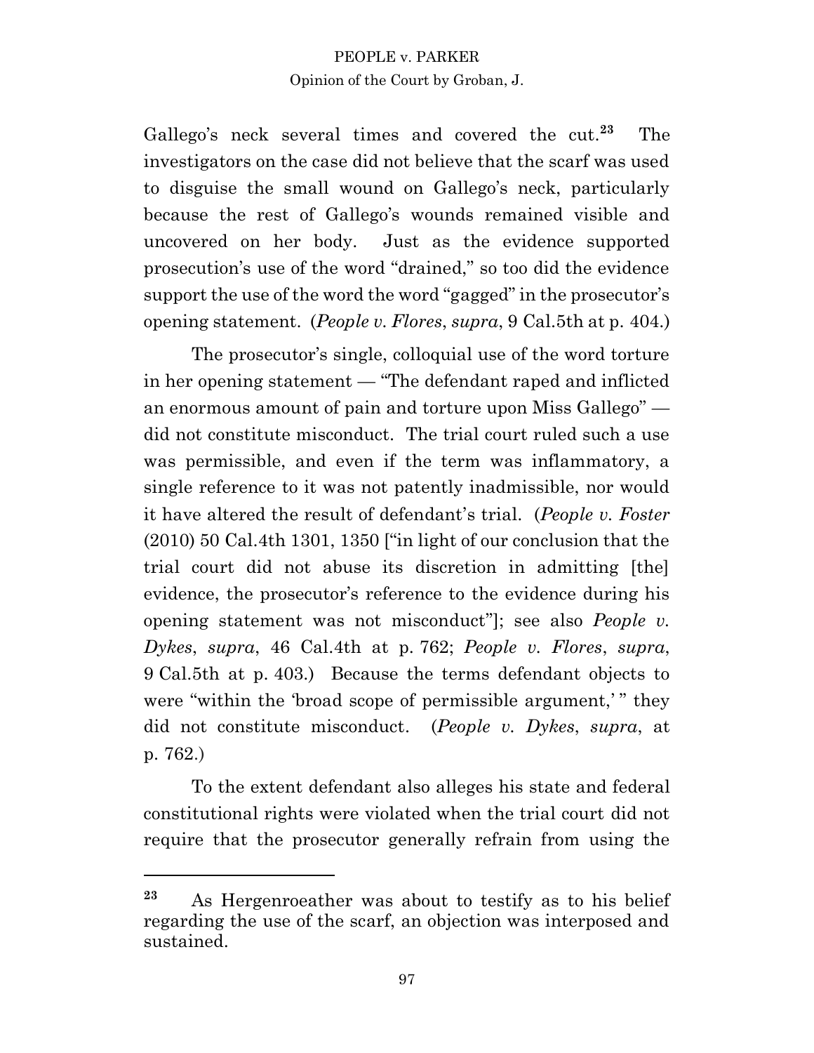Gallego's neck several times and covered the cut.[23] The investigators on the case did not believe that the scarf was used to disguise the small wound on Gallego's neck, particularly because the rest of Gallego's wounds remained visible and uncovered on her body. Just as the evidence supported prosecution's use of the word "drained," so too did the evidence support the use of the word the word "gagged" in the prosecutor's opening statement. (*People v. Flores*, *supra*, 9 Cal.5th at p. 404.)

The prosecutor's single, colloquial use of the word torture in her opening statement — "The defendant raped and inflicted an enormous amount of pain and torture upon Miss Gallego" — did not constitute misconduct. The trial court ruled such a use was permissible, and even if the term was inflammatory, a single reference to it was not patently inadmissible, nor would it have altered the result of defendant's trial. (*People v. Foster* (2010) 50 Cal.4th 1301, 1350 ["in light of our conclusion that the trial court did not abuse its discretion in admitting [the] evidence, the prosecutor's reference to the evidence during his opening statement was not misconduct"]; see also *People v. Dykes*, *supra*, 46 Cal.4th at p. 762; *People v. Flores*, *supra*, 9 Cal.5th at p. 403.) Because the terms defendant objects to were "within the 'broad scope of permissible argument,' " they did not constitute misconduct. (*People v. Dykes*, *supra*, at p. 762.)

To the extent defendant also alleges his state and federal constitutional rights were violated when the trial court did not require that the prosecutor generally refrain from using the

---

[23] As Hergenroeather was about to testify as to his belief regarding the use of the scarf, an objection was interposed and sustained.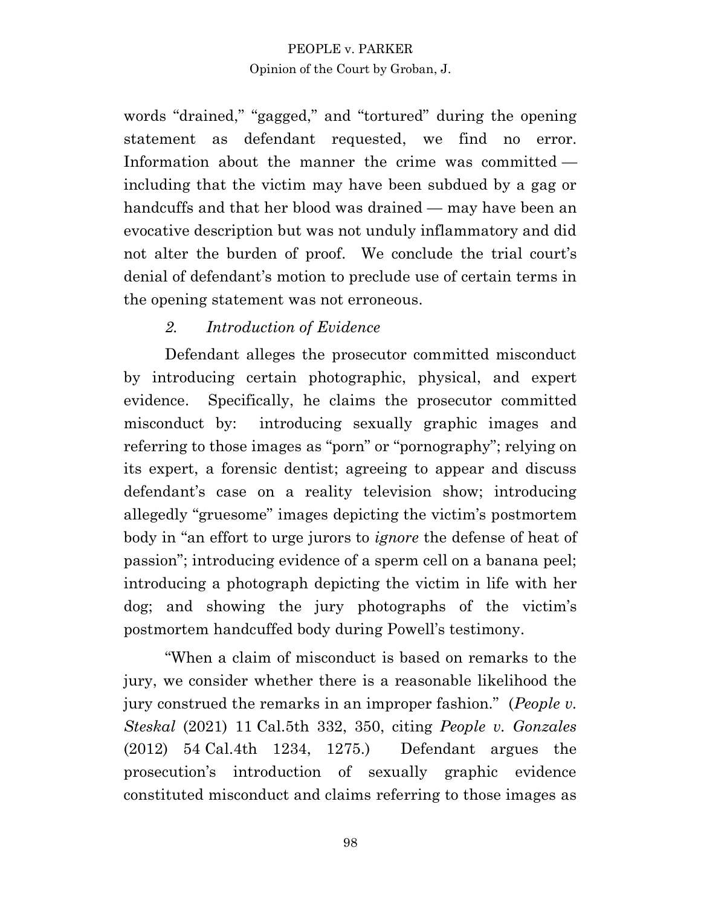words "drained," "gagged," and "tortured" during the opening statement as defendant requested, we find no error. Information about the manner the crime was committed — including that the victim may have been subdued by a gag or handcuffs and that her blood was drained — may have been an evocative description but was not unduly inflammatory and did not alter the burden of proof. We conclude the trial court's denial of defendant's motion to preclude use of certain terms in the opening statement was not erroneous.

### *2. Introduction of Evidence*

Defendant alleges the prosecutor committed misconduct by introducing certain photographic, physical, and expert evidence. Specifically, he claims the prosecutor committed misconduct by: introducing sexually graphic images and referring to those images as "porn" or "pornography"; relying on its expert, a forensic dentist; agreeing to appear and discuss defendant's case on a reality television show; introducing allegedly "gruesome" images depicting the victim's postmortem body in "an effort to urge jurors to *ignore* the defense of heat of passion"; introducing evidence of a sperm cell on a banana peel; introducing a photograph depicting the victim in life with her dog; and showing the jury photographs of the victim's postmortem handcuffed body during Powell's testimony.

"When a claim of misconduct is based on remarks to the jury, we consider whether there is a reasonable likelihood the jury construed the remarks in an improper fashion." (*People v. Steskal* (2021) 11 Cal.5th 332, 350, citing *People v. Gonzales* (2012) 54 Cal.4th 1234, 1275.) Defendant argues the prosecution's introduction of sexually graphic evidence constituted misconduct and claims referring to those images as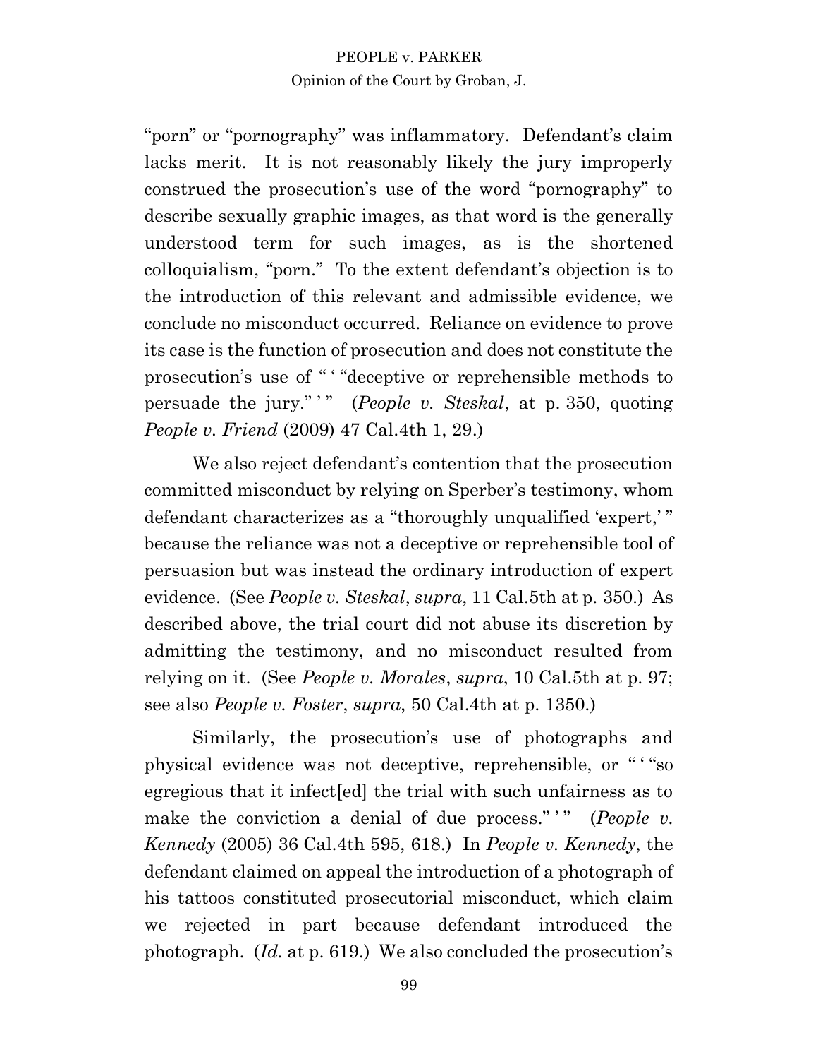"porn" or "pornography" was inflammatory. Defendant's claim lacks merit. It is not reasonably likely the jury improperly construed the prosecution's use of the word "pornography" to describe sexually graphic images, as that word is the generally understood term for such images, as is the shortened colloquialism, "porn." To the extent defendant's objection is to the introduction of this relevant and admissible evidence, we conclude no misconduct occurred. Reliance on evidence to prove its case is the function of prosecution and does not constitute the prosecution's use of " ' "deceptive or reprehensible methods to persuade the jury." ' " (*People v. Steskal*, at p. 350, quoting *People v. Friend* (2009) 47 Cal.4th 1, 29.)

We also reject defendant's contention that the prosecution committed misconduct by relying on Sperber's testimony, whom defendant characterizes as a "thoroughly unqualified 'expert,' " because the reliance was not a deceptive or reprehensible tool of persuasion but was instead the ordinary introduction of expert evidence. (See *People v. Steskal*, *supra*, 11 Cal.5th at p. 350.) As described above, the trial court did not abuse its discretion by admitting the testimony, and no misconduct resulted from relying on it. (See *People v. Morales*, *supra*, 10 Cal.5th at p. 97; see also *People v. Foster*, *supra*, 50 Cal.4th at p. 1350.)

Similarly, the prosecution's use of photographs and physical evidence was not deceptive, reprehensible, or " ' "so egregious that it infect[ed] the trial with such unfairness as to make the conviction a denial of due process." ' " (*People v. Kennedy* (2005) 36 Cal.4th 595, 618.) In *People v. Kennedy*, the defendant claimed on appeal the introduction of a photograph of his tattoos constituted prosecutorial misconduct, which claim we rejected in part because defendant introduced the photograph. (*Id.* at p. 619.) We also concluded the prosecution's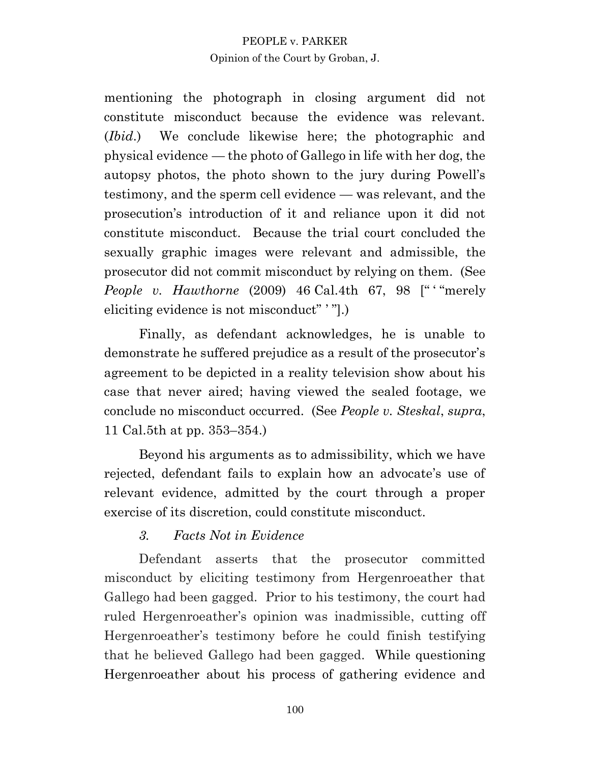mentioning the photograph in closing argument did not constitute misconduct because the evidence was relevant. (*Ibid.*) We conclude likewise here; the photographic and physical evidence — the photo of Gallego in life with her dog, the autopsy photos, the photo shown to the jury during Powell's testimony, and the sperm cell evidence — was relevant, and the prosecution's introduction of it and reliance upon it did not constitute misconduct. Because the trial court concluded the sexually graphic images were relevant and admissible, the prosecutor did not commit misconduct by relying on them. (See *People v. Hawthorne* (2009) 46 Cal.4th 67, 98 [" ' "merely eliciting evidence is not misconduct" ' "].)

Finally, as defendant acknowledges, he is unable to demonstrate he suffered prejudice as a result of the prosecutor's agreement to be depicted in a reality television show about his case that never aired; having viewed the sealed footage, we conclude no misconduct occurred. (See *People v. Steskal*, *supra*, 11 Cal.5th at pp. 353–354.)

Beyond his arguments as to admissibility, which we have rejected, defendant fails to explain how an advocate's use of relevant evidence, admitted by the court through a proper exercise of its discretion, could constitute misconduct.

### *3. Facts Not in Evidence*

Defendant asserts that the prosecutor committed misconduct by eliciting testimony from Hergenroeather that Gallego had been gagged. Prior to his testimony, the court had ruled Hergenroeather's opinion was inadmissible, cutting off Hergenroeather's testimony before he could finish testifying that he believed Gallego had been gagged. While questioning Hergenroeather about his process of gathering evidence and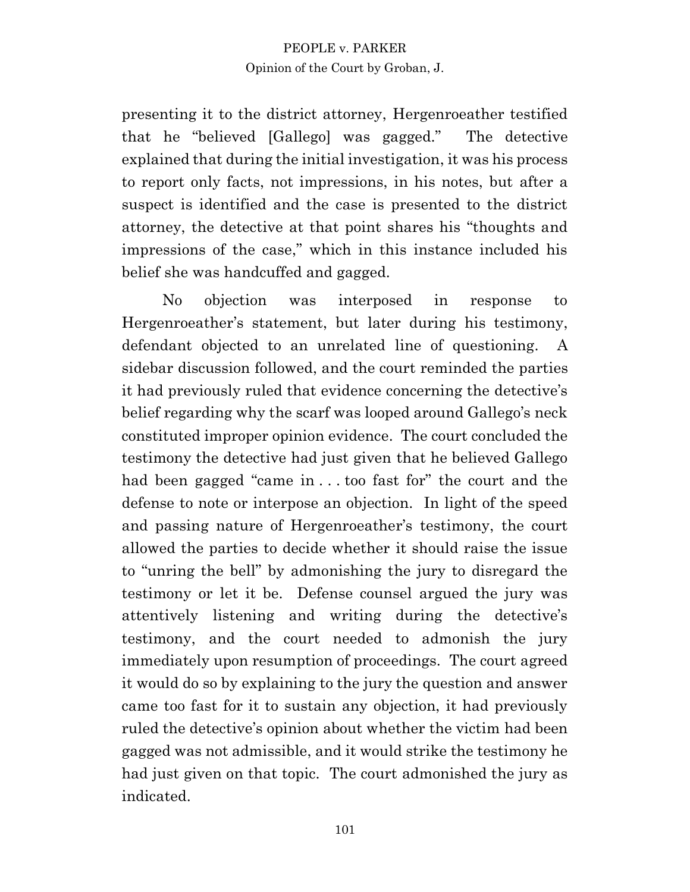presenting it to the district attorney, Hergenroeather testified that he "believed [Gallego] was gagged." The detective explained that during the initial investigation, it was his process to report only facts, not impressions, in his notes, but after a suspect is identified and the case is presented to the district attorney, the detective at that point shares his "thoughts and impressions of the case," which in this instance included his belief she was handcuffed and gagged.

No objection was interposed in response to Hergenroeather's statement, but later during his testimony, defendant objected to an unrelated line of questioning. A sidebar discussion followed, and the court reminded the parties it had previously ruled that evidence concerning the detective's belief regarding why the scarf was looped around Gallego's neck constituted improper opinion evidence. The court concluded the testimony the detective had just given that he believed Gallego had been gagged "came in . . . too fast for" the court and the defense to note or interpose an objection. In light of the speed and passing nature of Hergenroeather's testimony, the court allowed the parties to decide whether it should raise the issue to "unring the bell" by admonishing the jury to disregard the testimony or let it be. Defense counsel argued the jury was attentively listening and writing during the detective's testimony, and the court needed to admonish the jury immediately upon resumption of proceedings. The court agreed it would do so by explaining to the jury the question and answer came too fast for it to sustain any objection, it had previously ruled the detective's opinion about whether the victim had been gagged was not admissible, and it would strike the testimony he had just given on that topic. The court admonished the jury as indicated.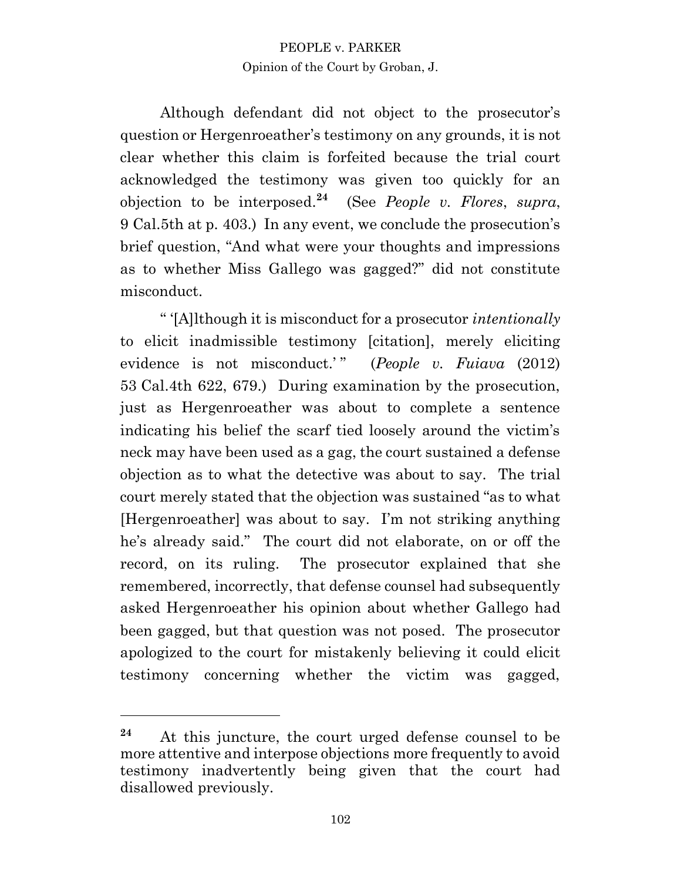Although defendant did not object to the prosecutor's question or Hergenroeather's testimony on any grounds, it is not clear whether this claim is forfeited because the trial court acknowledged the testimony was given too quickly for an objection to be interposed.[24] (See *People v. Flores*, *supra*, 9 Cal.5th at p. 403.) In any event, we conclude the prosecution's brief question, "And what were your thoughts and impressions as to whether Miss Gallego was gagged?" did not constitute misconduct.

" '[A]lthough it is misconduct for a prosecutor *intentionally* to elicit inadmissible testimony [citation], merely eliciting evidence is not misconduct.' " (*People v. Fuiava* (2012) 53 Cal.4th 622, 679.) During examination by the prosecution, just as Hergenroeather was about to complete a sentence indicating his belief the scarf tied loosely around the victim's neck may have been used as a gag, the court sustained a defense objection as to what the detective was about to say. The trial court merely stated that the objection was sustained "as to what [Hergenroeather] was about to say. I'm not striking anything he's already said." The court did not elaborate, on or off the record, on its ruling. The prosecutor explained that she remembered, incorrectly, that defense counsel had subsequently asked Hergenroeather his opinion about whether Gallego had been gagged, but that question was not posed. The prosecutor apologized to the court for mistakenly believing it could elicit testimony concerning whether the victim was gagged,

---

[24] At this juncture, the court urged defense counsel to be more attentive and interpose objections more frequently to avoid testimony inadvertently being given that the court had disallowed previously.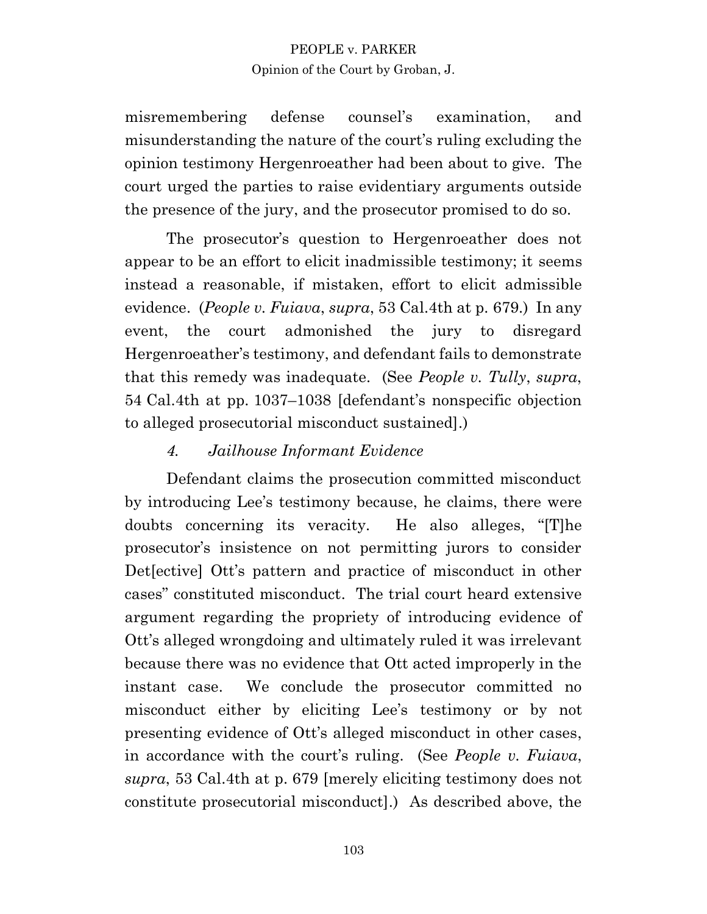misremembering defense counsel's examination, and misunderstanding the nature of the court's ruling excluding the opinion testimony Hergenroeather had been about to give. The court urged the parties to raise evidentiary arguments outside the presence of the jury, and the prosecutor promised to do so.

The prosecutor's question to Hergenroeather does not appear to be an effort to elicit inadmissible testimony; it seems instead a reasonable, if mistaken, effort to elicit admissible evidence. (*People v. Fuiava*, *supra*, 53 Cal.4th at p. 679.) In any event, the court admonished the jury to disregard Hergenroeather's testimony, and defendant fails to demonstrate that this remedy was inadequate. (See *People v. Tully*, *supra*, 54 Cal.4th at pp. 1037–1038 [defendant's nonspecific objection to alleged prosecutorial misconduct sustained].)

### *4. Jailhouse Informant Evidence*

Defendant claims the prosecution committed misconduct by introducing Lee's testimony because, he claims, there were doubts concerning its veracity. He also alleges, "[T]he prosecutor's insistence on not permitting jurors to consider Det[ective] Ott's pattern and practice of misconduct in other cases" constituted misconduct. The trial court heard extensive argument regarding the propriety of introducing evidence of Ott's alleged wrongdoing and ultimately ruled it was irrelevant because there was no evidence that Ott acted improperly in the instant case. We conclude the prosecutor committed no misconduct either by eliciting Lee's testimony or by not presenting evidence of Ott's alleged misconduct in other cases, in accordance with the court's ruling. (See *People v. Fuiava*, *supra*, 53 Cal.4th at p. 679 [merely eliciting testimony does not constitute prosecutorial misconduct].) As described above, the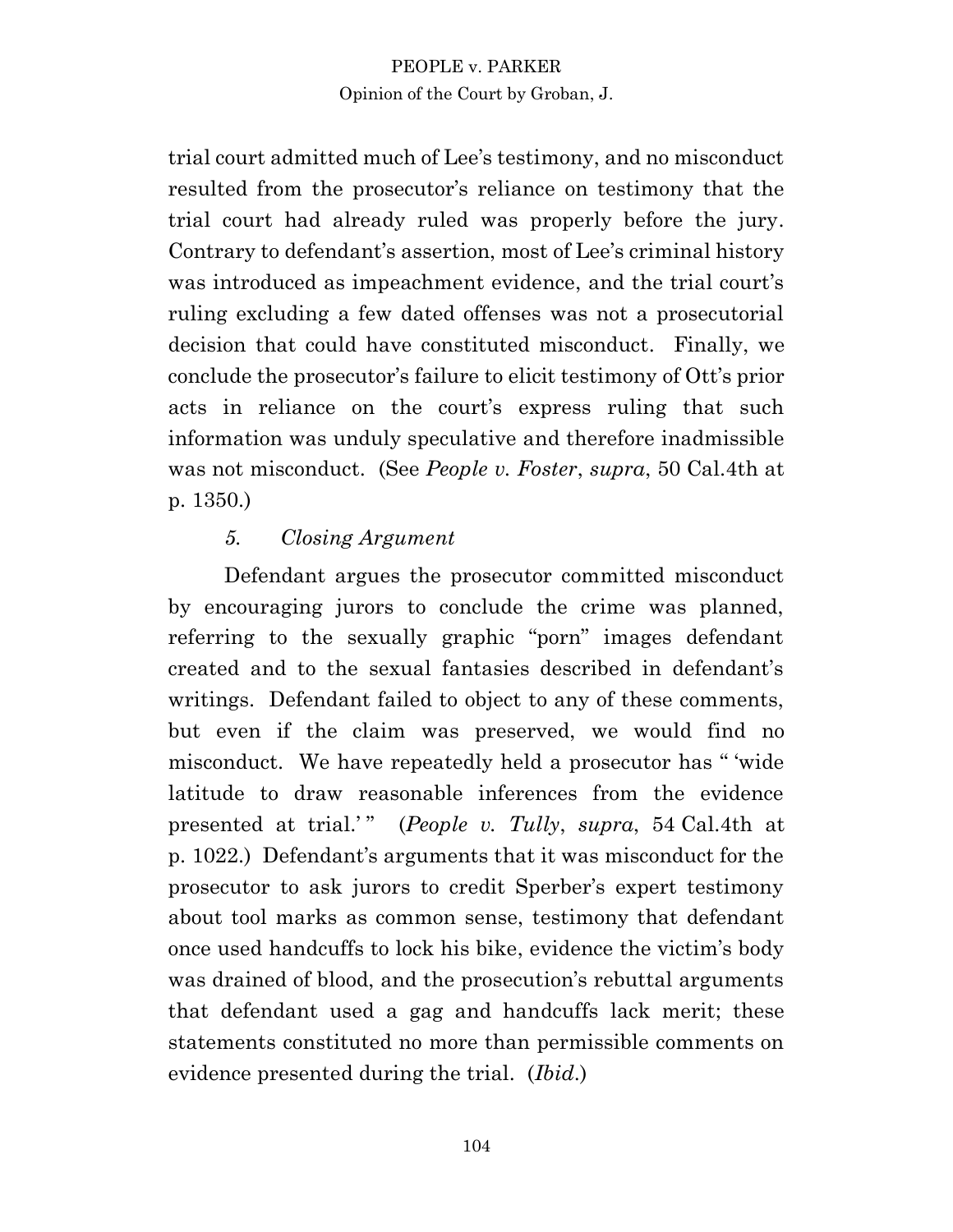trial court admitted much of Lee's testimony, and no misconduct resulted from the prosecutor's reliance on testimony that the trial court had already ruled was properly before the jury. Contrary to defendant's assertion, most of Lee's criminal history was introduced as impeachment evidence, and the trial court's ruling excluding a few dated offenses was not a prosecutorial decision that could have constituted misconduct. Finally, we conclude the prosecutor's failure to elicit testimony of Ott's prior acts in reliance on the court's express ruling that such information was unduly speculative and therefore inadmissible was not misconduct. (See *People v. Foster*, *supra*, 50 Cal.4th at p. 1350.)

### *5. Closing Argument*

Defendant argues the prosecutor committed misconduct by encouraging jurors to conclude the crime was planned, referring to the sexually graphic "porn" images defendant created and to the sexual fantasies described in defendant's writings. Defendant failed to object to any of these comments, but even if the claim was preserved, we would find no misconduct. We have repeatedly held a prosecutor has " 'wide latitude to draw reasonable inferences from the evidence presented at trial.' " (*People v. Tully*, *supra*, 54 Cal.4th at p. 1022.) Defendant's arguments that it was misconduct for the prosecutor to ask jurors to credit Sperber's expert testimony about tool marks as common sense, testimony that defendant once used handcuffs to lock his bike, evidence the victim's body was drained of blood, and the prosecution's rebuttal arguments that defendant used a gag and handcuffs lack merit; these statements constituted no more than permissible comments on evidence presented during the trial. (*Ibid.*)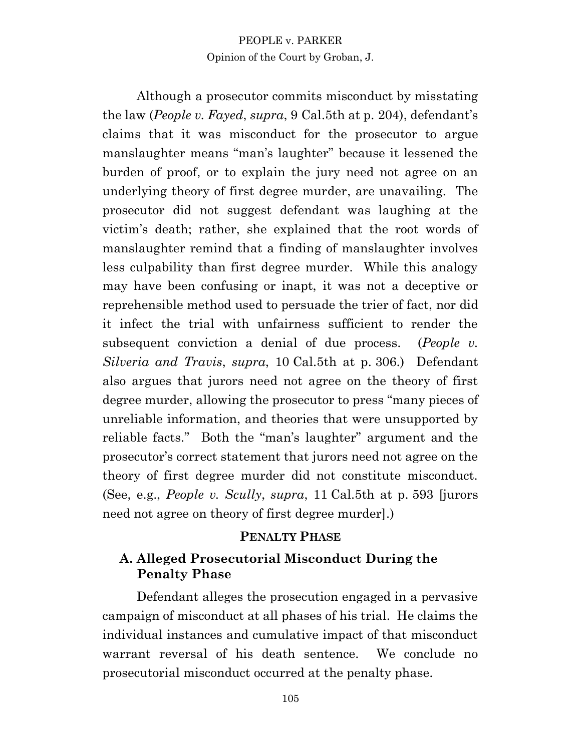Although a prosecutor commits misconduct by misstating the law (*People v. Fayed*, *supra*, 9 Cal.5th at p. 204), defendant's claims that it was misconduct for the prosecutor to argue manslaughter means "man's laughter" because it lessened the burden of proof, or to explain the jury need not agree on an underlying theory of first degree murder, are unavailing. The prosecutor did not suggest defendant was laughing at the victim's death; rather, she explained that the root words of manslaughter remind that a finding of manslaughter involves less culpability than first degree murder. While this analogy may have been confusing or inapt, it was not a deceptive or reprehensible method used to persuade the trier of fact, nor did it infect the trial with unfairness sufficient to render the subsequent conviction a denial of due process. (*People v. Silveria and Travis*, *supra*, 10 Cal.5th at p. 306.) Defendant also argues that jurors need not agree on the theory of first degree murder, allowing the prosecutor to press "many pieces of unreliable information, and theories that were unsupported by reliable facts." Both the "man's laughter" argument and the prosecutor's correct statement that jurors need not agree on the theory of first degree murder did not constitute misconduct. (See, e.g., *People v. Scully*, *supra*, 11 Cal.5th at p. 593 [jurors need not agree on theory of first degree murder].)

## PENALTY PHASE

### A. Alleged Prosecutorial Misconduct During the Penalty Phase

Defendant alleges the prosecution engaged in a pervasive campaign of misconduct at all phases of his trial. He claims the individual instances and cumulative impact of that misconduct warrant reversal of his death sentence. We conclude no prosecutorial misconduct occurred at the penalty phase.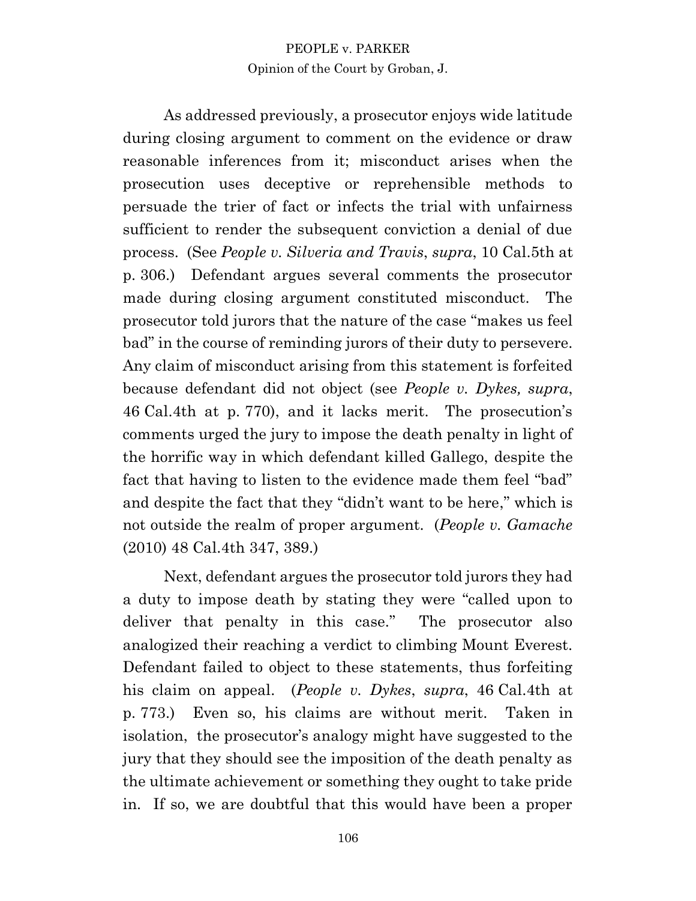As addressed previously, a prosecutor enjoys wide latitude during closing argument to comment on the evidence or draw reasonable inferences from it; misconduct arises when the prosecution uses deceptive or reprehensible methods to persuade the trier of fact or infects the trial with unfairness sufficient to render the subsequent conviction a denial of due process. (See *People v. Silveria and Travis*, *supra*, 10 Cal.5th at p. 306.) Defendant argues several comments the prosecutor made during closing argument constituted misconduct. The prosecutor told jurors that the nature of the case "makes us feel bad" in the course of reminding jurors of their duty to persevere. Any claim of misconduct arising from this statement is forfeited because defendant did not object (see *People v. Dykes, supra*, 46 Cal.4th at p. 770), and it lacks merit. The prosecution's comments urged the jury to impose the death penalty in light of the horrific way in which defendant killed Gallego, despite the fact that having to listen to the evidence made them feel "bad" and despite the fact that they "didn't want to be here," which is not outside the realm of proper argument. (*People v. Gamache* (2010) 48 Cal.4th 347, 389.)

Next, defendant argues the prosecutor told jurors they had a duty to impose death by stating they were "called upon to deliver that penalty in this case." The prosecutor also analogized their reaching a verdict to climbing Mount Everest. Defendant failed to object to these statements, thus forfeiting his claim on appeal. (*People v. Dykes*, *supra*, 46 Cal.4th at p. 773.) Even so, his claims are without merit. Taken in isolation, the prosecutor's analogy might have suggested to the jury that they should see the imposition of the death penalty as the ultimate achievement or something they ought to take pride in. If so, we are doubtful that this would have been a proper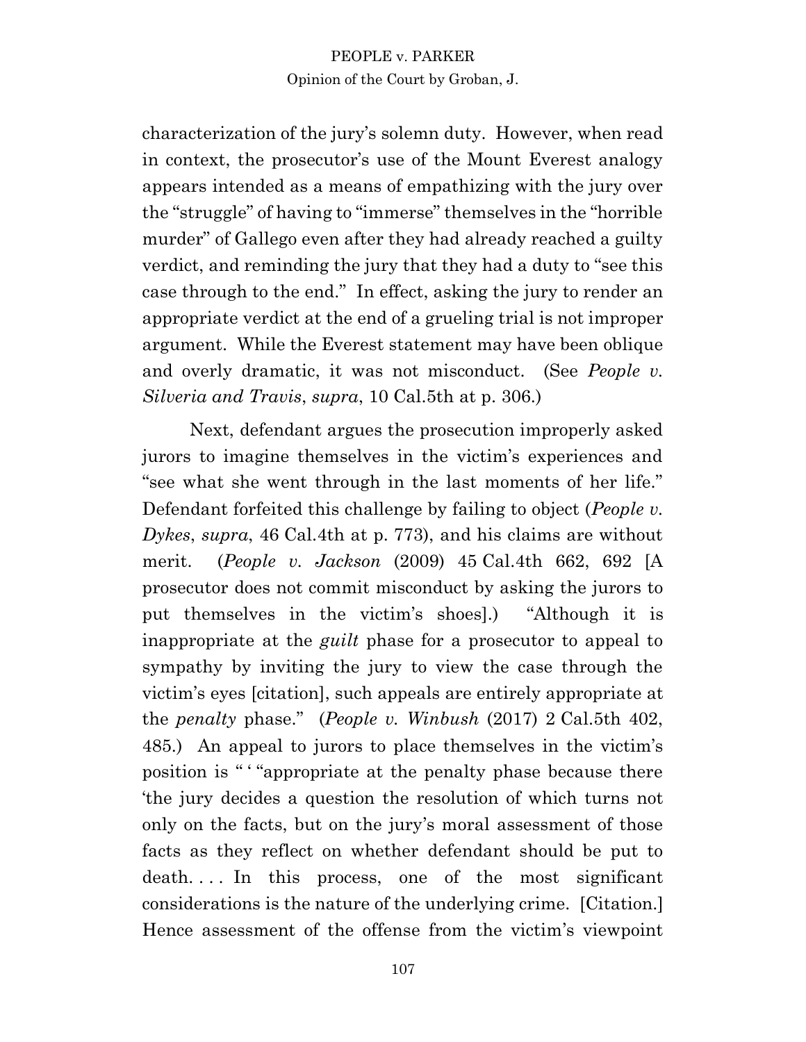characterization of the jury's solemn duty. However, when read in context, the prosecutor's use of the Mount Everest analogy appears intended as a means of empathizing with the jury over the "struggle" of having to "immerse" themselves in the "horrible murder" of Gallego even after they had already reached a guilty verdict, and reminding the jury that they had a duty to "see this case through to the end." In effect, asking the jury to render an appropriate verdict at the end of a grueling trial is not improper argument. While the Everest statement may have been oblique and overly dramatic, it was not misconduct. (See *People v. Silveria and Travis*, *supra*, 10 Cal.5th at p. 306.)

Next, defendant argues the prosecution improperly asked jurors to imagine themselves in the victim's experiences and "see what she went through in the last moments of her life." Defendant forfeited this challenge by failing to object (*People v. Dykes*, *supra*, 46 Cal.4th at p. 773), and his claims are without merit. (*People v. Jackson* (2009) 45 Cal.4th 662, 692 [A prosecutor does not commit misconduct by asking the jurors to put themselves in the victim's shoes].) "Although it is inappropriate at the *guilt* phase for a prosecutor to appeal to sympathy by inviting the jury to view the case through the victim's eyes [citation], such appeals are entirely appropriate at the *penalty* phase." (*People v. Winbush* (2017) 2 Cal.5th 402, 485.) An appeal to jurors to place themselves in the victim's position is " ' "appropriate at the penalty phase because there 'the jury decides a question the resolution of which turns not only on the facts, but on the jury's moral assessment of those facts as they reflect on whether defendant should be put to death. . . . In this process, one of the most significant considerations is the nature of the underlying crime. [Citation.] Hence assessment of the offense from the victim's viewpoint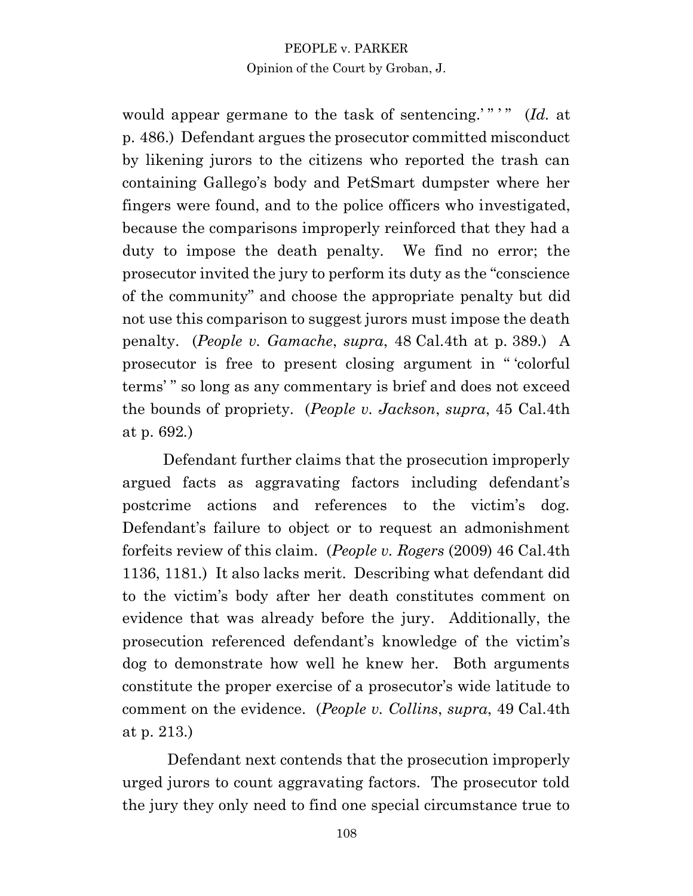would appear germane to the task of sentencing.' " ' " (*Id.* at p. 486.) Defendant argues the prosecutor committed misconduct by likening jurors to the citizens who reported the trash can containing Gallego's body and PetSmart dumpster where her fingers were found, and to the police officers who investigated, because the comparisons improperly reinforced that they had a duty to impose the death penalty. We find no error; the prosecutor invited the jury to perform its duty as the "conscience of the community" and choose the appropriate penalty but did not use this comparison to suggest jurors must impose the death penalty. (*People v. Gamache*, *supra*, 48 Cal.4th at p. 389.) A prosecutor is free to present closing argument in " 'colorful terms' " so long as any commentary is brief and does not exceed the bounds of propriety. (*People v. Jackson*, *supra*, 45 Cal.4th at p. 692.)

Defendant further claims that the prosecution improperly argued facts as aggravating factors including defendant's postcrime actions and references to the victim's dog. Defendant's failure to object or to request an admonishment forfeits review of this claim. (*People v. Rogers* (2009) 46 Cal.4th 1136, 1181.) It also lacks merit. Describing what defendant did to the victim's body after her death constitutes comment on evidence that was already before the jury. Additionally, the prosecution referenced defendant's knowledge of the victim's dog to demonstrate how well he knew her. Both arguments constitute the proper exercise of a prosecutor's wide latitude to comment on the evidence. (*People v. Collins*, *supra*, 49 Cal.4th at p. 213.)

Defendant next contends that the prosecution improperly urged jurors to count aggravating factors. The prosecutor told the jury they only need to find one special circumstance true to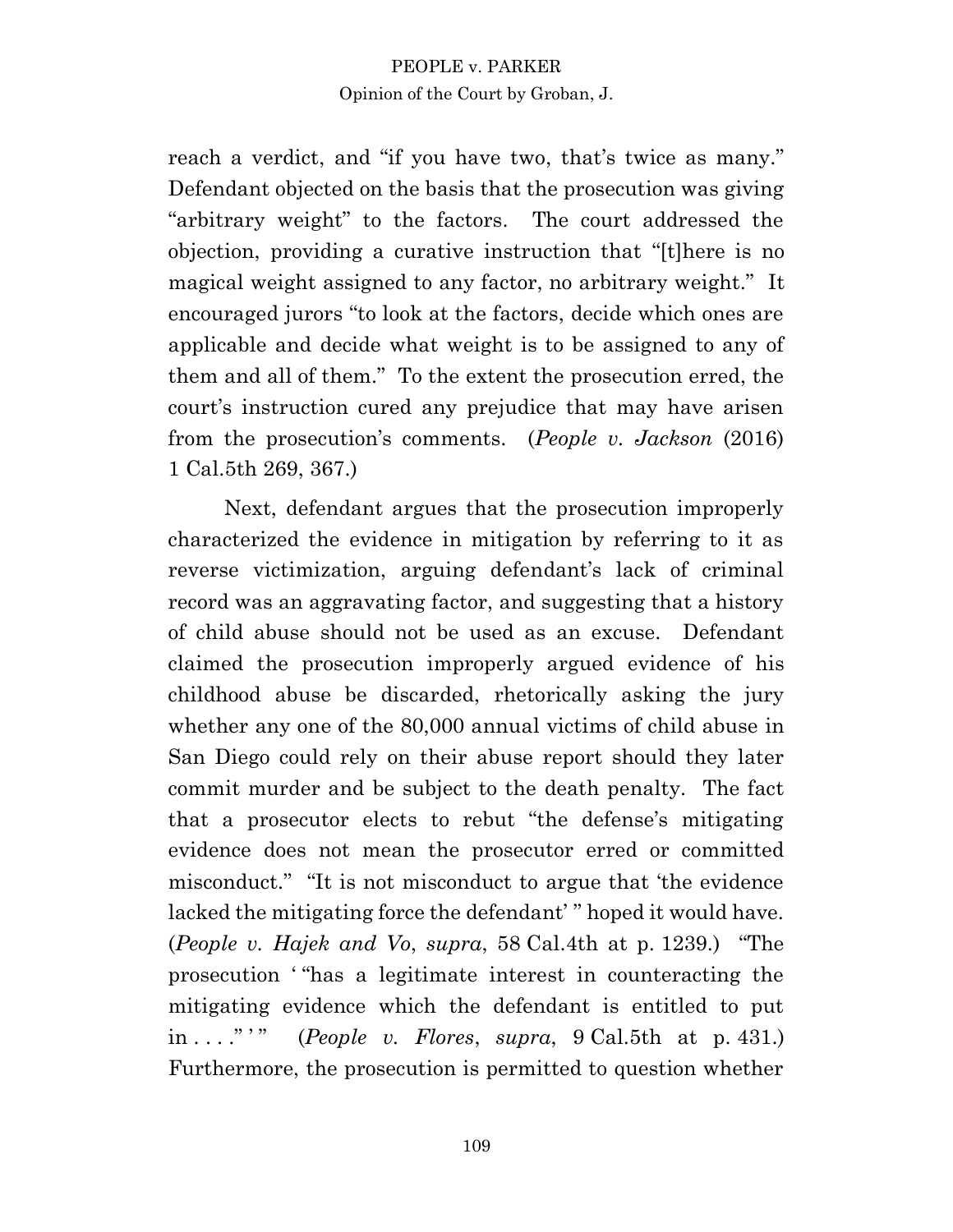reach a verdict, and "if you have two, that's twice as many." Defendant objected on the basis that the prosecution was giving "arbitrary weight" to the factors. The court addressed the objection, providing a curative instruction that "[t]here is no magical weight assigned to any factor, no arbitrary weight." It encouraged jurors "to look at the factors, decide which ones are applicable and decide what weight is to be assigned to any of them and all of them." To the extent the prosecution erred, the court's instruction cured any prejudice that may have arisen from the prosecution's comments. (*People v. Jackson* (2016) 1 Cal.5th 269, 367.)

Next, defendant argues that the prosecution improperly characterized the evidence in mitigation by referring to it as reverse victimization, arguing defendant's lack of criminal record was an aggravating factor, and suggesting that a history of child abuse should not be used as an excuse. Defendant claimed the prosecution improperly argued evidence of his childhood abuse be discarded, rhetorically asking the jury whether any one of the 80,000 annual victims of child abuse in San Diego could rely on their abuse report should they later commit murder and be subject to the death penalty. The fact that a prosecutor elects to rebut "the defense's mitigating evidence does not mean the prosecutor erred or committed misconduct." "It is not misconduct to argue that 'the evidence lacked the mitigating force the defendant' " hoped it would have. (*People v. Hajek and Vo*, *supra*, 58 Cal.4th at p. 1239.) "The prosecution ' "has a legitimate interest in counteracting the mitigating evidence which the defendant is entitled to put in . . . ." ' " (*People v. Flores*, *supra*, 9 Cal.5th at p. 431.) Furthermore, the prosecution is permitted to question whether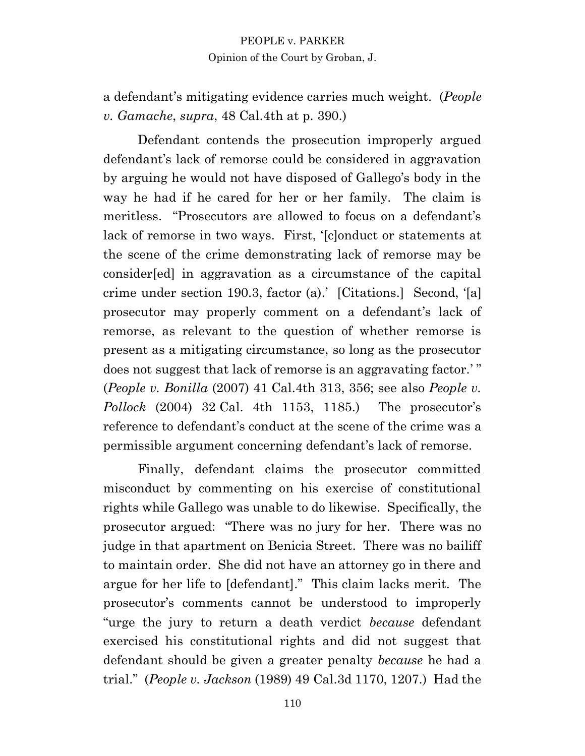a defendant's mitigating evidence carries much weight. (*People v. Gamache*, *supra*, 48 Cal.4th at p. 390.)

Defendant contends the prosecution improperly argued defendant's lack of remorse could be considered in aggravation by arguing he would not have disposed of Gallego's body in the way he had if he cared for her or her family. The claim is meritless. "Prosecutors are allowed to focus on a defendant's lack of remorse in two ways. First, '[c]onduct or statements at the scene of the crime demonstrating lack of remorse may be consider[ed] in aggravation as a circumstance of the capital crime under section 190.3, factor (a).' [Citations.] Second, '[a] prosecutor may properly comment on a defendant's lack of remorse, as relevant to the question of whether remorse is present as a mitigating circumstance, so long as the prosecutor does not suggest that lack of remorse is an aggravating factor.' " (*People v. Bonilla* (2007) 41 Cal.4th 313, 356; see also *People v. Pollock* (2004) 32 Cal. 4th 1153, 1185.) The prosecutor's reference to defendant's conduct at the scene of the crime was a permissible argument concerning defendant's lack of remorse.

Finally, defendant claims the prosecutor committed misconduct by commenting on his exercise of constitutional rights while Gallego was unable to do likewise. Specifically, the prosecutor argued: "There was no jury for her. There was no judge in that apartment on Benicia Street. There was no bailiff to maintain order. She did not have an attorney go in there and argue for her life to [defendant]." This claim lacks merit. The prosecutor's comments cannot be understood to improperly "urge the jury to return a death verdict *because* defendant exercised his constitutional rights and did not suggest that defendant should be given a greater penalty *because* he had a trial." (*People v. Jackson* (1989) 49 Cal.3d 1170, 1207.) Had the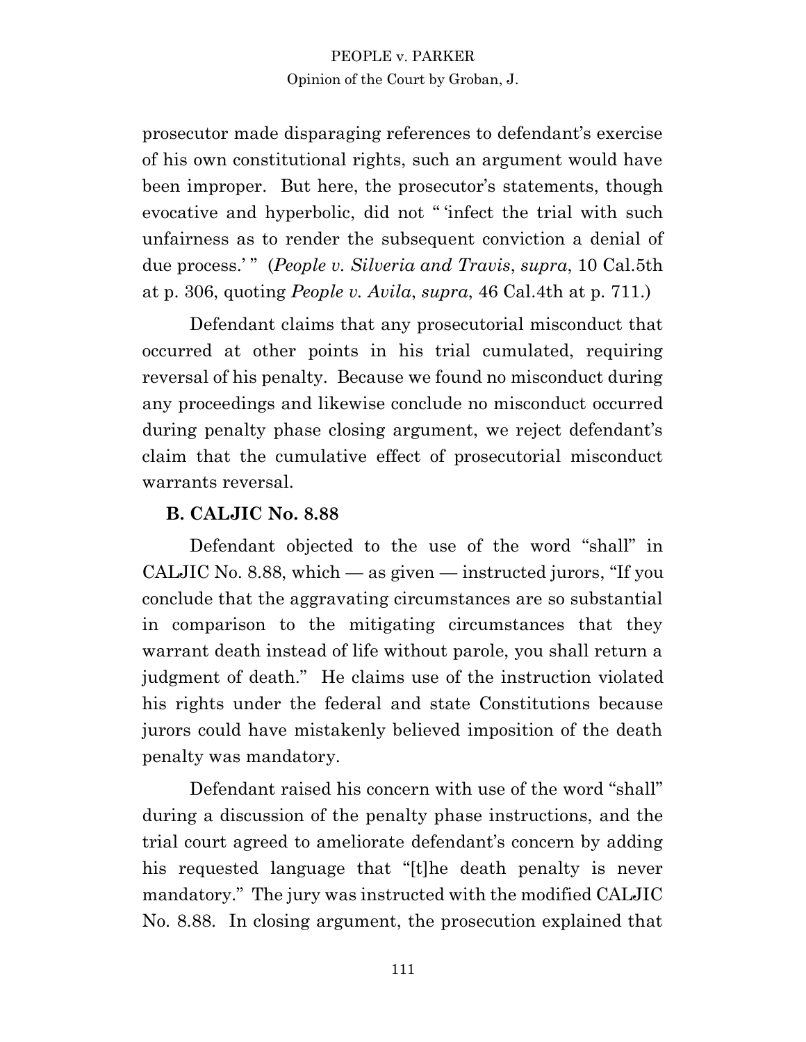prosecutor made disparaging references to defendant's exercise of his own constitutional rights, such an argument would have been improper. But here, the prosecutor's statements, though evocative and hyperbolic, did not " 'infect the trial with such unfairness as to render the subsequent conviction a denial of due process.' " (*People v. Silveria and Travis*, *supra*, 10 Cal.5th at p. 306, quoting *People v. Avila*, *supra*, 46 Cal.4th at p. 711.)

Defendant claims that any prosecutorial misconduct that occurred at other points in his trial cumulated, requiring reversal of his penalty. Because we found no misconduct during any proceedings and likewise conclude no misconduct occurred during penalty phase closing argument, we reject defendant's claim that the cumulative effect of prosecutorial misconduct warrants reversal.

**B. CALJIC No. 8.88**

Defendant objected to the use of the word "shall" in CALJIC No. 8.88, which — as given — instructed jurors, "If you conclude that the aggravating circumstances are so substantial in comparison to the mitigating circumstances that they warrant death instead of life without parole, you shall return a judgment of death." He claims use of the instruction violated his rights under the federal and state Constitutions because jurors could have mistakenly believed imposition of the death penalty was mandatory.

Defendant raised his concern with use of the word "shall" during a discussion of the penalty phase instructions, and the trial court agreed to ameliorate defendant's concern by adding his requested language that "[t]he death penalty is never mandatory." The jury was instructed with the modified CALJIC No. 8.88. In closing argument, the prosecution explained that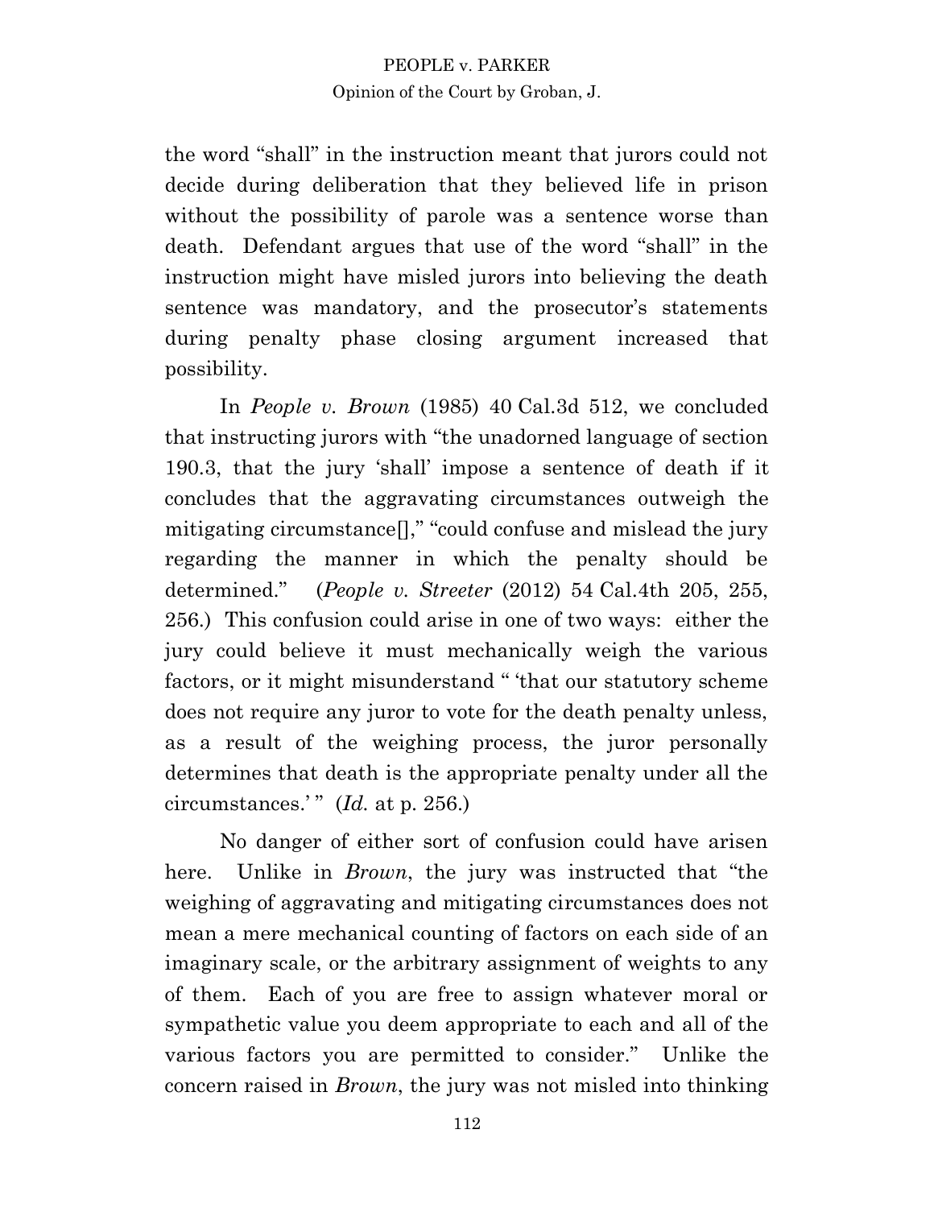the word "shall" in the instruction meant that jurors could not decide during deliberation that they believed life in prison without the possibility of parole was a sentence worse than death. Defendant argues that use of the word "shall" in the instruction might have misled jurors into believing the death sentence was mandatory, and the prosecutor's statements during penalty phase closing argument increased that possibility.

In *People v. Brown* (1985) 40 Cal.3d 512, we concluded that instructing jurors with "the unadorned language of section 190.3, that the jury 'shall' impose a sentence of death if it concludes that the aggravating circumstances outweigh the mitigating circumstance[]," "could confuse and mislead the jury regarding the manner in which the penalty should be determined." (*People v. Streeter* (2012) 54 Cal.4th 205, 255, 256.) This confusion could arise in one of two ways: either the jury could believe it must mechanically weigh the various factors, or it might misunderstand " 'that our statutory scheme does not require any juror to vote for the death penalty unless, as a result of the weighing process, the juror personally determines that death is the appropriate penalty under all the circumstances.' " (*Id.* at p. 256.)

No danger of either sort of confusion could have arisen here. Unlike in *Brown*, the jury was instructed that "the weighing of aggravating and mitigating circumstances does not mean a mere mechanical counting of factors on each side of an imaginary scale, or the arbitrary assignment of weights to any of them. Each of you are free to assign whatever moral or sympathetic value you deem appropriate to each and all of the various factors you are permitted to consider." Unlike the concern raised in *Brown*, the jury was not misled into thinking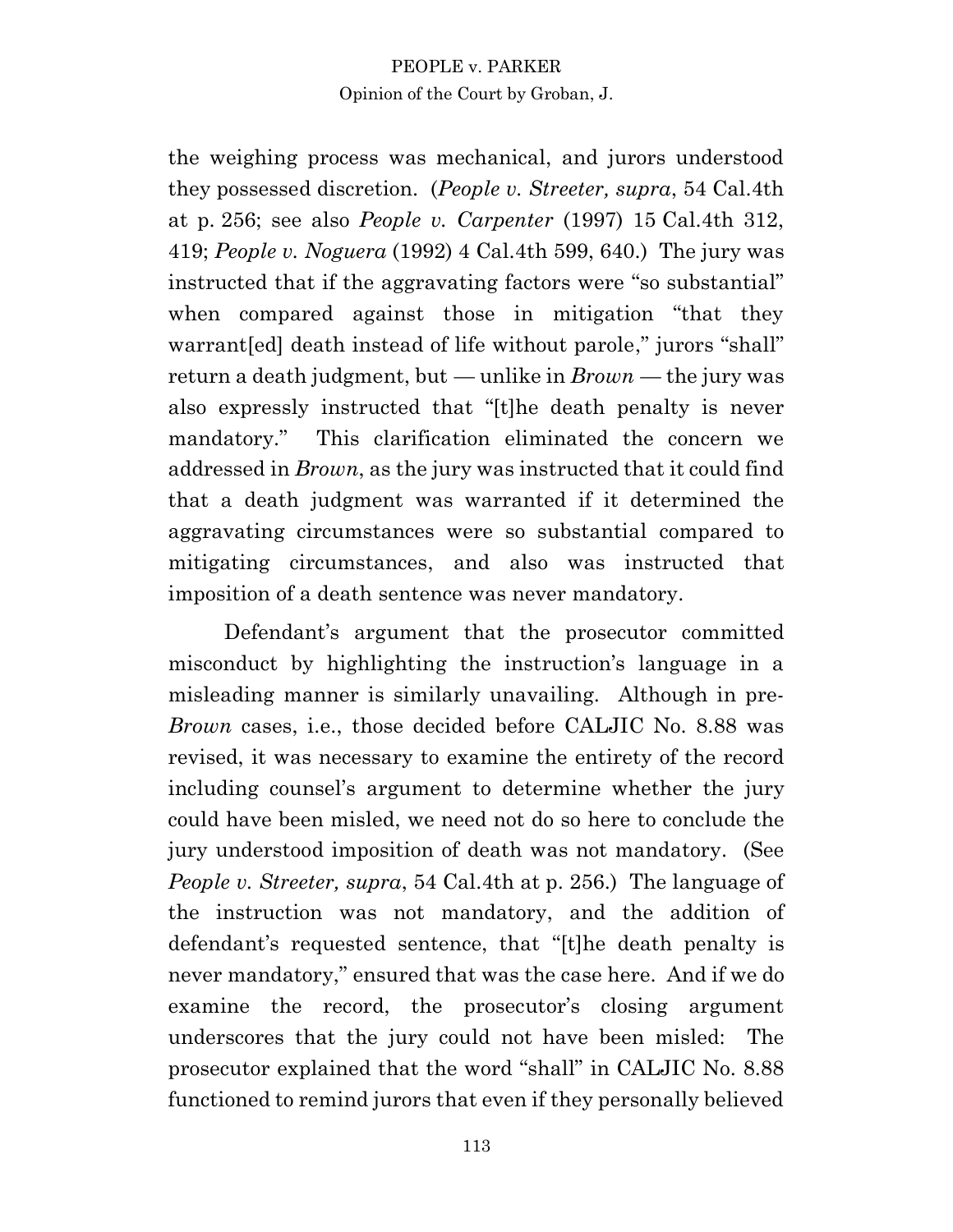the weighing process was mechanical, and jurors understood they possessed discretion. (*People v. Streeter, supra*, 54 Cal.4th at p. 256; see also *People v. Carpenter* (1997) 15 Cal.4th 312, 419; *People v. Noguera* (1992) 4 Cal.4th 599, 640.) The jury was instructed that if the aggravating factors were "so substantial" when compared against those in mitigation "that they warrant[ed] death instead of life without parole," jurors "shall" return a death judgment, but — unlike in *Brown* — the jury was also expressly instructed that "[t]he death penalty is never mandatory." This clarification eliminated the concern we addressed in *Brown*, as the jury was instructed that it could find that a death judgment was warranted if it determined the aggravating circumstances were so substantial compared to mitigating circumstances, and also was instructed that imposition of a death sentence was never mandatory.

Defendant's argument that the prosecutor committed misconduct by highlighting the instruction's language in a misleading manner is similarly unavailing. Although in pre-*Brown* cases, i.e., those decided before CALJIC No. 8.88 was revised, it was necessary to examine the entirety of the record including counsel's argument to determine whether the jury could have been misled, we need not do so here to conclude the jury understood imposition of death was not mandatory. (See *People v. Streeter, supra*, 54 Cal.4th at p. 256.) The language of the instruction was not mandatory, and the addition of defendant's requested sentence, that "[t]he death penalty is never mandatory," ensured that was the case here. And if we do examine the record, the prosecutor's closing argument underscores that the jury could not have been misled: The prosecutor explained that the word "shall" in CALJIC No. 8.88 functioned to remind jurors that even if they personally believed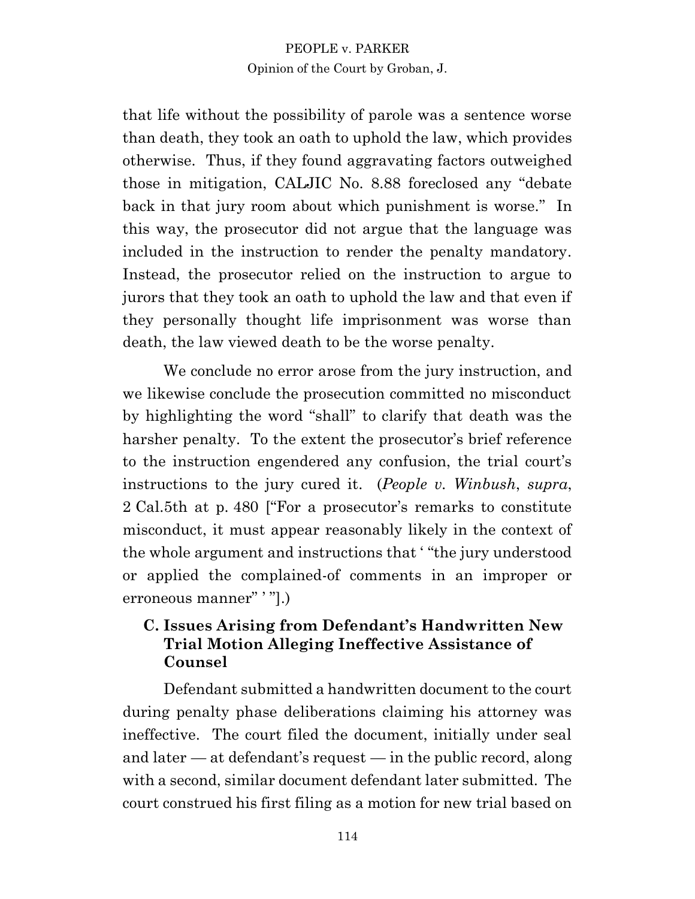that life without the possibility of parole was a sentence worse than death, they took an oath to uphold the law, which provides otherwise. Thus, if they found aggravating factors outweighed those in mitigation, CALJIC No. 8.88 foreclosed any "debate back in that jury room about which punishment is worse." In this way, the prosecutor did not argue that the language was included in the instruction to render the penalty mandatory. Instead, the prosecutor relied on the instruction to argue to jurors that they took an oath to uphold the law and that even if they personally thought life imprisonment was worse than death, the law viewed death to be the worse penalty.

We conclude no error arose from the jury instruction, and we likewise conclude the prosecution committed no misconduct by highlighting the word "shall" to clarify that death was the harsher penalty. To the extent the prosecutor's brief reference to the instruction engendered any confusion, the trial court's instructions to the jury cured it. (*People v. Winbush*, *supra*, 2 Cal.5th at p. 480 ["For a prosecutor's remarks to constitute misconduct, it must appear reasonably likely in the context of the whole argument and instructions that ' "the jury understood or applied the complained-of comments in an improper or erroneous manner" ' "].)

### C. Issues Arising from Defendant's Handwritten New Trial Motion Alleging Ineffective Assistance of Counsel

Defendant submitted a handwritten document to the court during penalty phase deliberations claiming his attorney was ineffective. The court filed the document, initially under seal and later — at defendant's request — in the public record, along with a second, similar document defendant later submitted. The court construed his first filing as a motion for new trial based on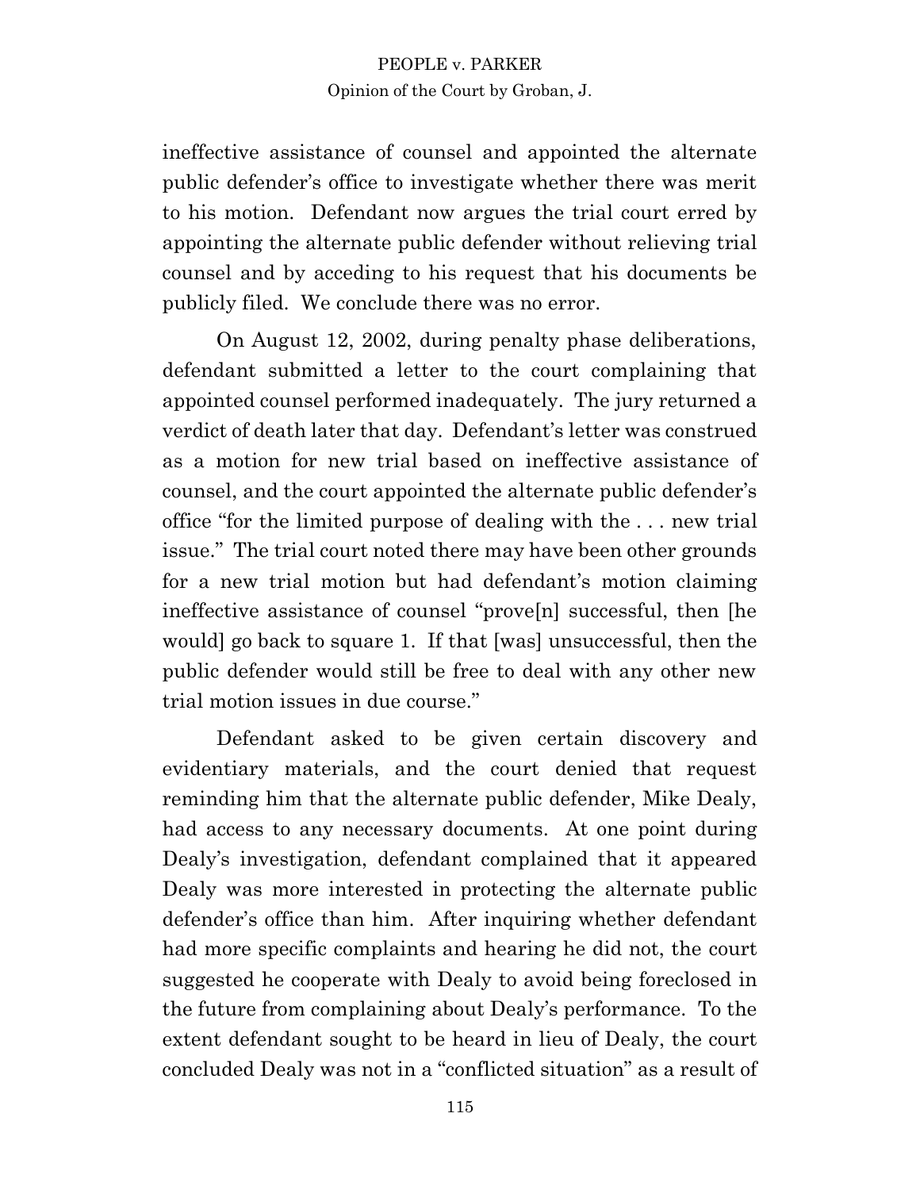ineffective assistance of counsel and appointed the alternate public defender's office to investigate whether there was merit to his motion. Defendant now argues the trial court erred by appointing the alternate public defender without relieving trial counsel and by acceding to his request that his documents be publicly filed. We conclude there was no error.

On August 12, 2002, during penalty phase deliberations, defendant submitted a letter to the court complaining that appointed counsel performed inadequately. The jury returned a verdict of death later that day. Defendant's letter was construed as a motion for new trial based on ineffective assistance of counsel, and the court appointed the alternate public defender's office "for the limited purpose of dealing with the . . . new trial issue." The trial court noted there may have been other grounds for a new trial motion but had defendant's motion claiming ineffective assistance of counsel "prove[n] successful, then [he would] go back to square 1. If that [was] unsuccessful, then the public defender would still be free to deal with any other new trial motion issues in due course."

Defendant asked to be given certain discovery and evidentiary materials, and the court denied that request reminding him that the alternate public defender, Mike Dealy, had access to any necessary documents. At one point during Dealy's investigation, defendant complained that it appeared Dealy was more interested in protecting the alternate public defender's office than him. After inquiring whether defendant had more specific complaints and hearing he did not, the court suggested he cooperate with Dealy to avoid being foreclosed in the future from complaining about Dealy's performance. To the extent defendant sought to be heard in lieu of Dealy, the court concluded Dealy was not in a "conflicted situation" as a result of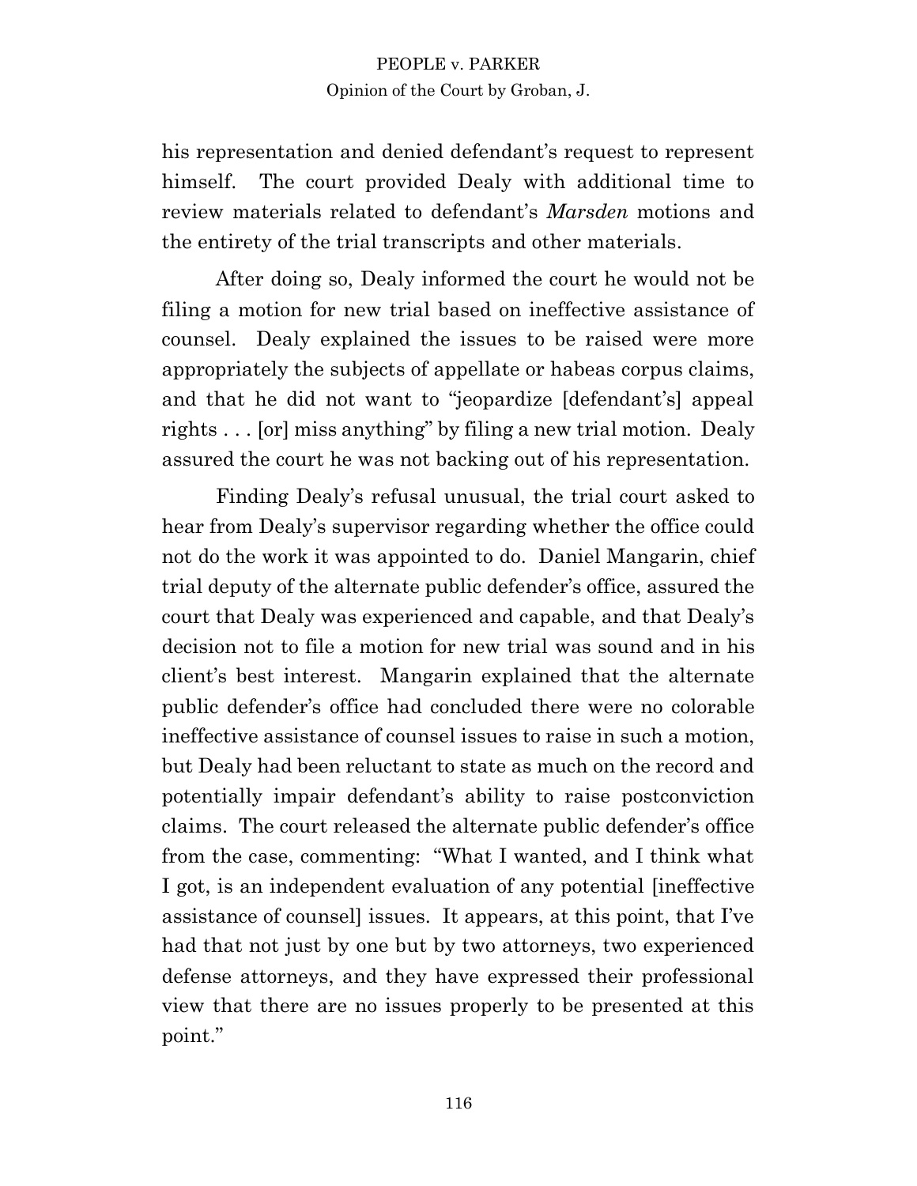his representation and denied defendant's request to represent himself. The court provided Dealy with additional time to review materials related to defendant's *Marsden* motions and the entirety of the trial transcripts and other materials.

After doing so, Dealy informed the court he would not be filing a motion for new trial based on ineffective assistance of counsel. Dealy explained the issues to be raised were more appropriately the subjects of appellate or habeas corpus claims, and that he did not want to "jeopardize [defendant's] appeal rights . . . [or] miss anything" by filing a new trial motion. Dealy assured the court he was not backing out of his representation.

Finding Dealy's refusal unusual, the trial court asked to hear from Dealy's supervisor regarding whether the office could not do the work it was appointed to do. Daniel Mangarin, chief trial deputy of the alternate public defender's office, assured the court that Dealy was experienced and capable, and that Dealy's decision not to file a motion for new trial was sound and in his client's best interest. Mangarin explained that the alternate public defender's office had concluded there were no colorable ineffective assistance of counsel issues to raise in such a motion, but Dealy had been reluctant to state as much on the record and potentially impair defendant's ability to raise postconviction claims. The court released the alternate public defender's office from the case, commenting: "What I wanted, and I think what I got, is an independent evaluation of any potential [ineffective assistance of counsel] issues. It appears, at this point, that I've had that not just by one but by two attorneys, two experienced defense attorneys, and they have expressed their professional view that there are no issues properly to be presented at this point."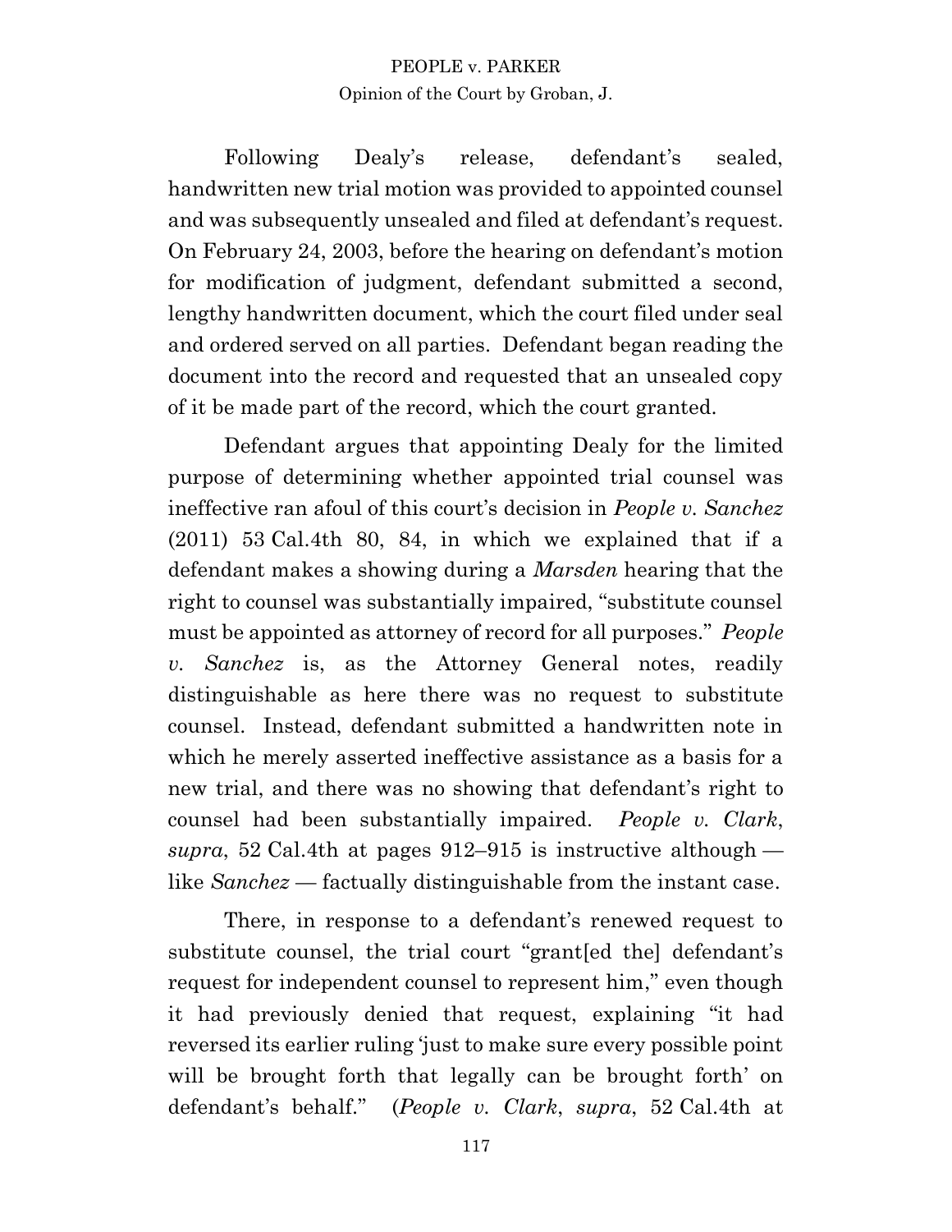Following Dealy's release, defendant's sealed, handwritten new trial motion was provided to appointed counsel and was subsequently unsealed and filed at defendant's request. On February 24, 2003, before the hearing on defendant's motion for modification of judgment, defendant submitted a second, lengthy handwritten document, which the court filed under seal and ordered served on all parties. Defendant began reading the document into the record and requested that an unsealed copy of it be made part of the record, which the court granted.

Defendant argues that appointing Dealy for the limited purpose of determining whether appointed trial counsel was ineffective ran afoul of this court's decision in *People v. Sanchez* (2011) 53 Cal.4th 80, 84, in which we explained that if a defendant makes a showing during a *Marsden* hearing that the right to counsel was substantially impaired, "substitute counsel must be appointed as attorney of record for all purposes." *People v. Sanchez* is, as the Attorney General notes, readily distinguishable as here there was no request to substitute counsel. Instead, defendant submitted a handwritten note in which he merely asserted ineffective assistance as a basis for a new trial, and there was no showing that defendant's right to counsel had been substantially impaired. *People v. Clark*, *supra*, 52 Cal.4th at pages 912–915 is instructive although — like *Sanchez* — factually distinguishable from the instant case.

There, in response to a defendant's renewed request to substitute counsel, the trial court "grant[ed the] defendant's request for independent counsel to represent him," even though it had previously denied that request, explaining "it had reversed its earlier ruling 'just to make sure every possible point will be brought forth that legally can be brought forth' on defendant's behalf." (*People v. Clark*, *supra*, 52 Cal.4th at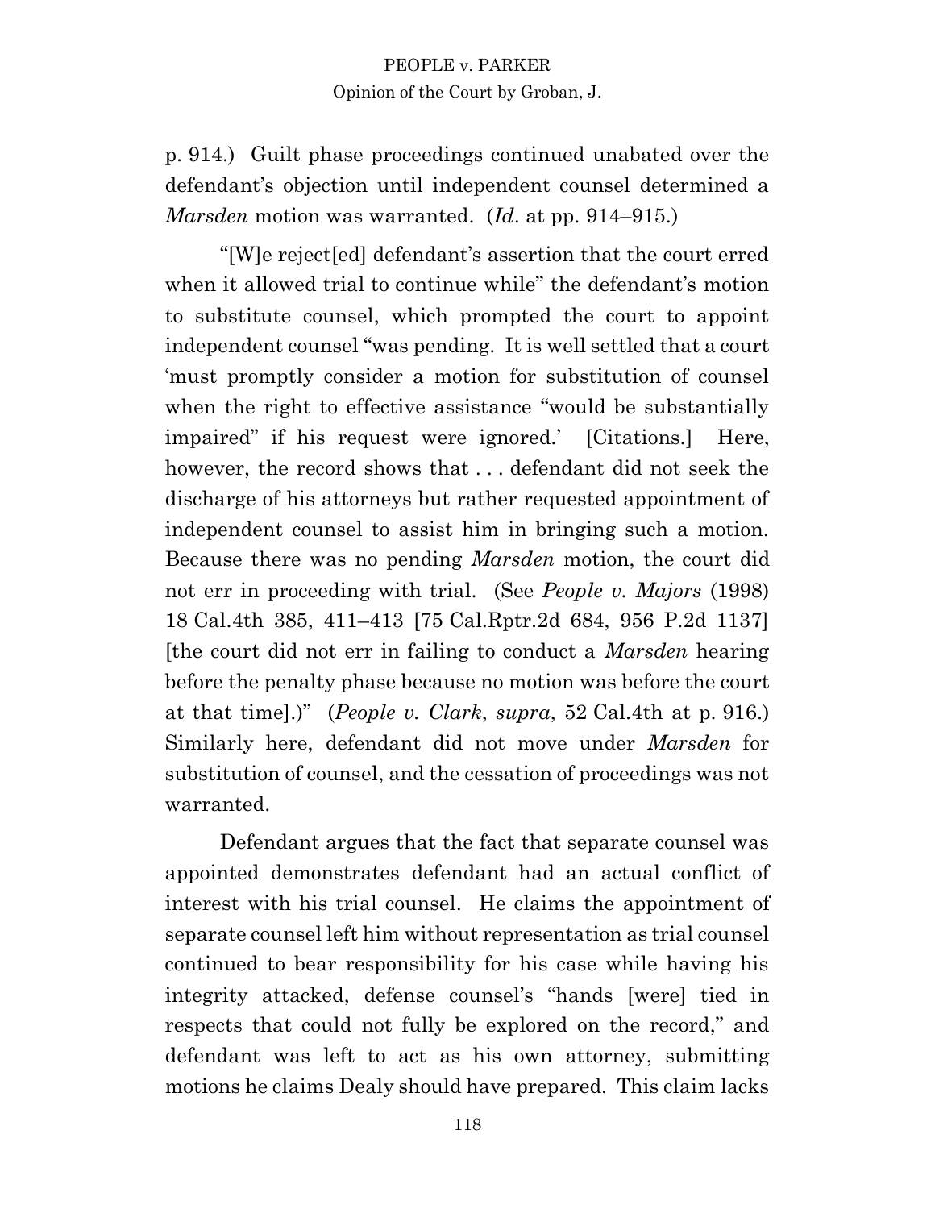p. 914.) Guilt phase proceedings continued unabated over the defendant's objection until independent counsel determined a *Marsden* motion was warranted. (*Id*. at pp. 914–915.)

"[W]e reject[ed] defendant's assertion that the court erred when it allowed trial to continue while" the defendant's motion to substitute counsel, which prompted the court to appoint independent counsel "was pending. It is well settled that a court 'must promptly consider a motion for substitution of counsel when the right to effective assistance "would be substantially impaired" if his request were ignored.' [Citations.] Here, however, the record shows that . . . defendant did not seek the discharge of his attorneys but rather requested appointment of independent counsel to assist him in bringing such a motion. Because there was no pending *Marsden* motion, the court did not err in proceeding with trial. (See *People v. Majors* (1998) 18 Cal.4th 385, 411–413 [75 Cal.Rptr.2d 684, 956 P.2d 1137] [the court did not err in failing to conduct a *Marsden* hearing before the penalty phase because no motion was before the court at that time].)" (*People v. Clark*, *supra*, 52 Cal.4th at p. 916.) Similarly here, defendant did not move under *Marsden* for substitution of counsel, and the cessation of proceedings was not warranted.

Defendant argues that the fact that separate counsel was appointed demonstrates defendant had an actual conflict of interest with his trial counsel. He claims the appointment of separate counsel left him without representation as trial counsel continued to bear responsibility for his case while having his integrity attacked, defense counsel's "hands [were] tied in respects that could not fully be explored on the record," and defendant was left to act as his own attorney, submitting motions he claims Dealy should have prepared. This claim lacks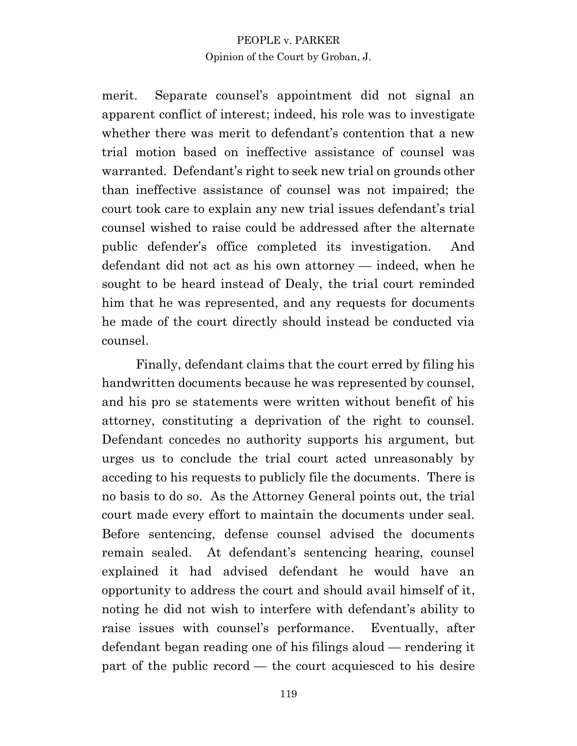merit. Separate counsel's appointment did not signal an apparent conflict of interest; indeed, his role was to investigate whether there was merit to defendant's contention that a new trial motion based on ineffective assistance of counsel was warranted. Defendant's right to seek new trial on grounds other than ineffective assistance of counsel was not impaired; the court took care to explain any new trial issues defendant's trial counsel wished to raise could be addressed after the alternate public defender's office completed its investigation. And defendant did not act as his own attorney — indeed, when he sought to be heard instead of Dealy, the trial court reminded him that he was represented, and any requests for documents he made of the court directly should instead be conducted via counsel.

Finally, defendant claims that the court erred by filing his handwritten documents because he was represented by counsel, and his pro se statements were written without benefit of his attorney, constituting a deprivation of the right to counsel. Defendant concedes no authority supports his argument, but urges us to conclude the trial court acted unreasonably by acceding to his requests to publicly file the documents. There is no basis to do so. As the Attorney General points out, the trial court made every effort to maintain the documents under seal. Before sentencing, defense counsel advised the documents remain sealed. At defendant's sentencing hearing, counsel explained it had advised defendant he would have an opportunity to address the court and should avail himself of it, noting he did not wish to interfere with defendant's ability to raise issues with counsel's performance. Eventually, after defendant began reading one of his filings aloud — rendering it part of the public record — the court acquiesced to his desire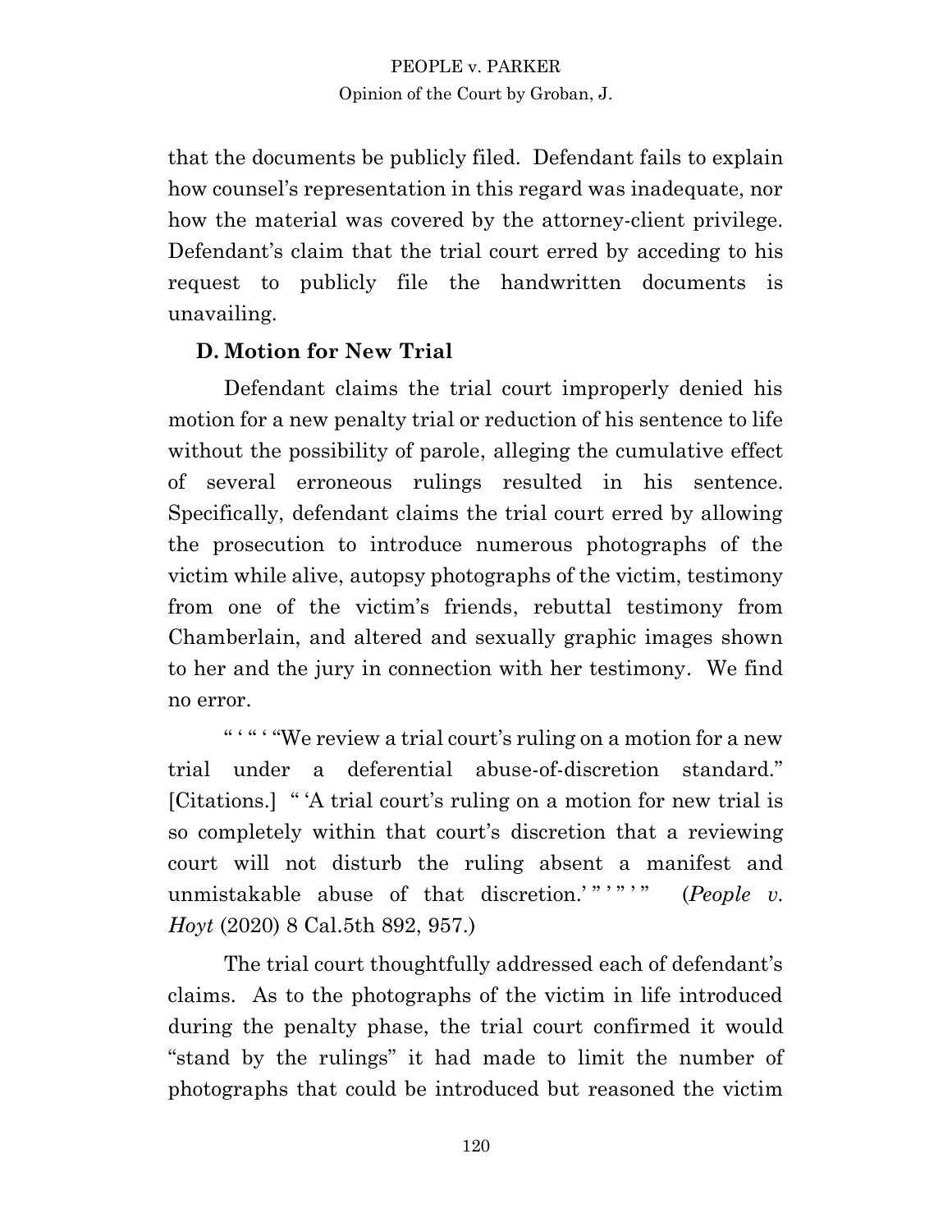that the documents be publicly filed. Defendant fails to explain how counsel's representation in this regard was inadequate, nor how the material was covered by the attorney-client privilege. Defendant's claim that the trial court erred by acceding to his request to publicly file the handwritten documents is unavailing.

### D. Motion for New Trial

Defendant claims the trial court improperly denied his motion for a new penalty trial or reduction of his sentence to life without the possibility of parole, alleging the cumulative effect of several erroneous rulings resulted in his sentence. Specifically, defendant claims the trial court erred by allowing the prosecution to introduce numerous photographs of the victim while alive, autopsy photographs of the victim, testimony from one of the victim's friends, rebuttal testimony from Chamberlain, and altered and sexually graphic images shown to her and the jury in connection with her testimony. We find no error.

" ' " ' "We review a trial court's ruling on a motion for a new trial under a deferential abuse-of-discretion standard." [Citations.] " 'A trial court's ruling on a motion for new trial is so completely within that court's discretion that a reviewing court will not disturb the ruling absent a manifest and unmistakable abuse of that discretion.' " ' " ' " (*People v. Hoyt* (2020) 8 Cal.5th 892, 957.)

The trial court thoughtfully addressed each of defendant's claims. As to the photographs of the victim in life introduced during the penalty phase, the trial court confirmed it would "stand by the rulings" it had made to limit the number of photographs that could be introduced but reasoned the victim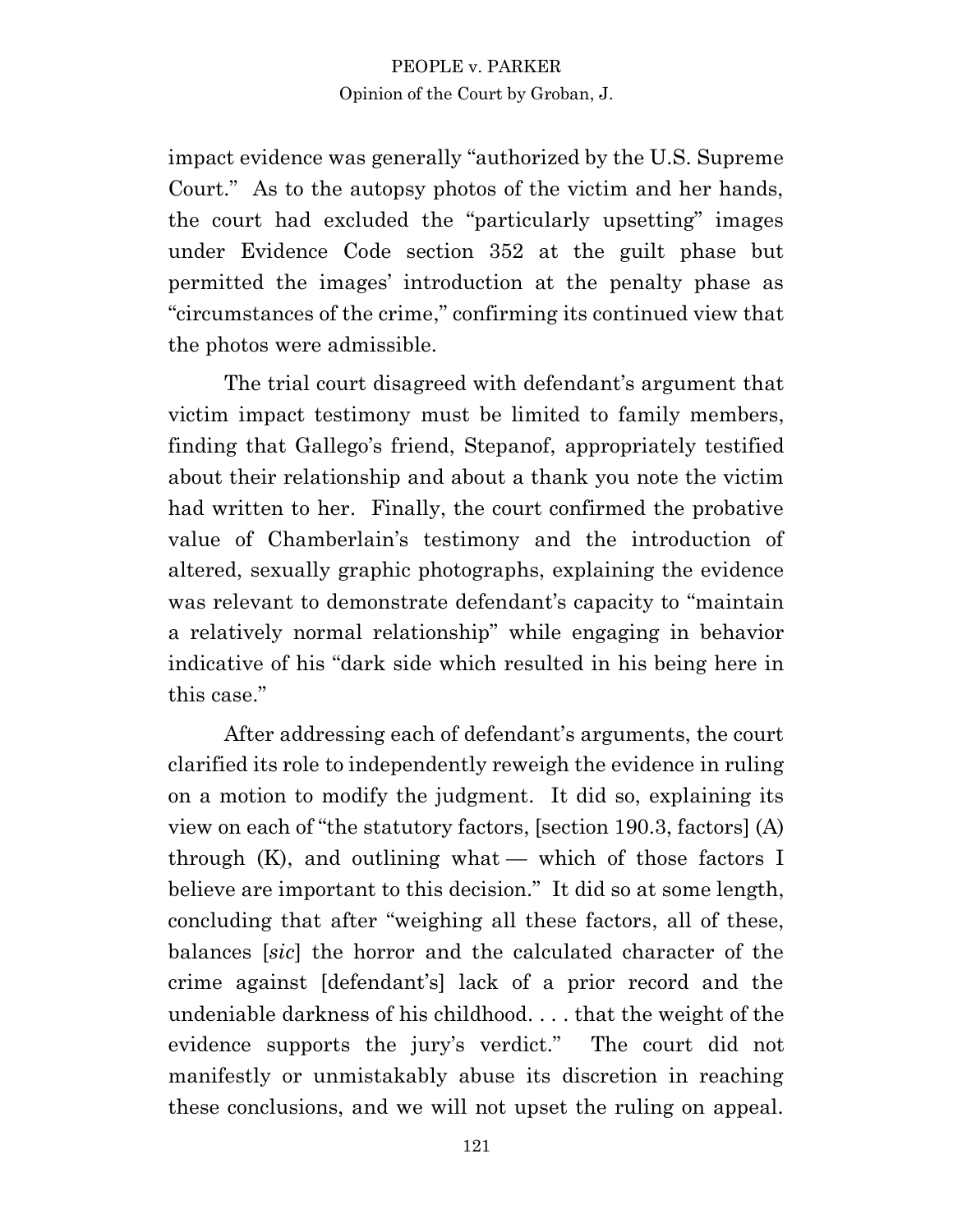impact evidence was generally "authorized by the U.S. Supreme Court." As to the autopsy photos of the victim and her hands, the court had excluded the "particularly upsetting" images under Evidence Code section 352 at the guilt phase but permitted the images' introduction at the penalty phase as "circumstances of the crime," confirming its continued view that the photos were admissible.

The trial court disagreed with defendant's argument that victim impact testimony must be limited to family members, finding that Gallego's friend, Stepanof, appropriately testified about their relationship and about a thank you note the victim had written to her. Finally, the court confirmed the probative value of Chamberlain's testimony and the introduction of altered, sexually graphic photographs, explaining the evidence was relevant to demonstrate defendant's capacity to "maintain a relatively normal relationship" while engaging in behavior indicative of his "dark side which resulted in his being here in this case."

After addressing each of defendant's arguments, the court clarified its role to independently reweigh the evidence in ruling on a motion to modify the judgment. It did so, explaining its view on each of "the statutory factors, [section 190.3, factors] (A) through (K), and outlining what — which of those factors I believe are important to this decision." It did so at some length, concluding that after "weighing all these factors, all of these, balances [*sic*] the horror and the calculated character of the crime against [defendant's] lack of a prior record and the undeniable darkness of his childhood. . . . that the weight of the evidence supports the jury's verdict." The court did not manifestly or unmistakably abuse its discretion in reaching these conclusions, and we will not upset the ruling on appeal.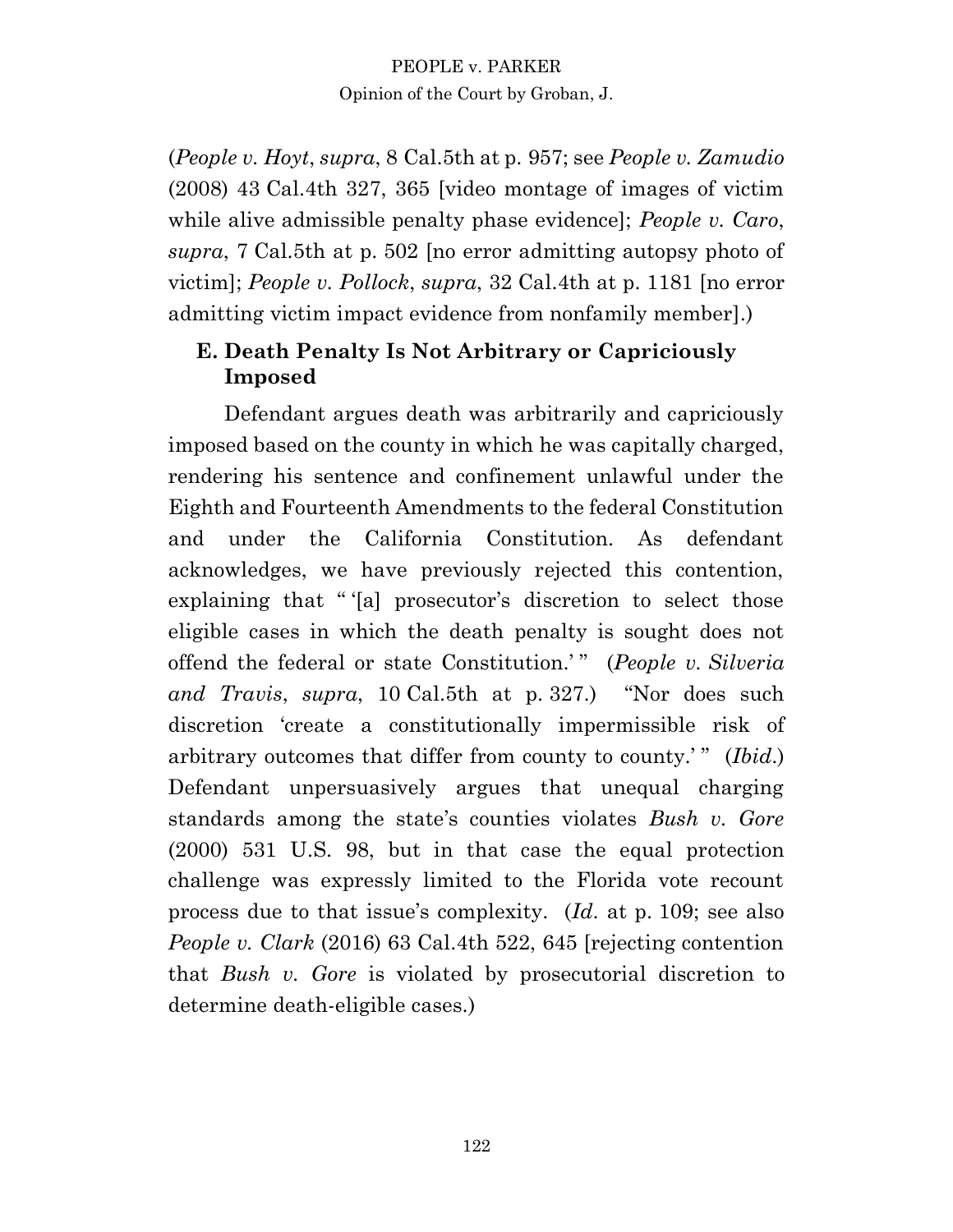(*People v. Hoyt*, *supra*, 8 Cal.5th at p. 957; see *People v. Zamudio* (2008) 43 Cal.4th 327, 365 [video montage of images of victim while alive admissible penalty phase evidence]; *People v. Caro*, *supra*, 7 Cal.5th at p. 502 [no error admitting autopsy photo of victim]; *People v. Pollock*, *supra*, 32 Cal.4th at p. 1181 [no error admitting victim impact evidence from nonfamily member].)

### E. Death Penalty Is Not Arbitrary or Capriciously Imposed

Defendant argues death was arbitrarily and capriciously imposed based on the county in which he was capitally charged, rendering his sentence and confinement unlawful under the Eighth and Fourteenth Amendments to the federal Constitution and under the California Constitution. As defendant acknowledges, we have previously rejected this contention, explaining that " '[a] prosecutor's discretion to select those eligible cases in which the death penalty is sought does not offend the federal or state Constitution.' " (*People v. Silveria and Travis*, *supra*, 10 Cal.5th at p. 327.) "Nor does such discretion 'create a constitutionally impermissible risk of arbitrary outcomes that differ from county to county.' " (*Ibid.*) Defendant unpersuasively argues that unequal charging standards among the state's counties violates *Bush v. Gore* (2000) 531 U.S. 98, but in that case the equal protection challenge was expressly limited to the Florida vote recount process due to that issue's complexity. (*Id.* at p. 109; see also *People v. Clark* (2016) 63 Cal.4th 522, 645 [rejecting contention that *Bush v. Gore* is violated by prosecutorial discretion to determine death-eligible cases.)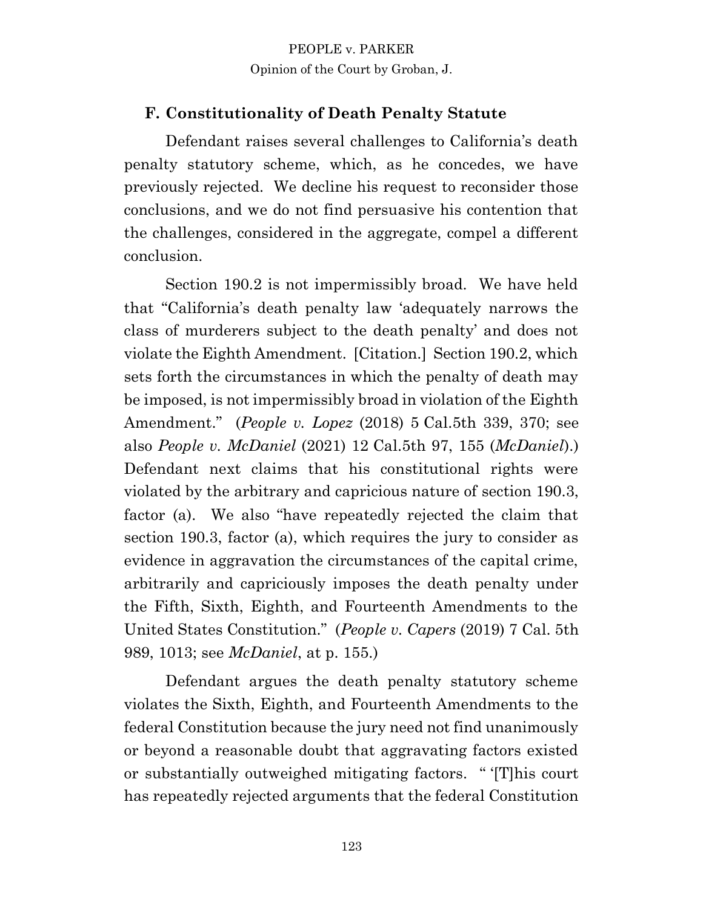### F. Constitutionality of Death Penalty Statute

Defendant raises several challenges to California's death penalty statutory scheme, which, as he concedes, we have previously rejected. We decline his request to reconsider those conclusions, and we do not find persuasive his contention that the challenges, considered in the aggregate, compel a different conclusion.

Section 190.2 is not impermissibly broad. We have held that "California's death penalty law 'adequately narrows the class of murderers subject to the death penalty' and does not violate the Eighth Amendment. [Citation.] Section 190.2, which sets forth the circumstances in which the penalty of death may be imposed, is not impermissibly broad in violation of the Eighth Amendment." (*People v. Lopez* (2018) 5 Cal.5th 339, 370; see also *People v. McDaniel* (2021) 12 Cal.5th 97, 155 (*McDaniel*).) Defendant next claims that his constitutional rights were violated by the arbitrary and capricious nature of section 190.3, factor (a). We also "have repeatedly rejected the claim that section 190.3, factor (a), which requires the jury to consider as evidence in aggravation the circumstances of the capital crime, arbitrarily and capriciously imposes the death penalty under the Fifth, Sixth, Eighth, and Fourteenth Amendments to the United States Constitution." (*People v. Capers* (2019) 7 Cal. 5th 989, 1013; see *McDaniel*, at p. 155.)

Defendant argues the death penalty statutory scheme violates the Sixth, Eighth, and Fourteenth Amendments to the federal Constitution because the jury need not find unanimously or beyond a reasonable doubt that aggravating factors existed or substantially outweighed mitigating factors. " '[T]his court has repeatedly rejected arguments that the federal Constitution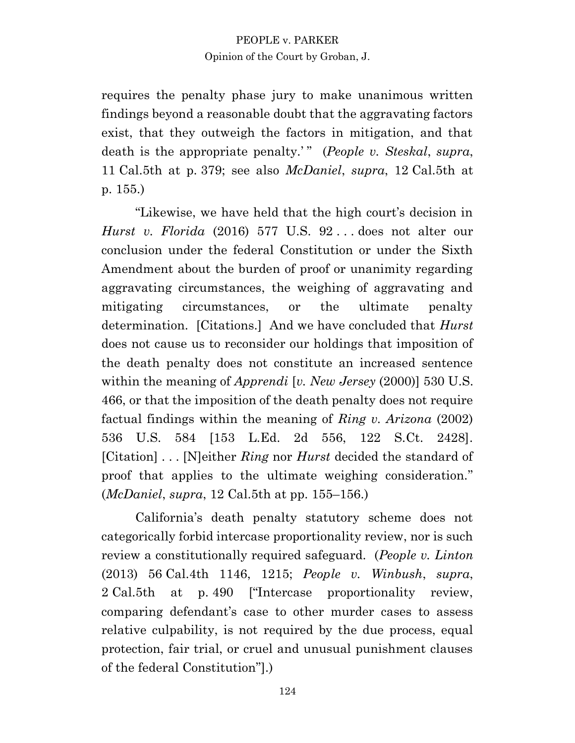requires the penalty phase jury to make unanimous written findings beyond a reasonable doubt that the aggravating factors exist, that they outweigh the factors in mitigation, and that death is the appropriate penalty.' " (*People v. Steskal*, *supra*, 11 Cal.5th at p. 379; see also *McDaniel*, *supra*, 12 Cal.5th at p. 155.)

"Likewise, we have held that the high court's decision in *Hurst v. Florida* (2016) 577 U.S. 92 . . . does not alter our conclusion under the federal Constitution or under the Sixth Amendment about the burden of proof or unanimity regarding aggravating circumstances, the weighing of aggravating and mitigating circumstances, or the ultimate penalty determination. [Citations.] And we have concluded that *Hurst* does not cause us to reconsider our holdings that imposition of the death penalty does not constitute an increased sentence within the meaning of *Apprendi* [*v. New Jersey* (2000)] 530 U.S. 466, or that the imposition of the death penalty does not require factual findings within the meaning of *Ring v. Arizona* (2002) 536 U.S. 584 [153 L.Ed. 2d 556, 122 S.Ct. 2428]. [Citation] . . . [N]either *Ring* nor *Hurst* decided the standard of proof that applies to the ultimate weighing consideration." (*McDaniel*, *supra*, 12 Cal.5th at pp. 155–156.)

California's death penalty statutory scheme does not categorically forbid intercase proportionality review, nor is such review a constitutionally required safeguard. (*People v. Linton* (2013) 56 Cal.4th 1146, 1215; *People v. Winbush*, *supra*, 2 Cal.5th at p. 490 ["Intercase proportionality review, comparing defendant's case to other murder cases to assess relative culpability, is not required by the due process, equal protection, fair trial, or cruel and unusual punishment clauses of the federal Constitution"].)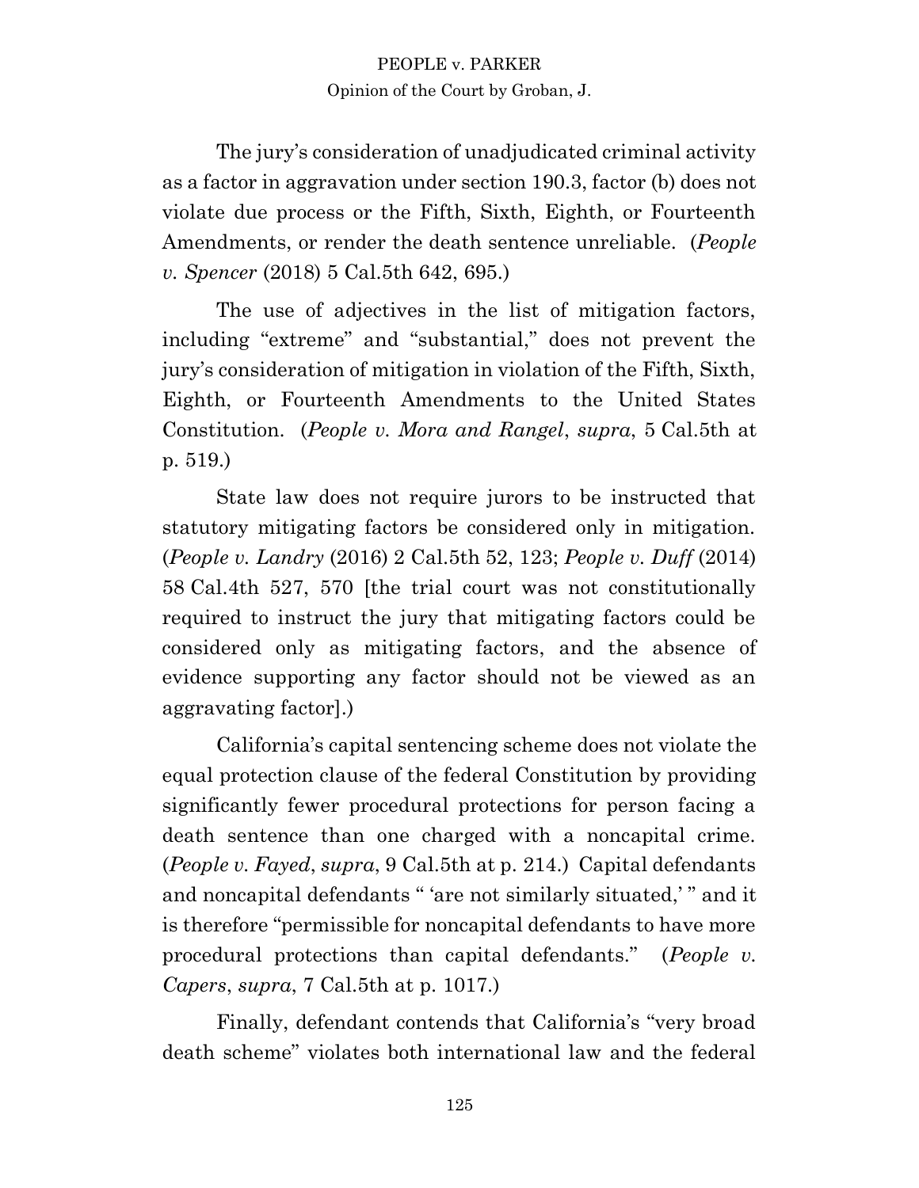The jury's consideration of unadjudicated criminal activity as a factor in aggravation under section 190.3, factor (b) does not violate due process or the Fifth, Sixth, Eighth, or Fourteenth Amendments, or render the death sentence unreliable. (*People v. Spencer* (2018) 5 Cal.5th 642, 695.)

The use of adjectives in the list of mitigation factors, including "extreme" and "substantial," does not prevent the jury's consideration of mitigation in violation of the Fifth, Sixth, Eighth, or Fourteenth Amendments to the United States Constitution. (*People v. Mora and Rangel*, *supra*, 5 Cal.5th at p. 519.)

State law does not require jurors to be instructed that statutory mitigating factors be considered only in mitigation. (*People v. Landry* (2016) 2 Cal.5th 52, 123; *People v. Duff* (2014) 58 Cal.4th 527, 570 [the trial court was not constitutionally required to instruct the jury that mitigating factors could be considered only as mitigating factors, and the absence of evidence supporting any factor should not be viewed as an aggravating factor].)

California's capital sentencing scheme does not violate the equal protection clause of the federal Constitution by providing significantly fewer procedural protections for person facing a death sentence than one charged with a noncapital crime. (*People v. Fayed*, *supra*, 9 Cal.5th at p. 214.) Capital defendants and noncapital defendants " 'are not similarly situated,' " and it is therefore "permissible for noncapital defendants to have more procedural protections than capital defendants." (*People v. Capers*, *supra*, 7 Cal.5th at p. 1017.)

Finally, defendant contends that California's "very broad death scheme" violates both international law and the federal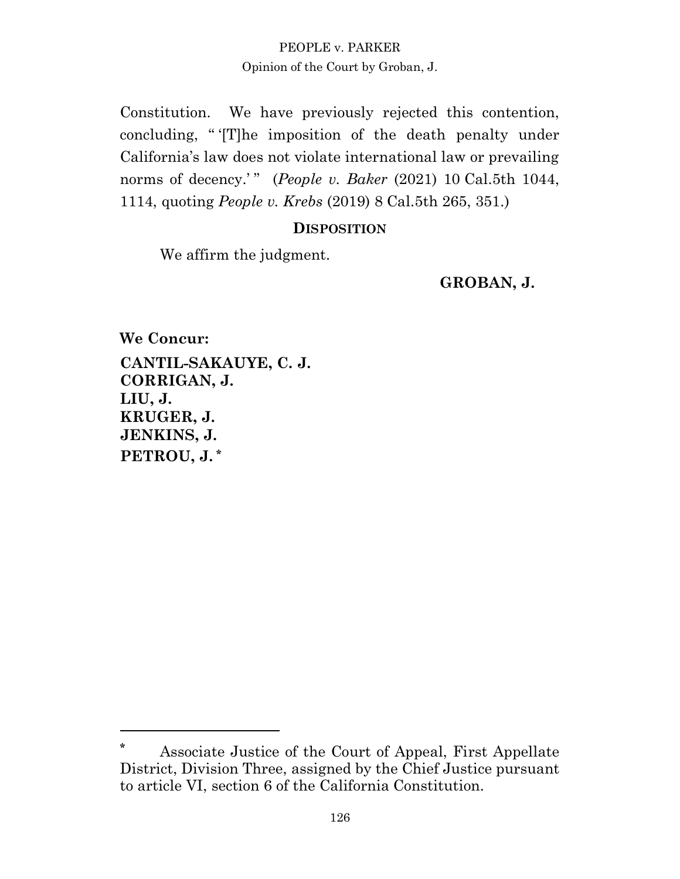Constitution. We have previously rejected this contention, concluding, " '[T]he imposition of the death penalty under California's law does not violate international law or prevailing norms of decency.' " (*People v. Baker* (2021) 10 Cal.5th 1044, 1114, quoting *People v. Krebs* (2019) 8 Cal.5th 265, 351.)

## DISPOSITION

We affirm the judgment.

**GROBAN, J.**

**We Concur:**

**CANTIL-SAKAUYE, C. J.**
**CORRIGAN, J.**
**LIU, J.**
**KRUGER, J.**
**JENKINS, J.**
**PETROU, J.** *

---

\* Associate Justice of the Court of Appeal, First Appellate District, Division Three, assigned by the Chief Justice pursuant to article VI, section 6 of the California Constitution.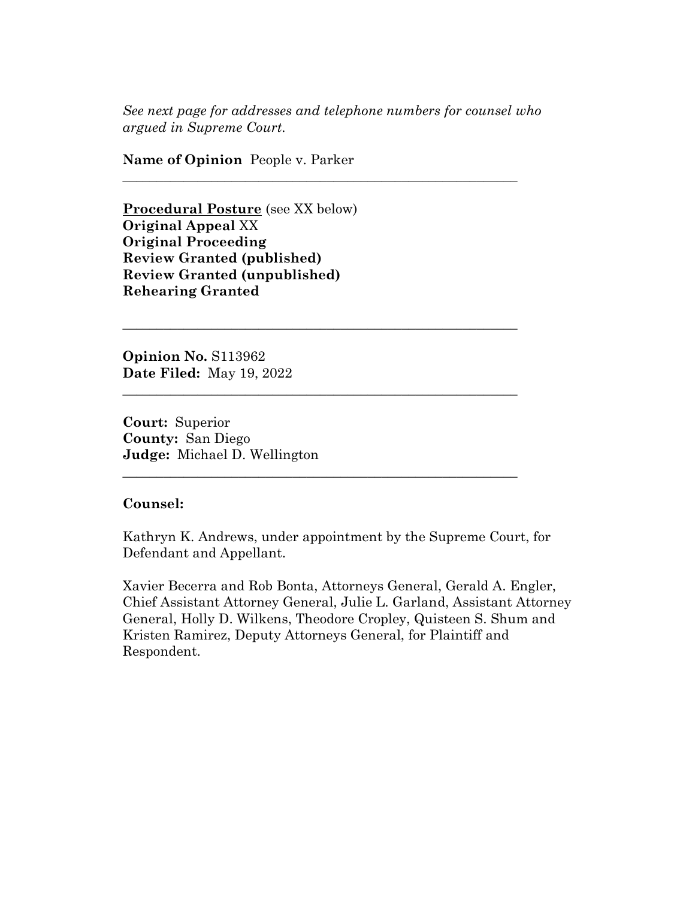*See next page for addresses and telephone numbers for counsel who argued in Supreme Court.*

**Name of Opinion** People v. Parker

---

**Procedural Posture** (see XX below)
**Original Appeal** XX
**Original Proceeding**
**Review Granted (published)**
**Review Granted (unpublished)**
**Rehearing Granted**

---

**Opinion No.** S113962
**Date Filed:** May 19, 2022

---

**Court:** Superior
**County:** San Diego
**Judge:** Michael D. Wellington

---

**Counsel:**

Kathryn K. Andrews, under appointment by the Supreme Court, for Defendant and Appellant.

Xavier Becerra and Rob Bonta, Attorneys General, Gerald A. Engler, Chief Assistant Attorney General, Julie L. Garland, Assistant Attorney General, Holly D. Wilkens, Theodore Cropley, Quisteen S. Shum and Kristen Ramirez, Deputy Attorneys General, for Plaintiff and Respondent.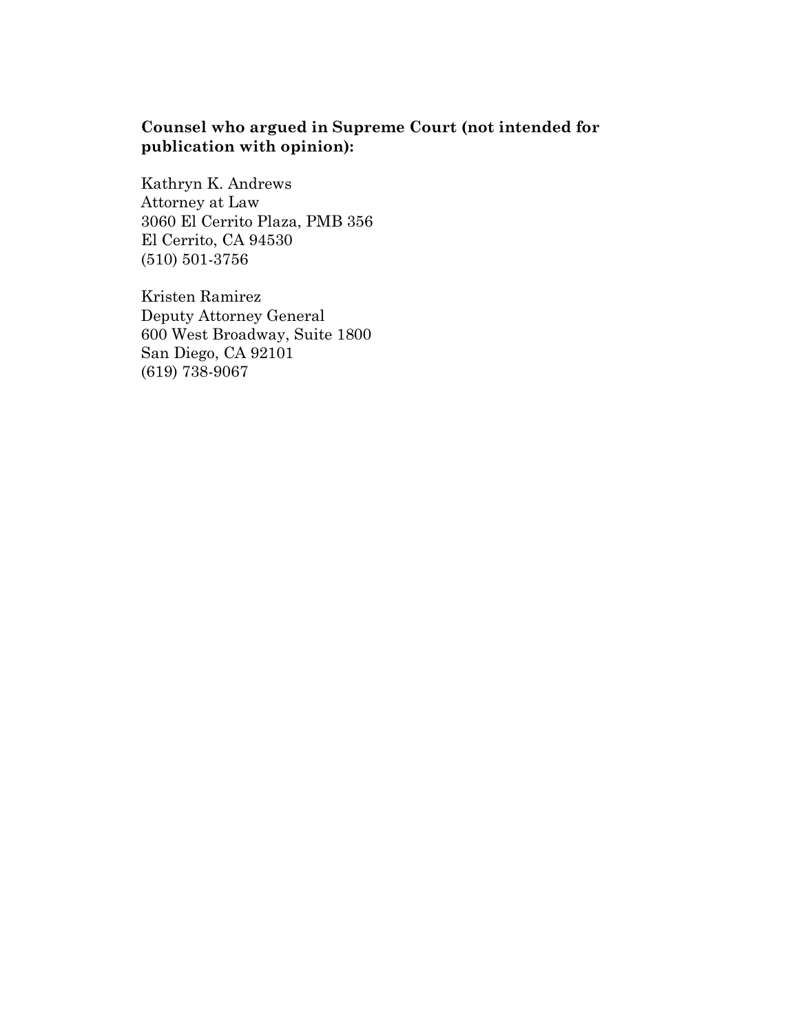**Counsel who argued in Supreme Court (not intended for publication with opinion):**

Kathryn K. Andrews
Attorney at Law
3060 El Cerrito Plaza, PMB 356
El Cerrito, CA 94530
(510) 501-3756

Kristen Ramirez
Deputy Attorney General
600 West Broadway, Suite 1800
San Diego, CA 92101
(619) 738-9067